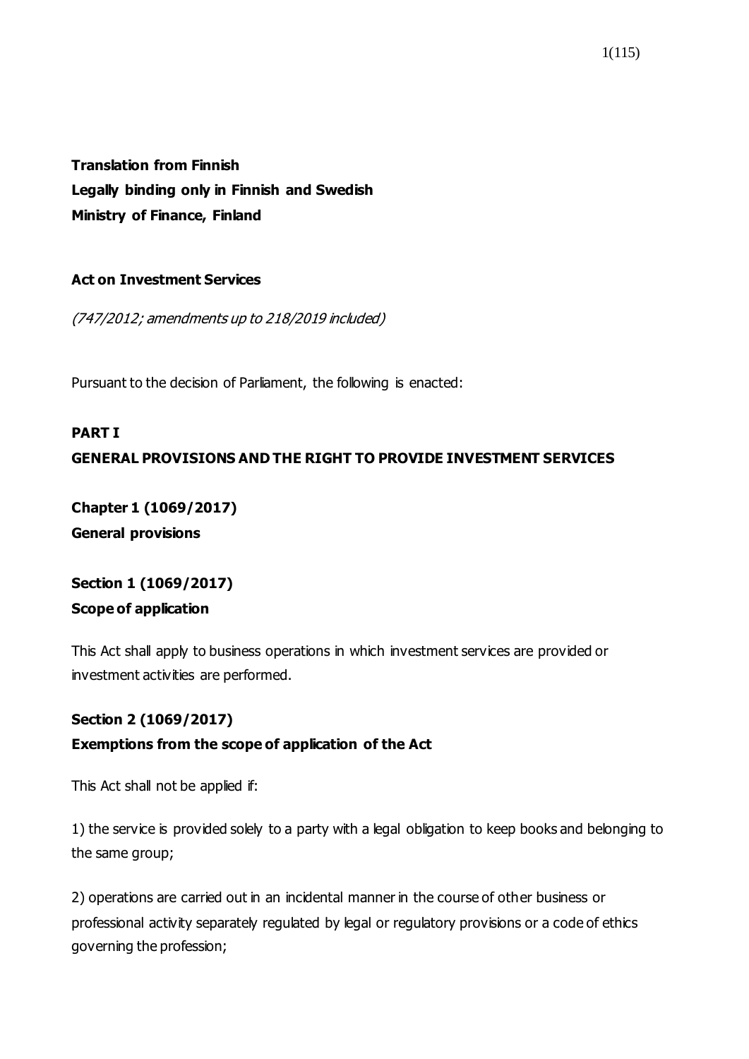**Translation from Finnish**
**Legally binding only in Finnish and Swedish**
**Ministry of Finance, Finland**

# Act on Investment Services

*(747/2012; amendments up to 218/2019 included)*

Pursuant to the decision of Parliament, the following is enacted:

## PART I
## GENERAL PROVISIONS AND THE RIGHT TO PROVIDE INVESTMENT SERVICES

### Chapter 1 (1069/2017)
### General provisions

#### Section 1 (1069/2017)
#### Scope of application

This Act shall apply to business operations in which investment services are provided or investment activities are performed.

#### Section 2 (1069/2017)
#### Exemptions from the scope of application of the Act

This Act shall not be applied if:

1) the service is provided solely to a party with a legal obligation to keep books and belonging to the same group;

2) operations are carried out in an incidental manner in the course of other business or professional activity separately regulated by legal or regulatory provisions or a code of ethics governing the profession;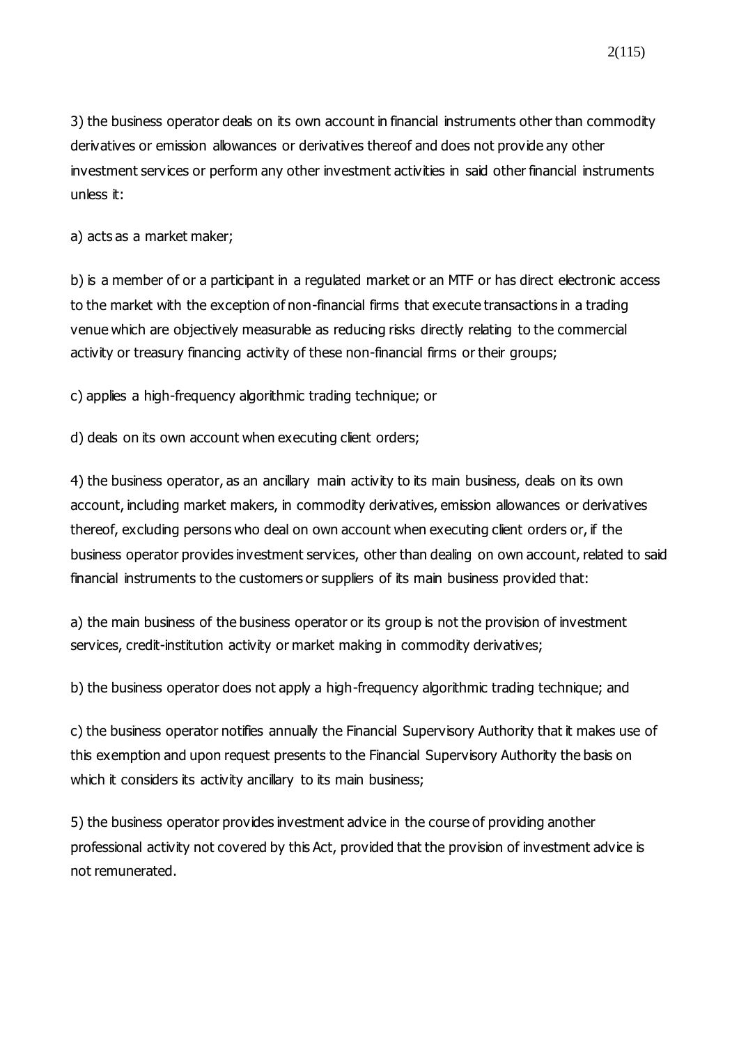3) the business operator deals on its own account in financial instruments other than commodity derivatives or emission allowances or derivatives thereof and does not provide any other investment services or perform any other investment activities in said other financial instruments unless it:

a) acts as a market maker;

b) is a member of or a participant in a regulated market or an MTF or has direct electronic access to the market with the exception of non-financial firms that execute transactions in a trading venue which are objectively measurable as reducing risks directly relating to the commercial activity or treasury financing activity of these non-financial firms or their groups;

c) applies a high-frequency algorithmic trading technique; or

d) deals on its own account when executing client orders;

4) the business operator, as an ancillary main activity to its main business, deals on its own account, including market makers, in commodity derivatives, emission allowances or derivatives thereof, excluding persons who deal on own account when executing client orders or, if the business operator provides investment services, other than dealing on own account, related to said financial instruments to the customers or suppliers of its main business provided that:

a) the main business of the business operator or its group is not the provision of investment services, credit-institution activity or market making in commodity derivatives;

b) the business operator does not apply a high-frequency algorithmic trading technique; and

c) the business operator notifies annually the Financial Supervisory Authority that it makes use of this exemption and upon request presents to the Financial Supervisory Authority the basis on which it considers its activity ancillary to its main business;

5) the business operator provides investment advice in the course of providing another professional activity not covered by this Act, provided that the provision of investment advice is not remunerated.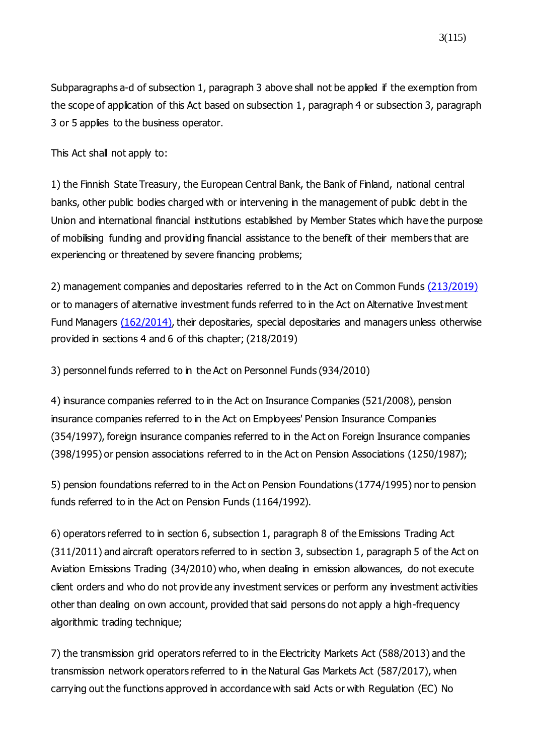Subparagraphs a-d of subsection 1, paragraph 3 above shall not be applied if the exemption from the scope of application of this Act based on subsection 1, paragraph 4 or subsection 3, paragraph 3 or 5 applies to the business operator.

This Act shall not apply to:

1) the Finnish State Treasury, the European Central Bank, the Bank of Finland, national central banks, other public bodies charged with or intervening in the management of public debt in the Union and international financial institutions established by Member States which have the purpose of mobilising funding and providing financial assistance to the benefit of their members that are experiencing or threatened by severe financing problems;

2) management companies and depositaries referred to in the Act on Common Funds (213/2019) or to managers of alternative investment funds referred to in the Act on Alternative Investment Fund Managers (162/2014), their depositaries, special depositaries and managers unless otherwise provided in sections 4 and 6 of this chapter; (218/2019)

3) personnel funds referred to in the Act on Personnel Funds (934/2010)

4) insurance companies referred to in the Act on Insurance Companies (521/2008), pension insurance companies referred to in the Act on Employees' Pension Insurance Companies (354/1997), foreign insurance companies referred to in the Act on Foreign Insurance companies (398/1995) or pension associations referred to in the Act on Pension Associations (1250/1987);

5) pension foundations referred to in the Act on Pension Foundations (1774/1995) nor to pension funds referred to in the Act on Pension Funds (1164/1992).

6) operators referred to in section 6, subsection 1, paragraph 8 of the Emissions Trading Act (311/2011) and aircraft operators referred to in section 3, subsection 1, paragraph 5 of the Act on Aviation Emissions Trading (34/2010) who, when dealing in emission allowances, do not execute client orders and who do not provide any investment services or perform any investment activities other than dealing on own account, provided that said persons do not apply a high-frequency algorithmic trading technique;

7) the transmission grid operators referred to in the Electricity Markets Act (588/2013) and the transmission network operators referred to in the Natural Gas Markets Act (587/2017), when carrying out the functions approved in accordance with said Acts or with Regulation (EC) No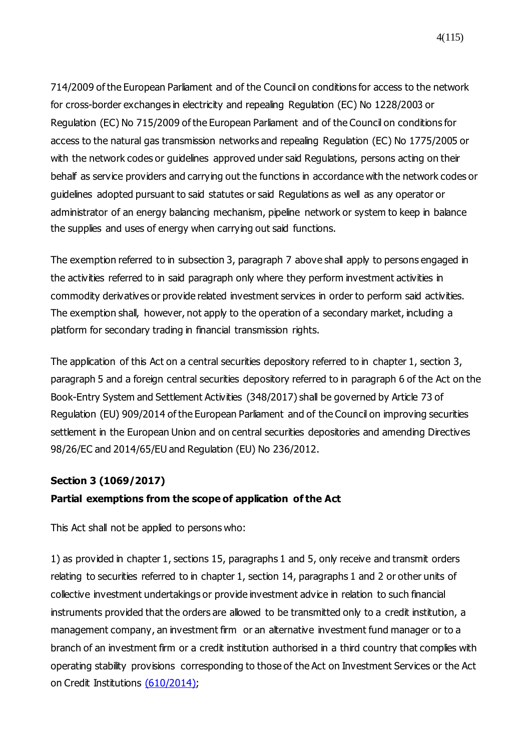714/2009 of the European Parliament and of the Council on conditions for access to the network for cross-border exchanges in electricity and repealing Regulation (EC) No 1228/2003 or Regulation (EC) No 715/2009 of the European Parliament and of the Council on conditions for access to the natural gas transmission networks and repealing Regulation (EC) No 1775/2005 or with the network codes or guidelines approved under said Regulations, persons acting on their behalf as service providers and carrying out the functions in accordance with the network codes or guidelines adopted pursuant to said statutes or said Regulations as well as any operator or administrator of an energy balancing mechanism, pipeline network or system to keep in balance the supplies and uses of energy when carrying out said functions.

The exemption referred to in subsection 3, paragraph 7 above shall apply to persons engaged in the activities referred to in said paragraph only where they perform investment activities in commodity derivatives or provide related investment services in order to perform said activities. The exemption shall, however, not apply to the operation of a secondary market, including a platform for secondary trading in financial transmission rights.

The application of this Act on a central securities depository referred to in chapter 1, section 3, paragraph 5 and a foreign central securities depository referred to in paragraph 6 of the Act on the Book-Entry System and Settlement Activities (348/2017) shall be governed by Article 73 of Regulation (EU) 909/2014 of the European Parliament and of the Council on improving securities settlement in the European Union and on central securities depositories and amending Directives 98/26/EC and 2014/65/EU and Regulation (EU) No 236/2012.

**Section 3 (1069/2017)**
**Partial exemptions from the scope of application of the Act**

This Act shall not be applied to persons who:

1) as provided in chapter 1, sections 15, paragraphs 1 and 5, only receive and transmit orders relating to securities referred to in chapter 1, section 14, paragraphs 1 and 2 or other units of collective investment undertakings or provide investment advice in relation to such financial instruments provided that the orders are allowed to be transmitted only to a credit institution, a management company, an investment firm or an alternative investment fund manager or to a branch of an investment firm or a credit institution authorised in a third country that complies with operating stability provisions corresponding to those of the Act on Investment Services or the Act on Credit Institutions (610/2014);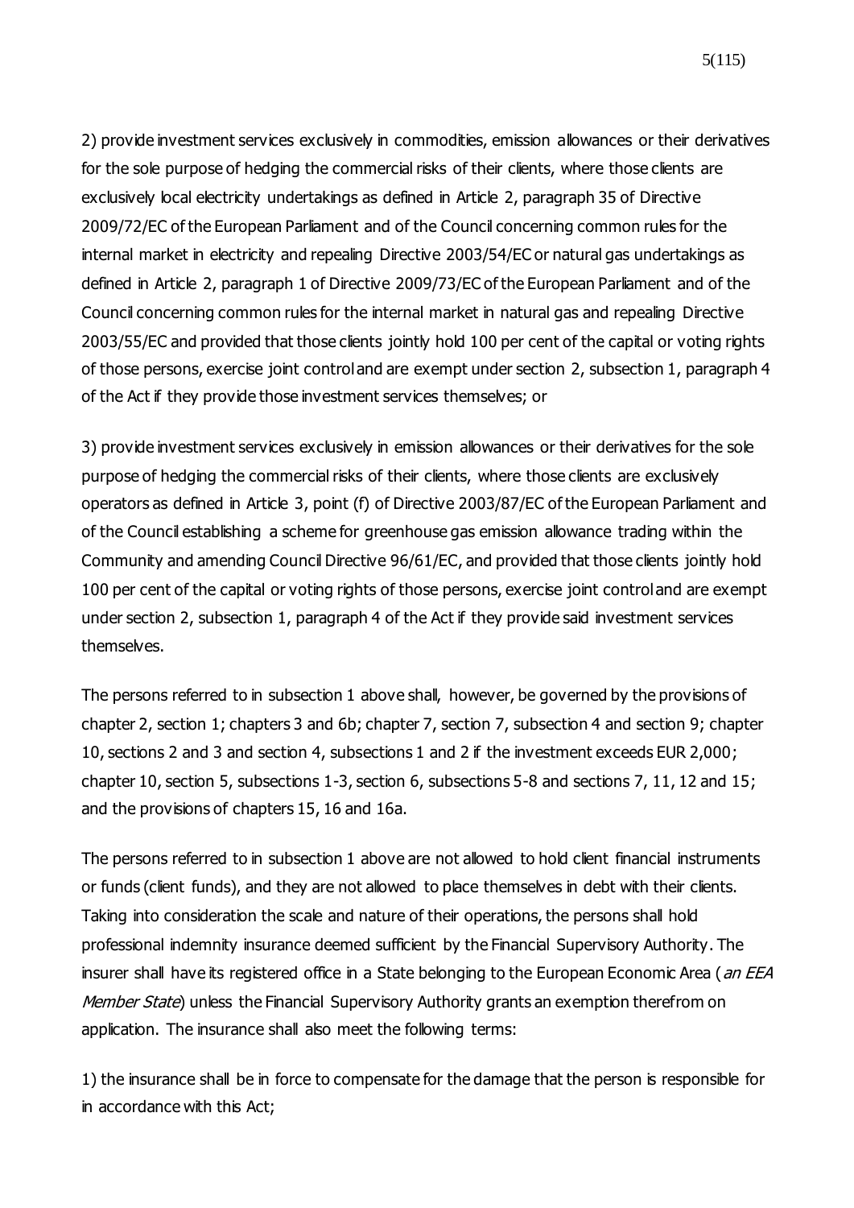2) provide investment services exclusively in commodities, emission allowances or their derivatives for the sole purpose of hedging the commercial risks of their clients, where those clients are exclusively local electricity undertakings as defined in Article 2, paragraph 35 of Directive 2009/72/EC of the European Parliament and of the Council concerning common rules for the internal market in electricity and repealing Directive 2003/54/EC or natural gas undertakings as defined in Article 2, paragraph 1 of Directive 2009/73/EC of the European Parliament and of the Council concerning common rules for the internal market in natural gas and repealing Directive 2003/55/EC and provided that those clients jointly hold 100 per cent of the capital or voting rights of those persons, exercise joint control and are exempt under section 2, subsection 1, paragraph 4 of the Act if they provide those investment services themselves; or

3) provide investment services exclusively in emission allowances or their derivatives for the sole purpose of hedging the commercial risks of their clients, where those clients are exclusively operators as defined in Article 3, point (f) of Directive 2003/87/EC of the European Parliament and of the Council establishing a scheme for greenhouse gas emission allowance trading within the Community and amending Council Directive 96/61/EC, and provided that those clients jointly hold 100 per cent of the capital or voting rights of those persons, exercise joint control and are exempt under section 2, subsection 1, paragraph 4 of the Act if they provide said investment services themselves.

The persons referred to in subsection 1 above shall, however, be governed by the provisions of chapter 2, section 1; chapters 3 and 6b; chapter 7, section 7, subsection 4 and section 9; chapter 10, sections 2 and 3 and section 4, subsections 1 and 2 if the investment exceeds EUR 2,000; chapter 10, section 5, subsections 1-3, section 6, subsections 5-8 and sections 7, 11, 12 and 15; and the provisions of chapters 15, 16 and 16a.

The persons referred to in subsection 1 above are not allowed to hold client financial instruments or funds (client funds), and they are not allowed to place themselves in debt with their clients. Taking into consideration the scale and nature of their operations, the persons shall hold professional indemnity insurance deemed sufficient by the Financial Supervisory Authority. The insurer shall have its registered office in a State belonging to the European Economic Area (*an EEA Member State*) unless the Financial Supervisory Authority grants an exemption therefrom on application. The insurance shall also meet the following terms:

1) the insurance shall be in force to compensate for the damage that the person is responsible for in accordance with this Act;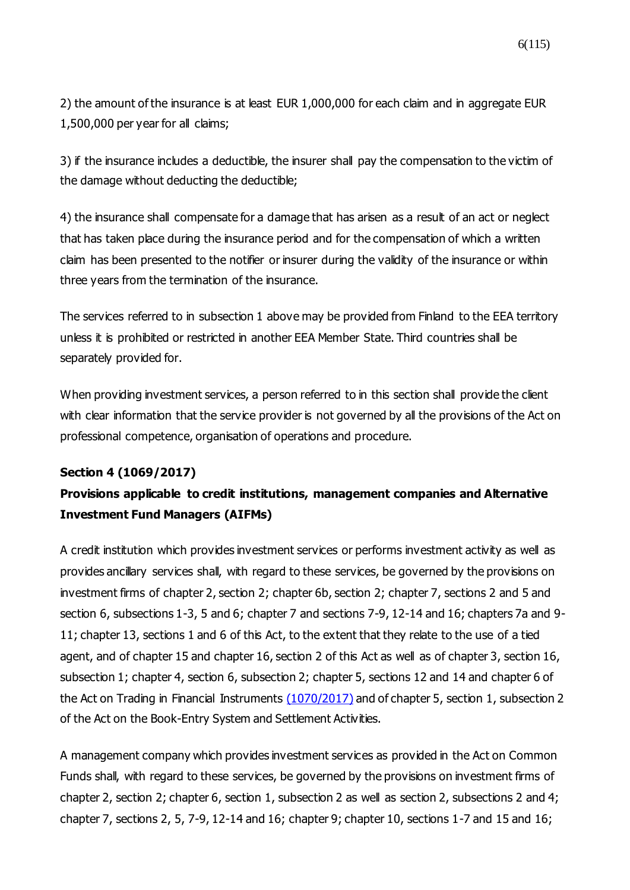2) the amount of the insurance is at least EUR 1,000,000 for each claim and in aggregate EUR 1,500,000 per year for all claims;

3) if the insurance includes a deductible, the insurer shall pay the compensation to the victim of the damage without deducting the deductible;

4) the insurance shall compensate for a damage that has arisen as a result of an act or neglect that has taken place during the insurance period and for the compensation of which a written claim has been presented to the notifier or insurer during the validity of the insurance or within three years from the termination of the insurance.

The services referred to in subsection 1 above may be provided from Finland to the EEA territory unless it is prohibited or restricted in another EEA Member State. Third countries shall be separately provided for.

When providing investment services, a person referred to in this section shall provide the client with clear information that the service provider is not governed by all the provisions of the Act on professional competence, organisation of operations and procedure.

**Section 4 (1069/2017)**

**Provisions applicable to credit institutions, management companies and Alternative Investment Fund Managers (AIFMs)**

A credit institution which provides investment services or performs investment activity as well as provides ancillary services shall, with regard to these services, be governed by the provisions on investment firms of chapter 2, section 2; chapter 6b, section 2; chapter 7, sections 2 and 5 and section 6, subsections 1-3, 5 and 6; chapter 7 and sections 7-9, 12-14 and 16; chapters 7a and 9-11; chapter 13, sections 1 and 6 of this Act, to the extent that they relate to the use of a tied agent, and of chapter 15 and chapter 16, section 2 of this Act as well as of chapter 3, section 16, subsection 1; chapter 4, section 6, subsection 2; chapter 5, sections 12 and 14 and chapter 6 of the Act on Trading in Financial Instruments (1070/2017) and of chapter 5, section 1, subsection 2 of the Act on the Book-Entry System and Settlement Activities.

A management company which provides investment services as provided in the Act on Common Funds shall, with regard to these services, be governed by the provisions on investment firms of chapter 2, section 2; chapter 6, section 1, subsection 2 as well as section 2, subsections 2 and 4; chapter 7, sections 2, 5, 7-9, 12-14 and 16; chapter 9; chapter 10, sections 1-7 and 15 and 16;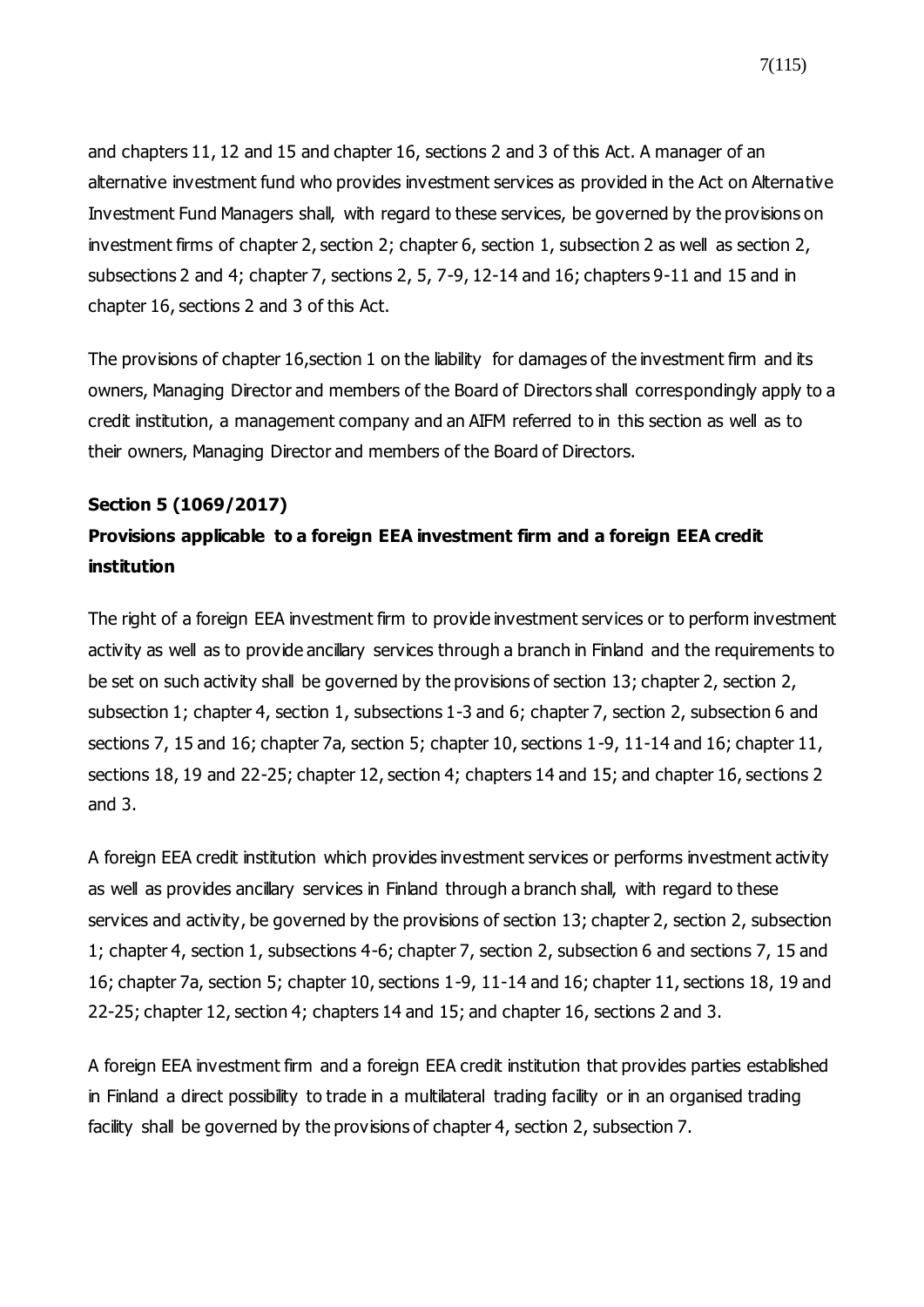and chapters 11, 12 and 15 and chapter 16, sections 2 and 3 of this Act. A manager of an alternative investment fund who provides investment services as provided in the Act on Alternative Investment Fund Managers shall, with regard to these services, be governed by the provisions on investment firms of chapter 2, section 2; chapter 6, section 1, subsection 2 as well as section 2, subsections 2 and 4; chapter 7, sections 2, 5, 7-9, 12-14 and 16; chapters 9-11 and 15 and in chapter 16, sections 2 and 3 of this Act.

The provisions of chapter 16,section 1 on the liability for damages of the investment firm and its owners, Managing Director and members of the Board of Directors shall correspondingly apply to a credit institution, a management company and an AIFM referred to in this section as well as to their owners, Managing Director and members of the Board of Directors.

**Section 5 (1069/2017)**

**Provisions applicable to a foreign EEA investment firm and a foreign EEA credit institution**

The right of a foreign EEA investment firm to provide investment services or to perform investment activity as well as to provide ancillary services through a branch in Finland and the requirements to be set on such activity shall be governed by the provisions of section 13; chapter 2, section 2, subsection 1; chapter 4, section 1, subsections 1-3 and 6; chapter 7, section 2, subsection 6 and sections 7, 15 and 16; chapter 7a, section 5; chapter 10, sections 1-9, 11-14 and 16; chapter 11, sections 18, 19 and 22-25; chapter 12, section 4; chapters 14 and 15; and chapter 16, sections 2 and 3.

A foreign EEA credit institution which provides investment services or performs investment activity as well as provides ancillary services in Finland through a branch shall, with regard to these services and activity, be governed by the provisions of section 13; chapter 2, section 2, subsection 1; chapter 4, section 1, subsections 4-6; chapter 7, section 2, subsection 6 and sections 7, 15 and 16; chapter 7a, section 5; chapter 10, sections 1-9, 11-14 and 16; chapter 11, sections 18, 19 and 22-25; chapter 12, section 4; chapters 14 and 15; and chapter 16, sections 2 and 3.

A foreign EEA investment firm and a foreign EEA credit institution that provides parties established in Finland a direct possibility to trade in a multilateral trading facility or in an organised trading facility shall be governed by the provisions of chapter 4, section 2, subsection 7.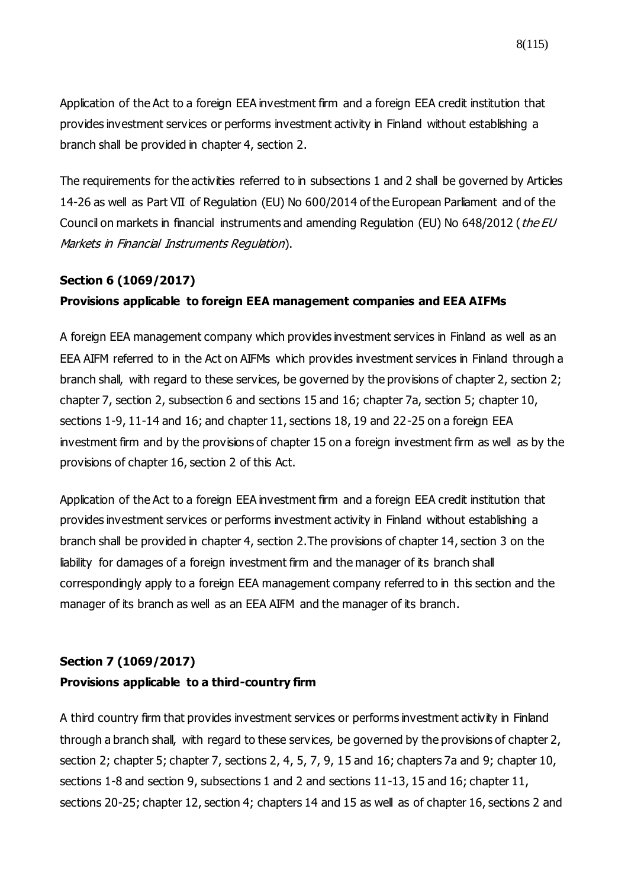Application of the Act to a foreign EEA investment firm and a foreign EEA credit institution that provides investment services or performs investment activity in Finland without establishing a branch shall be provided in chapter 4, section 2.

The requirements for the activities referred to in subsections 1 and 2 shall be governed by Articles 14-26 as well as Part VII of Regulation (EU) No 600/2014 of the European Parliament and of the Council on markets in financial instruments and amending Regulation (EU) No 648/2012 (*the EU Markets in Financial Instruments Regulation*).

**Section 6 (1069/2017)**

**Provisions applicable to foreign EEA management companies and EEA AIFMs**

A foreign EEA management company which provides investment services in Finland as well as an EEA AIFM referred to in the Act on AIFMs which provides investment services in Finland through a branch shall, with regard to these services, be governed by the provisions of chapter 2, section 2; chapter 7, section 2, subsection 6 and sections 15 and 16; chapter 7a, section 5; chapter 10, sections 1-9, 11-14 and 16; and chapter 11, sections 18, 19 and 22-25 on a foreign EEA investment firm and by the provisions of chapter 15 on a foreign investment firm as well as by the provisions of chapter 16, section 2 of this Act.

Application of the Act to a foreign EEA investment firm and a foreign EEA credit institution that provides investment services or performs investment activity in Finland without establishing a branch shall be provided in chapter 4, section 2.The provisions of chapter 14, section 3 on the liability for damages of a foreign investment firm and the manager of its branch shall correspondingly apply to a foreign EEA management company referred to in this section and the manager of its branch as well as an EEA AIFM and the manager of its branch.

**Section 7 (1069/2017)**

**Provisions applicable to a third-country firm**

A third country firm that provides investment services or performs investment activity in Finland through a branch shall, with regard to these services, be governed by the provisions of chapter 2, section 2; chapter 5; chapter 7, sections 2, 4, 5, 7, 9, 15 and 16; chapters 7a and 9; chapter 10, sections 1-8 and section 9, subsections 1 and 2 and sections 11-13, 15 and 16; chapter 11, sections 20-25; chapter 12, section 4; chapters 14 and 15 as well as of chapter 16, sections 2 and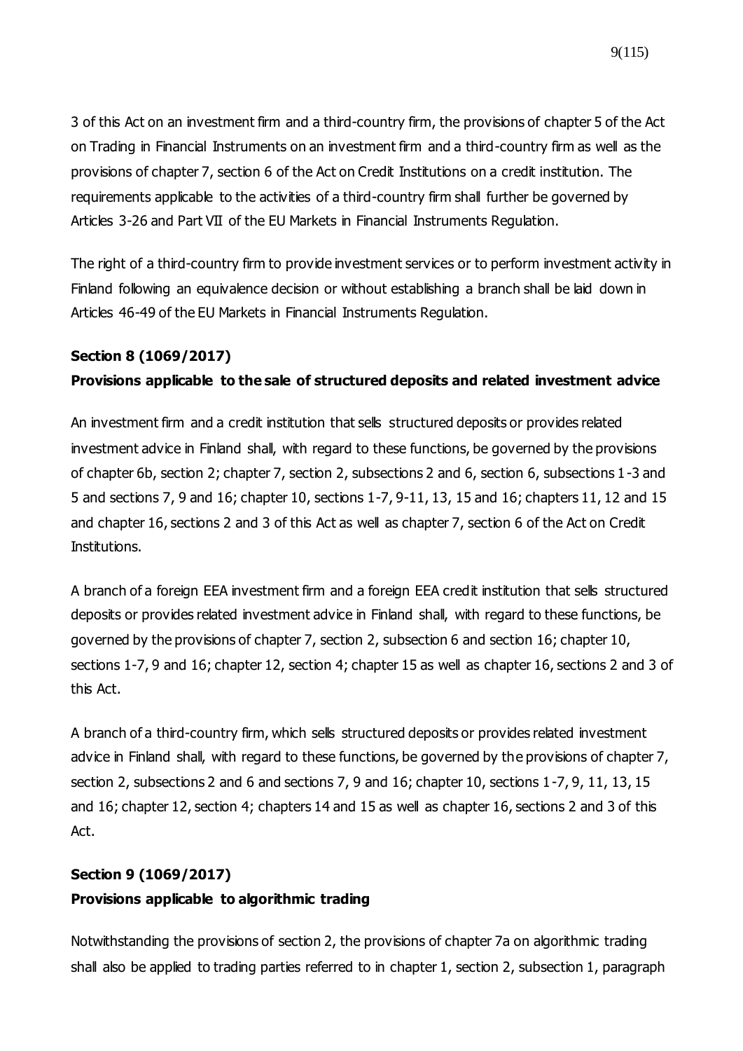3 of this Act on an investment firm and a third-country firm, the provisions of chapter 5 of the Act on Trading in Financial Instruments on an investment firm and a third-country firm as well as the provisions of chapter 7, section 6 of the Act on Credit Institutions on a credit institution. The requirements applicable to the activities of a third-country firm shall further be governed by Articles 3-26 and Part VII of the EU Markets in Financial Instruments Regulation.

The right of a third-country firm to provide investment services or to perform investment activity in Finland following an equivalence decision or without establishing a branch shall be laid down in Articles 46-49 of the EU Markets in Financial Instruments Regulation.

**Section 8 (1069/2017)**

**Provisions applicable to the sale of structured deposits and related investment advice**

An investment firm and a credit institution that sells structured deposits or provides related investment advice in Finland shall, with regard to these functions, be governed by the provisions of chapter 6b, section 2; chapter 7, section 2, subsections 2 and 6, section 6, subsections 1-3 and 5 and sections 7, 9 and 16; chapter 10, sections 1-7, 9-11, 13, 15 and 16; chapters 11, 12 and 15 and chapter 16, sections 2 and 3 of this Act as well as chapter 7, section 6 of the Act on Credit Institutions.

A branch of a foreign EEA investment firm and a foreign EEA credit institution that sells structured deposits or provides related investment advice in Finland shall, with regard to these functions, be governed by the provisions of chapter 7, section 2, subsection 6 and section 16; chapter 10, sections 1-7, 9 and 16; chapter 12, section 4; chapter 15 as well as chapter 16, sections 2 and 3 of this Act.

A branch of a third-country firm, which sells structured deposits or provides related investment advice in Finland shall, with regard to these functions, be governed by the provisions of chapter 7, section 2, subsections 2 and 6 and sections 7, 9 and 16; chapter 10, sections 1-7, 9, 11, 13, 15 and 16; chapter 12, section 4; chapters 14 and 15 as well as chapter 16, sections 2 and 3 of this Act.

**Section 9 (1069/2017)**

**Provisions applicable to algorithmic trading**

Notwithstanding the provisions of section 2, the provisions of chapter 7a on algorithmic trading shall also be applied to trading parties referred to in chapter 1, section 2, subsection 1, paragraph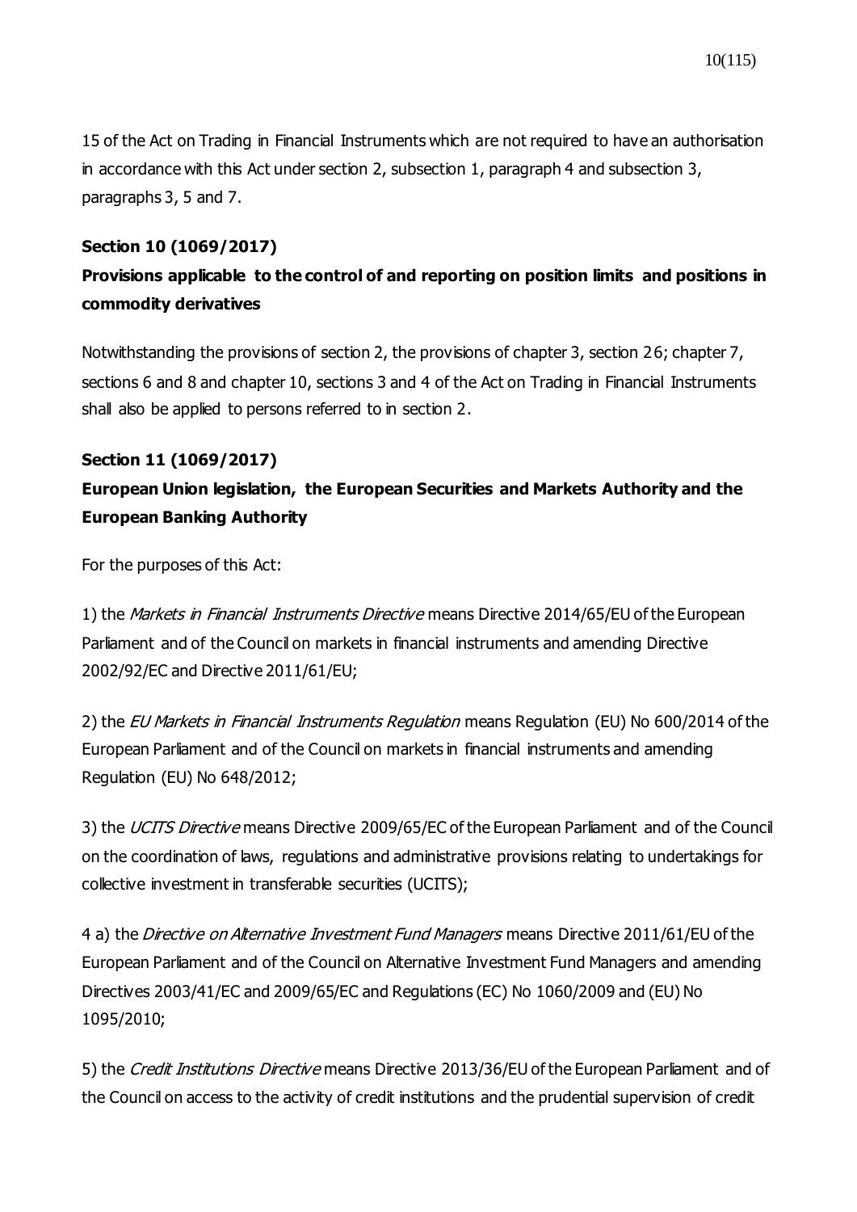15 of the Act on Trading in Financial Instruments which are not required to have an authorisation in accordance with this Act under section 2, subsection 1, paragraph 4 and subsection 3, paragraphs 3, 5 and 7.

**Section 10 (1069/2017)**

**Provisions applicable to the control of and reporting on position limits and positions in commodity derivatives**

Notwithstanding the provisions of section 2, the provisions of chapter 3, section 26; chapter 7, sections 6 and 8 and chapter 10, sections 3 and 4 of the Act on Trading in Financial Instruments shall also be applied to persons referred to in section 2.

**Section 11 (1069/2017)**

**European Union legislation, the European Securities and Markets Authority and the European Banking Authority**

For the purposes of this Act:

1) the *Markets in Financial Instruments Directive* means Directive 2014/65/EU of the European Parliament and of the Council on markets in financial instruments and amending Directive 2002/92/EC and Directive 2011/61/EU;

2) the *EU Markets in Financial Instruments Regulation* means Regulation (EU) No 600/2014 of the European Parliament and of the Council on markets in financial instruments and amending Regulation (EU) No 648/2012;

3) the *UCITS Directive* means Directive 2009/65/EC of the European Parliament and of the Council on the coordination of laws, regulations and administrative provisions relating to undertakings for collective investment in transferable securities (UCITS);

4 a) the *Directive on Alternative Investment Fund Managers* means Directive 2011/61/EU of the European Parliament and of the Council on Alternative Investment Fund Managers and amending Directives 2003/41/EC and 2009/65/EC and Regulations (EC) No 1060/2009 and (EU) No 1095/2010;

5) the *Credit Institutions Directive* means Directive 2013/36/EU of the European Parliament and of the Council on access to the activity of credit institutions and the prudential supervision of credit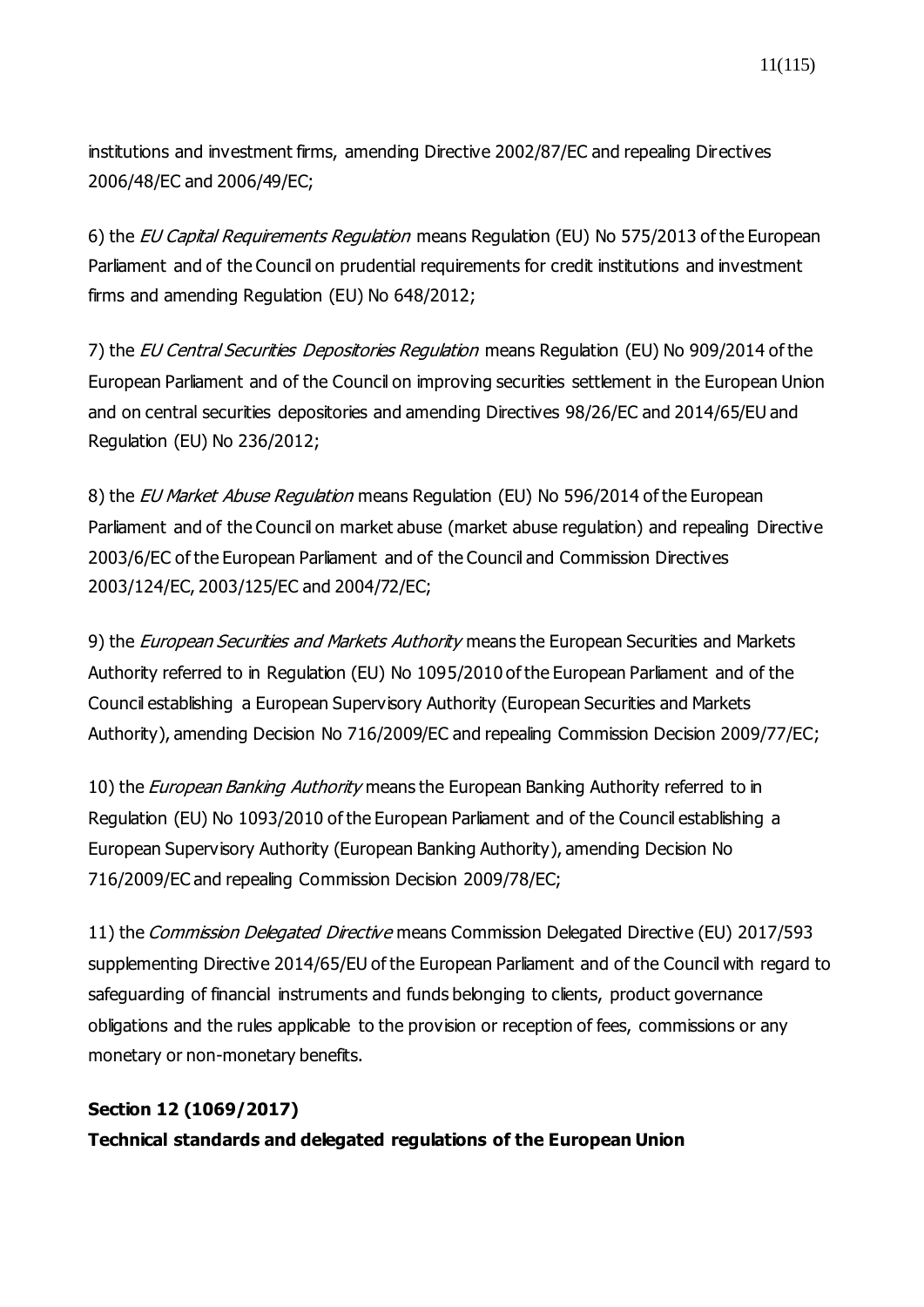institutions and investment firms, amending Directive 2002/87/EC and repealing Directives 2006/48/EC and 2006/49/EC;

6) the *EU Capital Requirements Regulation* means Regulation (EU) No 575/2013 of the European Parliament and of the Council on prudential requirements for credit institutions and investment firms and amending Regulation (EU) No 648/2012;

7) the *EU Central Securities Depositories Regulation* means Regulation (EU) No 909/2014 of the European Parliament and of the Council on improving securities settlement in the European Union and on central securities depositories and amending Directives 98/26/EC and 2014/65/EU and Regulation (EU) No 236/2012;

8) the *EU Market Abuse Regulation* means Regulation (EU) No 596/2014 of the European Parliament and of the Council on market abuse (market abuse regulation) and repealing Directive 2003/6/EC of the European Parliament and of the Council and Commission Directives 2003/124/EC, 2003/125/EC and 2004/72/EC;

9) the *European Securities and Markets Authority* means the European Securities and Markets Authority referred to in Regulation (EU) No 1095/2010 of the European Parliament and of the Council establishing a European Supervisory Authority (European Securities and Markets Authority), amending Decision No 716/2009/EC and repealing Commission Decision 2009/77/EC;

10) the *European Banking Authority* means the European Banking Authority referred to in Regulation (EU) No 1093/2010 of the European Parliament and of the Council establishing a European Supervisory Authority (European Banking Authority), amending Decision No 716/2009/EC and repealing Commission Decision 2009/78/EC;

11) the *Commission Delegated Directive* means Commission Delegated Directive (EU) 2017/593 supplementing Directive 2014/65/EU of the European Parliament and of the Council with regard to safeguarding of financial instruments and funds belonging to clients, product governance obligations and the rules applicable to the provision or reception of fees, commissions or any monetary or non-monetary benefits.

**Section 12 (1069/2017)**

**Technical standards and delegated regulations of the European Union**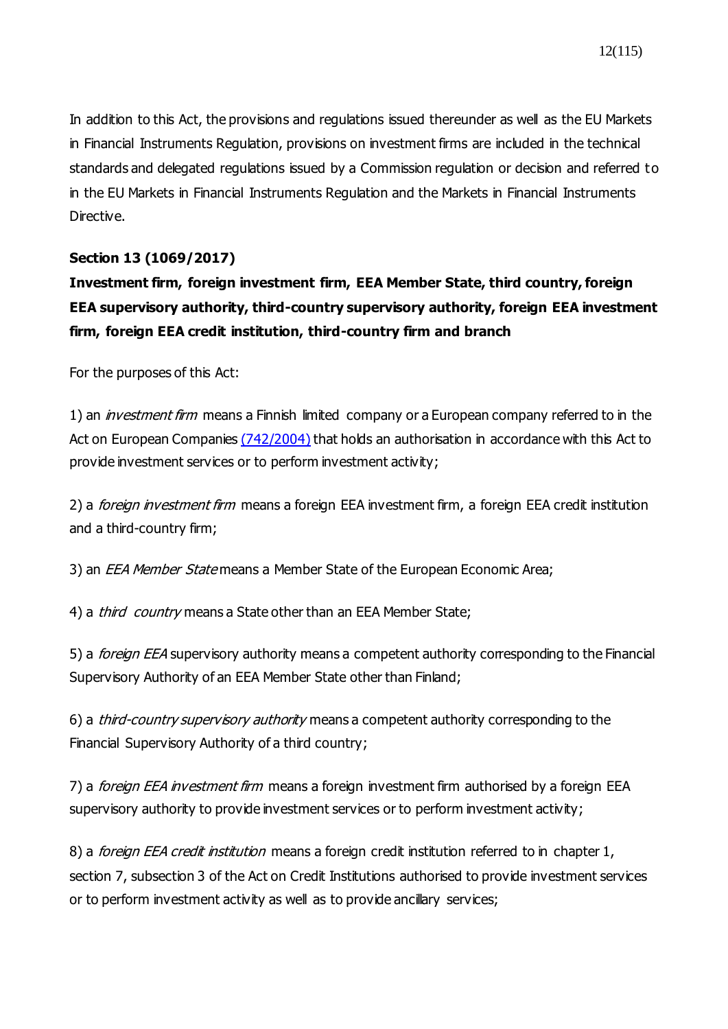In addition to this Act, the provisions and regulations issued thereunder as well as the EU Markets in Financial Instruments Regulation, provisions on investment firms are included in the technical standards and delegated regulations issued by a Commission regulation or decision and referred to in the EU Markets in Financial Instruments Regulation and the Markets in Financial Instruments Directive.

**Section 13 (1069/2017)**

**Investment firm, foreign investment firm, EEA Member State, third country, foreign EEA supervisory authority, third-country supervisory authority, foreign EEA investment firm, foreign EEA credit institution, third-country firm and branch**

For the purposes of this Act:

1) an *investment firm* means a Finnish limited company or a European company referred to in the Act on European Companies (742/2004) that holds an authorisation in accordance with this Act to provide investment services or to perform investment activity;

2) a *foreign investment firm* means a foreign EEA investment firm, a foreign EEA credit institution and a third-country firm;

3) an *EEA Member State* means a Member State of the European Economic Area;

4) a *third country* means a State other than an EEA Member State;

5) a *foreign EEA* supervisory authority means a competent authority corresponding to the Financial Supervisory Authority of an EEA Member State other than Finland;

6) a *third-country supervisory authority* means a competent authority corresponding to the Financial Supervisory Authority of a third country;

7) a *foreign EEA investment firm* means a foreign investment firm authorised by a foreign EEA supervisory authority to provide investment services or to perform investment activity;

8) a *foreign EEA credit institution* means a foreign credit institution referred to in chapter 1, section 7, subsection 3 of the Act on Credit Institutions authorised to provide investment services or to perform investment activity as well as to provide ancillary services;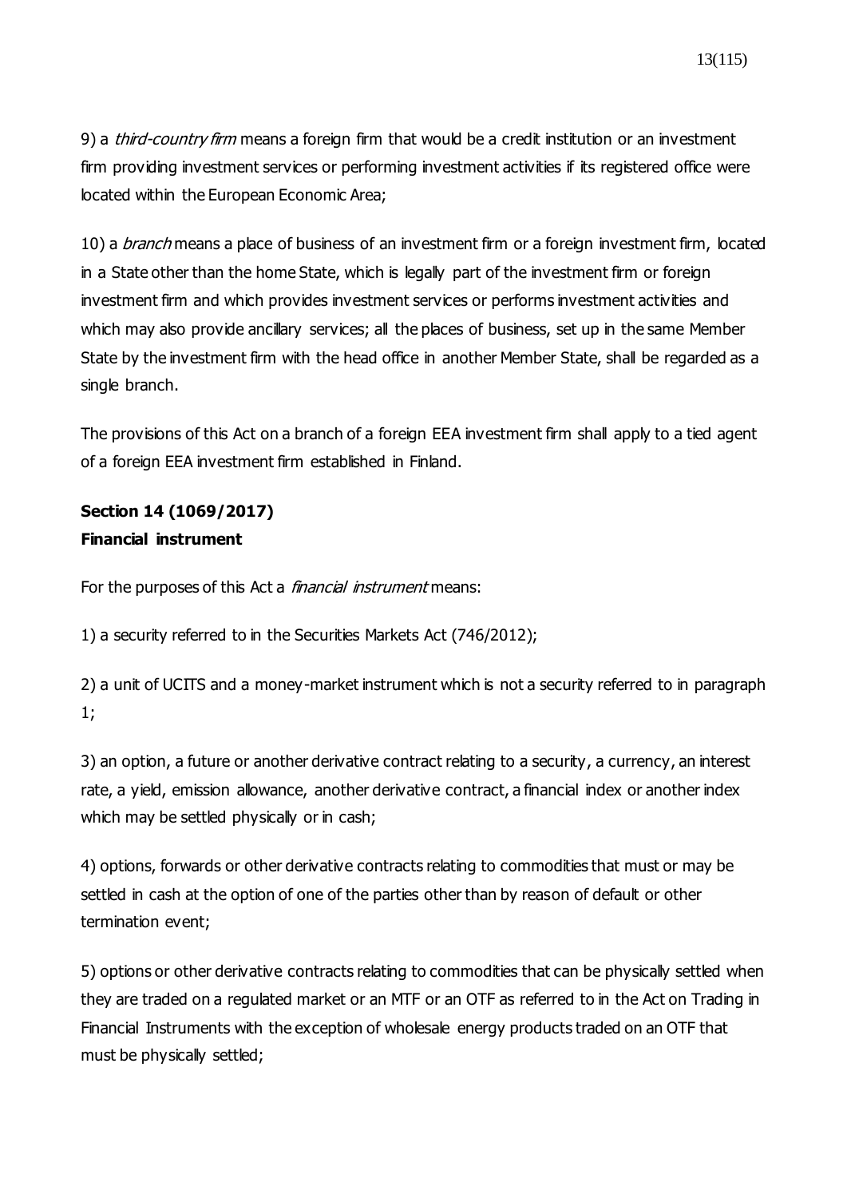9) a *third-country firm* means a foreign firm that would be a credit institution or an investment firm providing investment services or performing investment activities if its registered office were located within the European Economic Area;

10) a *branch* means a place of business of an investment firm or a foreign investment firm, located in a State other than the home State, which is legally part of the investment firm or foreign investment firm and which provides investment services or performs investment activities and which may also provide ancillary services; all the places of business, set up in the same Member State by the investment firm with the head office in another Member State, shall be regarded as a single branch.

The provisions of this Act on a branch of a foreign EEA investment firm shall apply to a tied agent of a foreign EEA investment firm established in Finland.

**Section 14 (1069/2017)**
**Financial instrument**

For the purposes of this Act a *financial instrument* means:

1) a security referred to in the Securities Markets Act (746/2012);

2) a unit of UCITS and a money-market instrument which is not a security referred to in paragraph 1;

3) an option, a future or another derivative contract relating to a security, a currency, an interest rate, a yield, emission allowance, another derivative contract, a financial index or another index which may be settled physically or in cash;

4) options, forwards or other derivative contracts relating to commodities that must or may be settled in cash at the option of one of the parties other than by reason of default or other termination event;

5) options or other derivative contracts relating to commodities that can be physically settled when they are traded on a regulated market or an MTF or an OTF as referred to in the Act on Trading in Financial Instruments with the exception of wholesale energy products traded on an OTF that must be physically settled;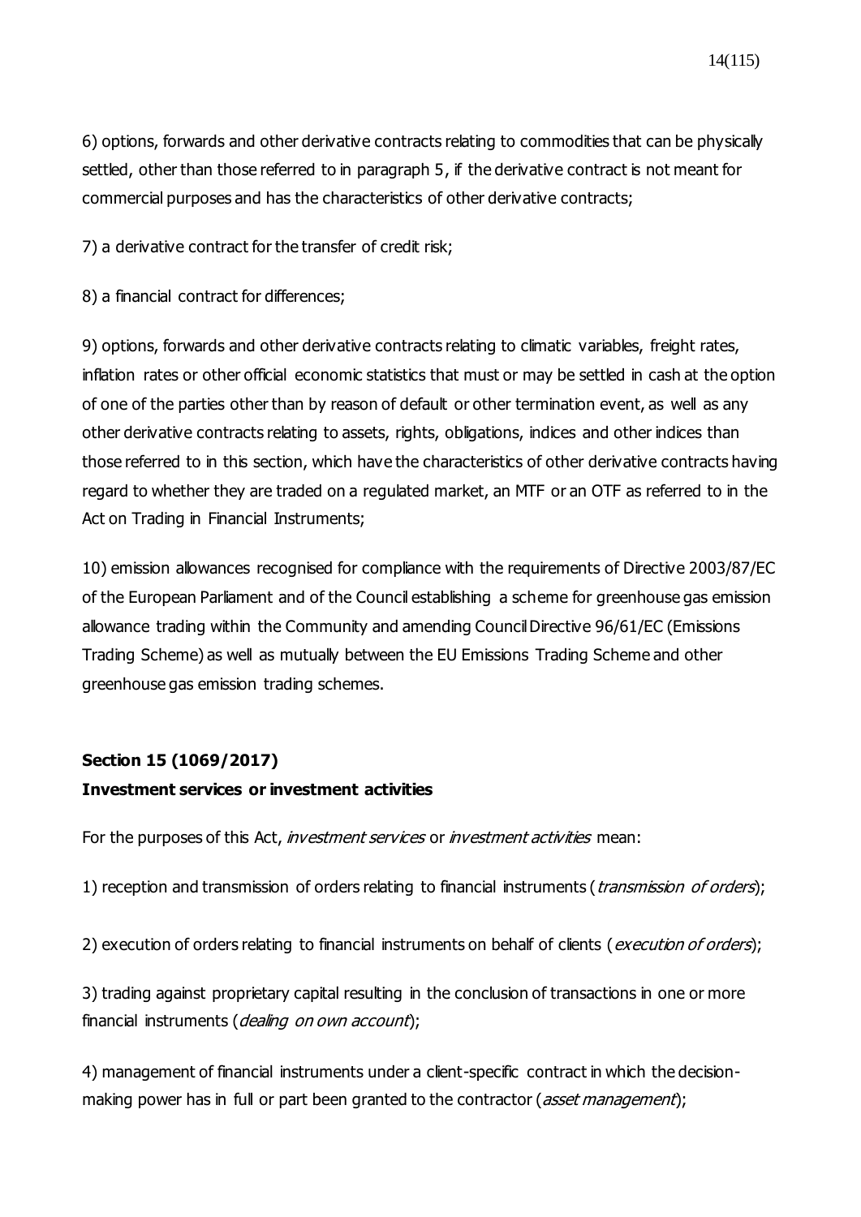6) options, forwards and other derivative contracts relating to commodities that can be physically settled, other than those referred to in paragraph 5, if the derivative contract is not meant for commercial purposes and has the characteristics of other derivative contracts;

7) a derivative contract for the transfer of credit risk;

8) a financial contract for differences;

9) options, forwards and other derivative contracts relating to climatic variables, freight rates, inflation rates or other official economic statistics that must or may be settled in cash at the option of one of the parties other than by reason of default or other termination event, as well as any other derivative contracts relating to assets, rights, obligations, indices and other indices than those referred to in this section, which have the characteristics of other derivative contracts having regard to whether they are traded on a regulated market, an MTF or an OTF as referred to in the Act on Trading in Financial Instruments;

10) emission allowances recognised for compliance with the requirements of Directive 2003/87/EC of the European Parliament and of the Council establishing a scheme for greenhouse gas emission allowance trading within the Community and amending Council Directive 96/61/EC (Emissions Trading Scheme) as well as mutually between the EU Emissions Trading Scheme and other greenhouse gas emission trading schemes.

**Section 15 (1069/2017)**

**Investment services or investment activities**

For the purposes of this Act, *investment services* or *investment activities* mean:

1) reception and transmission of orders relating to financial instruments (*transmission of orders*);

2) execution of orders relating to financial instruments on behalf of clients (*execution of orders*);

3) trading against proprietary capital resulting in the conclusion of transactions in one or more financial instruments (*dealing on own account*);

4) management of financial instruments under a client-specific contract in which the decision-making power has in full or part been granted to the contractor (*asset management*);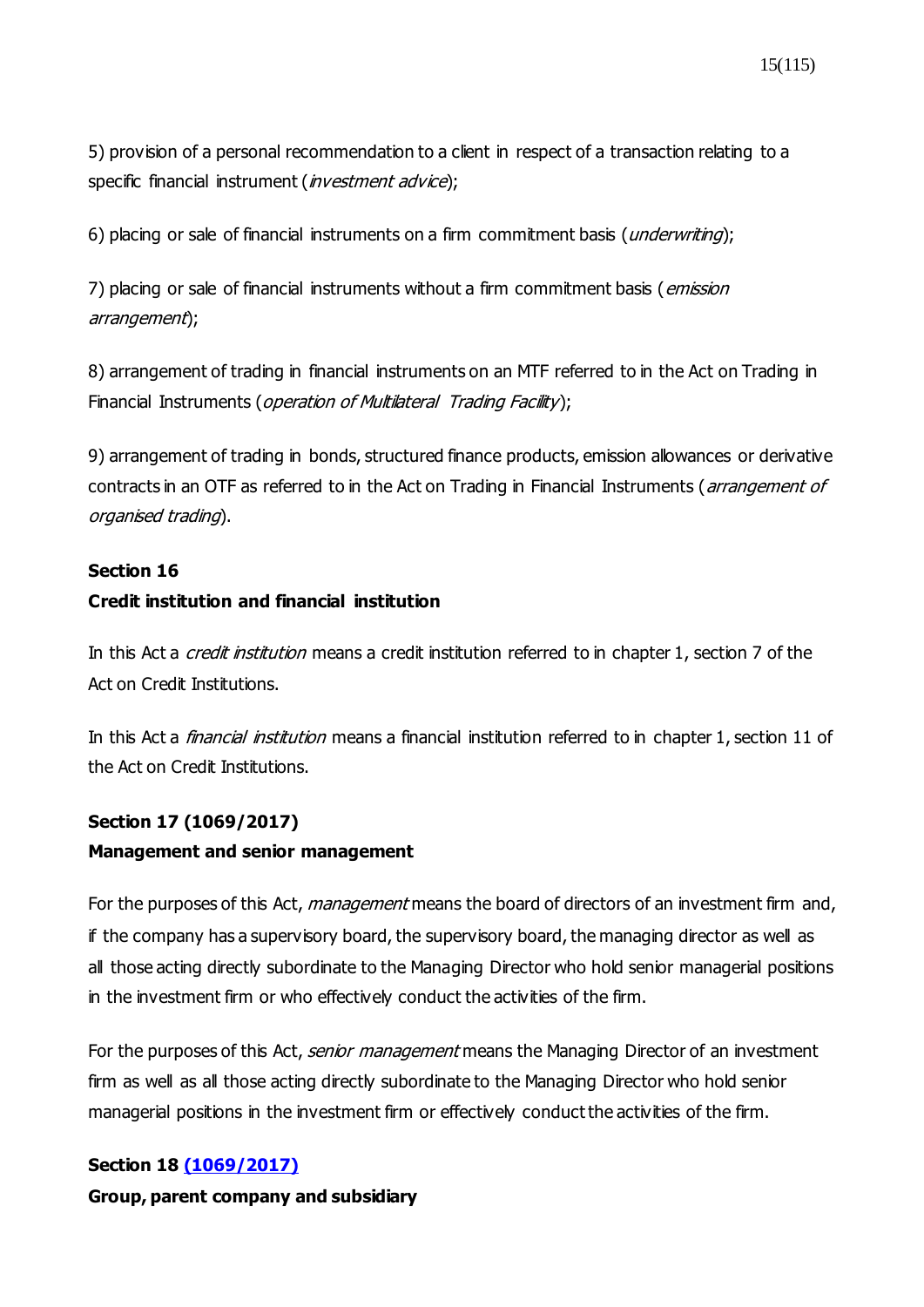5) provision of a personal recommendation to a client in respect of a transaction relating to a specific financial instrument (*investment advice*);

6) placing or sale of financial instruments on a firm commitment basis (*underwriting*);

7) placing or sale of financial instruments without a firm commitment basis (*emission arrangement*);

8) arrangement of trading in financial instruments on an MTF referred to in the Act on Trading in Financial Instruments (*operation of Multilateral Trading Facility*);

9) arrangement of trading in bonds, structured finance products, emission allowances or derivative contracts in an OTF as referred to in the Act on Trading in Financial Instruments (*arrangement of organised trading*).

**Section 16**
**Credit institution and financial institution**

In this Act a *credit institution* means a credit institution referred to in chapter 1, section 7 of the Act on Credit Institutions.

In this Act a *financial institution* means a financial institution referred to in chapter 1, section 11 of the Act on Credit Institutions.

**Section 17 (1069/2017)**
**Management and senior management**

For the purposes of this Act, *management* means the board of directors of an investment firm and, if the company has a supervisory board, the supervisory board, the managing director as well as all those acting directly subordinate to the Managing Director who hold senior managerial positions in the investment firm or who effectively conduct the activities of the firm.

For the purposes of this Act, *senior management* means the Managing Director of an investment firm as well as all those acting directly subordinate to the Managing Director who hold senior managerial positions in the investment firm or effectively conduct the activities of the firm.

**Section 18 [(1069/2017)]**
**Group, parent company and subsidiary**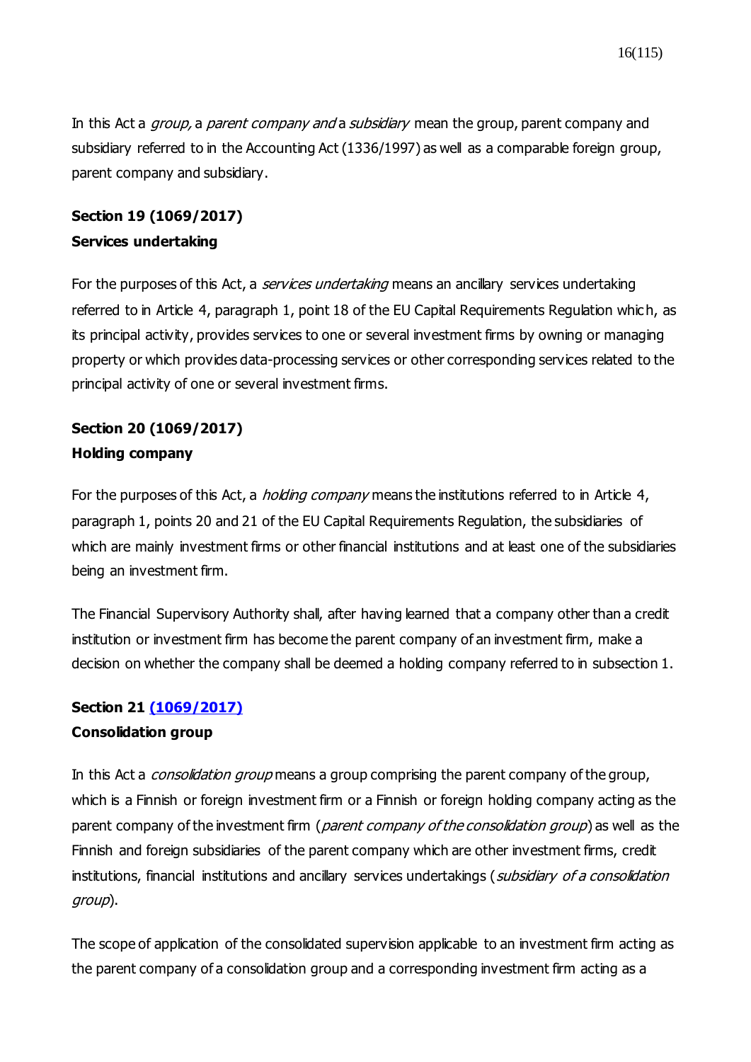In this Act a *group,* a *parent company and* a *subsidiary* mean the group, parent company and subsidiary referred to in the Accounting Act (1336/1997) as well as a comparable foreign group, parent company and subsidiary.

**Section 19 (1069/2017)**
**Services undertaking**

For the purposes of this Act, a *services undertaking* means an ancillary services undertaking referred to in Article 4, paragraph 1, point 18 of the EU Capital Requirements Regulation which, as its principal activity, provides services to one or several investment firms by owning or managing property or which provides data-processing services or other corresponding services related to the principal activity of one or several investment firms.

**Section 20 (1069/2017)**
**Holding company**

For the purposes of this Act, a *holding company* means the institutions referred to in Article 4, paragraph 1, points 20 and 21 of the EU Capital Requirements Regulation, the subsidiaries of which are mainly investment firms or other financial institutions and at least one of the subsidiaries being an investment firm.

The Financial Supervisory Authority shall, after having learned that a company other than a credit institution or investment firm has become the parent company of an investment firm, make a decision on whether the company shall be deemed a holding company referred to in subsection 1.

**Section 21 (1069/2017)**
**Consolidation group**

In this Act a *consolidation group* means a group comprising the parent company of the group, which is a Finnish or foreign investment firm or a Finnish or foreign holding company acting as the parent company of the investment firm (*parent company of the consolidation group*) as well as the Finnish and foreign subsidiaries of the parent company which are other investment firms, credit institutions, financial institutions and ancillary services undertakings (*subsidiary of a consolidation group*).

The scope of application of the consolidated supervision applicable to an investment firm acting as the parent company of a consolidation group and a corresponding investment firm acting as a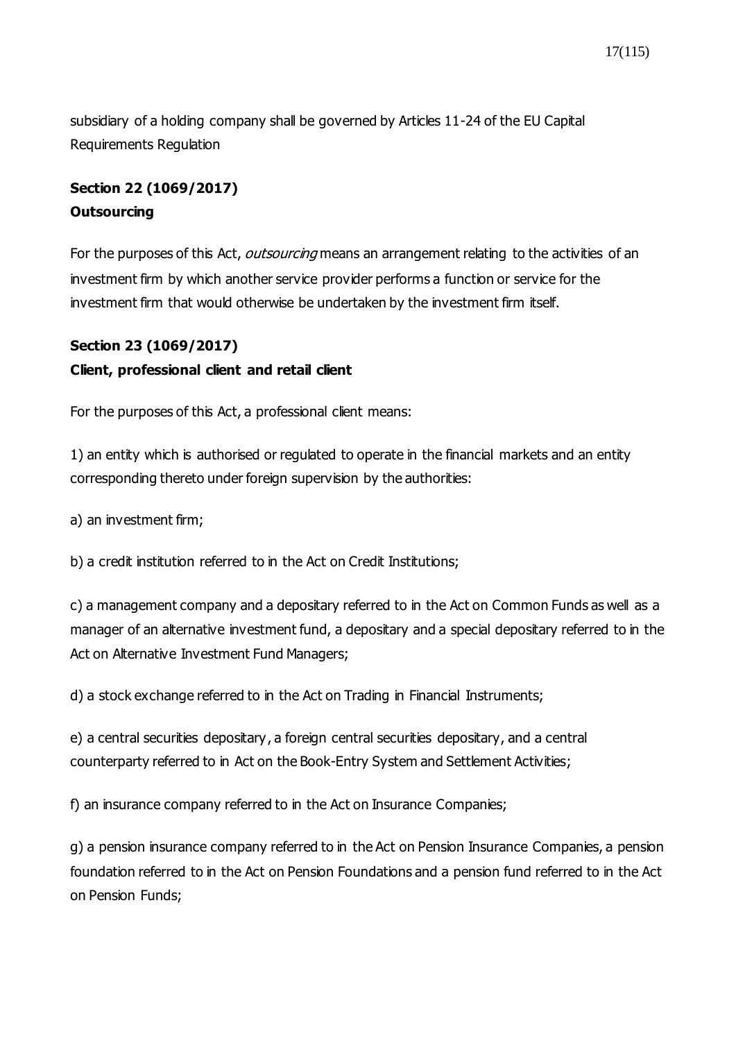subsidiary of a holding company shall be governed by Articles 11-24 of the EU Capital Requirements Regulation

**Section 22 (1069/2017)**
**Outsourcing**

For the purposes of this Act, *outsourcing* means an arrangement relating to the activities of an investment firm by which another service provider performs a function or service for the investment firm that would otherwise be undertaken by the investment firm itself.

**Section 23 (1069/2017)**
**Client, professional client and retail client**

For the purposes of this Act, a professional client means:

1) an entity which is authorised or regulated to operate in the financial markets and an entity corresponding thereto under foreign supervision by the authorities:

a) an investment firm;

b) a credit institution referred to in the Act on Credit Institutions;

c) a management company and a depositary referred to in the Act on Common Funds as well as a manager of an alternative investment fund, a depositary and a special depositary referred to in the Act on Alternative Investment Fund Managers;

d) a stock exchange referred to in the Act on Trading in Financial Instruments;

e) a central securities depositary, a foreign central securities depositary, and a central counterparty referred to in Act on the Book-Entry System and Settlement Activities;

f) an insurance company referred to in the Act on Insurance Companies;

g) a pension insurance company referred to in the Act on Pension Insurance Companies, a pension foundation referred to in the Act on Pension Foundations and a pension fund referred to in the Act on Pension Funds;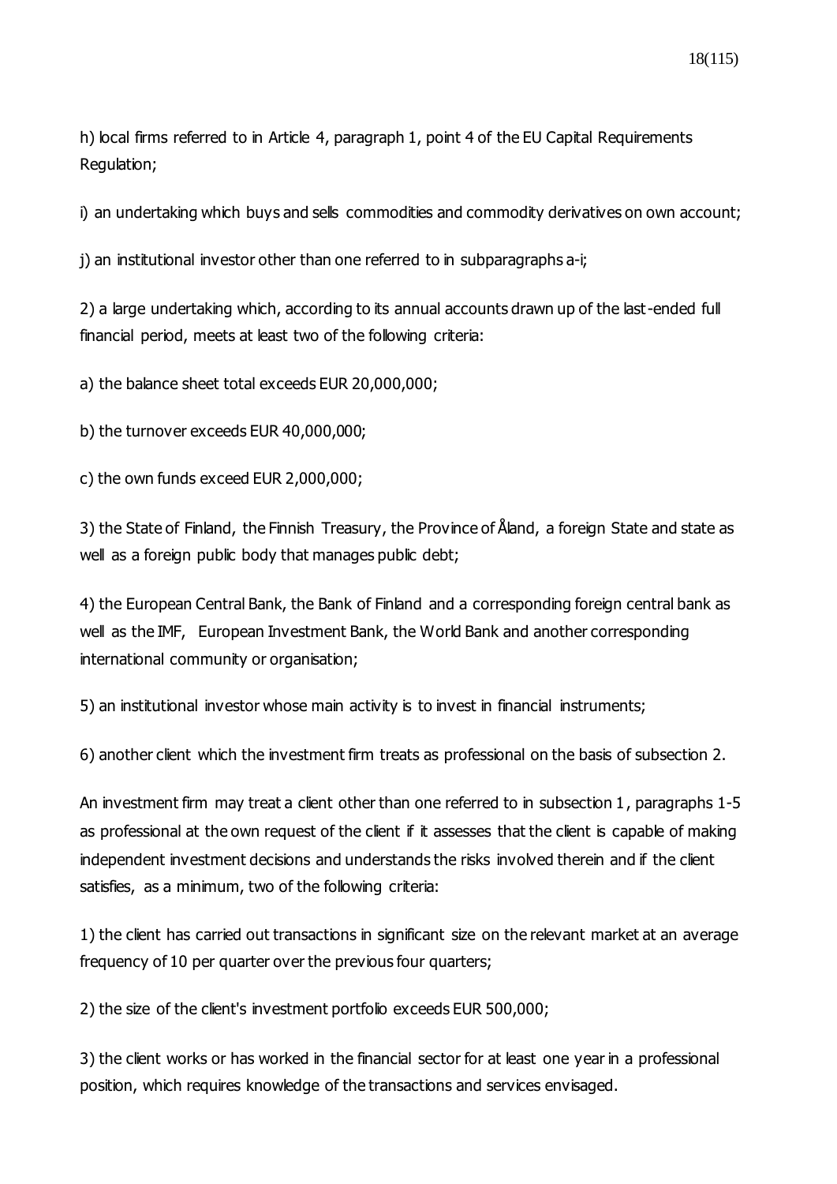h) local firms referred to in Article 4, paragraph 1, point 4 of the EU Capital Requirements Regulation;

i) an undertaking which buys and sells commodities and commodity derivatives on own account;

j) an institutional investor other than one referred to in subparagraphs a-i;

2) a large undertaking which, according to its annual accounts drawn up of the last-ended full financial period, meets at least two of the following criteria:

a) the balance sheet total exceeds EUR 20,000,000;

b) the turnover exceeds EUR 40,000,000;

c) the own funds exceed EUR 2,000,000;

3) the State of Finland, the Finnish Treasury, the Province of Åland, a foreign State and state as well as a foreign public body that manages public debt;

4) the European Central Bank, the Bank of Finland and a corresponding foreign central bank as well as the IMF, European Investment Bank, the World Bank and another corresponding international community or organisation;

5) an institutional investor whose main activity is to invest in financial instruments;

6) another client which the investment firm treats as professional on the basis of subsection 2.

An investment firm may treat a client other than one referred to in subsection 1, paragraphs 1-5 as professional at the own request of the client if it assesses that the client is capable of making independent investment decisions and understands the risks involved therein and if the client satisfies, as a minimum, two of the following criteria:

1) the client has carried out transactions in significant size on the relevant market at an average frequency of 10 per quarter over the previous four quarters;

2) the size of the client's investment portfolio exceeds EUR 500,000;

3) the client works or has worked in the financial sector for at least one year in a professional position, which requires knowledge of the transactions and services envisaged.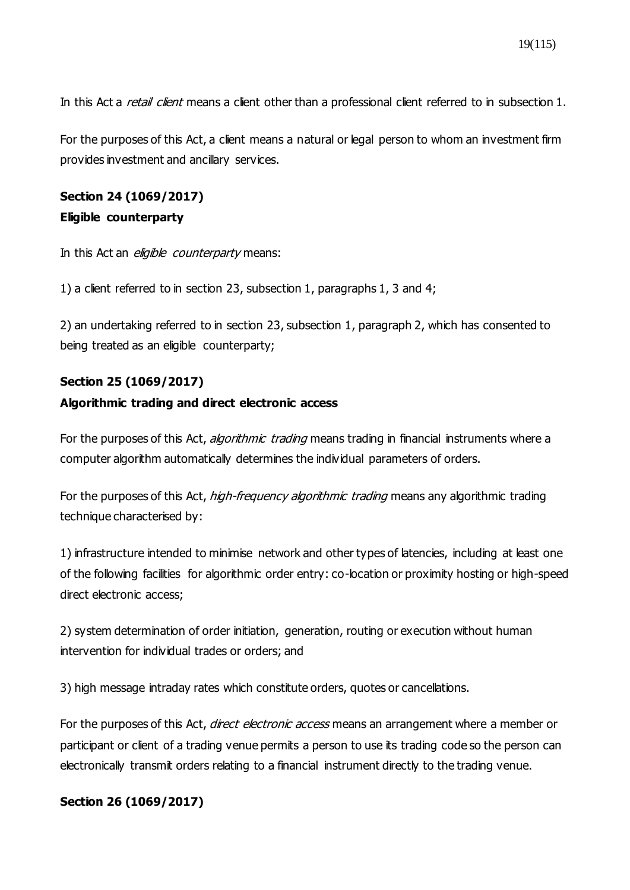In this Act a *retail client* means a client other than a professional client referred to in subsection 1.

For the purposes of this Act, a client means a natural or legal person to whom an investment firm provides investment and ancillary services.

**Section 24 (1069/2017)**
**Eligible counterparty**

In this Act an *eligible counterparty* means:

1) a client referred to in section 23, subsection 1, paragraphs 1, 3 and 4;

2) an undertaking referred to in section 23, subsection 1, paragraph 2, which has consented to being treated as an eligible counterparty;

**Section 25 (1069/2017)**
**Algorithmic trading and direct electronic access**

For the purposes of this Act, *algorithmic trading* means trading in financial instruments where a computer algorithm automatically determines the individual parameters of orders.

For the purposes of this Act, *high-frequency algorithmic trading* means any algorithmic trading technique characterised by:

1) infrastructure intended to minimise network and other types of latencies, including at least one of the following facilities for algorithmic order entry: co-location or proximity hosting or high-speed direct electronic access;

2) system determination of order initiation, generation, routing or execution without human intervention for individual trades or orders; and

3) high message intraday rates which constitute orders, quotes or cancellations.

For the purposes of this Act, *direct electronic access* means an arrangement where a member or participant or client of a trading venue permits a person to use its trading code so the person can electronically transmit orders relating to a financial instrument directly to the trading venue.

**Section 26 (1069/2017)**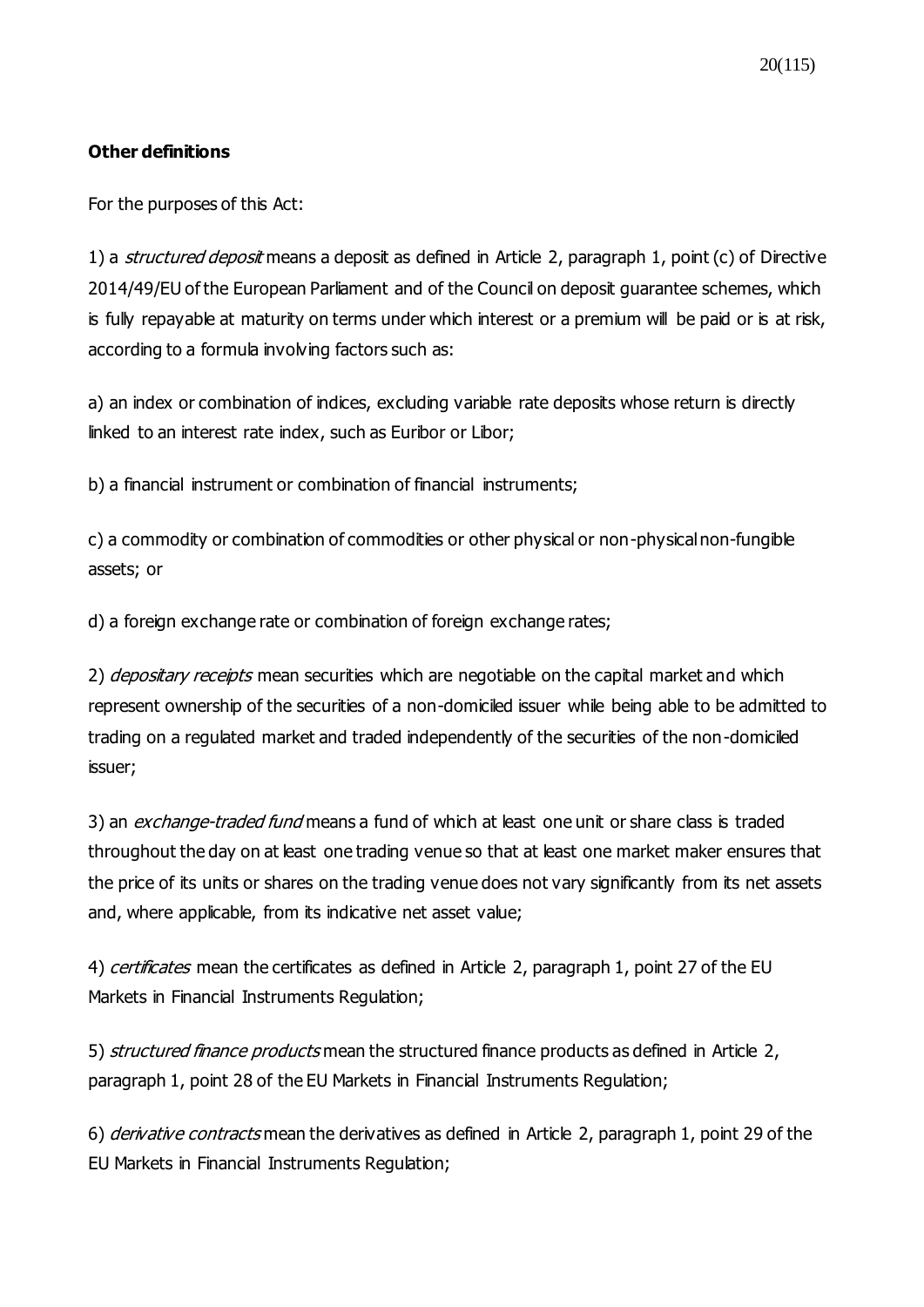**Other definitions**

For the purposes of this Act:

1) a *structured deposit* means a deposit as defined in Article 2, paragraph 1, point (c) of Directive 2014/49/EU of the European Parliament and of the Council on deposit guarantee schemes, which is fully repayable at maturity on terms under which interest or a premium will be paid or is at risk, according to a formula involving factors such as:

a) an index or combination of indices, excluding variable rate deposits whose return is directly linked to an interest rate index, such as Euribor or Libor;

b) a financial instrument or combination of financial instruments;

c) a commodity or combination of commodities or other physical or non-physical non-fungible assets; or

d) a foreign exchange rate or combination of foreign exchange rates;

2) *depositary receipts* mean securities which are negotiable on the capital market and which represent ownership of the securities of a non-domiciled issuer while being able to be admitted to trading on a regulated market and traded independently of the securities of the non-domiciled issuer;

3) an *exchange-traded fund* means a fund of which at least one unit or share class is traded throughout the day on at least one trading venue so that at least one market maker ensures that the price of its units or shares on the trading venue does not vary significantly from its net assets and, where applicable, from its indicative net asset value;

4) *certificates* mean the certificates as defined in Article 2, paragraph 1, point 27 of the EU Markets in Financial Instruments Regulation;

5) *structured finance products* mean the structured finance products as defined in Article 2, paragraph 1, point 28 of the EU Markets in Financial Instruments Regulation;

6) *derivative contracts* mean the derivatives as defined in Article 2, paragraph 1, point 29 of the EU Markets in Financial Instruments Regulation;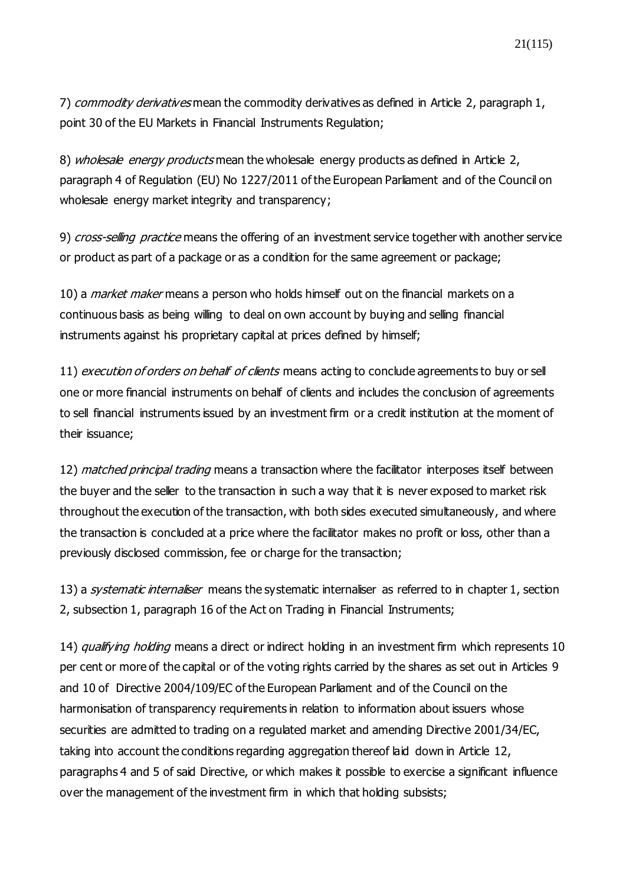7) *commodity derivatives* mean the commodity derivatives as defined in Article 2, paragraph 1, point 30 of the EU Markets in Financial Instruments Regulation;

8) *wholesale energy products* mean the wholesale energy products as defined in Article 2, paragraph 4 of Regulation (EU) No 1227/2011 of the European Parliament and of the Council on wholesale energy market integrity and transparency;

9) *cross-selling practice* means the offering of an investment service together with another service or product as part of a package or as a condition for the same agreement or package;

10) a *market maker* means a person who holds himself out on the financial markets on a continuous basis as being willing to deal on own account by buying and selling financial instruments against his proprietary capital at prices defined by himself;

11) *execution of orders on behalf of clients* means acting to conclude agreements to buy or sell one or more financial instruments on behalf of clients and includes the conclusion of agreements to sell financial instruments issued by an investment firm or a credit institution at the moment of their issuance;

12) *matched principal trading* means a transaction where the facilitator interposes itself between the buyer and the seller to the transaction in such a way that it is never exposed to market risk throughout the execution of the transaction, with both sides executed simultaneously, and where the transaction is concluded at a price where the facilitator makes no profit or loss, other than a previously disclosed commission, fee or charge for the transaction;

13) a *systematic internaliser* means the systematic internaliser as referred to in chapter 1, section 2, subsection 1, paragraph 16 of the Act on Trading in Financial Instruments;

14) *qualifying holding* means a direct or indirect holding in an investment firm which represents 10 per cent or more of the capital or of the voting rights carried by the shares as set out in Articles 9 and 10 of Directive 2004/109/EC of the European Parliament and of the Council on the harmonisation of transparency requirements in relation to information about issuers whose securities are admitted to trading on a regulated market and amending Directive 2001/34/EC, taking into account the conditions regarding aggregation thereof laid down in Article 12, paragraphs 4 and 5 of said Directive, or which makes it possible to exercise a significant influence over the management of the investment firm in which that holding subsists;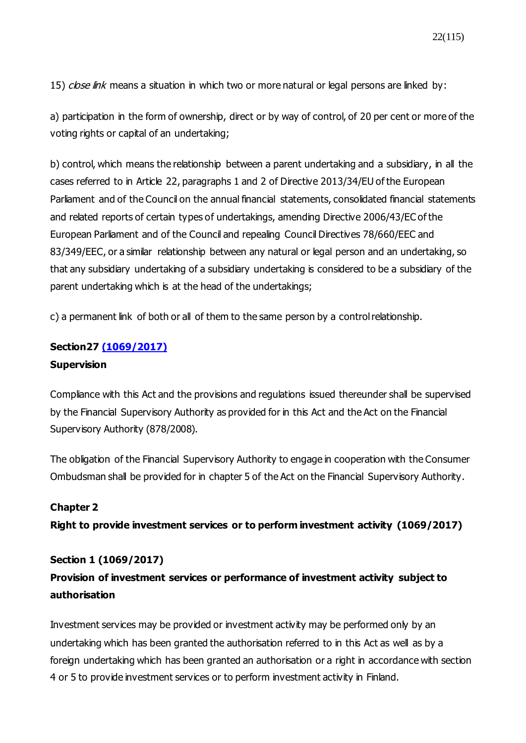15) *close link* means a situation in which two or more natural or legal persons are linked by:

a) participation in the form of ownership, direct or by way of control, of 20 per cent or more of the voting rights or capital of an undertaking;

b) control, which means the relationship between a parent undertaking and a subsidiary, in all the cases referred to in Article 22, paragraphs 1 and 2 of Directive 2013/34/EU of the European Parliament and of the Council on the annual financial statements, consolidated financial statements and related reports of certain types of undertakings, amending Directive 2006/43/EC of the European Parliament and of the Council and repealing Council Directives 78/660/EEC and 83/349/EEC, or a similar relationship between any natural or legal person and an undertaking, so that any subsidiary undertaking of a subsidiary undertaking is considered to be a subsidiary of the parent undertaking which is at the head of the undertakings;

c) a permanent link of both or all of them to the same person by a control relationship.

**Section27 [(1069/2017)]**

**Supervision**

Compliance with this Act and the provisions and regulations issued thereunder shall be supervised by the Financial Supervisory Authority as provided for in this Act and the Act on the Financial Supervisory Authority (878/2008).

The obligation of the Financial Supervisory Authority to engage in cooperation with the Consumer Ombudsman shall be provided for in chapter 5 of the Act on the Financial Supervisory Authority.

## Chapter 2

## Right to provide investment services or to perform investment activity (1069/2017)

**Section 1 (1069/2017)**

**Provision of investment services or performance of investment activity subject to authorisation**

Investment services may be provided or investment activity may be performed only by an undertaking which has been granted the authorisation referred to in this Act as well as by a foreign undertaking which has been granted an authorisation or a right in accordance with section 4 or 5 to provide investment services or to perform investment activity in Finland.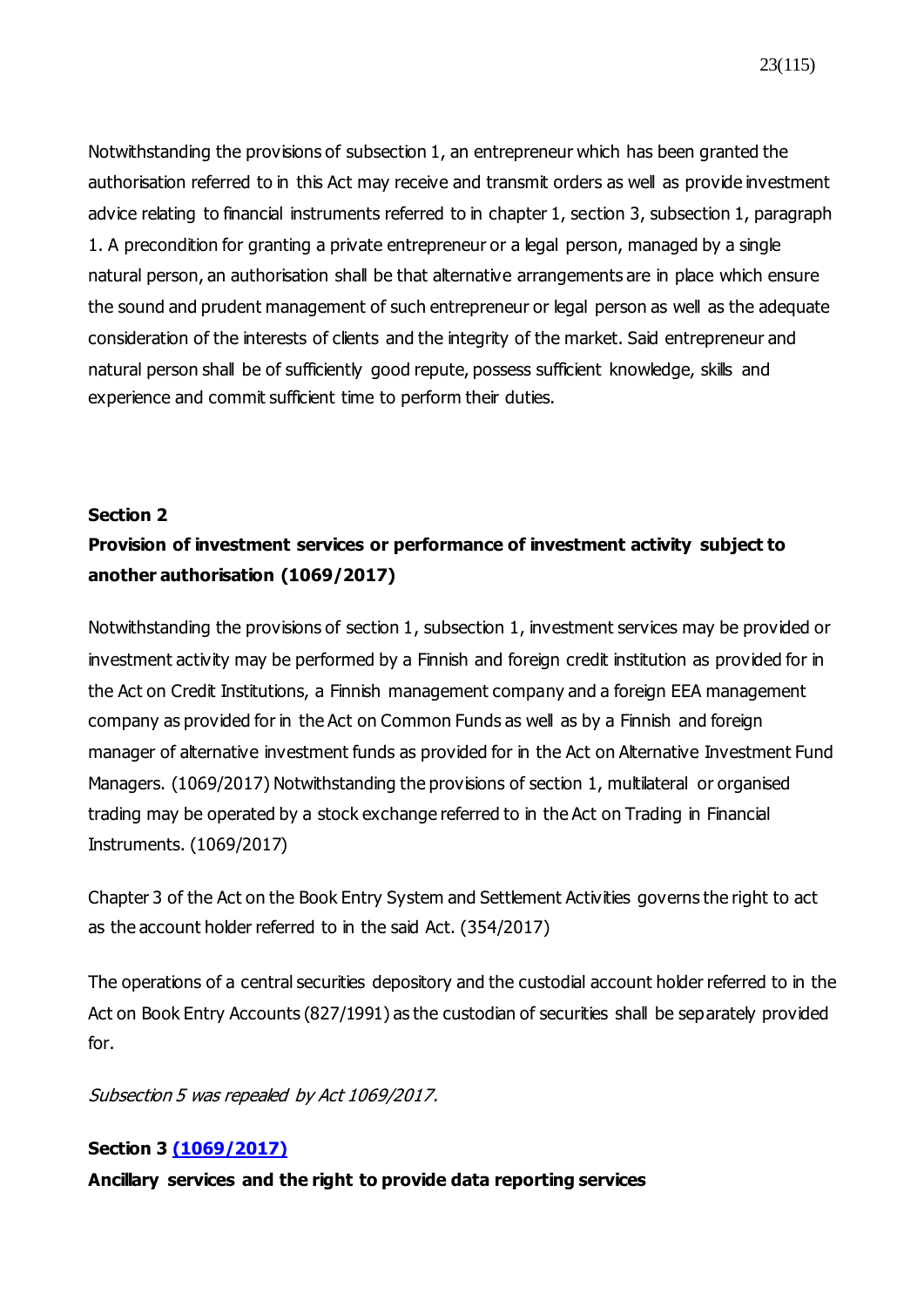Notwithstanding the provisions of subsection 1, an entrepreneur which has been granted the authorisation referred to in this Act may receive and transmit orders as well as provide investment advice relating to financial instruments referred to in chapter 1, section 3, subsection 1, paragraph 1. A precondition for granting a private entrepreneur or a legal person, managed by a single natural person, an authorisation shall be that alternative arrangements are in place which ensure the sound and prudent management of such entrepreneur or legal person as well as the adequate consideration of the interests of clients and the integrity of the market. Said entrepreneur and natural person shall be of sufficiently good repute, possess sufficient knowledge, skills and experience and commit sufficient time to perform their duties.

**Section 2**

**Provision of investment services or performance of investment activity subject to another authorisation (1069/2017)**

Notwithstanding the provisions of section 1, subsection 1, investment services may be provided or investment activity may be performed by a Finnish and foreign credit institution as provided for in the Act on Credit Institutions, a Finnish management company and a foreign EEA management company as provided for in the Act on Common Funds as well as by a Finnish and foreign manager of alternative investment funds as provided for in the Act on Alternative Investment Fund Managers. (1069/2017) Notwithstanding the provisions of section 1, multilateral or organised trading may be operated by a stock exchange referred to in the Act on Trading in Financial Instruments. (1069/2017)

Chapter 3 of the Act on the Book Entry System and Settlement Activities governs the right to act as the account holder referred to in the said Act. (354/2017)

The operations of a central securities depository and the custodial account holder referred to in the Act on Book Entry Accounts (827/1991) as the custodian of securities shall be separately provided for.

*Subsection 5 was repealed by Act 1069/2017.*

**Section 3 (1069/2017)**

**Ancillary services and the right to provide data reporting services**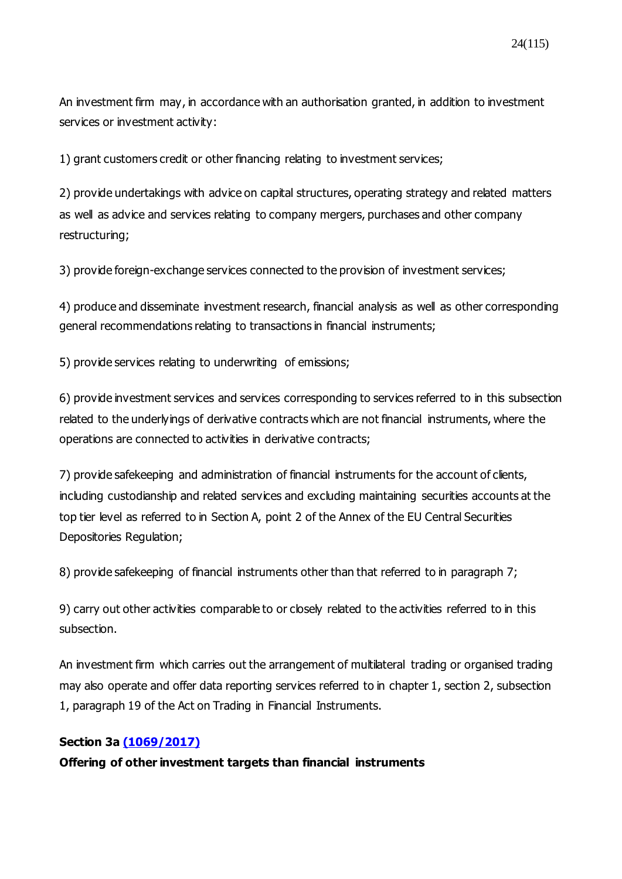An investment firm may, in accordance with an authorisation granted, in addition to investment services or investment activity:

1) grant customers credit or other financing relating to investment services;

2) provide undertakings with advice on capital structures, operating strategy and related matters as well as advice and services relating to company mergers, purchases and other company restructuring;

3) provide foreign-exchange services connected to the provision of investment services;

4) produce and disseminate investment research, financial analysis as well as other corresponding general recommendations relating to transactions in financial instruments;

5) provide services relating to underwriting of emissions;

6) provide investment services and services corresponding to services referred to in this subsection related to the underlyings of derivative contracts which are not financial instruments, where the operations are connected to activities in derivative contracts;

7) provide safekeeping and administration of financial instruments for the account of clients, including custodianship and related services and excluding maintaining securities accounts at the top tier level as referred to in Section A, point 2 of the Annex of the EU Central Securities Depositories Regulation;

8) provide safekeeping of financial instruments other than that referred to in paragraph 7;

9) carry out other activities comparable to or closely related to the activities referred to in this subsection.

An investment firm which carries out the arrangement of multilateral trading or organised trading may also operate and offer data reporting services referred to in chapter 1, section 2, subsection 1, paragraph 19 of the Act on Trading in Financial Instruments.

**Section 3a [(1069/2017)]**
**Offering of other investment targets than financial instruments**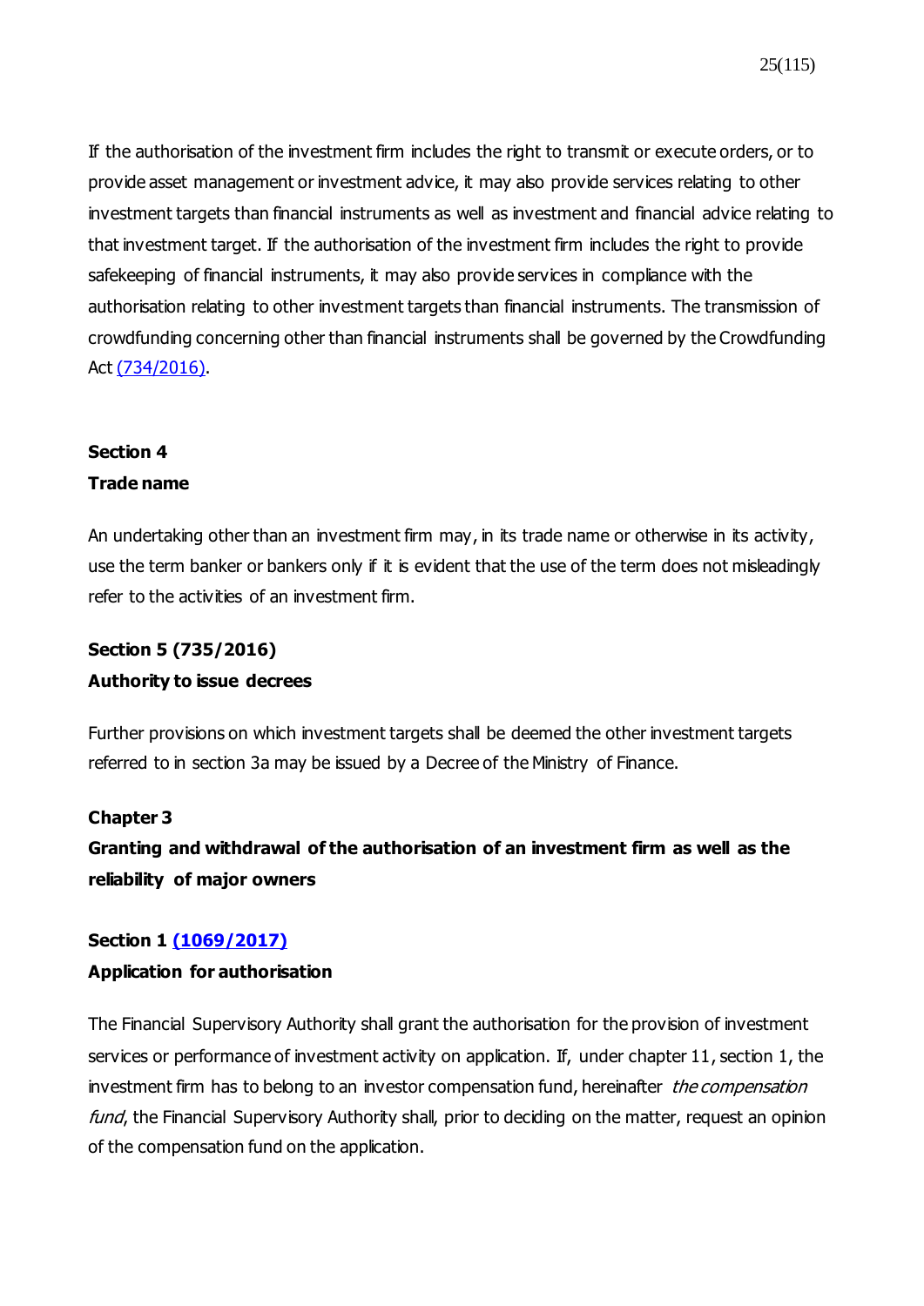If the authorisation of the investment firm includes the right to transmit or execute orders, or to provide asset management or investment advice, it may also provide services relating to other investment targets than financial instruments as well as investment and financial advice relating to that investment target. If the authorisation of the investment firm includes the right to provide safekeeping of financial instruments, it may also provide services in compliance with the authorisation relating to other investment targets than financial instruments. The transmission of crowdfunding concerning other than financial instruments shall be governed by the Crowdfunding Act (734/2016).

#### Section 4

#### Trade name

An undertaking other than an investment firm may, in its trade name or otherwise in its activity, use the term banker or bankers only if it is evident that the use of the term does not misleadingly refer to the activities of an investment firm.

#### Section 5 (735/2016)

#### Authority to issue decrees

Further provisions on which investment targets shall be deemed the other investment targets referred to in section 3a may be issued by a Decree of the Ministry of Finance.

### Chapter 3

### Granting and withdrawal of the authorisation of an investment firm as well as the reliability of major owners

#### Section 1 (1069/2017)

#### Application for authorisation

The Financial Supervisory Authority shall grant the authorisation for the provision of investment services or performance of investment activity on application. If, under chapter 11, section 1, the investment firm has to belong to an investor compensation fund, hereinafter *the compensation fund*, the Financial Supervisory Authority shall, prior to deciding on the matter, request an opinion of the compensation fund on the application.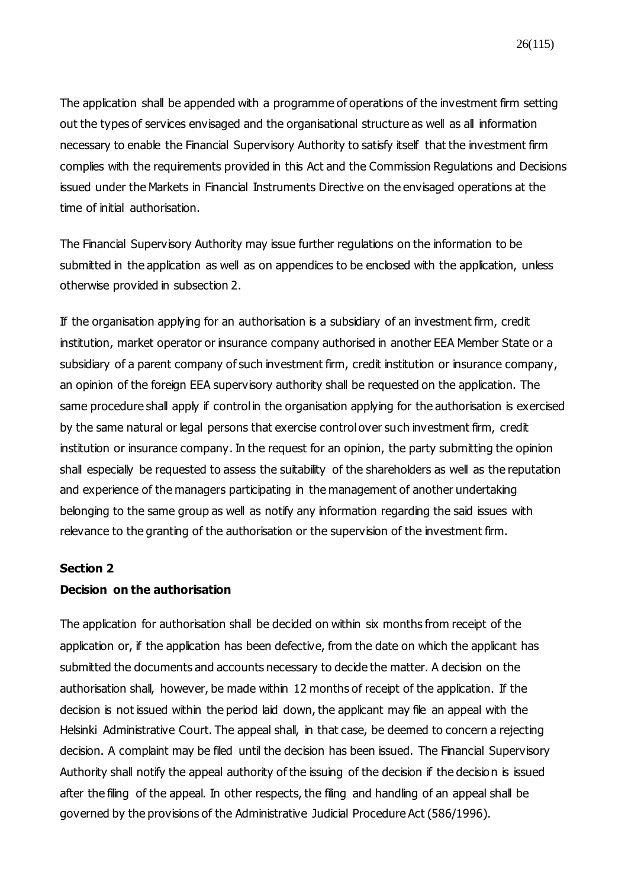The application shall be appended with a programme of operations of the investment firm setting out the types of services envisaged and the organisational structure as well as all information necessary to enable the Financial Supervisory Authority to satisfy itself that the investment firm complies with the requirements provided in this Act and the Commission Regulations and Decisions issued under the Markets in Financial Instruments Directive on the envisaged operations at the time of initial authorisation.

The Financial Supervisory Authority may issue further regulations on the information to be submitted in the application as well as on appendices to be enclosed with the application, unless otherwise provided in subsection 2.

If the organisation applying for an authorisation is a subsidiary of an investment firm, credit institution, market operator or insurance company authorised in another EEA Member State or a subsidiary of a parent company of such investment firm, credit institution or insurance company, an opinion of the foreign EEA supervisory authority shall be requested on the application. The same procedure shall apply if control in the organisation applying for the authorisation is exercised by the same natural or legal persons that exercise control over such investment firm, credit institution or insurance company. In the request for an opinion, the party submitting the opinion shall especially be requested to assess the suitability of the shareholders as well as the reputation and experience of the managers participating in the management of another undertaking belonging to the same group as well as notify any information regarding the said issues with relevance to the granting of the authorisation or the supervision of the investment firm.

**Section 2**
**Decision on the authorisation**

The application for authorisation shall be decided on within six months from receipt of the application or, if the application has been defective, from the date on which the applicant has submitted the documents and accounts necessary to decide the matter. A decision on the authorisation shall, however, be made within 12 months of receipt of the application. If the decision is not issued within the period laid down, the applicant may file an appeal with the Helsinki Administrative Court. The appeal shall, in that case, be deemed to concern a rejecting decision. A complaint may be filed until the decision has been issued. The Financial Supervisory Authority shall notify the appeal authority of the issuing of the decision if the decision is issued after the filing of the appeal. In other respects, the filing and handling of an appeal shall be governed by the provisions of the Administrative Judicial Procedure Act (586/1996).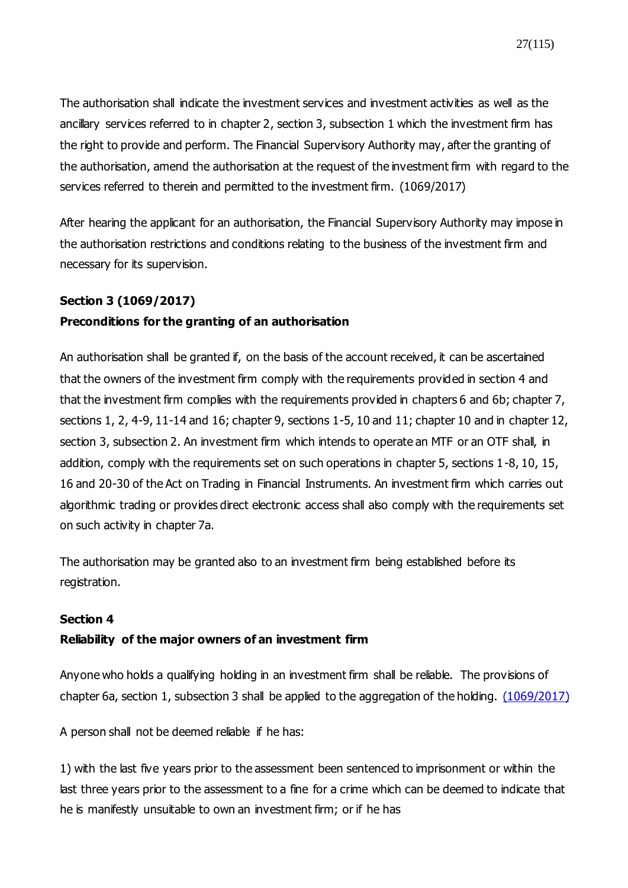The authorisation shall indicate the investment services and investment activities as well as the ancillary services referred to in chapter 2, section 3, subsection 1 which the investment firm has the right to provide and perform. The Financial Supervisory Authority may, after the granting of the authorisation, amend the authorisation at the request of the investment firm with regard to the services referred to therein and permitted to the investment firm. (1069/2017)

After hearing the applicant for an authorisation, the Financial Supervisory Authority may impose in the authorisation restrictions and conditions relating to the business of the investment firm and necessary for its supervision.

**Section 3 (1069/2017)**
**Preconditions for the granting of an authorisation**

An authorisation shall be granted if, on the basis of the account received, it can be ascertained that the owners of the investment firm comply with the requirements provided in section 4 and that the investment firm complies with the requirements provided in chapters 6 and 6b; chapter 7, sections 1, 2, 4-9, 11-14 and 16; chapter 9, sections 1-5, 10 and 11; chapter 10 and in chapter 12, section 3, subsection 2. An investment firm which intends to operate an MTF or an OTF shall, in addition, comply with the requirements set on such operations in chapter 5, sections 1-8, 10, 15, 16 and 20-30 of the Act on Trading in Financial Instruments. An investment firm which carries out algorithmic trading or provides direct electronic access shall also comply with the requirements set on such activity in chapter 7a.

The authorisation may be granted also to an investment firm being established before its registration.

**Section 4**
**Reliability of the major owners of an investment firm**

Anyone who holds a qualifying holding in an investment firm shall be reliable. The provisions of chapter 6a, section 1, subsection 3 shall be applied to the aggregation of the holding. (1069/2017)

A person shall not be deemed reliable if he has:

1) with the last five years prior to the assessment been sentenced to imprisonment or within the last three years prior to the assessment to a fine for a crime which can be deemed to indicate that he is manifestly unsuitable to own an investment firm; or if he has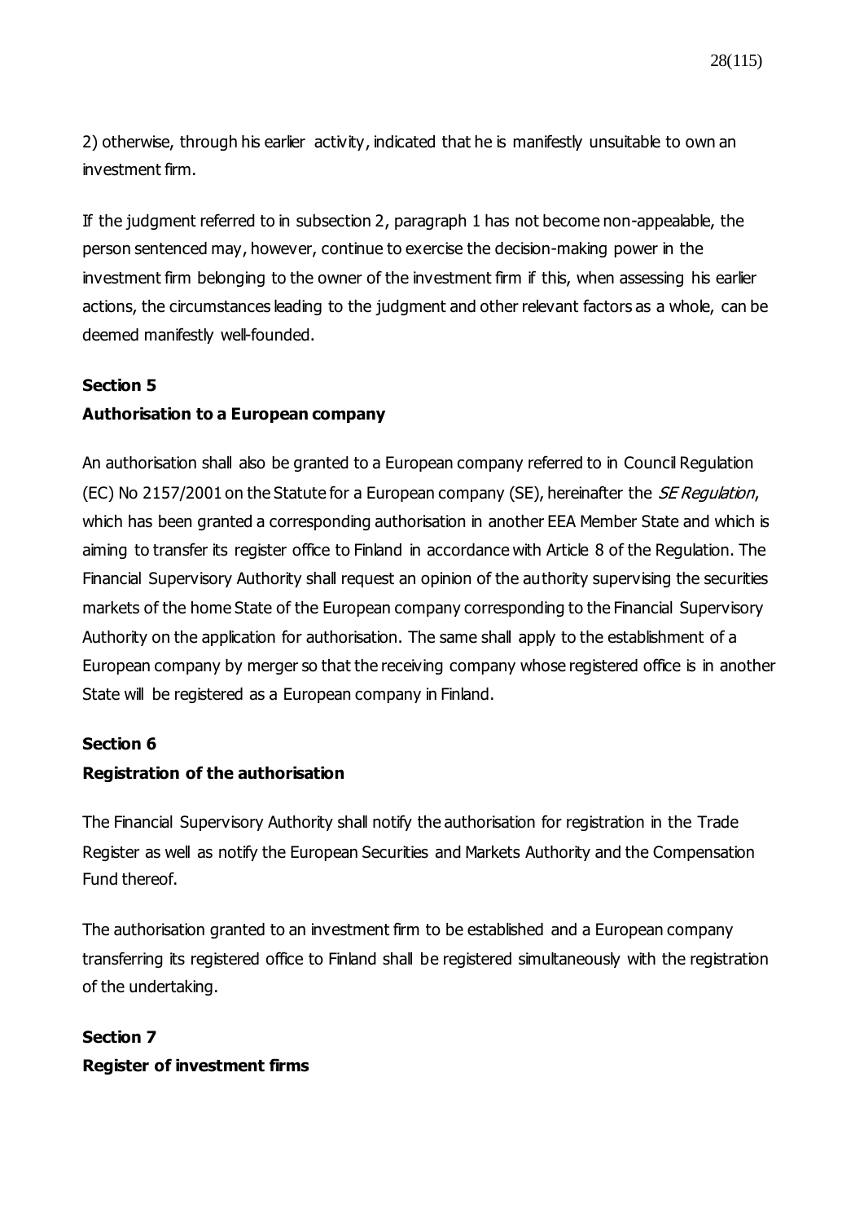2) otherwise, through his earlier activity, indicated that he is manifestly unsuitable to own an investment firm.

If the judgment referred to in subsection 2, paragraph 1 has not become non-appealable, the person sentenced may, however, continue to exercise the decision-making power in the investment firm belonging to the owner of the investment firm if this, when assessing his earlier actions, the circumstances leading to the judgment and other relevant factors as a whole, can be deemed manifestly well-founded.

**Section 5**
**Authorisation to a European company**

An authorisation shall also be granted to a European company referred to in Council Regulation (EC) No 2157/2001 on the Statute for a European company (SE), hereinafter the *SE Regulation*, which has been granted a corresponding authorisation in another EEA Member State and which is aiming to transfer its register office to Finland in accordance with Article 8 of the Regulation. The Financial Supervisory Authority shall request an opinion of the authority supervising the securities markets of the home State of the European company corresponding to the Financial Supervisory Authority on the application for authorisation. The same shall apply to the establishment of a European company by merger so that the receiving company whose registered office is in another State will be registered as a European company in Finland.

**Section 6**
**Registration of the authorisation**

The Financial Supervisory Authority shall notify the authorisation for registration in the Trade Register as well as notify the European Securities and Markets Authority and the Compensation Fund thereof.

The authorisation granted to an investment firm to be established and a European company transferring its registered office to Finland shall be registered simultaneously with the registration of the undertaking.

**Section 7**
**Register of investment firms**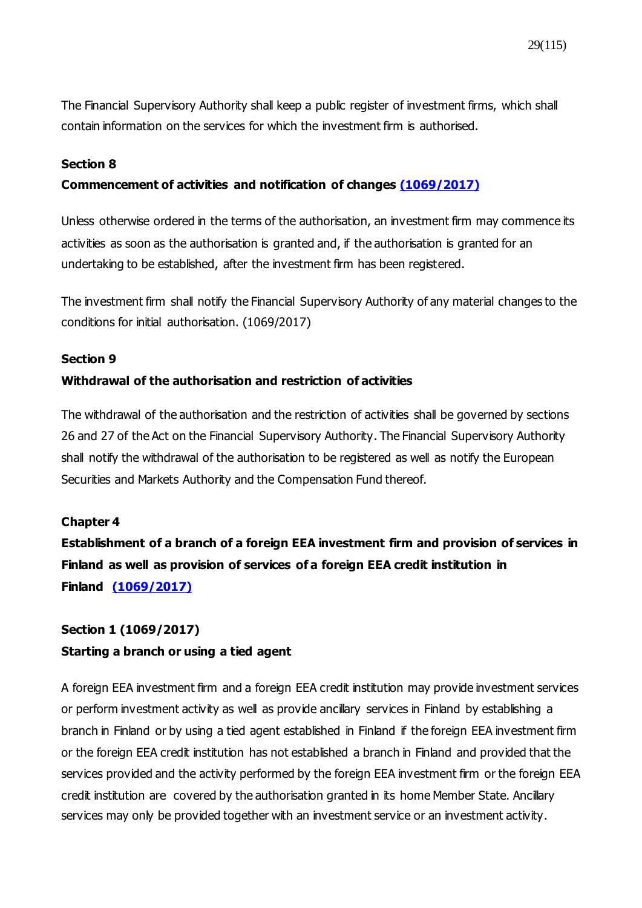The Financial Supervisory Authority shall keep a public register of investment firms, which shall contain information on the services for which the investment firm is authorised.

**Section 8**

**Commencement of activities and notification of changes (1069/2017)**

Unless otherwise ordered in the terms of the authorisation, an investment firm may commence its activities as soon as the authorisation is granted and, if the authorisation is granted for an undertaking to be established, after the investment firm has been registered.

The investment firm shall notify the Financial Supervisory Authority of any material changes to the conditions for initial authorisation. (1069/2017)

**Section 9**

**Withdrawal of the authorisation and restriction of activities**

The withdrawal of the authorisation and the restriction of activities shall be governed by sections 26 and 27 of the Act on the Financial Supervisory Authority. The Financial Supervisory Authority shall notify the withdrawal of the authorisation to be registered as well as notify the European Securities and Markets Authority and the Compensation Fund thereof.

## Chapter 4

## Establishment of a branch of a foreign EEA investment firm and provision of services in Finland as well as provision of services of a foreign EEA credit institution in Finland (1069/2017)

**Section 1 (1069/2017)**

**Starting a branch or using a tied agent**

A foreign EEA investment firm and a foreign EEA credit institution may provide investment services or perform investment activity as well as provide ancillary services in Finland by establishing a branch in Finland or by using a tied agent established in Finland if the foreign EEA investment firm or the foreign EEA credit institution has not established a branch in Finland and provided that the services provided and the activity performed by the foreign EEA investment firm or the foreign EEA credit institution are covered by the authorisation granted in its home Member State. Ancillary services may only be provided together with an investment service or an investment activity.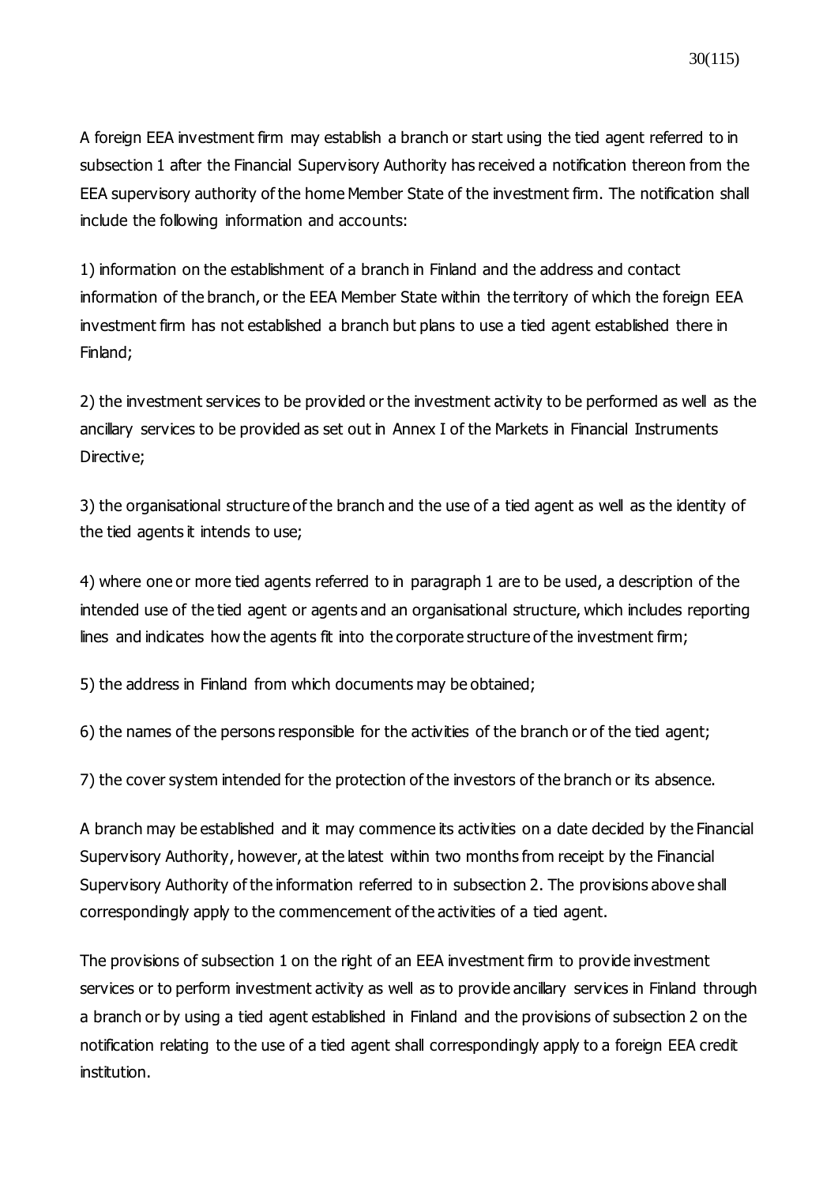A foreign EEA investment firm may establish a branch or start using the tied agent referred to in subsection 1 after the Financial Supervisory Authority has received a notification thereon from the EEA supervisory authority of the home Member State of the investment firm. The notification shall include the following information and accounts:

1) information on the establishment of a branch in Finland and the address and contact information of the branch, or the EEA Member State within the territory of which the foreign EEA investment firm has not established a branch but plans to use a tied agent established there in Finland;

2) the investment services to be provided or the investment activity to be performed as well as the ancillary services to be provided as set out in Annex I of the Markets in Financial Instruments Directive;

3) the organisational structure of the branch and the use of a tied agent as well as the identity of the tied agents it intends to use;

4) where one or more tied agents referred to in paragraph 1 are to be used, a description of the intended use of the tied agent or agents and an organisational structure, which includes reporting lines and indicates how the agents fit into the corporate structure of the investment firm;

5) the address in Finland from which documents may be obtained;

6) the names of the persons responsible for the activities of the branch or of the tied agent;

7) the cover system intended for the protection of the investors of the branch or its absence.

A branch may be established and it may commence its activities on a date decided by the Financial Supervisory Authority, however, at the latest within two months from receipt by the Financial Supervisory Authority of the information referred to in subsection 2. The provisions above shall correspondingly apply to the commencement of the activities of a tied agent.

The provisions of subsection 1 on the right of an EEA investment firm to provide investment services or to perform investment activity as well as to provide ancillary services in Finland through a branch or by using a tied agent established in Finland and the provisions of subsection 2 on the notification relating to the use of a tied agent shall correspondingly apply to a foreign EEA credit institution.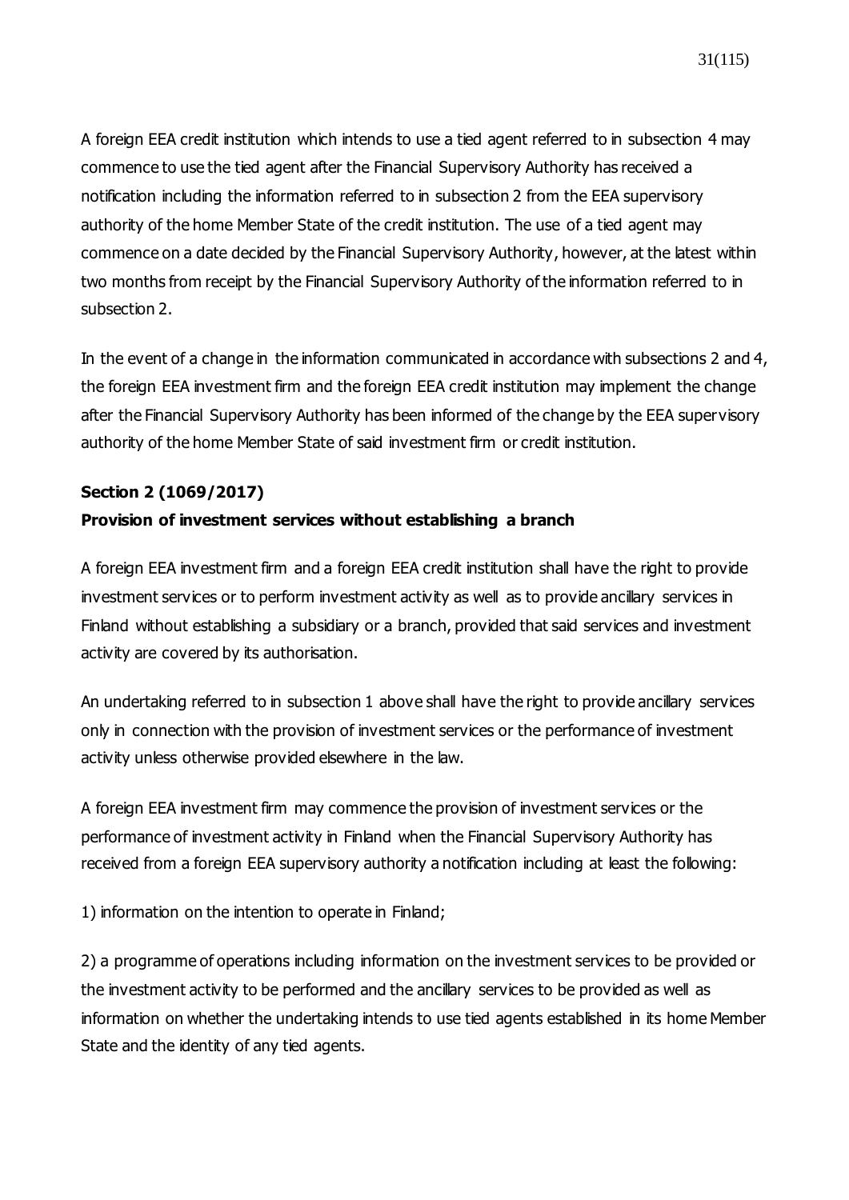A foreign EEA credit institution which intends to use a tied agent referred to in subsection 4 may commence to use the tied agent after the Financial Supervisory Authority has received a notification including the information referred to in subsection 2 from the EEA supervisory authority of the home Member State of the credit institution. The use of a tied agent may commence on a date decided by the Financial Supervisory Authority, however, at the latest within two months from receipt by the Financial Supervisory Authority of the information referred to in subsection 2.

In the event of a change in the information communicated in accordance with subsections 2 and 4, the foreign EEA investment firm and the foreign EEA credit institution may implement the change after the Financial Supervisory Authority has been informed of the change by the EEA supervisory authority of the home Member State of said investment firm or credit institution.

**Section 2 (1069/2017)**
**Provision of investment services without establishing a branch**

A foreign EEA investment firm and a foreign EEA credit institution shall have the right to provide investment services or to perform investment activity as well as to provide ancillary services in Finland without establishing a subsidiary or a branch, provided that said services and investment activity are covered by its authorisation.

An undertaking referred to in subsection 1 above shall have the right to provide ancillary services only in connection with the provision of investment services or the performance of investment activity unless otherwise provided elsewhere in the law.

A foreign EEA investment firm may commence the provision of investment services or the performance of investment activity in Finland when the Financial Supervisory Authority has received from a foreign EEA supervisory authority a notification including at least the following:

1) information on the intention to operate in Finland;

2) a programme of operations including information on the investment services to be provided or the investment activity to be performed and the ancillary services to be provided as well as information on whether the undertaking intends to use tied agents established in its home Member State and the identity of any tied agents.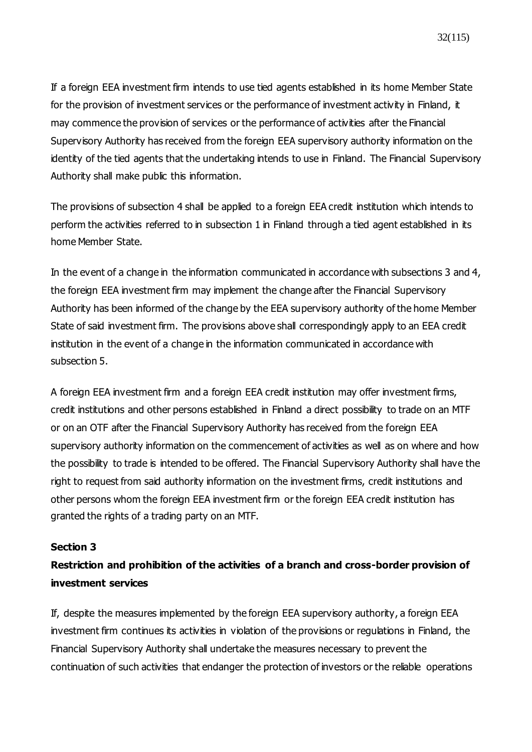If a foreign EEA investment firm intends to use tied agents established in its home Member State for the provision of investment services or the performance of investment activity in Finland, it may commence the provision of services or the performance of activities after the Financial Supervisory Authority has received from the foreign EEA supervisory authority information on the identity of the tied agents that the undertaking intends to use in Finland. The Financial Supervisory Authority shall make public this information.

The provisions of subsection 4 shall be applied to a foreign EEA credit institution which intends to perform the activities referred to in subsection 1 in Finland through a tied agent established in its home Member State.

In the event of a change in the information communicated in accordance with subsections 3 and 4, the foreign EEA investment firm may implement the change after the Financial Supervisory Authority has been informed of the change by the EEA supervisory authority of the home Member State of said investment firm. The provisions above shall correspondingly apply to an EEA credit institution in the event of a change in the information communicated in accordance with subsection 5.

A foreign EEA investment firm and a foreign EEA credit institution may offer investment firms, credit institutions and other persons established in Finland a direct possibility to trade on an MTF or on an OTF after the Financial Supervisory Authority has received from the foreign EEA supervisory authority information on the commencement of activities as well as on where and how the possibility to trade is intended to be offered. The Financial Supervisory Authority shall have the right to request from said authority information on the investment firms, credit institutions and other persons whom the foreign EEA investment firm or the foreign EEA credit institution has granted the rights of a trading party on an MTF.

**Section 3**

**Restriction and prohibition of the activities of a branch and cross-border provision of investment services**

If, despite the measures implemented by the foreign EEA supervisory authority, a foreign EEA investment firm continues its activities in violation of the provisions or regulations in Finland, the Financial Supervisory Authority shall undertake the measures necessary to prevent the continuation of such activities that endanger the protection of investors or the reliable operations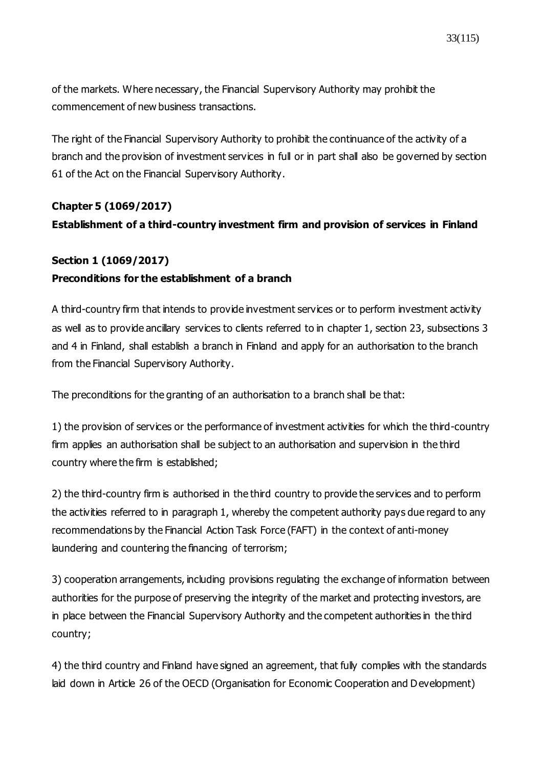of the markets. Where necessary, the Financial Supervisory Authority may prohibit the commencement of new business transactions.

The right of the Financial Supervisory Authority to prohibit the continuance of the activity of a branch and the provision of investment services in full or in part shall also be governed by section 61 of the Act on the Financial Supervisory Authority.

## Chapter 5 (1069/2017)

## Establishment of a third-country investment firm and provision of services in Finland

### Section 1 (1069/2017)

### Preconditions for the establishment of a branch

A third-country firm that intends to provide investment services or to perform investment activity as well as to provide ancillary services to clients referred to in chapter 1, section 23, subsections 3 and 4 in Finland, shall establish a branch in Finland and apply for an authorisation to the branch from the Financial Supervisory Authority.

The preconditions for the granting of an authorisation to a branch shall be that:

1) the provision of services or the performance of investment activities for which the third-country firm applies an authorisation shall be subject to an authorisation and supervision in the third country where the firm is established;

2) the third-country firm is authorised in the third country to provide the services and to perform the activities referred to in paragraph 1, whereby the competent authority pays due regard to any recommendations by the Financial Action Task Force (FAFT) in the context of anti-money laundering and countering the financing of terrorism;

3) cooperation arrangements, including provisions regulating the exchange of information between authorities for the purpose of preserving the integrity of the market and protecting investors, are in place between the Financial Supervisory Authority and the competent authorities in the third country;

4) the third country and Finland have signed an agreement, that fully complies with the standards laid down in Article 26 of the OECD (Organisation for Economic Cooperation and Development)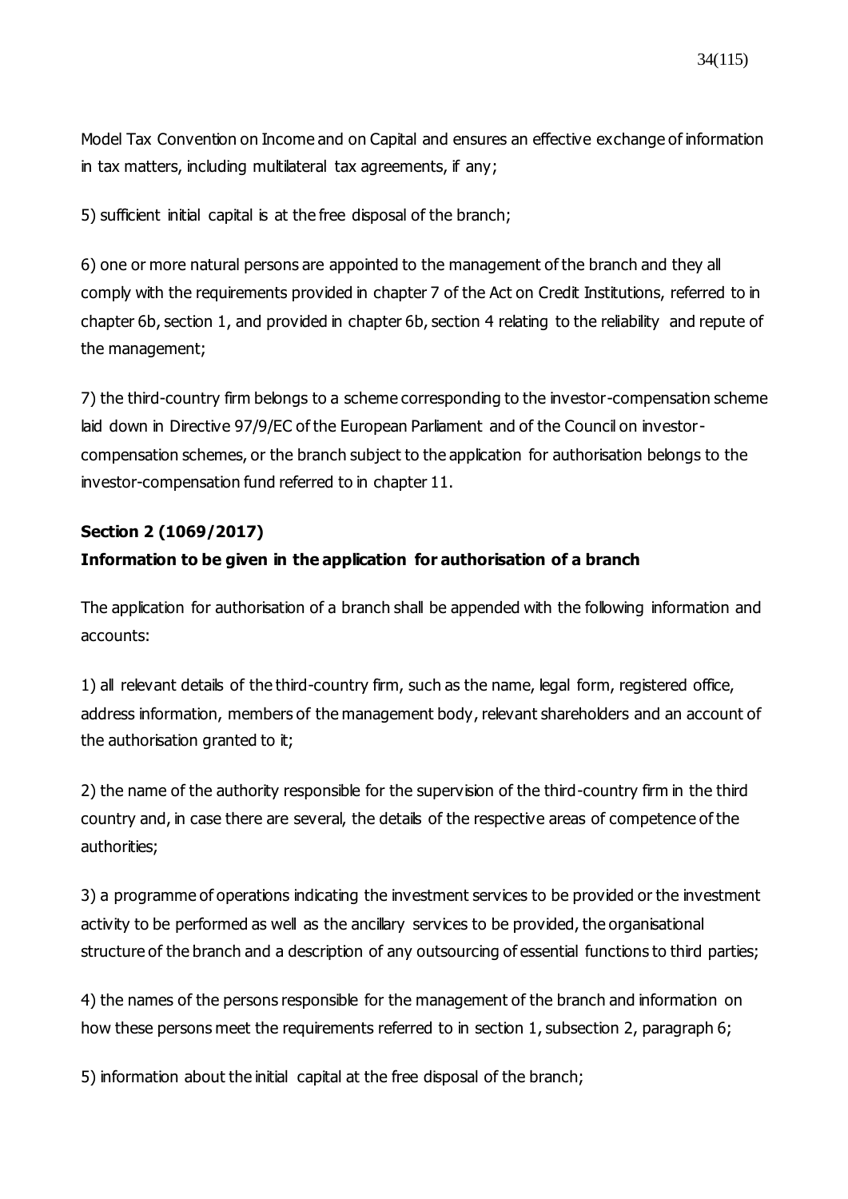Model Tax Convention on Income and on Capital and ensures an effective exchange of information in tax matters, including multilateral tax agreements, if any;

5) sufficient initial capital is at the free disposal of the branch;

6) one or more natural persons are appointed to the management of the branch and they all comply with the requirements provided in chapter 7 of the Act on Credit Institutions, referred to in chapter 6b, section 1, and provided in chapter 6b, section 4 relating to the reliability and repute of the management;

7) the third-country firm belongs to a scheme corresponding to the investor-compensation scheme laid down in Directive 97/9/EC of the European Parliament and of the Council on investor-compensation schemes, or the branch subject to the application for authorisation belongs to the investor-compensation fund referred to in chapter 11.

**Section 2 (1069/2017)**
**Information to be given in the application for authorisation of a branch**

The application for authorisation of a branch shall be appended with the following information and accounts:

1) all relevant details of the third-country firm, such as the name, legal form, registered office, address information, members of the management body, relevant shareholders and an account of the authorisation granted to it;

2) the name of the authority responsible for the supervision of the third-country firm in the third country and, in case there are several, the details of the respective areas of competence of the authorities;

3) a programme of operations indicating the investment services to be provided or the investment activity to be performed as well as the ancillary services to be provided, the organisational structure of the branch and a description of any outsourcing of essential functions to third parties;

4) the names of the persons responsible for the management of the branch and information on how these persons meet the requirements referred to in section 1, subsection 2, paragraph 6;

5) information about the initial capital at the free disposal of the branch;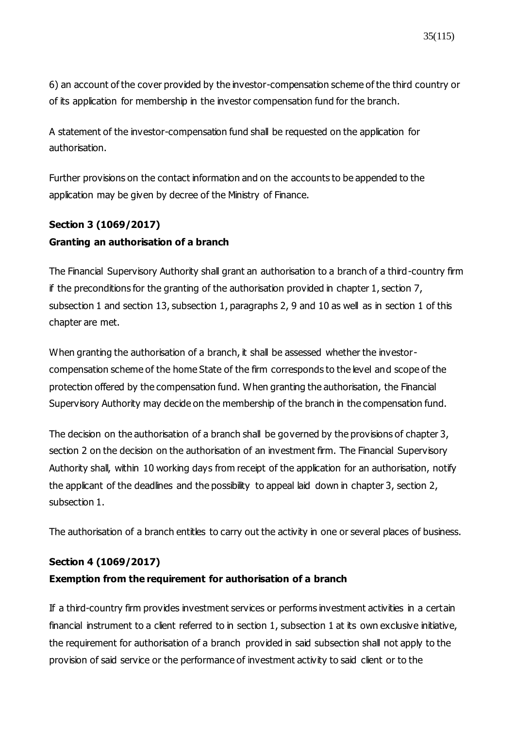6) an account of the cover provided by the investor-compensation scheme of the third country or of its application for membership in the investor compensation fund for the branch.

A statement of the investor-compensation fund shall be requested on the application for authorisation.

Further provisions on the contact information and on the accounts to be appended to the application may be given by decree of the Ministry of Finance.

**Section 3 (1069/2017)**
**Granting an authorisation of a branch**

The Financial Supervisory Authority shall grant an authorisation to a branch of a third-country firm if the preconditions for the granting of the authorisation provided in chapter 1, section 7, subsection 1 and section 13, subsection 1, paragraphs 2, 9 and 10 as well as in section 1 of this chapter are met.

When granting the authorisation of a branch, it shall be assessed whether the investor-compensation scheme of the home State of the firm corresponds to the level and scope of the protection offered by the compensation fund. When granting the authorisation, the Financial Supervisory Authority may decide on the membership of the branch in the compensation fund.

The decision on the authorisation of a branch shall be governed by the provisions of chapter 3, section 2 on the decision on the authorisation of an investment firm. The Financial Supervisory Authority shall, within 10 working days from receipt of the application for an authorisation, notify the applicant of the deadlines and the possibility to appeal laid down in chapter 3, section 2, subsection 1.

The authorisation of a branch entitles to carry out the activity in one or several places of business.

**Section 4 (1069/2017)**
**Exemption from the requirement for authorisation of a branch**

If a third-country firm provides investment services or performs investment activities in a certain financial instrument to a client referred to in section 1, subsection 1 at its own exclusive initiative, the requirement for authorisation of a branch provided in said subsection shall not apply to the provision of said service or the performance of investment activity to said client or to the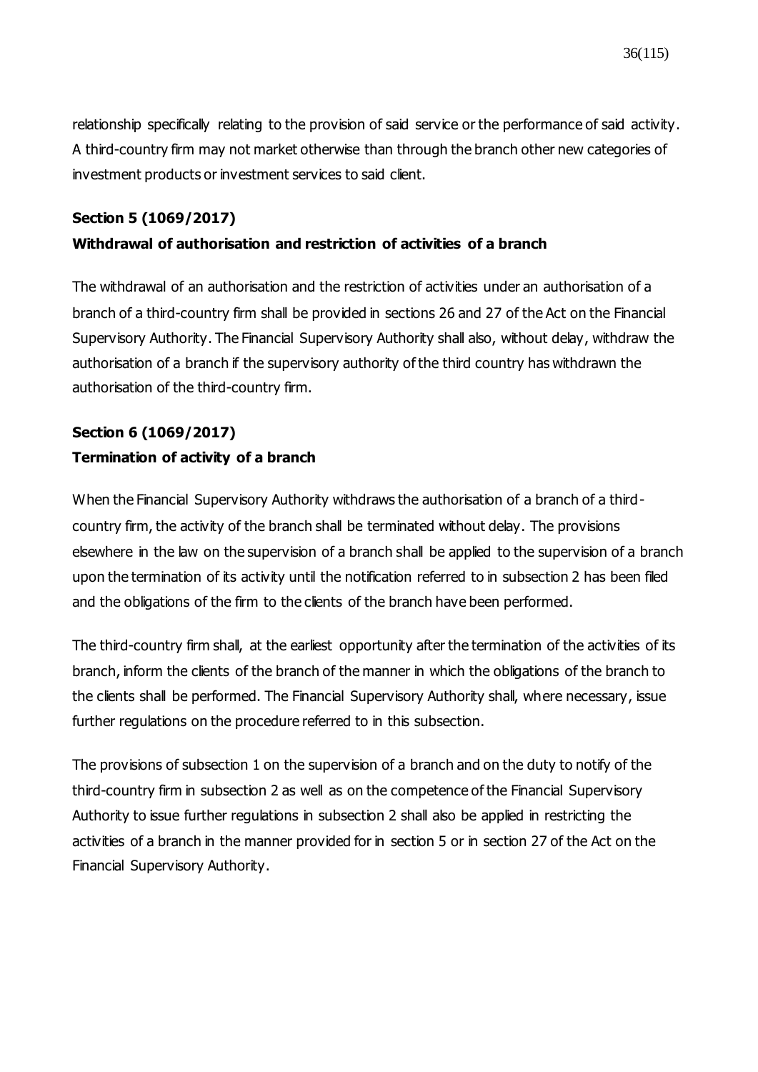relationship specifically relating to the provision of said service or the performance of said activity. A third-country firm may not market otherwise than through the branch other new categories of investment products or investment services to said client.

**Section 5 (1069/2017)**
**Withdrawal of authorisation and restriction of activities of a branch**

The withdrawal of an authorisation and the restriction of activities under an authorisation of a branch of a third-country firm shall be provided in sections 26 and 27 of the Act on the Financial Supervisory Authority. The Financial Supervisory Authority shall also, without delay, withdraw the authorisation of a branch if the supervisory authority of the third country has withdrawn the authorisation of the third-country firm.

**Section 6 (1069/2017)**
**Termination of activity of a branch**

When the Financial Supervisory Authority withdraws the authorisation of a branch of a third-country firm, the activity of the branch shall be terminated without delay. The provisions elsewhere in the law on the supervision of a branch shall be applied to the supervision of a branch upon the termination of its activity until the notification referred to in subsection 2 has been filed and the obligations of the firm to the clients of the branch have been performed.

The third-country firm shall, at the earliest opportunity after the termination of the activities of its branch, inform the clients of the branch of the manner in which the obligations of the branch to the clients shall be performed. The Financial Supervisory Authority shall, where necessary, issue further regulations on the procedure referred to in this subsection.

The provisions of subsection 1 on the supervision of a branch and on the duty to notify of the third-country firm in subsection 2 as well as on the competence of the Financial Supervisory Authority to issue further regulations in subsection 2 shall also be applied in restricting the activities of a branch in the manner provided for in section 5 or in section 27 of the Act on the Financial Supervisory Authority.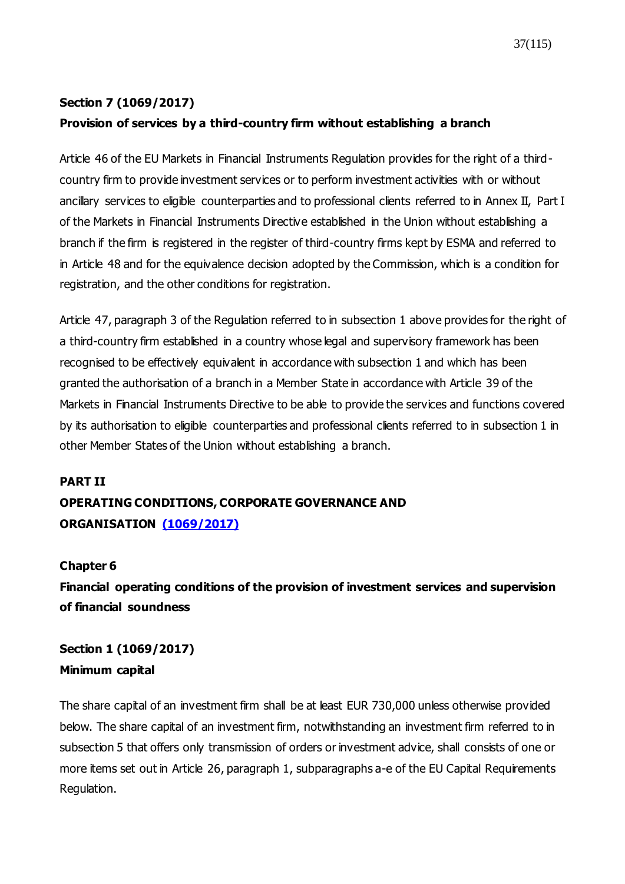**Section 7 (1069/2017)**

**Provision of services by a third-country firm without establishing a branch**

Article 46 of the EU Markets in Financial Instruments Regulation provides for the right of a third-country firm to provide investment services or to perform investment activities with or without ancillary services to eligible counterparties and to professional clients referred to in Annex II, Part I of the Markets in Financial Instruments Directive established in the Union without establishing a branch if the firm is registered in the register of third-country firms kept by ESMA and referred to in Article 48 and for the equivalence decision adopted by the Commission, which is a condition for registration, and the other conditions for registration.

Article 47, paragraph 3 of the Regulation referred to in subsection 1 above provides for the right of a third-country firm established in a country whose legal and supervisory framework has been recognised to be effectively equivalent in accordance with subsection 1 and which has been granted the authorisation of a branch in a Member State in accordance with Article 39 of the Markets in Financial Instruments Directive to be able to provide the services and functions covered by its authorisation to eligible counterparties and professional clients referred to in subsection 1 in other Member States of the Union without establishing a branch.

## PART II

## OPERATING CONDITIONS, CORPORATE GOVERNANCE AND ORGANISATION (1069/2017)

### Chapter 6

### Financial operating conditions of the provision of investment services and supervision of financial soundness

**Section 1 (1069/2017)**

**Minimum capital**

The share capital of an investment firm shall be at least EUR 730,000 unless otherwise provided below. The share capital of an investment firm, notwithstanding an investment firm referred to in subsection 5 that offers only transmission of orders or investment advice, shall consists of one or more items set out in Article 26, paragraph 1, subparagraphs a-e of the EU Capital Requirements Regulation.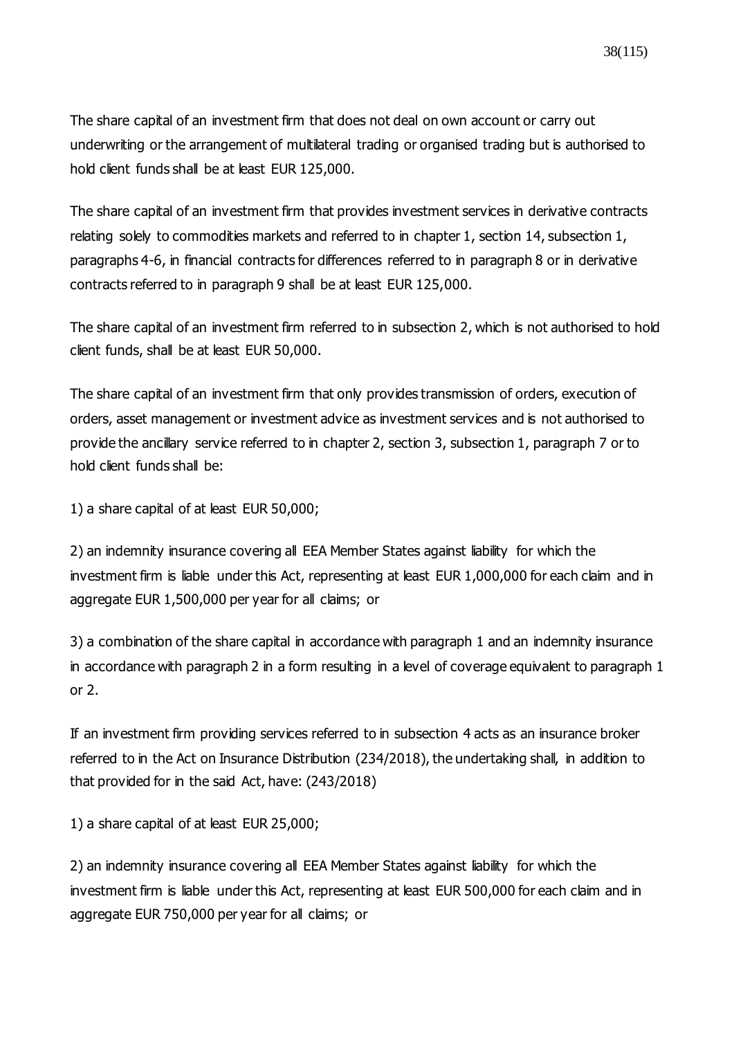The share capital of an investment firm that does not deal on own account or carry out underwriting or the arrangement of multilateral trading or organised trading but is authorised to hold client funds shall be at least EUR 125,000.

The share capital of an investment firm that provides investment services in derivative contracts relating solely to commodities markets and referred to in chapter 1, section 14, subsection 1, paragraphs 4-6, in financial contracts for differences referred to in paragraph 8 or in derivative contracts referred to in paragraph 9 shall be at least EUR 125,000.

The share capital of an investment firm referred to in subsection 2, which is not authorised to hold client funds, shall be at least EUR 50,000.

The share capital of an investment firm that only provides transmission of orders, execution of orders, asset management or investment advice as investment services and is not authorised to provide the ancillary service referred to in chapter 2, section 3, subsection 1, paragraph 7 or to hold client funds shall be:

1) a share capital of at least EUR 50,000;

2) an indemnity insurance covering all EEA Member States against liability for which the investment firm is liable under this Act, representing at least EUR 1,000,000 for each claim and in aggregate EUR 1,500,000 per year for all claims; or

3) a combination of the share capital in accordance with paragraph 1 and an indemnity insurance in accordance with paragraph 2 in a form resulting in a level of coverage equivalent to paragraph 1 or 2.

If an investment firm providing services referred to in subsection 4 acts as an insurance broker referred to in the Act on Insurance Distribution (234/2018), the undertaking shall, in addition to that provided for in the said Act, have: (243/2018)

1) a share capital of at least EUR 25,000;

2) an indemnity insurance covering all EEA Member States against liability for which the investment firm is liable under this Act, representing at least EUR 500,000 for each claim and in aggregate EUR 750,000 per year for all claims; or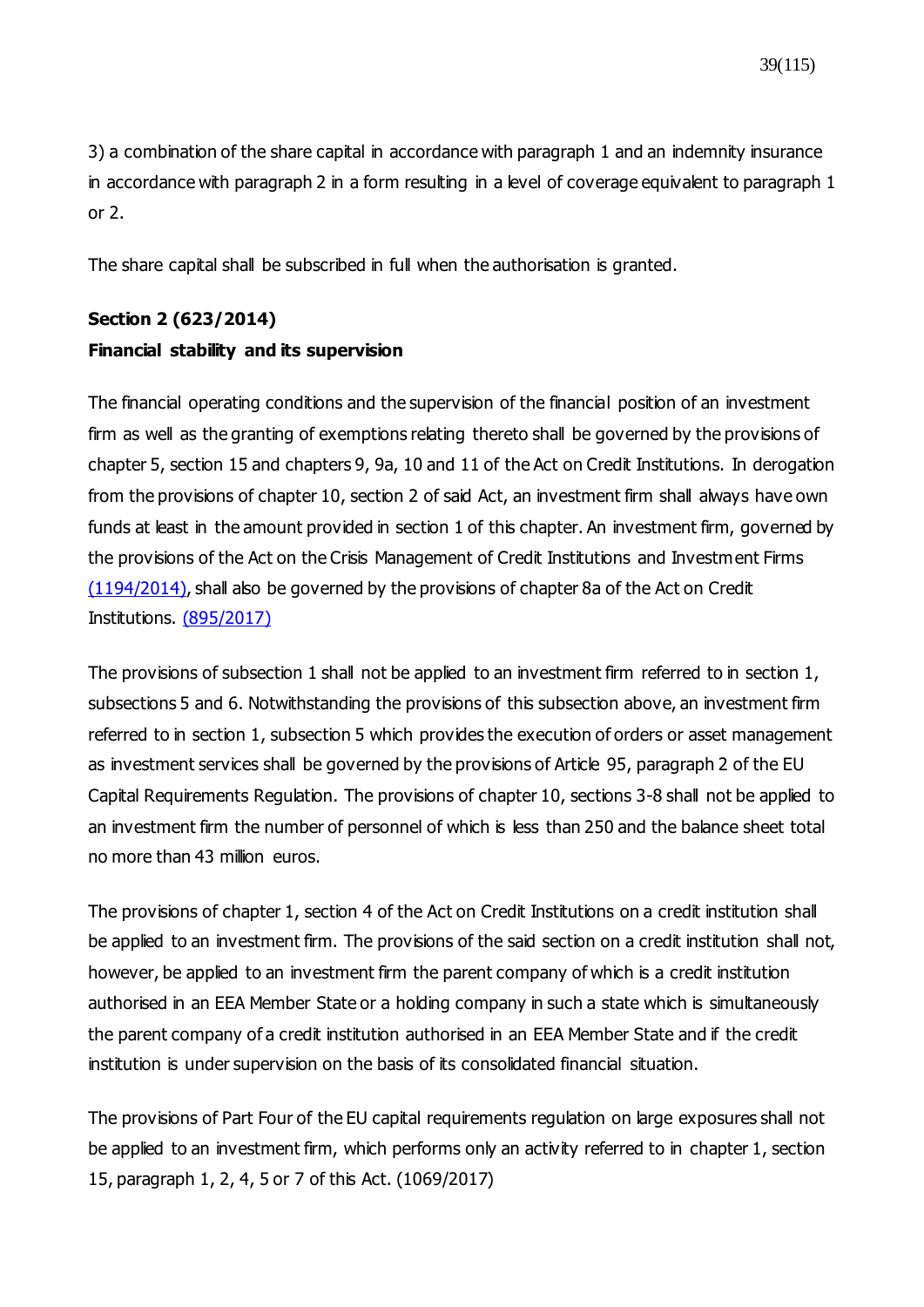3) a combination of the share capital in accordance with paragraph 1 and an indemnity insurance in accordance with paragraph 2 in a form resulting in a level of coverage equivalent to paragraph 1 or 2.

The share capital shall be subscribed in full when the authorisation is granted.

**Section 2 (623/2014)**
**Financial stability and its supervision**

The financial operating conditions and the supervision of the financial position of an investment firm as well as the granting of exemptions relating thereto shall be governed by the provisions of chapter 5, section 15 and chapters 9, 9a, 10 and 11 of the Act on Credit Institutions. In derogation from the provisions of chapter 10, section 2 of said Act, an investment firm shall always have own funds at least in the amount provided in section 1 of this chapter. An investment firm, governed by the provisions of the Act on the Crisis Management of Credit Institutions and Investment Firms (1194/2014), shall also be governed by the provisions of chapter 8a of the Act on Credit Institutions. (895/2017)

The provisions of subsection 1 shall not be applied to an investment firm referred to in section 1, subsections 5 and 6. Notwithstanding the provisions of this subsection above, an investment firm referred to in section 1, subsection 5 which provides the execution of orders or asset management as investment services shall be governed by the provisions of Article 95, paragraph 2 of the EU Capital Requirements Regulation. The provisions of chapter 10, sections 3-8 shall not be applied to an investment firm the number of personnel of which is less than 250 and the balance sheet total no more than 43 million euros.

The provisions of chapter 1, section 4 of the Act on Credit Institutions on a credit institution shall be applied to an investment firm. The provisions of the said section on a credit institution shall not, however, be applied to an investment firm the parent company of which is a credit institution authorised in an EEA Member State or a holding company in such a state which is simultaneously the parent company of a credit institution authorised in an EEA Member State and if the credit institution is under supervision on the basis of its consolidated financial situation.

The provisions of Part Four of the EU capital requirements regulation on large exposures shall not be applied to an investment firm, which performs only an activity referred to in chapter 1, section 15, paragraph 1, 2, 4, 5 or 7 of this Act. (1069/2017)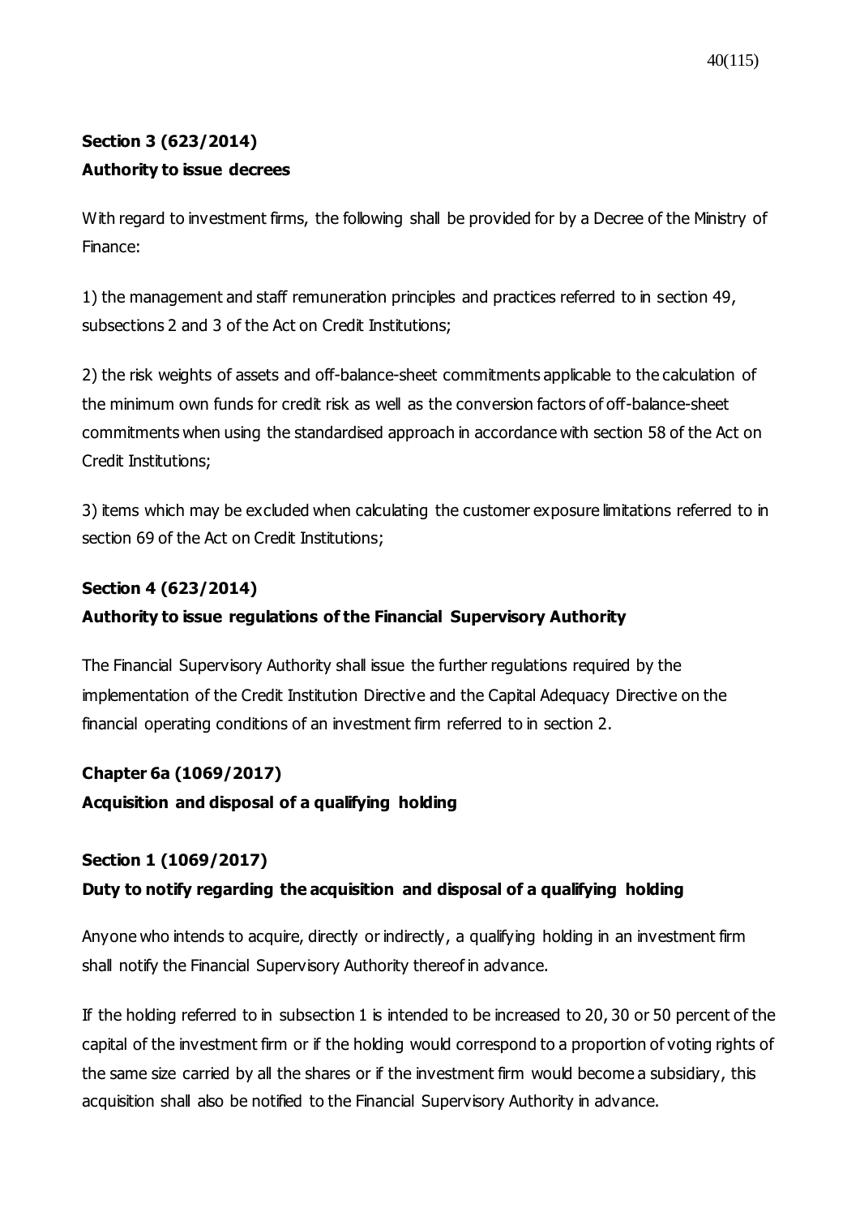**Section 3 (623/2014)**
**Authority to issue decrees**

With regard to investment firms, the following shall be provided for by a Decree of the Ministry of Finance:

1) the management and staff remuneration principles and practices referred to in section 49, subsections 2 and 3 of the Act on Credit Institutions;

2) the risk weights of assets and off-balance-sheet commitments applicable to the calculation of the minimum own funds for credit risk as well as the conversion factors of off-balance-sheet commitments when using the standardised approach in accordance with section 58 of the Act on Credit Institutions;

3) items which may be excluded when calculating the customer exposure limitations referred to in section 69 of the Act on Credit Institutions;

**Section 4 (623/2014)**
**Authority to issue regulations of the Financial Supervisory Authority**

The Financial Supervisory Authority shall issue the further regulations required by the implementation of the Credit Institution Directive and the Capital Adequacy Directive on the financial operating conditions of an investment firm referred to in section 2.

**Chapter 6a (1069/2017)**
**Acquisition and disposal of a qualifying holding**

**Section 1 (1069/2017)**
**Duty to notify regarding the acquisition and disposal of a qualifying holding**

Anyone who intends to acquire, directly or indirectly, a qualifying holding in an investment firm shall notify the Financial Supervisory Authority thereof in advance.

If the holding referred to in subsection 1 is intended to be increased to 20, 30 or 50 percent of the capital of the investment firm or if the holding would correspond to a proportion of voting rights of the same size carried by all the shares or if the investment firm would become a subsidiary, this acquisition shall also be notified to the Financial Supervisory Authority in advance.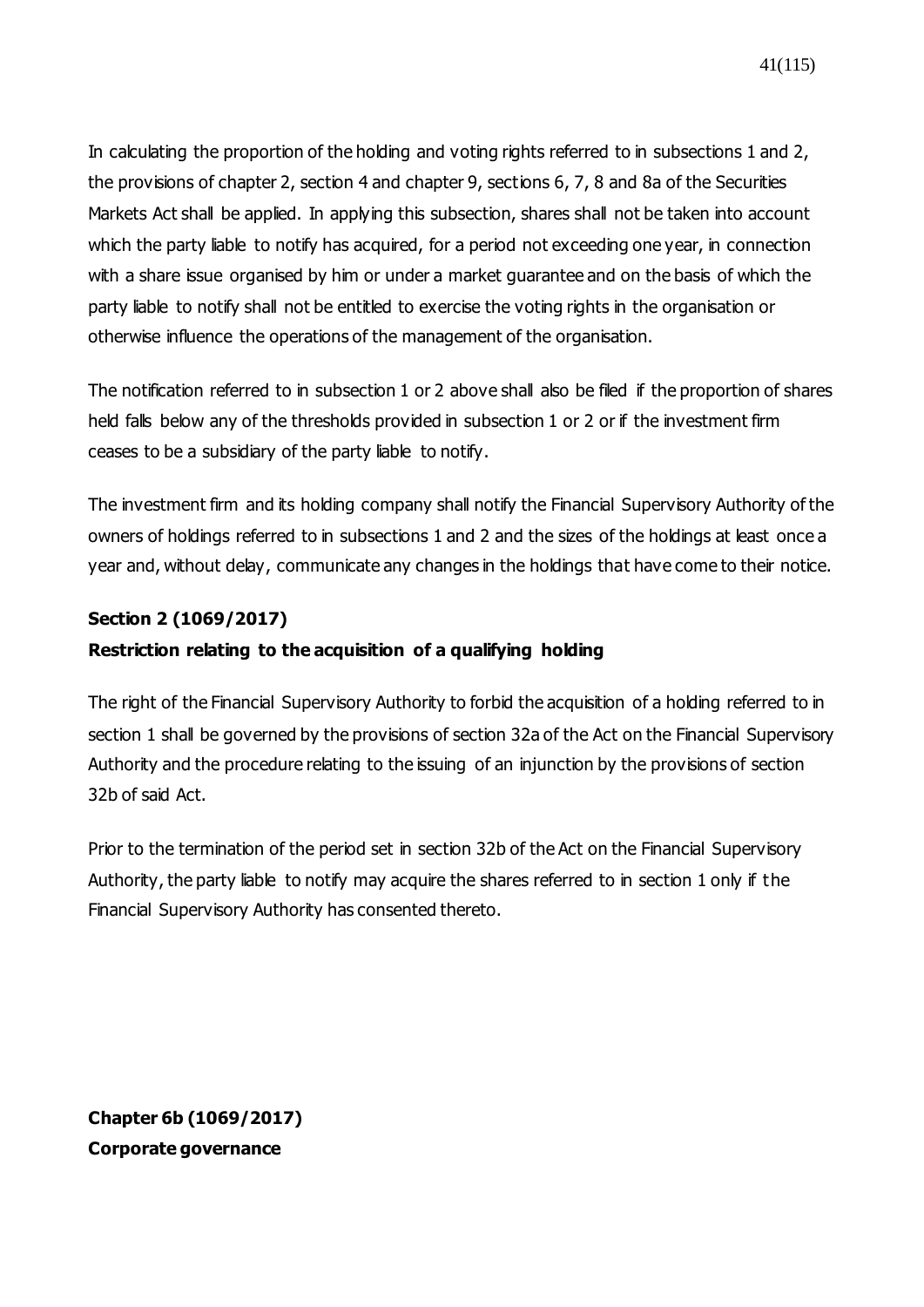In calculating the proportion of the holding and voting rights referred to in subsections 1 and 2, the provisions of chapter 2, section 4 and chapter 9, sections 6, 7, 8 and 8a of the Securities Markets Act shall be applied. In applying this subsection, shares shall not be taken into account which the party liable to notify has acquired, for a period not exceeding one year, in connection with a share issue organised by him or under a market guarantee and on the basis of which the party liable to notify shall not be entitled to exercise the voting rights in the organisation or otherwise influence the operations of the management of the organisation.

The notification referred to in subsection 1 or 2 above shall also be filed if the proportion of shares held falls below any of the thresholds provided in subsection 1 or 2 or if the investment firm ceases to be a subsidiary of the party liable to notify.

The investment firm and its holding company shall notify the Financial Supervisory Authority of the owners of holdings referred to in subsections 1 and 2 and the sizes of the holdings at least once a year and, without delay, communicate any changes in the holdings that have come to their notice.

**Section 2 (1069/2017)**
**Restriction relating to the acquisition of a qualifying holding**

The right of the Financial Supervisory Authority to forbid the acquisition of a holding referred to in section 1 shall be governed by the provisions of section 32a of the Act on the Financial Supervisory Authority and the procedure relating to the issuing of an injunction by the provisions of section 32b of said Act.

Prior to the termination of the period set in section 32b of the Act on the Financial Supervisory Authority, the party liable to notify may acquire the shares referred to in section 1 only if the Financial Supervisory Authority has consented thereto.

**Chapter 6b (1069/2017)**
**Corporate governance**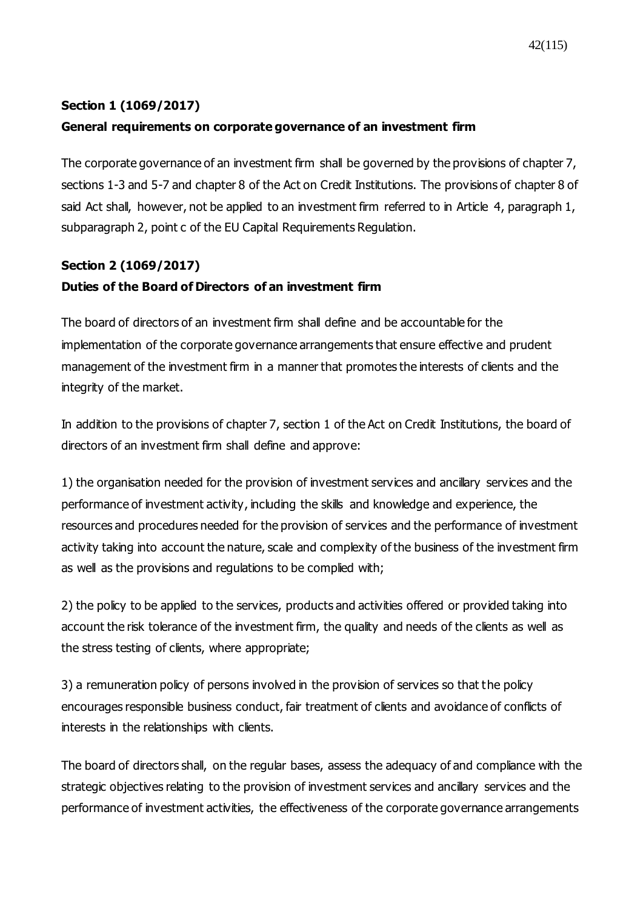**Section 1 (1069/2017)**
**General requirements on corporate governance of an investment firm**

The corporate governance of an investment firm shall be governed by the provisions of chapter 7, sections 1-3 and 5-7 and chapter 8 of the Act on Credit Institutions. The provisions of chapter 8 of said Act shall, however, not be applied to an investment firm referred to in Article 4, paragraph 1, subparagraph 2, point c of the EU Capital Requirements Regulation.

**Section 2 (1069/2017)**
**Duties of the Board of Directors of an investment firm**

The board of directors of an investment firm shall define and be accountable for the implementation of the corporate governance arrangements that ensure effective and prudent management of the investment firm in a manner that promotes the interests of clients and the integrity of the market.

In addition to the provisions of chapter 7, section 1 of the Act on Credit Institutions, the board of directors of an investment firm shall define and approve:

1) the organisation needed for the provision of investment services and ancillary services and the performance of investment activity, including the skills and knowledge and experience, the resources and procedures needed for the provision of services and the performance of investment activity taking into account the nature, scale and complexity of the business of the investment firm as well as the provisions and regulations to be complied with;

2) the policy to be applied to the services, products and activities offered or provided taking into account the risk tolerance of the investment firm, the quality and needs of the clients as well as the stress testing of clients, where appropriate;

3) a remuneration policy of persons involved in the provision of services so that the policy encourages responsible business conduct, fair treatment of clients and avoidance of conflicts of interests in the relationships with clients.

The board of directors shall, on the regular bases, assess the adequacy of and compliance with the strategic objectives relating to the provision of investment services and ancillary services and the performance of investment activities, the effectiveness of the corporate governance arrangements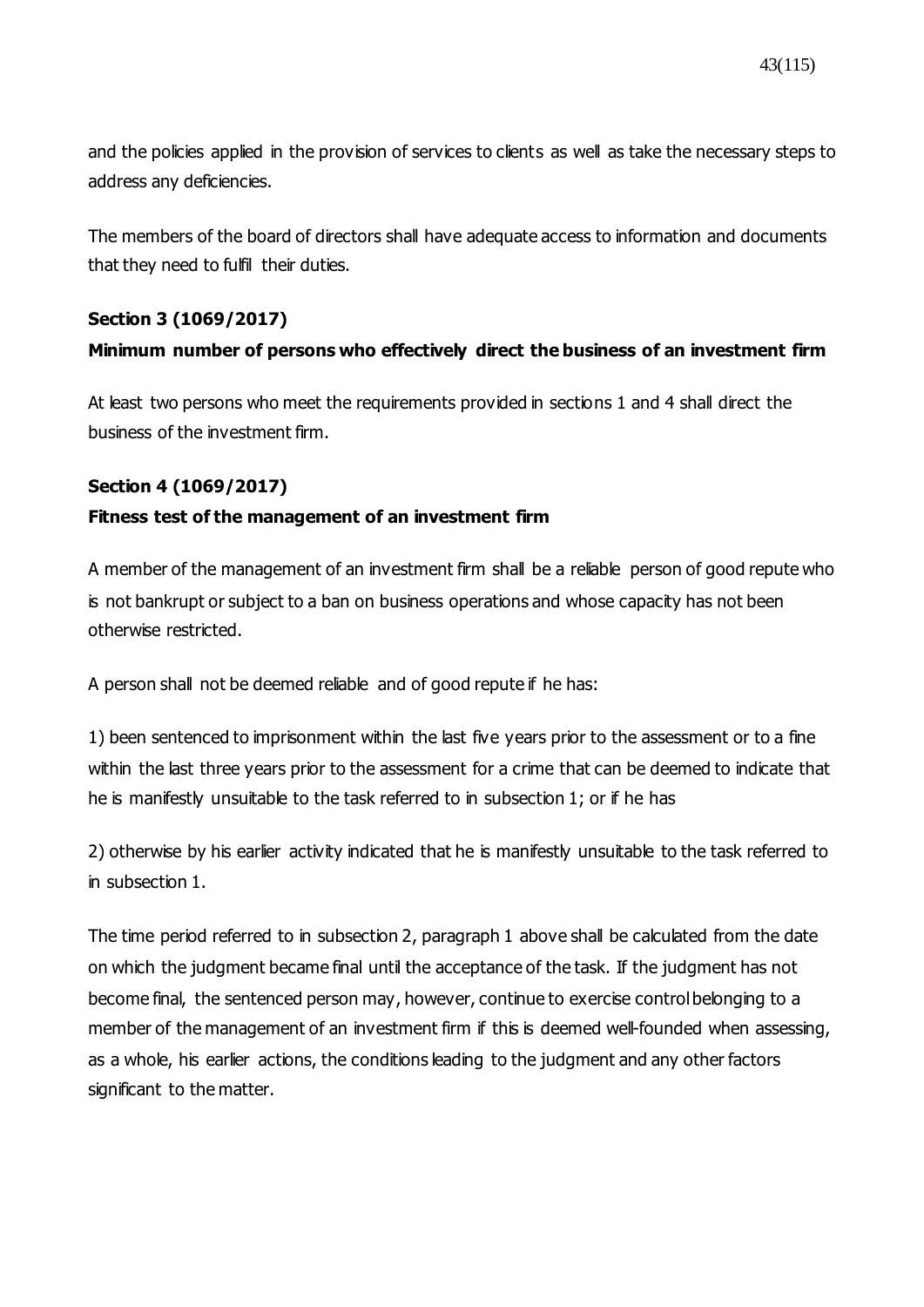and the policies applied in the provision of services to clients as well as take the necessary steps to address any deficiencies.

The members of the board of directors shall have adequate access to information and documents that they need to fulfil their duties.

**Section 3 (1069/2017)**

**Minimum number of persons who effectively direct the business of an investment firm**

At least two persons who meet the requirements provided in sections 1 and 4 shall direct the business of the investment firm.

**Section 4 (1069/2017)**

**Fitness test of the management of an investment firm**

A member of the management of an investment firm shall be a reliable person of good repute who is not bankrupt or subject to a ban on business operations and whose capacity has not been otherwise restricted.

A person shall not be deemed reliable and of good repute if he has:

1) been sentenced to imprisonment within the last five years prior to the assessment or to a fine within the last three years prior to the assessment for a crime that can be deemed to indicate that he is manifestly unsuitable to the task referred to in subsection 1; or if he has

2) otherwise by his earlier activity indicated that he is manifestly unsuitable to the task referred to in subsection 1.

The time period referred to in subsection 2, paragraph 1 above shall be calculated from the date on which the judgment became final until the acceptance of the task. If the judgment has not become final, the sentenced person may, however, continue to exercise control belonging to a member of the management of an investment firm if this is deemed well-founded when assessing, as a whole, his earlier actions, the conditions leading to the judgment and any other factors significant to the matter.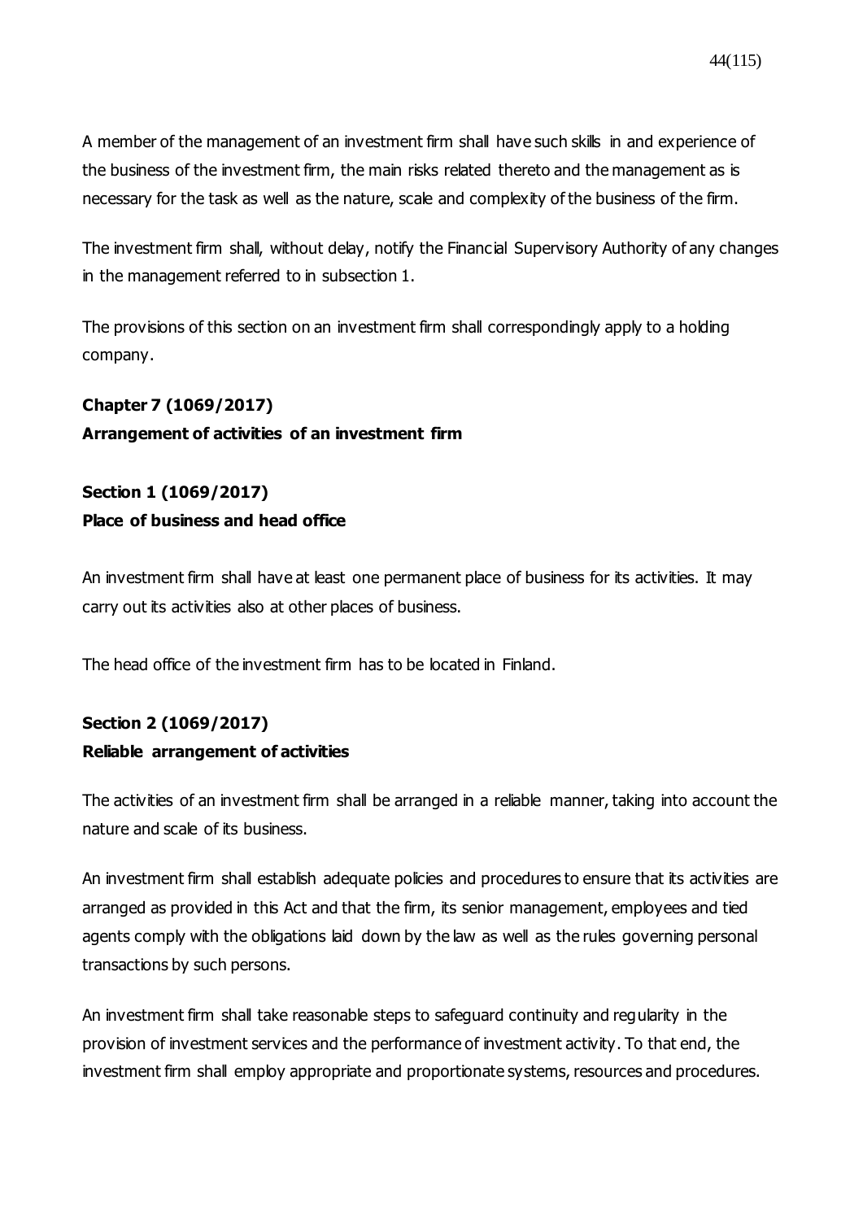A member of the management of an investment firm shall have such skills in and experience of the business of the investment firm, the main risks related thereto and the management as is necessary for the task as well as the nature, scale and complexity of the business of the firm.

The investment firm shall, without delay, notify the Financial Supervisory Authority of any changes in the management referred to in subsection 1.

The provisions of this section on an investment firm shall correspondingly apply to a holding company.

## Chapter 7 (1069/2017)
## Arrangement of activities of an investment firm

### Section 1 (1069/2017)
### Place of business and head office

An investment firm shall have at least one permanent place of business for its activities. It may carry out its activities also at other places of business.

The head office of the investment firm has to be located in Finland.

### Section 2 (1069/2017)
### Reliable arrangement of activities

The activities of an investment firm shall be arranged in a reliable manner, taking into account the nature and scale of its business.

An investment firm shall establish adequate policies and procedures to ensure that its activities are arranged as provided in this Act and that the firm, its senior management, employees and tied agents comply with the obligations laid down by the law as well as the rules governing personal transactions by such persons.

An investment firm shall take reasonable steps to safeguard continuity and regularity in the provision of investment services and the performance of investment activity. To that end, the investment firm shall employ appropriate and proportionate systems, resources and procedures.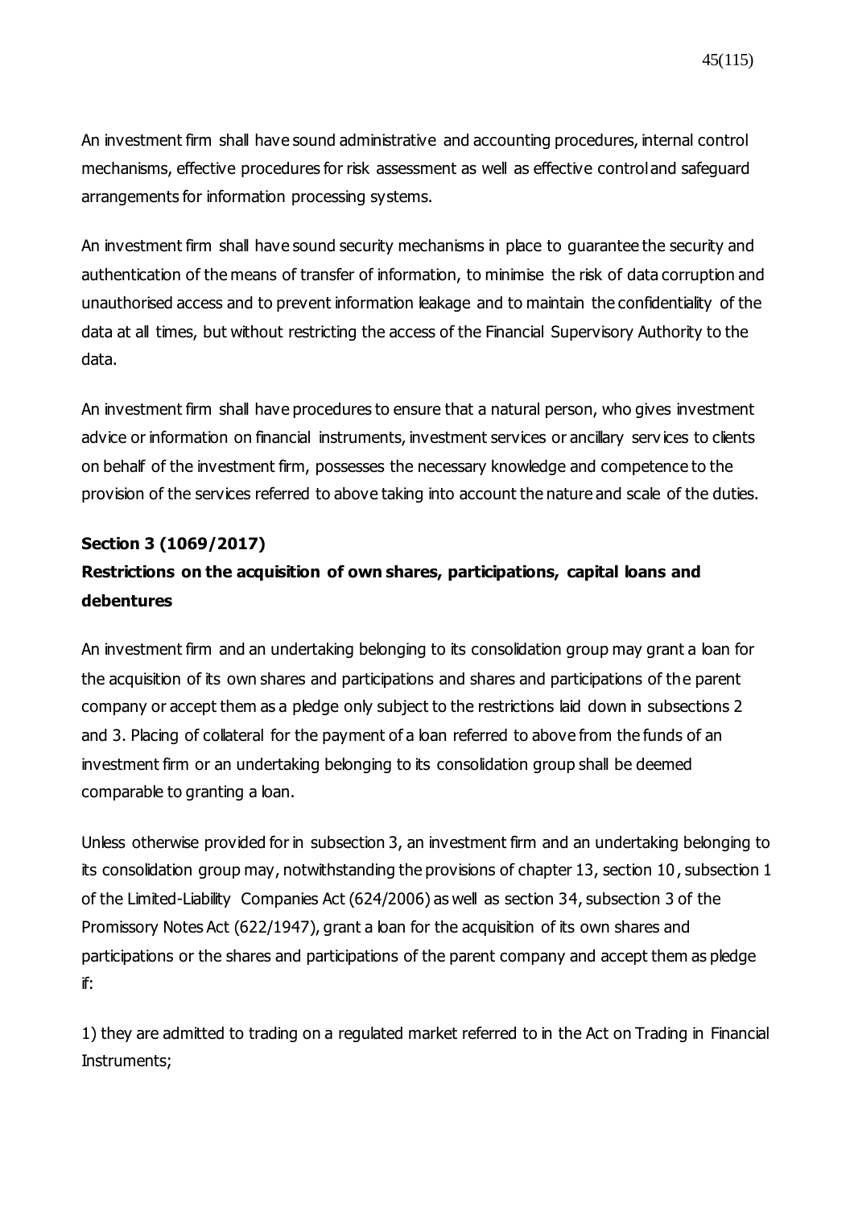An investment firm shall have sound administrative and accounting procedures, internal control mechanisms, effective procedures for risk assessment as well as effective control and safeguard arrangements for information processing systems.

An investment firm shall have sound security mechanisms in place to guarantee the security and authentication of the means of transfer of information, to minimise the risk of data corruption and unauthorised access and to prevent information leakage and to maintain the confidentiality of the data at all times, but without restricting the access of the Financial Supervisory Authority to the data.

An investment firm shall have procedures to ensure that a natural person, who gives investment advice or information on financial instruments, investment services or ancillary services to clients on behalf of the investment firm, possesses the necessary knowledge and competence to the provision of the services referred to above taking into account the nature and scale of the duties.

**Section 3 (1069/2017)**

**Restrictions on the acquisition of own shares, participations, capital loans and debentures**

An investment firm and an undertaking belonging to its consolidation group may grant a loan for the acquisition of its own shares and participations and shares and participations of the parent company or accept them as a pledge only subject to the restrictions laid down in subsections 2 and 3. Placing of collateral for the payment of a loan referred to above from the funds of an investment firm or an undertaking belonging to its consolidation group shall be deemed comparable to granting a loan.

Unless otherwise provided for in subsection 3, an investment firm and an undertaking belonging to its consolidation group may, notwithstanding the provisions of chapter 13, section 10, subsection 1 of the Limited-Liability Companies Act (624/2006) as well as section 34, subsection 3 of the Promissory Notes Act (622/1947), grant a loan for the acquisition of its own shares and participations or the shares and participations of the parent company and accept them as pledge if:

1) they are admitted to trading on a regulated market referred to in the Act on Trading in Financial Instruments;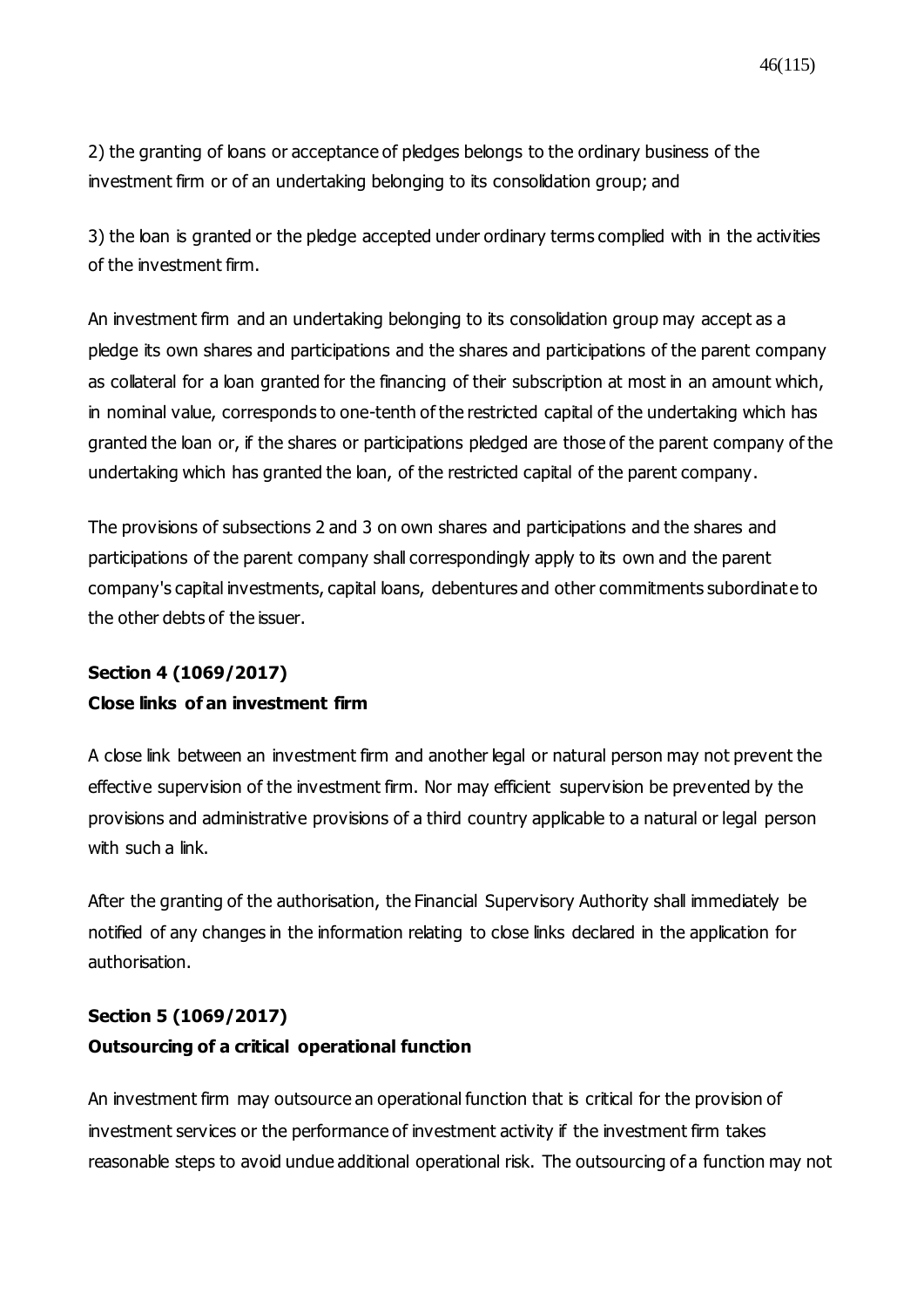2) the granting of loans or acceptance of pledges belongs to the ordinary business of the investment firm or of an undertaking belonging to its consolidation group; and

3) the loan is granted or the pledge accepted under ordinary terms complied with in the activities of the investment firm.

An investment firm and an undertaking belonging to its consolidation group may accept as a pledge its own shares and participations and the shares and participations of the parent company as collateral for a loan granted for the financing of their subscription at most in an amount which, in nominal value, corresponds to one-tenth of the restricted capital of the undertaking which has granted the loan or, if the shares or participations pledged are those of the parent company of the undertaking which has granted the loan, of the restricted capital of the parent company.

The provisions of subsections 2 and 3 on own shares and participations and the shares and participations of the parent company shall correspondingly apply to its own and the parent company's capital investments, capital loans, debentures and other commitments subordinate to the other debts of the issuer.

**Section 4 (1069/2017)**
**Close links of an investment firm**

A close link between an investment firm and another legal or natural person may not prevent the effective supervision of the investment firm. Nor may efficient supervision be prevented by the provisions and administrative provisions of a third country applicable to a natural or legal person with such a link.

After the granting of the authorisation, the Financial Supervisory Authority shall immediately be notified of any changes in the information relating to close links declared in the application for authorisation.

**Section 5 (1069/2017)**
**Outsourcing of a critical operational function**

An investment firm may outsource an operational function that is critical for the provision of investment services or the performance of investment activity if the investment firm takes reasonable steps to avoid undue additional operational risk. The outsourcing of a function may not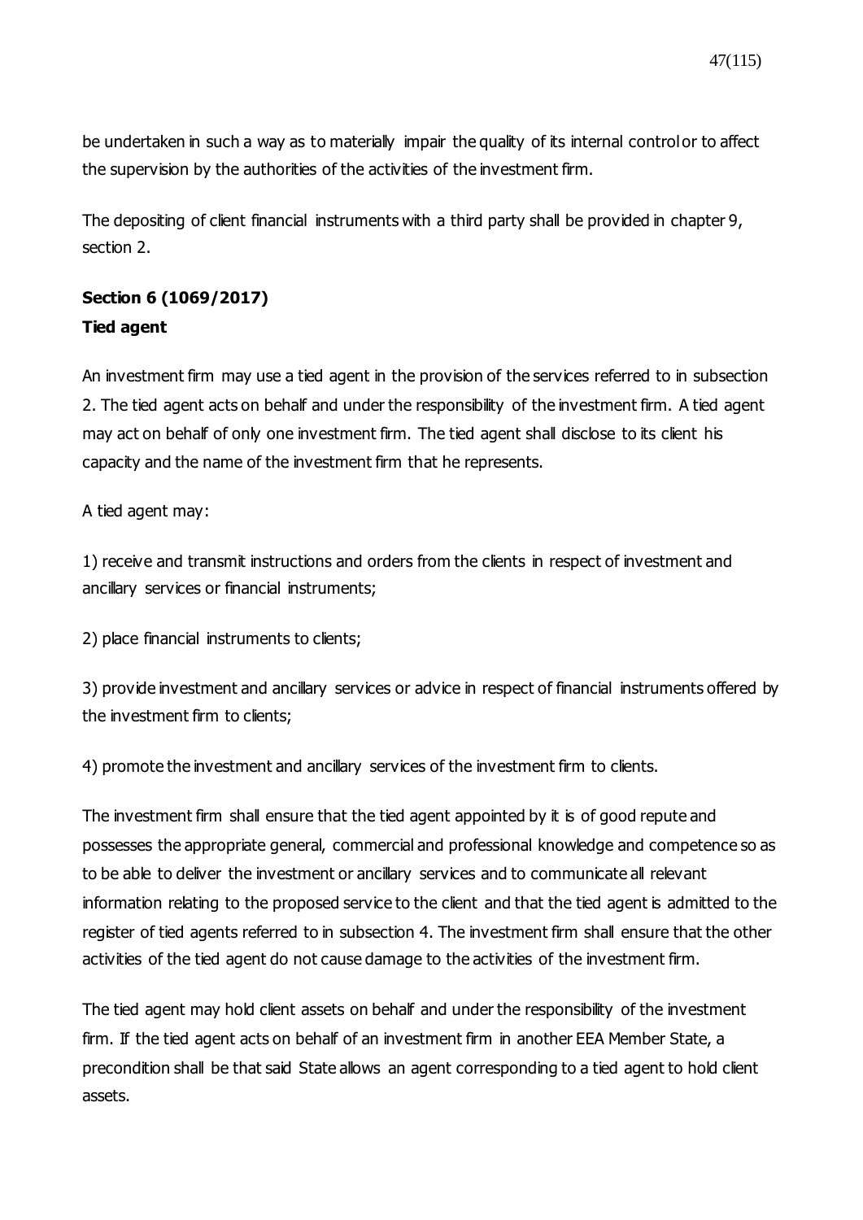be undertaken in such a way as to materially impair the quality of its internal control or to affect the supervision by the authorities of the activities of the investment firm.

The depositing of client financial instruments with a third party shall be provided in chapter 9, section 2.

**Section 6 (1069/2017)**
**Tied agent**

An investment firm may use a tied agent in the provision of the services referred to in subsection 2. The tied agent acts on behalf and under the responsibility of the investment firm. A tied agent may act on behalf of only one investment firm. The tied agent shall disclose to its client his capacity and the name of the investment firm that he represents.

A tied agent may:

1) receive and transmit instructions and orders from the clients in respect of investment and ancillary services or financial instruments;

2) place financial instruments to clients;

3) provide investment and ancillary services or advice in respect of financial instruments offered by the investment firm to clients;

4) promote the investment and ancillary services of the investment firm to clients.

The investment firm shall ensure that the tied agent appointed by it is of good repute and possesses the appropriate general, commercial and professional knowledge and competence so as to be able to deliver the investment or ancillary services and to communicate all relevant information relating to the proposed service to the client and that the tied agent is admitted to the register of tied agents referred to in subsection 4. The investment firm shall ensure that the other activities of the tied agent do not cause damage to the activities of the investment firm.

The tied agent may hold client assets on behalf and under the responsibility of the investment firm. If the tied agent acts on behalf of an investment firm in another EEA Member State, a precondition shall be that said State allows an agent corresponding to a tied agent to hold client assets.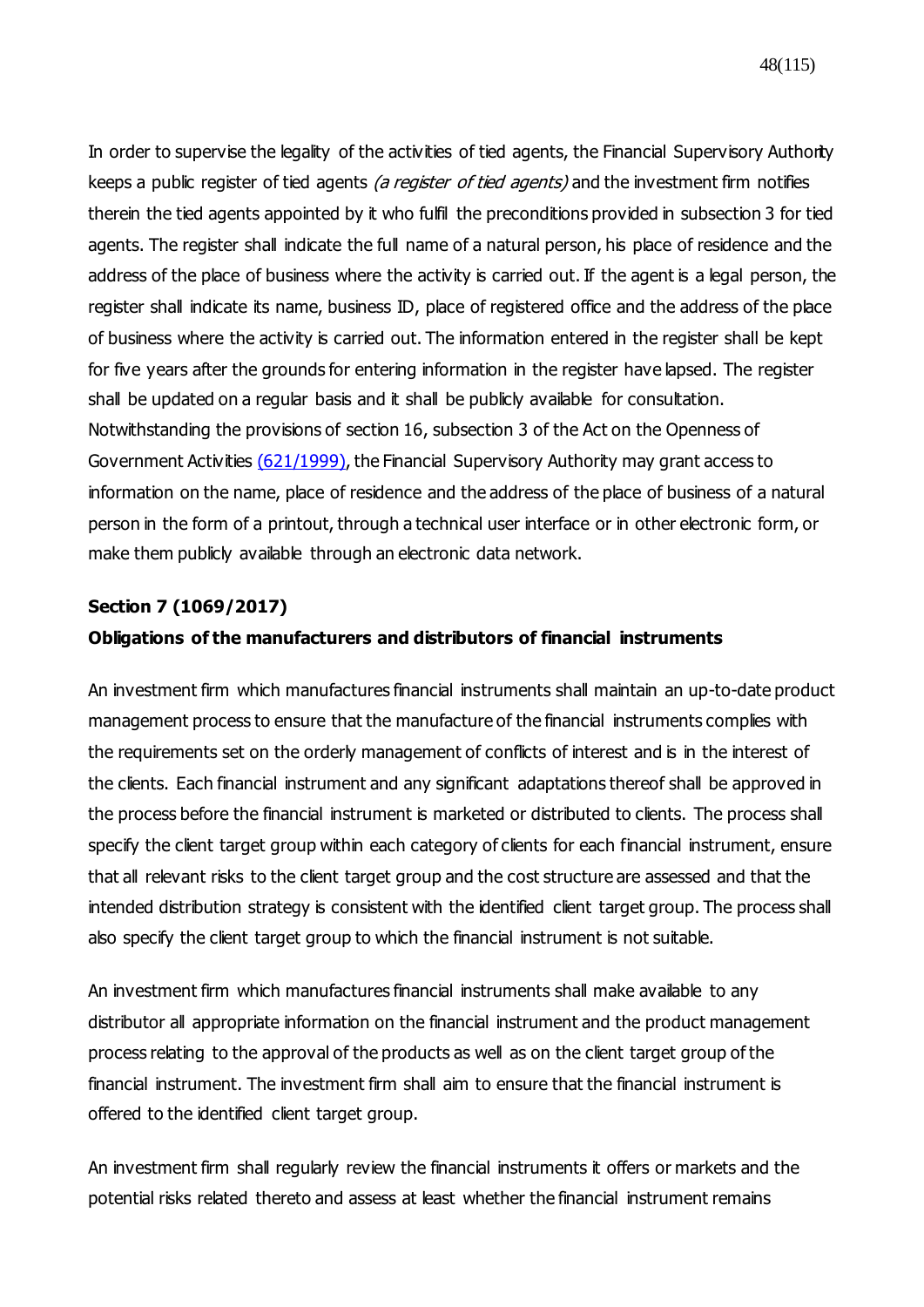In order to supervise the legality of the activities of tied agents, the Financial Supervisory Authority keeps a public register of tied agents *(a register of tied agents)* and the investment firm notifies therein the tied agents appointed by it who fulfil the preconditions provided in subsection 3 for tied agents. The register shall indicate the full name of a natural person, his place of residence and the address of the place of business where the activity is carried out. If the agent is a legal person, the register shall indicate its name, business ID, place of registered office and the address of the place of business where the activity is carried out. The information entered in the register shall be kept for five years after the grounds for entering information in the register have lapsed. The register shall be updated on a regular basis and it shall be publicly available for consultation. Notwithstanding the provisions of section 16, subsection 3 of the Act on the Openness of Government Activities [(621/1999)](#), the Financial Supervisory Authority may grant access to information on the name, place of residence and the address of the place of business of a natural person in the form of a printout, through a technical user interface or in other electronic form, or make them publicly available through an electronic data network.

**Section 7 (1069/2017)**

**Obligations of the manufacturers and distributors of financial instruments**

An investment firm which manufactures financial instruments shall maintain an up-to-date product management process to ensure that the manufacture of the financial instruments complies with the requirements set on the orderly management of conflicts of interest and is in the interest of the clients. Each financial instrument and any significant adaptations thereof shall be approved in the process before the financial instrument is marketed or distributed to clients. The process shall specify the client target group within each category of clients for each financial instrument, ensure that all relevant risks to the client target group and the cost structure are assessed and that the intended distribution strategy is consistent with the identified client target group. The process shall also specify the client target group to which the financial instrument is not suitable.

An investment firm which manufactures financial instruments shall make available to any distributor all appropriate information on the financial instrument and the product management process relating to the approval of the products as well as on the client target group of the financial instrument. The investment firm shall aim to ensure that the financial instrument is offered to the identified client target group.

An investment firm shall regularly review the financial instruments it offers or markets and the potential risks related thereto and assess at least whether the financial instrument remains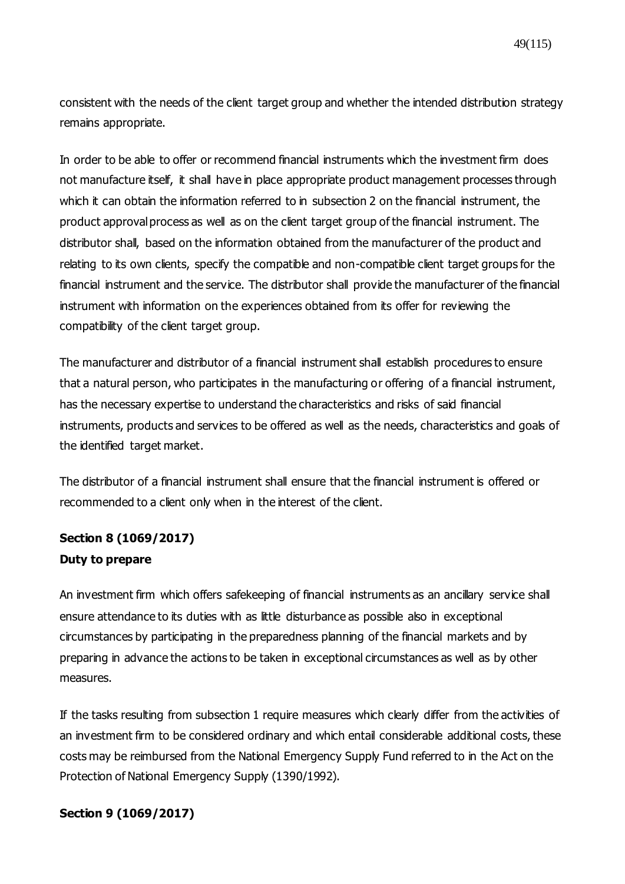consistent with the needs of the client target group and whether the intended distribution strategy remains appropriate.

In order to be able to offer or recommend financial instruments which the investment firm does not manufacture itself, it shall have in place appropriate product management processes through which it can obtain the information referred to in subsection 2 on the financial instrument, the product approval process as well as on the client target group of the financial instrument. The distributor shall, based on the information obtained from the manufacturer of the product and relating to its own clients, specify the compatible and non-compatible client target groups for the financial instrument and the service. The distributor shall provide the manufacturer of the financial instrument with information on the experiences obtained from its offer for reviewing the compatibility of the client target group.

The manufacturer and distributor of a financial instrument shall establish procedures to ensure that a natural person, who participates in the manufacturing or offering of a financial instrument, has the necessary expertise to understand the characteristics and risks of said financial instruments, products and services to be offered as well as the needs, characteristics and goals of the identified target market.

The distributor of a financial instrument shall ensure that the financial instrument is offered or recommended to a client only when in the interest of the client.

**Section 8 (1069/2017)**
**Duty to prepare**

An investment firm which offers safekeeping of financial instruments as an ancillary service shall ensure attendance to its duties with as little disturbance as possible also in exceptional circumstances by participating in the preparedness planning of the financial markets and by preparing in advance the actions to be taken in exceptional circumstances as well as by other measures.

If the tasks resulting from subsection 1 require measures which clearly differ from the activities of an investment firm to be considered ordinary and which entail considerable additional costs, these costs may be reimbursed from the National Emergency Supply Fund referred to in the Act on the Protection of National Emergency Supply (1390/1992).

**Section 9 (1069/2017)**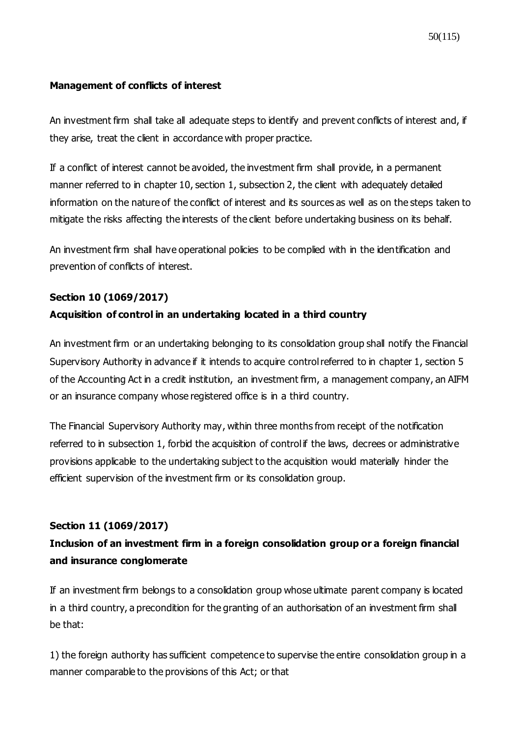**Management of conflicts of interest**

An investment firm shall take all adequate steps to identify and prevent conflicts of interest and, if they arise, treat the client in accordance with proper practice.

If a conflict of interest cannot be avoided, the investment firm shall provide, in a permanent manner referred to in chapter 10, section 1, subsection 2, the client with adequately detailed information on the nature of the conflict of interest and its sources as well as on the steps taken to mitigate the risks affecting the interests of the client before undertaking business on its behalf.

An investment firm shall have operational policies to be complied with in the identification and prevention of conflicts of interest.

**Section 10 (1069/2017)**

**Acquisition of control in an undertaking located in a third country**

An investment firm or an undertaking belonging to its consolidation group shall notify the Financial Supervisory Authority in advance if it intends to acquire control referred to in chapter 1, section 5 of the Accounting Act in a credit institution, an investment firm, a management company, an AIFM or an insurance company whose registered office is in a third country.

The Financial Supervisory Authority may, within three months from receipt of the notification referred to in subsection 1, forbid the acquisition of control if the laws, decrees or administrative provisions applicable to the undertaking subject to the acquisition would materially hinder the efficient supervision of the investment firm or its consolidation group.

**Section 11 (1069/2017)**

**Inclusion of an investment firm in a foreign consolidation group or a foreign financial and insurance conglomerate**

If an investment firm belongs to a consolidation group whose ultimate parent company is located in a third country, a precondition for the granting of an authorisation of an investment firm shall be that:

1) the foreign authority has sufficient competence to supervise the entire consolidation group in a manner comparable to the provisions of this Act; or that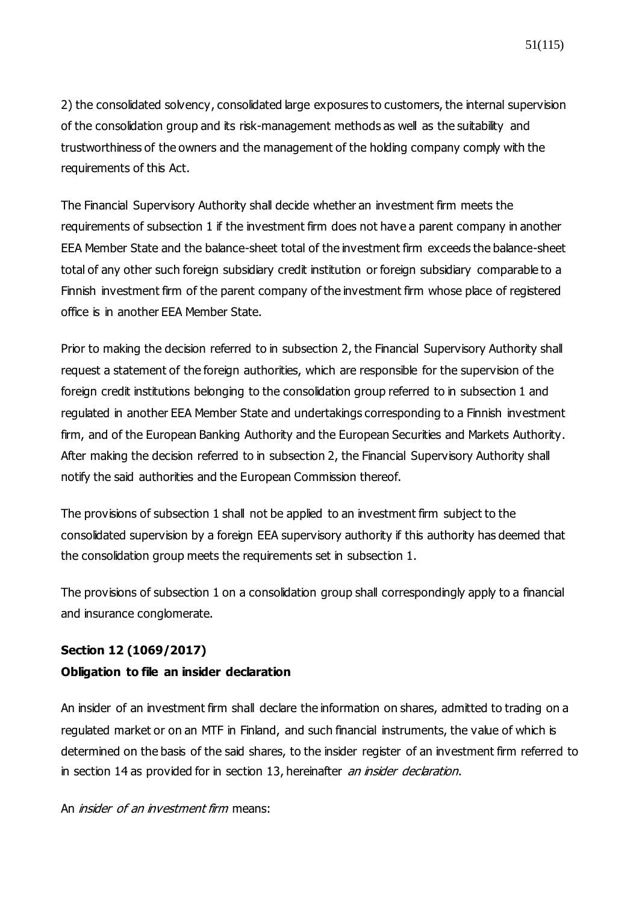2) the consolidated solvency, consolidated large exposures to customers, the internal supervision of the consolidation group and its risk-management methods as well as the suitability and trustworthiness of the owners and the management of the holding company comply with the requirements of this Act.

The Financial Supervisory Authority shall decide whether an investment firm meets the requirements of subsection 1 if the investment firm does not have a parent company in another EEA Member State and the balance-sheet total of the investment firm exceeds the balance-sheet total of any other such foreign subsidiary credit institution or foreign subsidiary comparable to a Finnish investment firm of the parent company of the investment firm whose place of registered office is in another EEA Member State.

Prior to making the decision referred to in subsection 2, the Financial Supervisory Authority shall request a statement of the foreign authorities, which are responsible for the supervision of the foreign credit institutions belonging to the consolidation group referred to in subsection 1 and regulated in another EEA Member State and undertakings corresponding to a Finnish investment firm, and of the European Banking Authority and the European Securities and Markets Authority. After making the decision referred to in subsection 2, the Financial Supervisory Authority shall notify the said authorities and the European Commission thereof.

The provisions of subsection 1 shall not be applied to an investment firm subject to the consolidated supervision by a foreign EEA supervisory authority if this authority has deemed that the consolidation group meets the requirements set in subsection 1.

The provisions of subsection 1 on a consolidation group shall correspondingly apply to a financial and insurance conglomerate.

**Section 12 (1069/2017)**
**Obligation to file an insider declaration**

An insider of an investment firm shall declare the information on shares, admitted to trading on a regulated market or on an MTF in Finland, and such financial instruments, the value of which is determined on the basis of the said shares, to the insider register of an investment firm referred to in section 14 as provided for in section 13, hereinafter *an insider declaration*.

An *insider of an investment firm* means: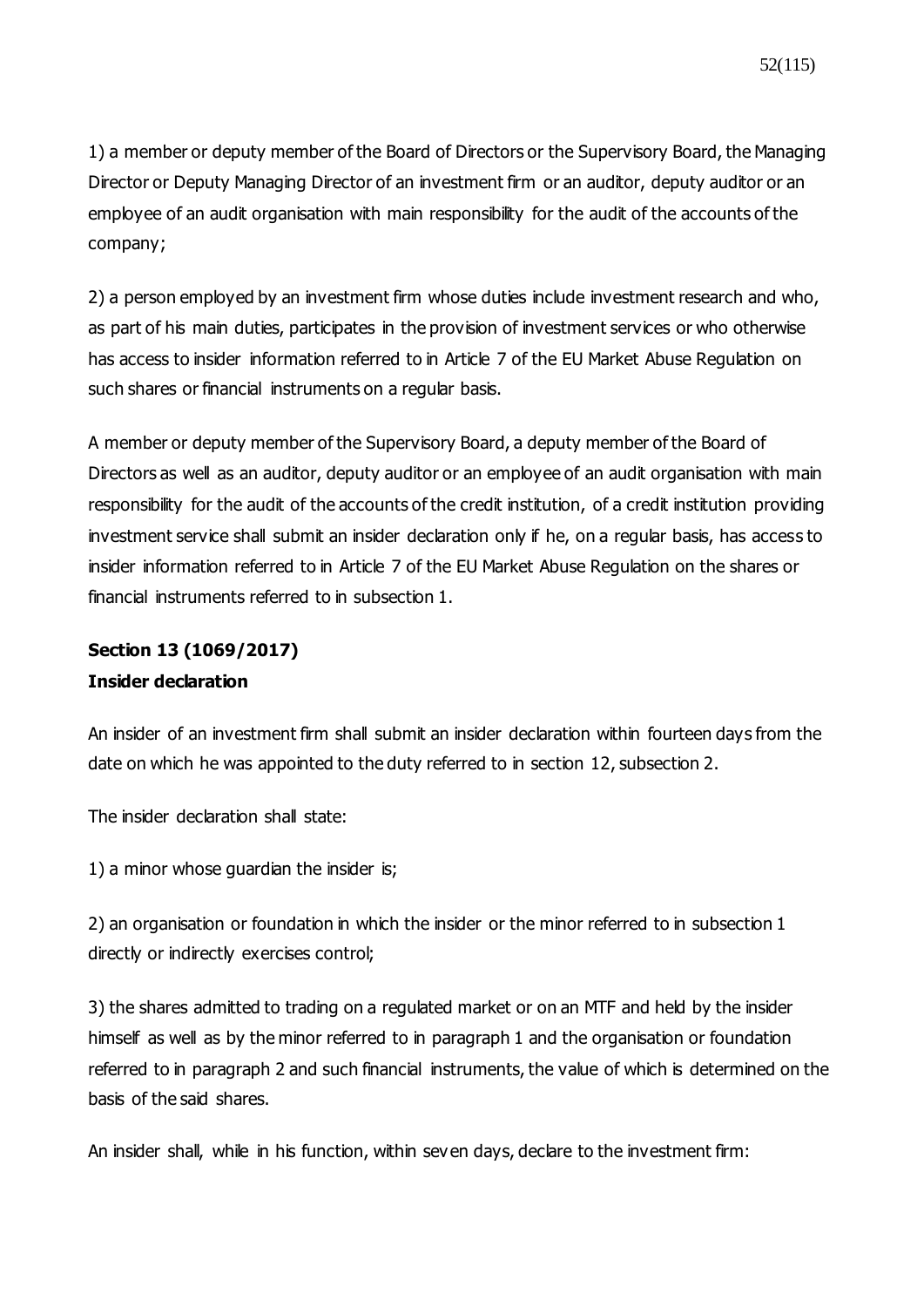1) a member or deputy member of the Board of Directors or the Supervisory Board, the Managing Director or Deputy Managing Director of an investment firm or an auditor, deputy auditor or an employee of an audit organisation with main responsibility for the audit of the accounts of the company;

2) a person employed by an investment firm whose duties include investment research and who, as part of his main duties, participates in the provision of investment services or who otherwise has access to insider information referred to in Article 7 of the EU Market Abuse Regulation on such shares or financial instruments on a regular basis.

A member or deputy member of the Supervisory Board, a deputy member of the Board of Directors as well as an auditor, deputy auditor or an employee of an audit organisation with main responsibility for the audit of the accounts of the credit institution, of a credit institution providing investment service shall submit an insider declaration only if he, on a regular basis, has access to insider information referred to in Article 7 of the EU Market Abuse Regulation on the shares or financial instruments referred to in subsection 1.

**Section 13 (1069/2017)**
**Insider declaration**

An insider of an investment firm shall submit an insider declaration within fourteen days from the date on which he was appointed to the duty referred to in section 12, subsection 2.

The insider declaration shall state:

1) a minor whose guardian the insider is;

2) an organisation or foundation in which the insider or the minor referred to in subsection 1 directly or indirectly exercises control;

3) the shares admitted to trading on a regulated market or on an MTF and held by the insider himself as well as by the minor referred to in paragraph 1 and the organisation or foundation referred to in paragraph 2 and such financial instruments, the value of which is determined on the basis of the said shares.

An insider shall, while in his function, within seven days, declare to the investment firm: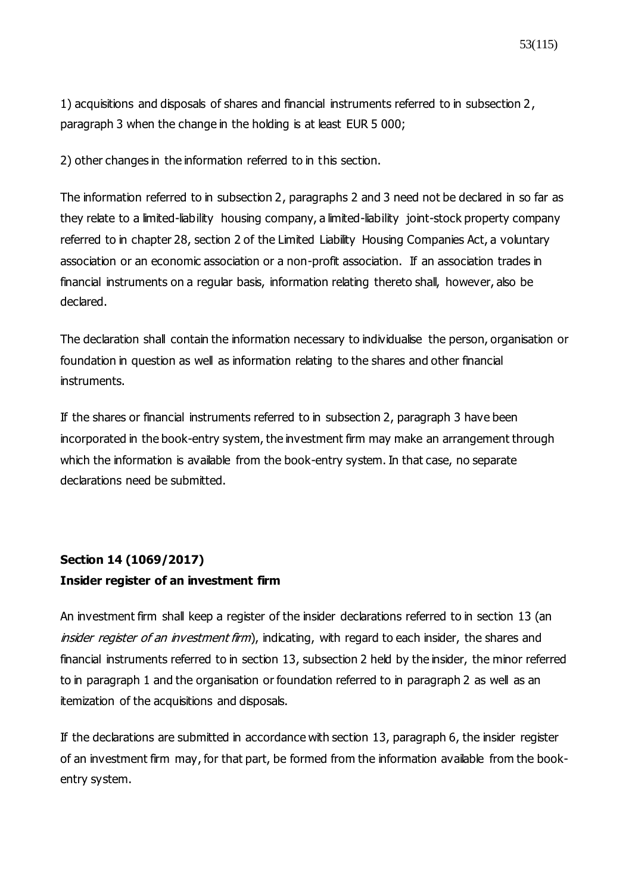1) acquisitions and disposals of shares and financial instruments referred to in subsection 2, paragraph 3 when the change in the holding is at least EUR 5 000;

2) other changes in the information referred to in this section.

The information referred to in subsection 2, paragraphs 2 and 3 need not be declared in so far as they relate to a limited-liability housing company, a limited-liability joint-stock property company referred to in chapter 28, section 2 of the Limited Liability Housing Companies Act, a voluntary association or an economic association or a non-profit association. If an association trades in financial instruments on a regular basis, information relating thereto shall, however, also be declared.

The declaration shall contain the information necessary to individualise the person, organisation or foundation in question as well as information relating to the shares and other financial instruments.

If the shares or financial instruments referred to in subsection 2, paragraph 3 have been incorporated in the book-entry system, the investment firm may make an arrangement through which the information is available from the book-entry system. In that case, no separate declarations need be submitted.

## Section 14 (1069/2017)
## Insider register of an investment firm

An investment firm shall keep a register of the insider declarations referred to in section 13 (an *insider register of an investment firm*), indicating, with regard to each insider, the shares and financial instruments referred to in section 13, subsection 2 held by the insider, the minor referred to in paragraph 1 and the organisation or foundation referred to in paragraph 2 as well as an itemization of the acquisitions and disposals.

If the declarations are submitted in accordance with section 13, paragraph 6, the insider register of an investment firm may, for that part, be formed from the information available from the book-entry system.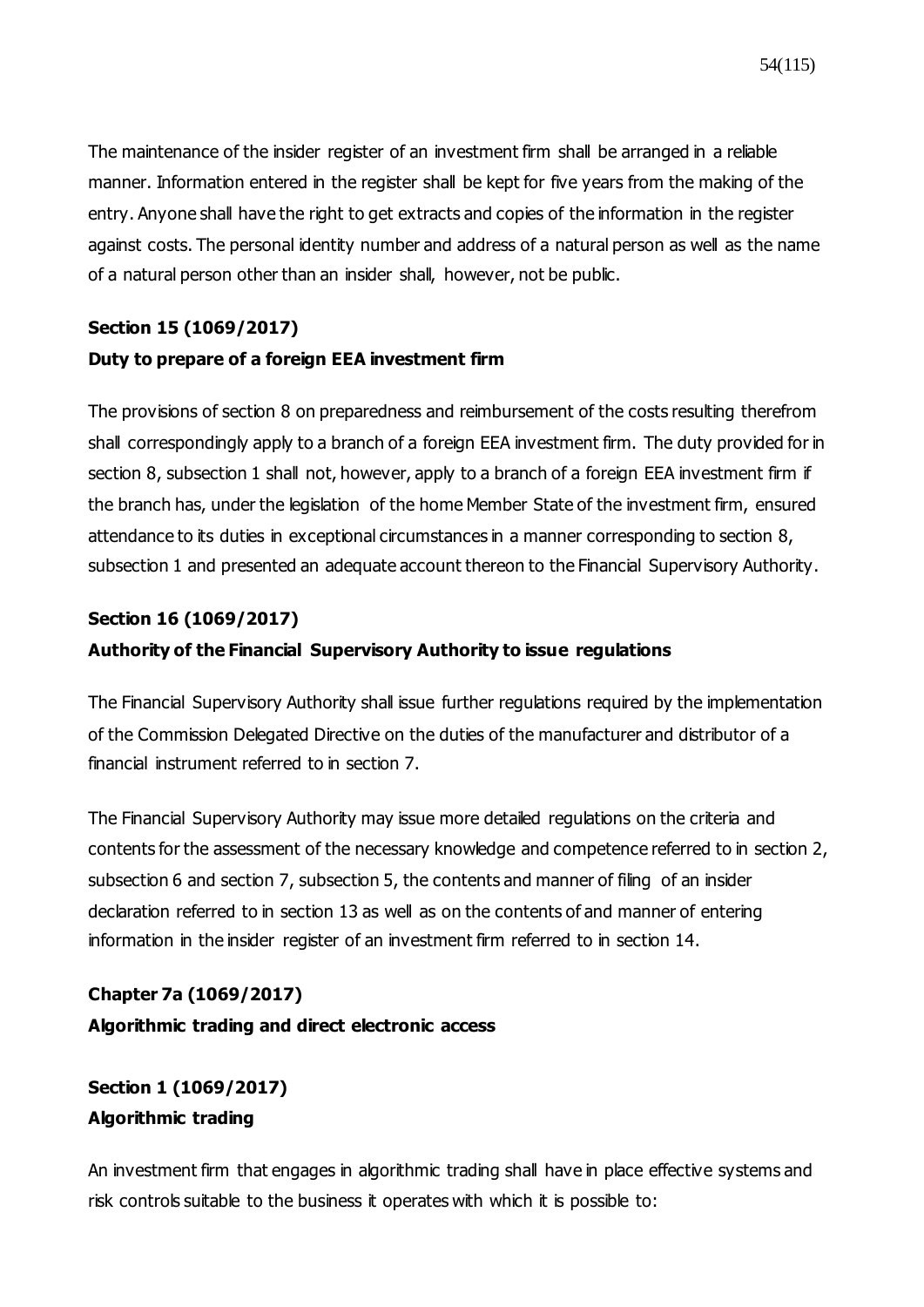The maintenance of the insider register of an investment firm shall be arranged in a reliable manner. Information entered in the register shall be kept for five years from the making of the entry. Anyone shall have the right to get extracts and copies of the information in the register against costs. The personal identity number and address of a natural person as well as the name of a natural person other than an insider shall, however, not be public.

**Section 15 (1069/2017)**
**Duty to prepare of a foreign EEA investment firm**

The provisions of section 8 on preparedness and reimbursement of the costs resulting therefrom shall correspondingly apply to a branch of a foreign EEA investment firm. The duty provided for in section 8, subsection 1 shall not, however, apply to a branch of a foreign EEA investment firm if the branch has, under the legislation of the home Member State of the investment firm, ensured attendance to its duties in exceptional circumstances in a manner corresponding to section 8, subsection 1 and presented an adequate account thereon to the Financial Supervisory Authority.

**Section 16 (1069/2017)**
**Authority of the Financial Supervisory Authority to issue regulations**

The Financial Supervisory Authority shall issue further regulations required by the implementation of the Commission Delegated Directive on the duties of the manufacturer and distributor of a financial instrument referred to in section 7.

The Financial Supervisory Authority may issue more detailed regulations on the criteria and contents for the assessment of the necessary knowledge and competence referred to in section 2, subsection 6 and section 7, subsection 5, the contents and manner of filing of an insider declaration referred to in section 13 as well as on the contents of and manner of entering information in the insider register of an investment firm referred to in section 14.

**Chapter 7a (1069/2017)**
**Algorithmic trading and direct electronic access**

**Section 1 (1069/2017)**
**Algorithmic trading**

An investment firm that engages in algorithmic trading shall have in place effective systems and risk controls suitable to the business it operates with which it is possible to: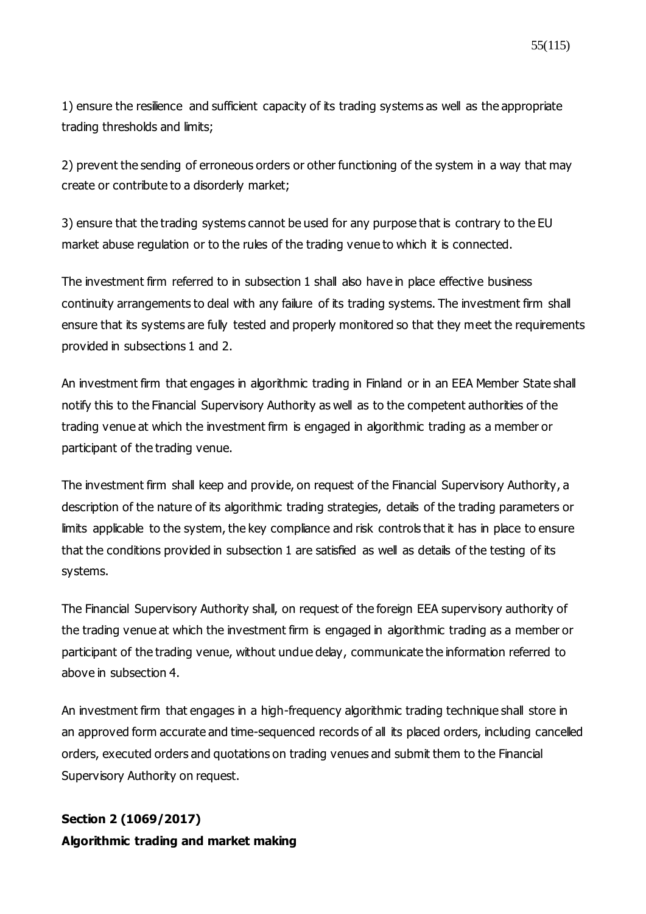1) ensure the resilience and sufficient capacity of its trading systems as well as the appropriate trading thresholds and limits;

2) prevent the sending of erroneous orders or other functioning of the system in a way that may create or contribute to a disorderly market;

3) ensure that the trading systems cannot be used for any purpose that is contrary to the EU market abuse regulation or to the rules of the trading venue to which it is connected.

The investment firm referred to in subsection 1 shall also have in place effective business continuity arrangements to deal with any failure of its trading systems. The investment firm shall ensure that its systems are fully tested and properly monitored so that they meet the requirements provided in subsections 1 and 2.

An investment firm that engages in algorithmic trading in Finland or in an EEA Member State shall notify this to the Financial Supervisory Authority as well as to the competent authorities of the trading venue at which the investment firm is engaged in algorithmic trading as a member or participant of the trading venue.

The investment firm shall keep and provide, on request of the Financial Supervisory Authority, a description of the nature of its algorithmic trading strategies, details of the trading parameters or limits applicable to the system, the key compliance and risk controls that it has in place to ensure that the conditions provided in subsection 1 are satisfied as well as details of the testing of its systems.

The Financial Supervisory Authority shall, on request of the foreign EEA supervisory authority of the trading venue at which the investment firm is engaged in algorithmic trading as a member or participant of the trading venue, without undue delay, communicate the information referred to above in subsection 4.

An investment firm that engages in a high-frequency algorithmic trading technique shall store in an approved form accurate and time-sequenced records of all its placed orders, including cancelled orders, executed orders and quotations on trading venues and submit them to the Financial Supervisory Authority on request.

**Section 2 (1069/2017)**
**Algorithmic trading and market making**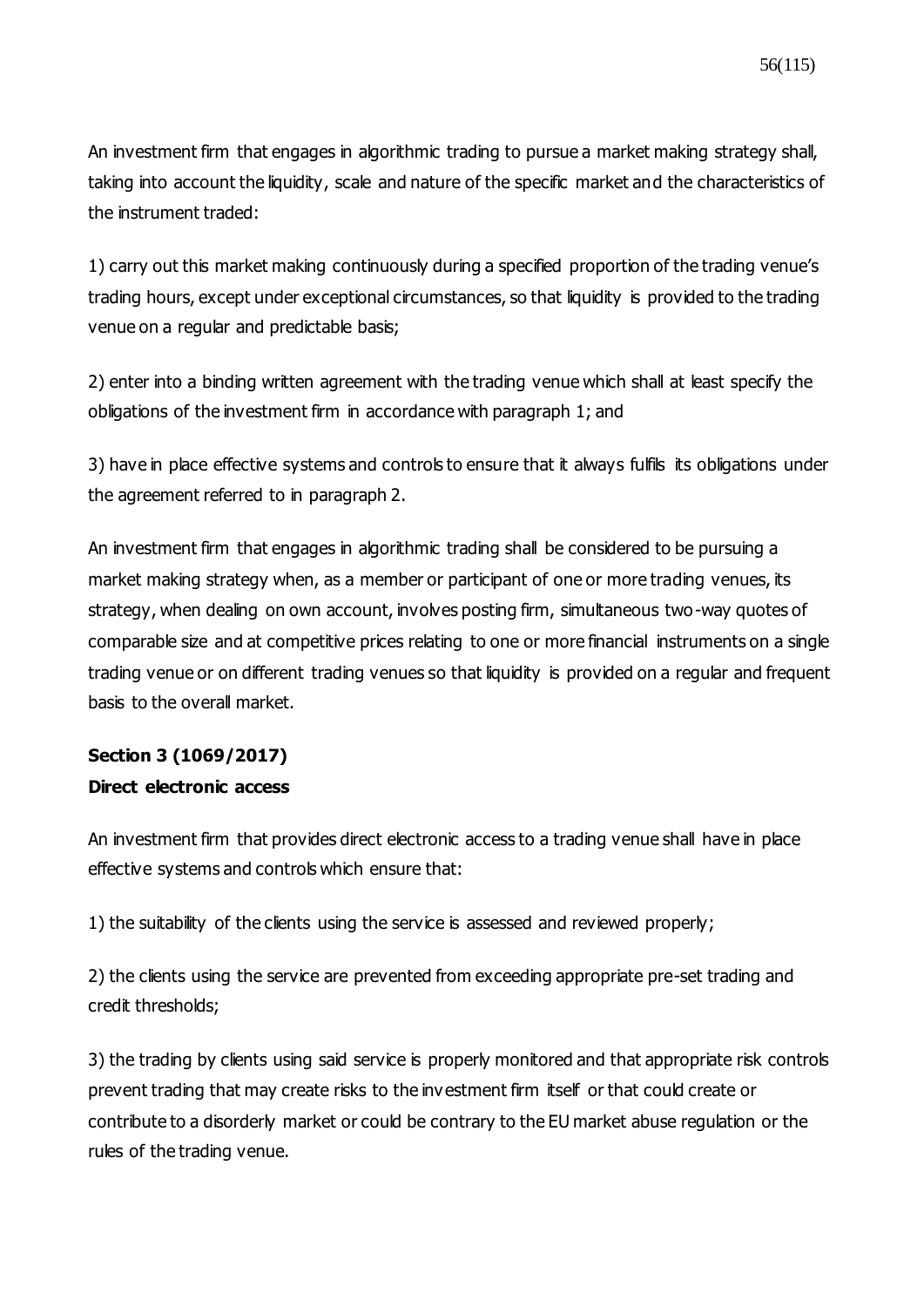An investment firm that engages in algorithmic trading to pursue a market making strategy shall, taking into account the liquidity, scale and nature of the specific market and the characteristics of the instrument traded:

1) carry out this market making continuously during a specified proportion of the trading venue's trading hours, except under exceptional circumstances, so that liquidity is provided to the trading venue on a regular and predictable basis;

2) enter into a binding written agreement with the trading venue which shall at least specify the obligations of the investment firm in accordance with paragraph 1; and

3) have in place effective systems and controls to ensure that it always fulfils its obligations under the agreement referred to in paragraph 2.

An investment firm that engages in algorithmic trading shall be considered to be pursuing a market making strategy when, as a member or participant of one or more trading venues, its strategy, when dealing on own account, involves posting firm, simultaneous two-way quotes of comparable size and at competitive prices relating to one or more financial instruments on a single trading venue or on different trading venues so that liquidity is provided on a regular and frequent basis to the overall market.

**Section 3 (1069/2017)**
**Direct electronic access**

An investment firm that provides direct electronic access to a trading venue shall have in place effective systems and controls which ensure that:

1) the suitability of the clients using the service is assessed and reviewed properly;

2) the clients using the service are prevented from exceeding appropriate pre-set trading and credit thresholds;

3) the trading by clients using said service is properly monitored and that appropriate risk controls prevent trading that may create risks to the investment firm itself or that could create or contribute to a disorderly market or could be contrary to the EU market abuse regulation or the rules of the trading venue.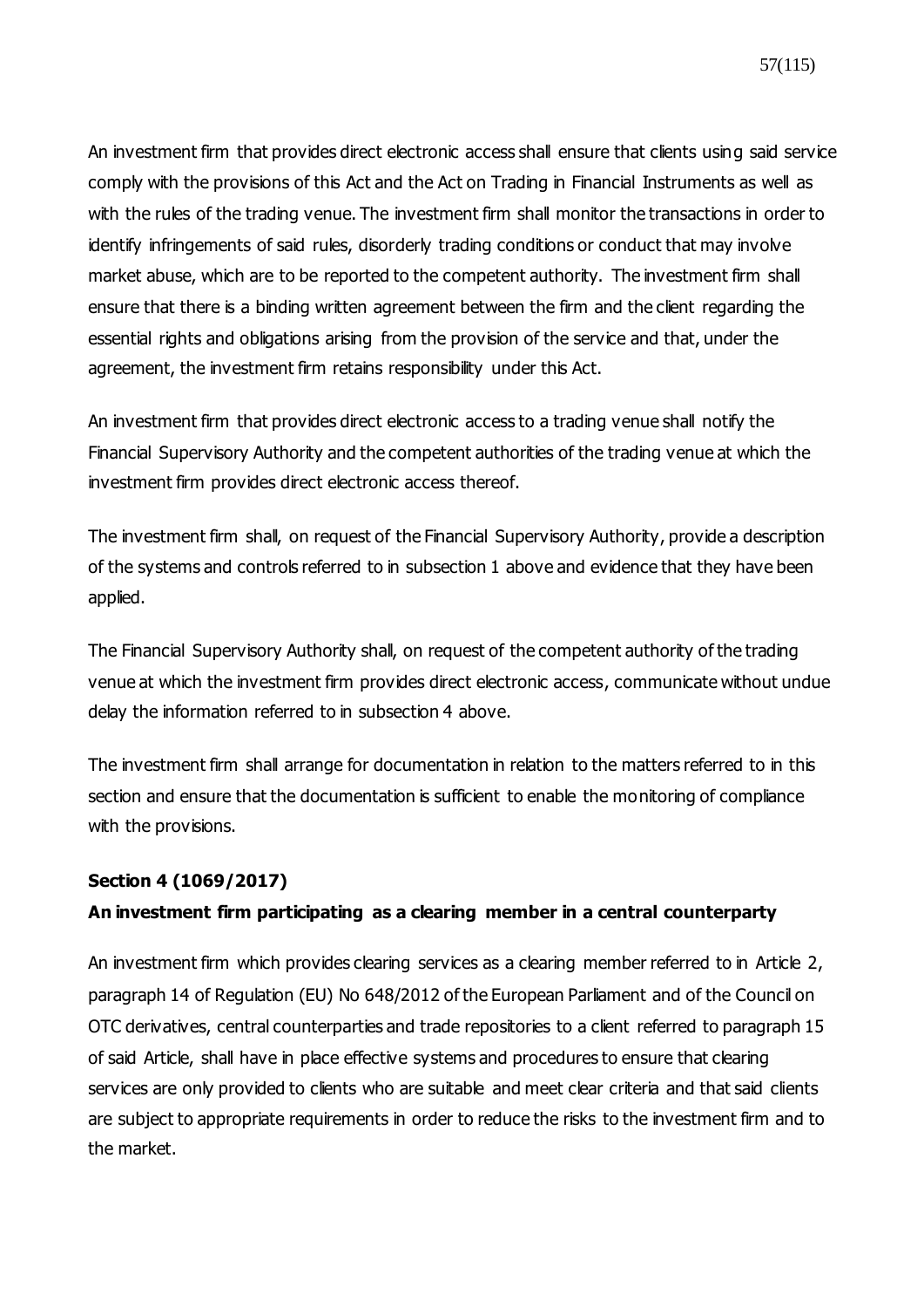An investment firm that provides direct electronic access shall ensure that clients using said service comply with the provisions of this Act and the Act on Trading in Financial Instruments as well as with the rules of the trading venue. The investment firm shall monitor the transactions in order to identify infringements of said rules, disorderly trading conditions or conduct that may involve market abuse, which are to be reported to the competent authority. The investment firm shall ensure that there is a binding written agreement between the firm and the client regarding the essential rights and obligations arising from the provision of the service and that, under the agreement, the investment firm retains responsibility under this Act.

An investment firm that provides direct electronic access to a trading venue shall notify the Financial Supervisory Authority and the competent authorities of the trading venue at which the investment firm provides direct electronic access thereof.

The investment firm shall, on request of the Financial Supervisory Authority, provide a description of the systems and controls referred to in subsection 1 above and evidence that they have been applied.

The Financial Supervisory Authority shall, on request of the competent authority of the trading venue at which the investment firm provides direct electronic access, communicate without undue delay the information referred to in subsection 4 above.

The investment firm shall arrange for documentation in relation to the matters referred to in this section and ensure that the documentation is sufficient to enable the monitoring of compliance with the provisions.

**Section 4 (1069/2017)**

**An investment firm participating as a clearing member in a central counterparty**

An investment firm which provides clearing services as a clearing member referred to in Article 2, paragraph 14 of Regulation (EU) No 648/2012 of the European Parliament and of the Council on OTC derivatives, central counterparties and trade repositories to a client referred to paragraph 15 of said Article, shall have in place effective systems and procedures to ensure that clearing services are only provided to clients who are suitable and meet clear criteria and that said clients are subject to appropriate requirements in order to reduce the risks to the investment firm and to the market.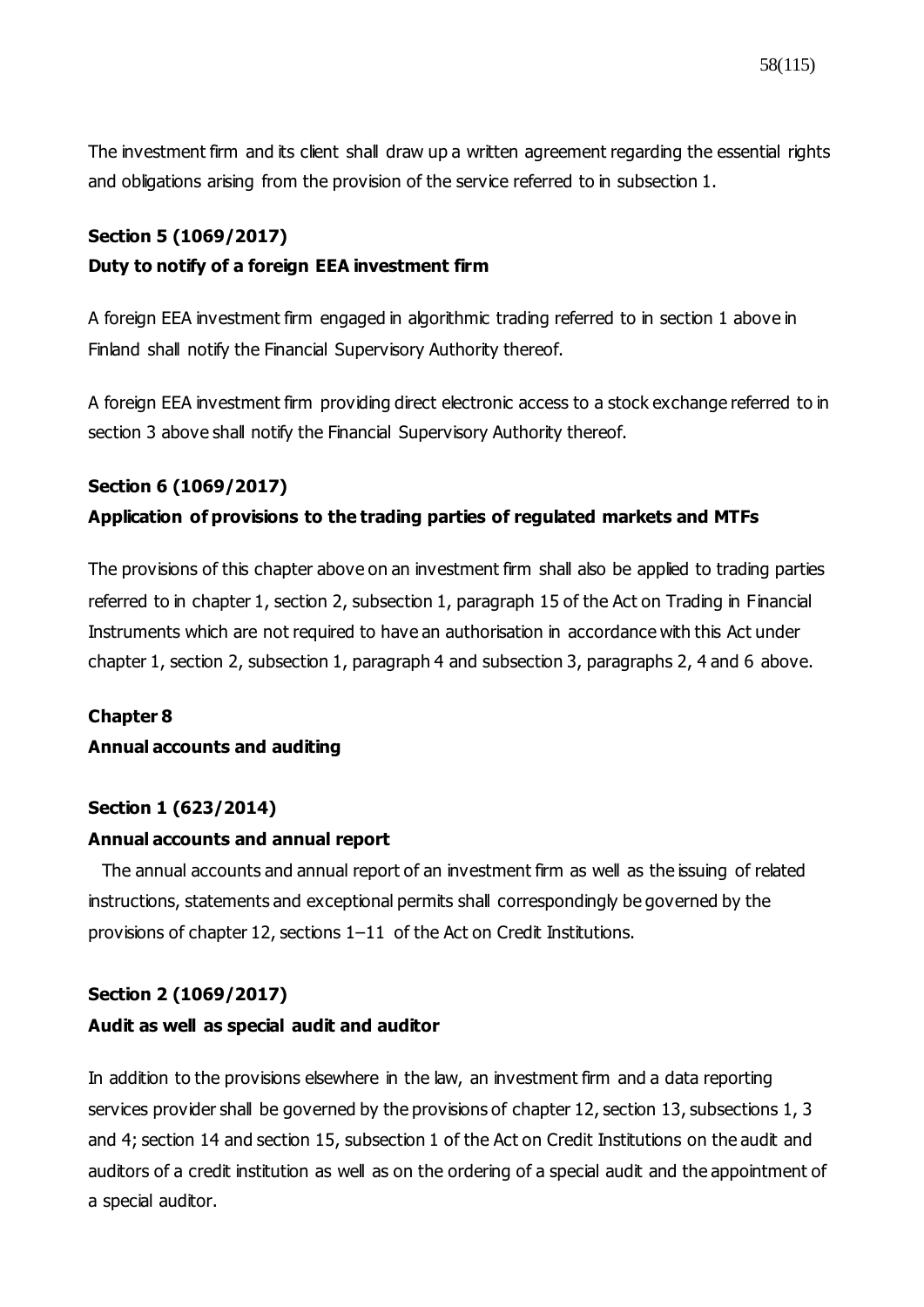The investment firm and its client shall draw up a written agreement regarding the essential rights and obligations arising from the provision of the service referred to in subsection 1.

**Section 5 (1069/2017)**

**Duty to notify of a foreign EEA investment firm**

A foreign EEA investment firm engaged in algorithmic trading referred to in section 1 above in Finland shall notify the Financial Supervisory Authority thereof.

A foreign EEA investment firm providing direct electronic access to a stock exchange referred to in section 3 above shall notify the Financial Supervisory Authority thereof.

**Section 6 (1069/2017)**

**Application of provisions to the trading parties of regulated markets and MTFs**

The provisions of this chapter above on an investment firm shall also be applied to trading parties referred to in chapter 1, section 2, subsection 1, paragraph 15 of the Act on Trading in Financial Instruments which are not required to have an authorisation in accordance with this Act under chapter 1, section 2, subsection 1, paragraph 4 and subsection 3, paragraphs 2, 4 and 6 above.

**Chapter 8**

**Annual accounts and auditing**

**Section 1 (623/2014)**

**Annual accounts and annual report**

The annual accounts and annual report of an investment firm as well as the issuing of related instructions, statements and exceptional permits shall correspondingly be governed by the provisions of chapter 12, sections 1–11 of the Act on Credit Institutions.

**Section 2 (1069/2017)**

**Audit as well as special audit and auditor**

In addition to the provisions elsewhere in the law, an investment firm and a data reporting services provider shall be governed by the provisions of chapter 12, section 13, subsections 1, 3 and 4; section 14 and section 15, subsection 1 of the Act on Credit Institutions on the audit and auditors of a credit institution as well as on the ordering of a special audit and the appointment of a special auditor.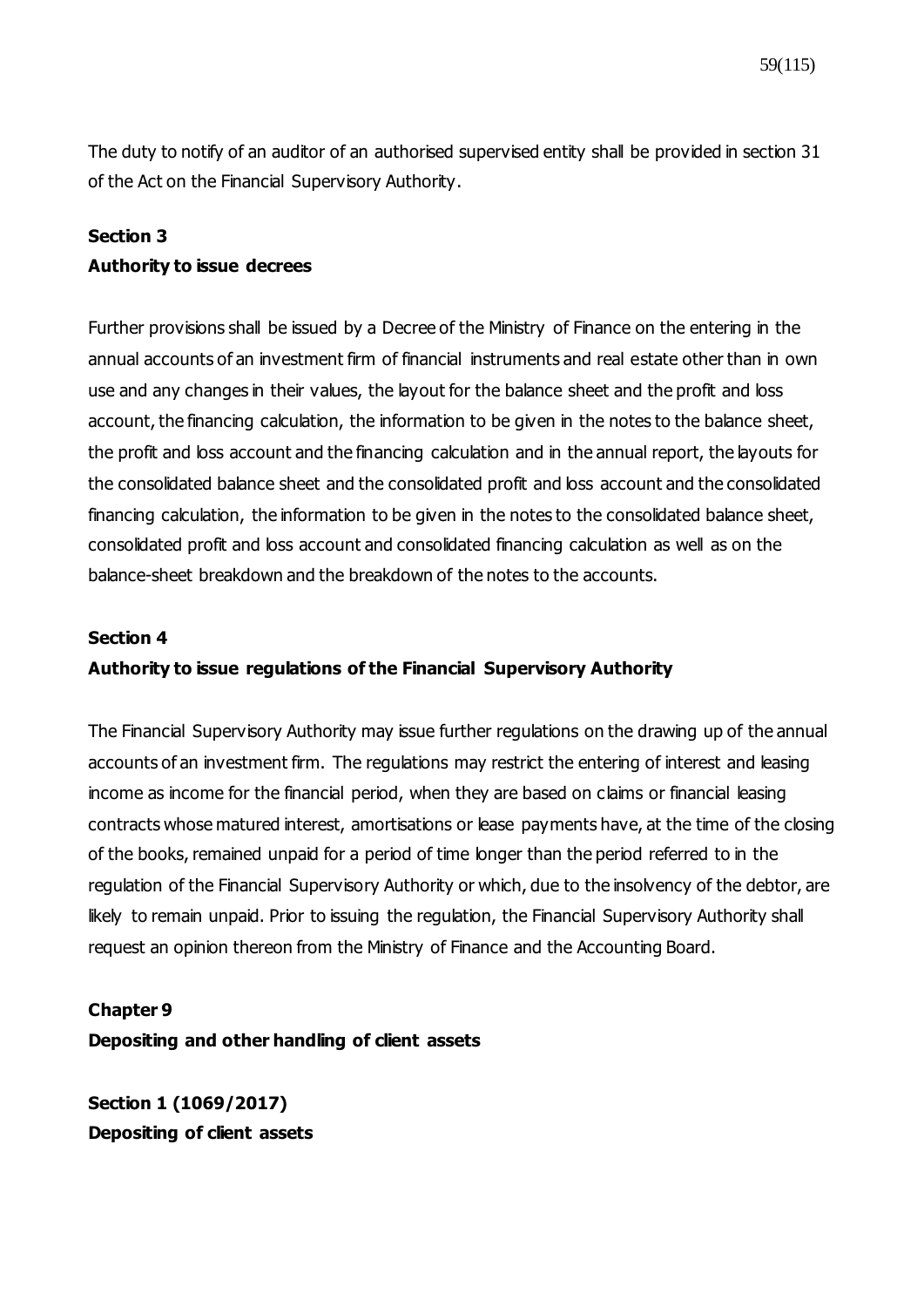The duty to notify of an auditor of an authorised supervised entity shall be provided in section 31 of the Act on the Financial Supervisory Authority.

**Section 3**
**Authority to issue decrees**

Further provisions shall be issued by a Decree of the Ministry of Finance on the entering in the annual accounts of an investment firm of financial instruments and real estate other than in own use and any changes in their values, the layout for the balance sheet and the profit and loss account, the financing calculation, the information to be given in the notes to the balance sheet, the profit and loss account and the financing calculation and in the annual report, the layouts for the consolidated balance sheet and the consolidated profit and loss account and the consolidated financing calculation, the information to be given in the notes to the consolidated balance sheet, consolidated profit and loss account and consolidated financing calculation as well as on the balance-sheet breakdown and the breakdown of the notes to the accounts.

**Section 4**
**Authority to issue regulations of the Financial Supervisory Authority**

The Financial Supervisory Authority may issue further regulations on the drawing up of the annual accounts of an investment firm. The regulations may restrict the entering of interest and leasing income as income for the financial period, when they are based on claims or financial leasing contracts whose matured interest, amortisations or lease payments have, at the time of the closing of the books, remained unpaid for a period of time longer than the period referred to in the regulation of the Financial Supervisory Authority or which, due to the insolvency of the debtor, are likely to remain unpaid. Prior to issuing the regulation, the Financial Supervisory Authority shall request an opinion thereon from the Ministry of Finance and the Accounting Board.

**Chapter 9**
**Depositing and other handling of client assets**

**Section 1 (1069/2017)**
**Depositing of client assets**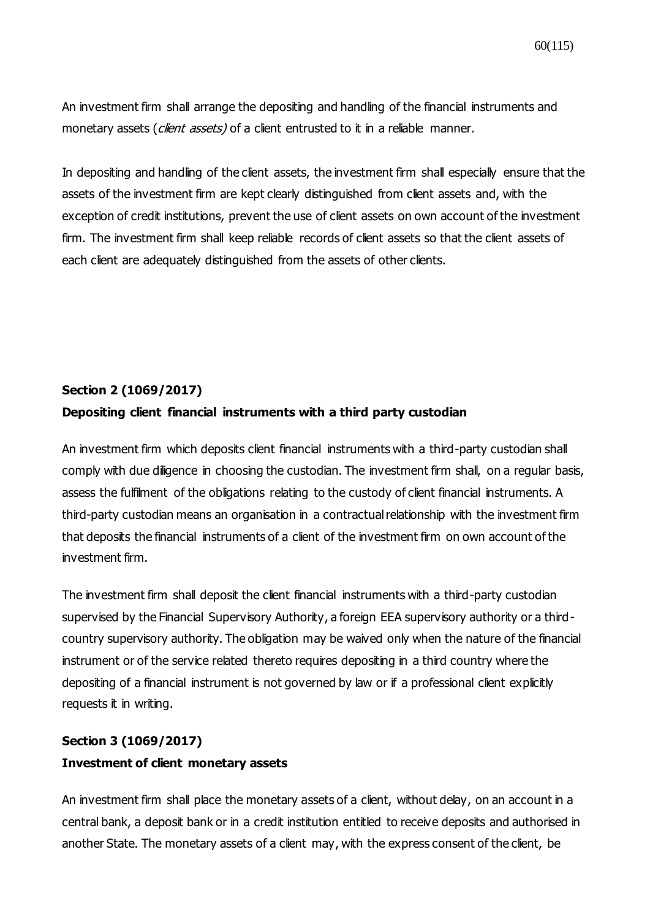An investment firm shall arrange the depositing and handling of the financial instruments and monetary assets (*client assets)* of a client entrusted to it in a reliable manner.

In depositing and handling of the client assets, the investment firm shall especially ensure that the assets of the investment firm are kept clearly distinguished from client assets and, with the exception of credit institutions, prevent the use of client assets on own account of the investment firm. The investment firm shall keep reliable records of client assets so that the client assets of each client are adequately distinguished from the assets of other clients.

**Section 2 (1069/2017)**
**Depositing client financial instruments with a third party custodian**

An investment firm which deposits client financial instruments with a third-party custodian shall comply with due diligence in choosing the custodian. The investment firm shall, on a regular basis, assess the fulfilment of the obligations relating to the custody of client financial instruments. A third-party custodian means an organisation in a contractual relationship with the investment firm that deposits the financial instruments of a client of the investment firm on own account of the investment firm.

The investment firm shall deposit the client financial instruments with a third-party custodian supervised by the Financial Supervisory Authority, a foreign EEA supervisory authority or a third-country supervisory authority. The obligation may be waived only when the nature of the financial instrument or of the service related thereto requires depositing in a third country where the depositing of a financial instrument is not governed by law or if a professional client explicitly requests it in writing.

**Section 3 (1069/2017)**
**Investment of client monetary assets**

An investment firm shall place the monetary assets of a client, without delay, on an account in a central bank, a deposit bank or in a credit institution entitled to receive deposits and authorised in another State. The monetary assets of a client may, with the express consent of the client, be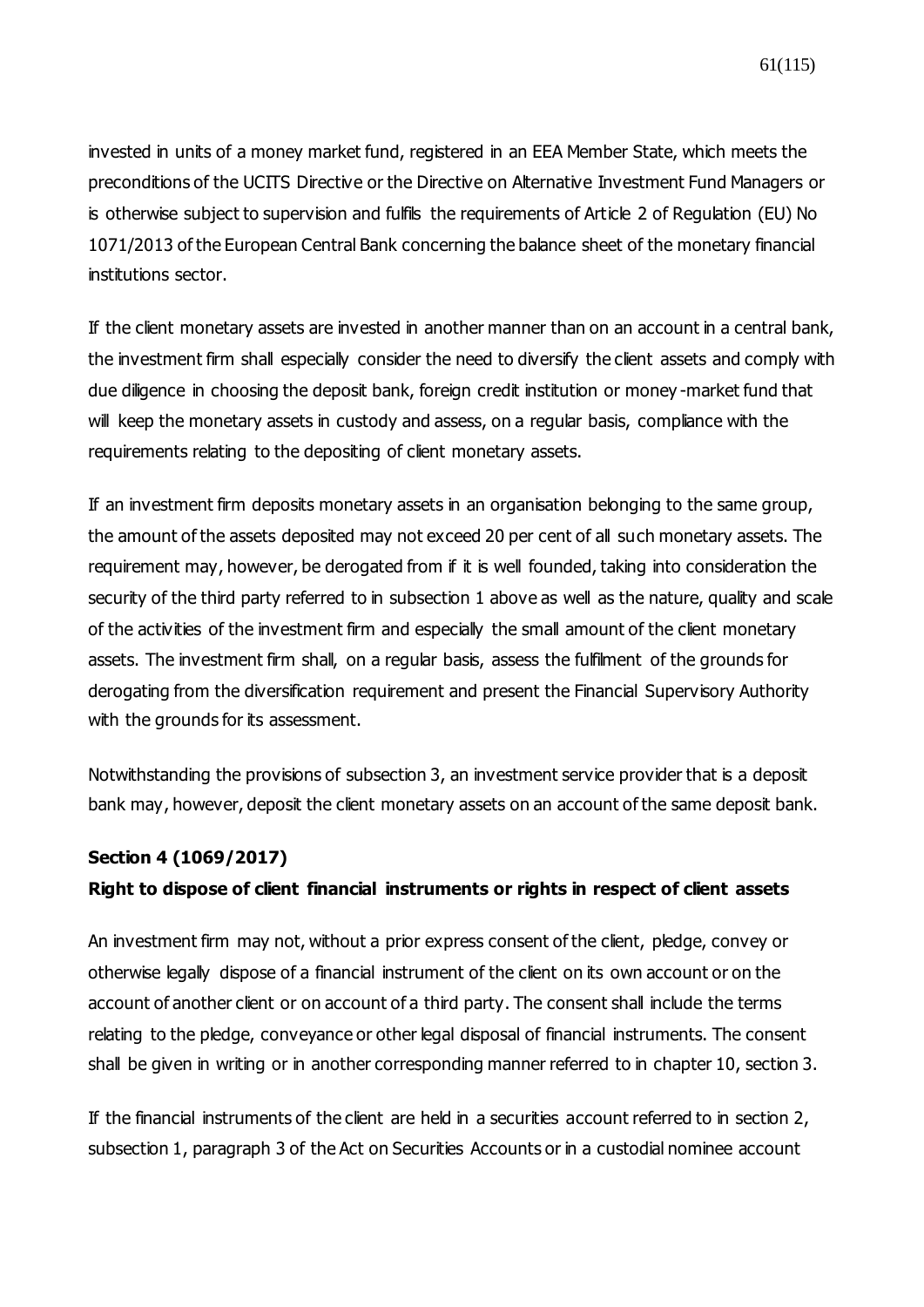invested in units of a money market fund, registered in an EEA Member State, which meets the preconditions of the UCITS Directive or the Directive on Alternative Investment Fund Managers or is otherwise subject to supervision and fulfils the requirements of Article 2 of Regulation (EU) No 1071/2013 of the European Central Bank concerning the balance sheet of the monetary financial institutions sector.

If the client monetary assets are invested in another manner than on an account in a central bank, the investment firm shall especially consider the need to diversify the client assets and comply with due diligence in choosing the deposit bank, foreign credit institution or money-market fund that will keep the monetary assets in custody and assess, on a regular basis, compliance with the requirements relating to the depositing of client monetary assets.

If an investment firm deposits monetary assets in an organisation belonging to the same group, the amount of the assets deposited may not exceed 20 per cent of all such monetary assets. The requirement may, however, be derogated from if it is well founded, taking into consideration the security of the third party referred to in subsection 1 above as well as the nature, quality and scale of the activities of the investment firm and especially the small amount of the client monetary assets. The investment firm shall, on a regular basis, assess the fulfilment of the grounds for derogating from the diversification requirement and present the Financial Supervisory Authority with the grounds for its assessment.

Notwithstanding the provisions of subsection 3, an investment service provider that is a deposit bank may, however, deposit the client monetary assets on an account of the same deposit bank.

**Section 4 (1069/2017)**

**Right to dispose of client financial instruments or rights in respect of client assets**

An investment firm may not, without a prior express consent of the client, pledge, convey or otherwise legally dispose of a financial instrument of the client on its own account or on the account of another client or on account of a third party. The consent shall include the terms relating to the pledge, conveyance or other legal disposal of financial instruments. The consent shall be given in writing or in another corresponding manner referred to in chapter 10, section 3.

If the financial instruments of the client are held in a securities account referred to in section 2, subsection 1, paragraph 3 of the Act on Securities Accounts or in a custodial nominee account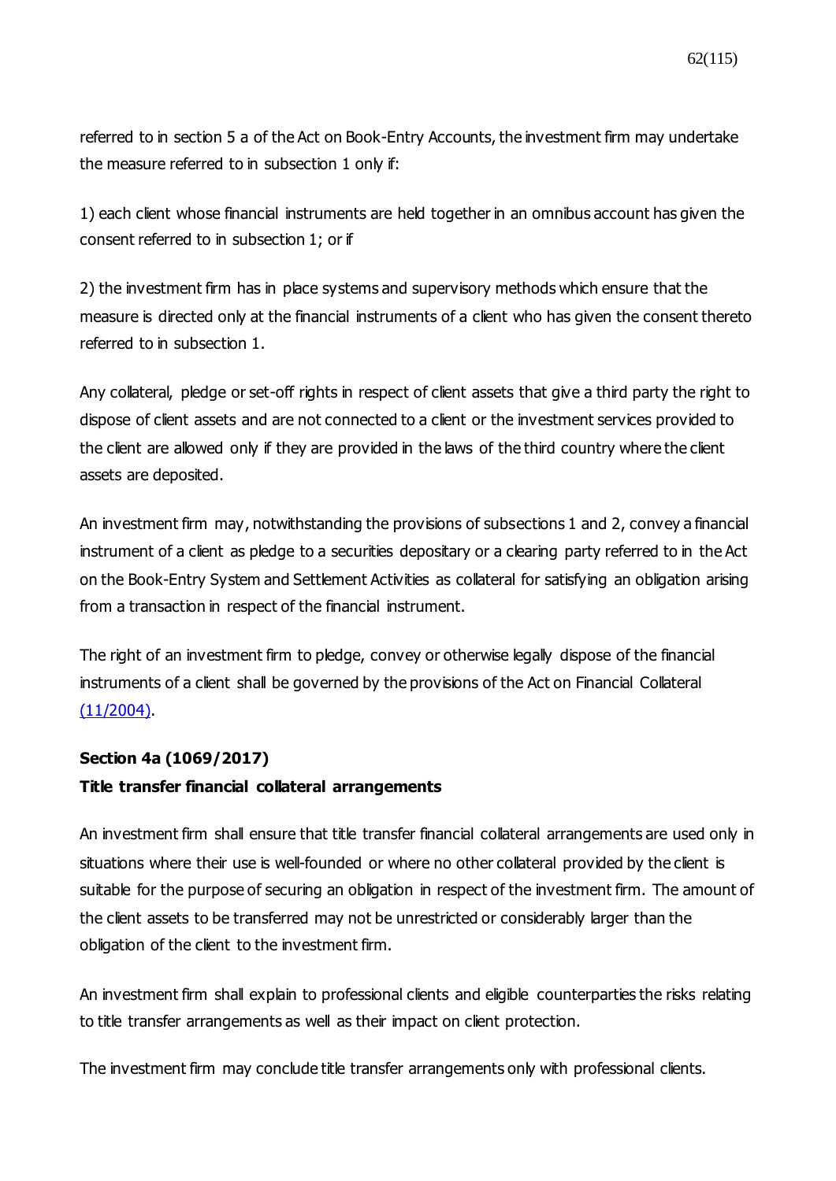referred to in section 5 a of the Act on Book-Entry Accounts, the investment firm may undertake the measure referred to in subsection 1 only if:

1) each client whose financial instruments are held together in an omnibus account has given the consent referred to in subsection 1; or if

2) the investment firm has in place systems and supervisory methods which ensure that the measure is directed only at the financial instruments of a client who has given the consent thereto referred to in subsection 1.

Any collateral, pledge or set-off rights in respect of client assets that give a third party the right to dispose of client assets and are not connected to a client or the investment services provided to the client are allowed only if they are provided in the laws of the third country where the client assets are deposited.

An investment firm may, notwithstanding the provisions of subsections 1 and 2, convey a financial instrument of a client as pledge to a securities depositary or a clearing party referred to in the Act on the Book-Entry System and Settlement Activities as collateral for satisfying an obligation arising from a transaction in respect of the financial instrument.

The right of an investment firm to pledge, convey or otherwise legally dispose of the financial instruments of a client shall be governed by the provisions of the Act on Financial Collateral (11/2004).

**Section 4a (1069/2017)**
**Title transfer financial collateral arrangements**

An investment firm shall ensure that title transfer financial collateral arrangements are used only in situations where their use is well-founded or where no other collateral provided by the client is suitable for the purpose of securing an obligation in respect of the investment firm. The amount of the client assets to be transferred may not be unrestricted or considerably larger than the obligation of the client to the investment firm.

An investment firm shall explain to professional clients and eligible counterparties the risks relating to title transfer arrangements as well as their impact on client protection.

The investment firm may conclude title transfer arrangements only with professional clients.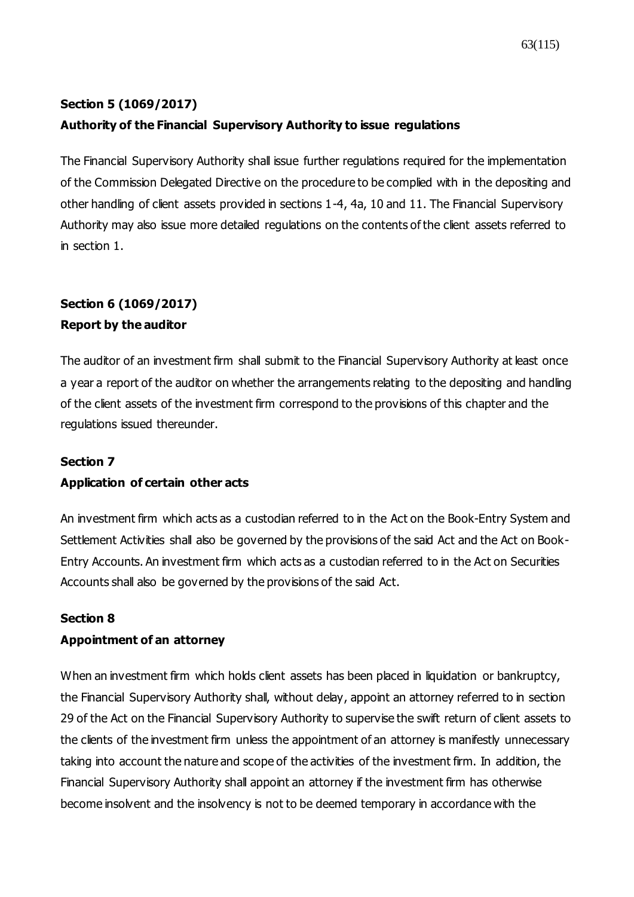**Section 5 (1069/2017)**
**Authority of the Financial Supervisory Authority to issue regulations**

The Financial Supervisory Authority shall issue further regulations required for the implementation of the Commission Delegated Directive on the procedure to be complied with in the depositing and other handling of client assets provided in sections 1-4, 4a, 10 and 11. The Financial Supervisory Authority may also issue more detailed regulations on the contents of the client assets referred to in section 1.

**Section 6 (1069/2017)**
**Report by the auditor**

The auditor of an investment firm shall submit to the Financial Supervisory Authority at least once a year a report of the auditor on whether the arrangements relating to the depositing and handling of the client assets of the investment firm correspond to the provisions of this chapter and the regulations issued thereunder.

**Section 7**
**Application of certain other acts**

An investment firm which acts as a custodian referred to in the Act on the Book-Entry System and Settlement Activities shall also be governed by the provisions of the said Act and the Act on Book-Entry Accounts. An investment firm which acts as a custodian referred to in the Act on Securities Accounts shall also be governed by the provisions of the said Act.

**Section 8**
**Appointment of an attorney**

When an investment firm which holds client assets has been placed in liquidation or bankruptcy, the Financial Supervisory Authority shall, without delay, appoint an attorney referred to in section 29 of the Act on the Financial Supervisory Authority to supervise the swift return of client assets to the clients of the investment firm unless the appointment of an attorney is manifestly unnecessary taking into account the nature and scope of the activities of the investment firm. In addition, the Financial Supervisory Authority shall appoint an attorney if the investment firm has otherwise become insolvent and the insolvency is not to be deemed temporary in accordance with the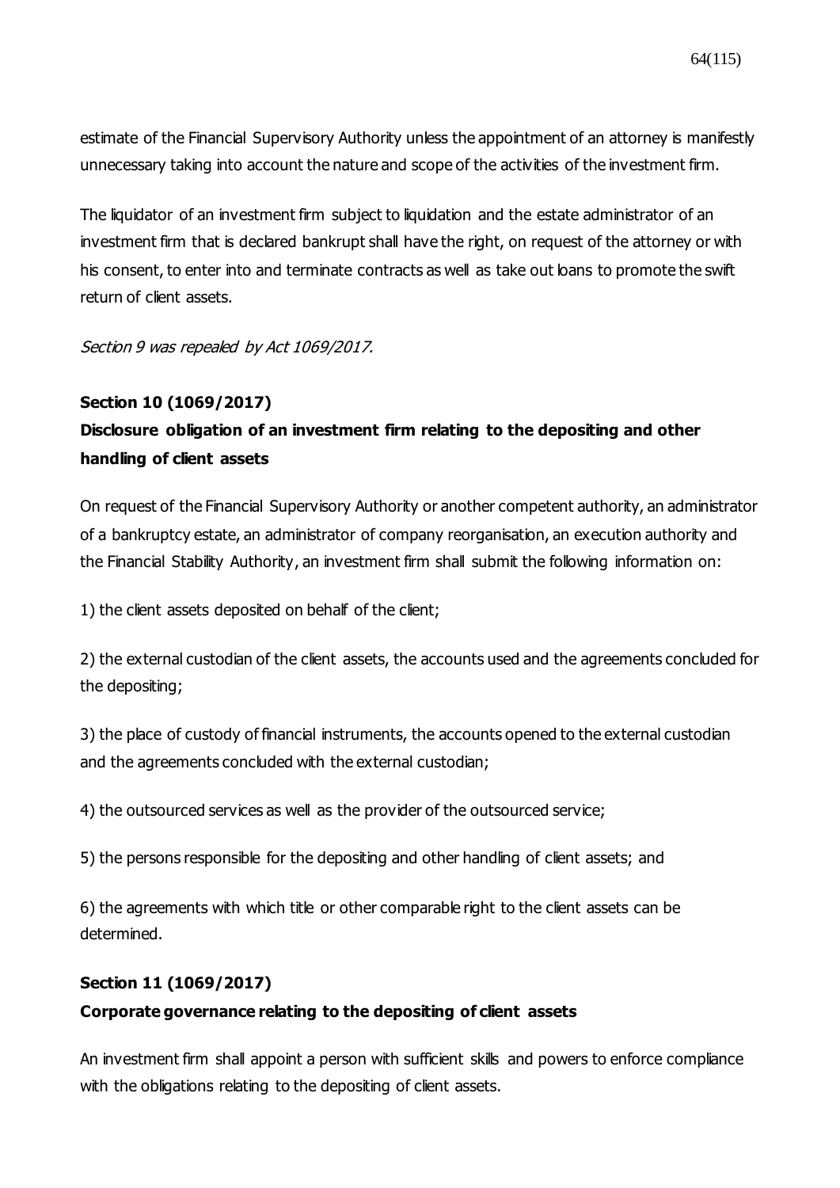estimate of the Financial Supervisory Authority unless the appointment of an attorney is manifestly unnecessary taking into account the nature and scope of the activities of the investment firm.

The liquidator of an investment firm subject to liquidation and the estate administrator of an investment firm that is declared bankrupt shall have the right, on request of the attorney or with his consent, to enter into and terminate contracts as well as take out loans to promote the swift return of client assets.

*Section 9 was repealed by Act 1069/2017.*

**Section 10 (1069/2017)**

**Disclosure obligation of an investment firm relating to the depositing and other handling of client assets**

On request of the Financial Supervisory Authority or another competent authority, an administrator of a bankruptcy estate, an administrator of company reorganisation, an execution authority and the Financial Stability Authority, an investment firm shall submit the following information on:

1) the client assets deposited on behalf of the client;

2) the external custodian of the client assets, the accounts used and the agreements concluded for the depositing;

3) the place of custody of financial instruments, the accounts opened to the external custodian and the agreements concluded with the external custodian;

4) the outsourced services as well as the provider of the outsourced service;

5) the persons responsible for the depositing and other handling of client assets; and

6) the agreements with which title or other comparable right to the client assets can be determined.

**Section 11 (1069/2017)**

**Corporate governance relating to the depositing of client assets**

An investment firm shall appoint a person with sufficient skills and powers to enforce compliance with the obligations relating to the depositing of client assets.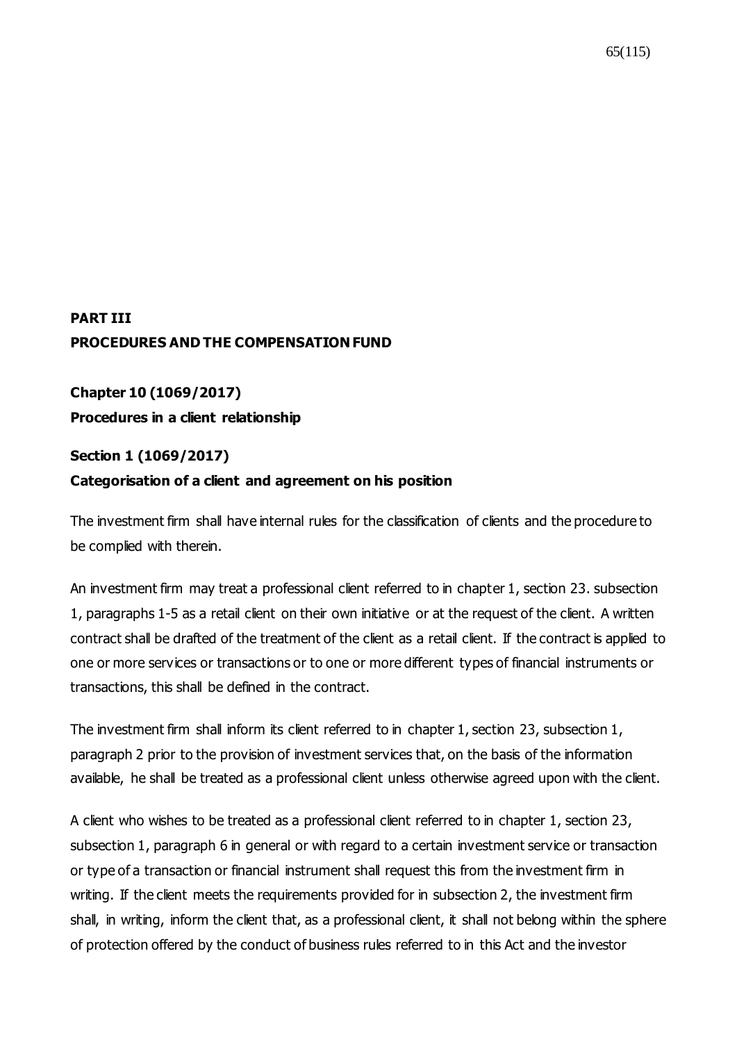## PART III
## PROCEDURES AND THE COMPENSATION FUND

### Chapter 10 (1069/2017)
### Procedures in a client relationship

#### Section 1 (1069/2017)
#### Categorisation of a client and agreement on his position

The investment firm shall have internal rules for the classification of clients and the procedure to be complied with therein.

An investment firm may treat a professional client referred to in chapter 1, section 23. subsection 1, paragraphs 1-5 as a retail client on their own initiative or at the request of the client. A written contract shall be drafted of the treatment of the client as a retail client. If the contract is applied to one or more services or transactions or to one or more different types of financial instruments or transactions, this shall be defined in the contract.

The investment firm shall inform its client referred to in chapter 1, section 23, subsection 1, paragraph 2 prior to the provision of investment services that, on the basis of the information available, he shall be treated as a professional client unless otherwise agreed upon with the client.

A client who wishes to be treated as a professional client referred to in chapter 1, section 23, subsection 1, paragraph 6 in general or with regard to a certain investment service or transaction or type of a transaction or financial instrument shall request this from the investment firm in writing. If the client meets the requirements provided for in subsection 2, the investment firm shall, in writing, inform the client that, as a professional client, it shall not belong within the sphere of protection offered by the conduct of business rules referred to in this Act and the investor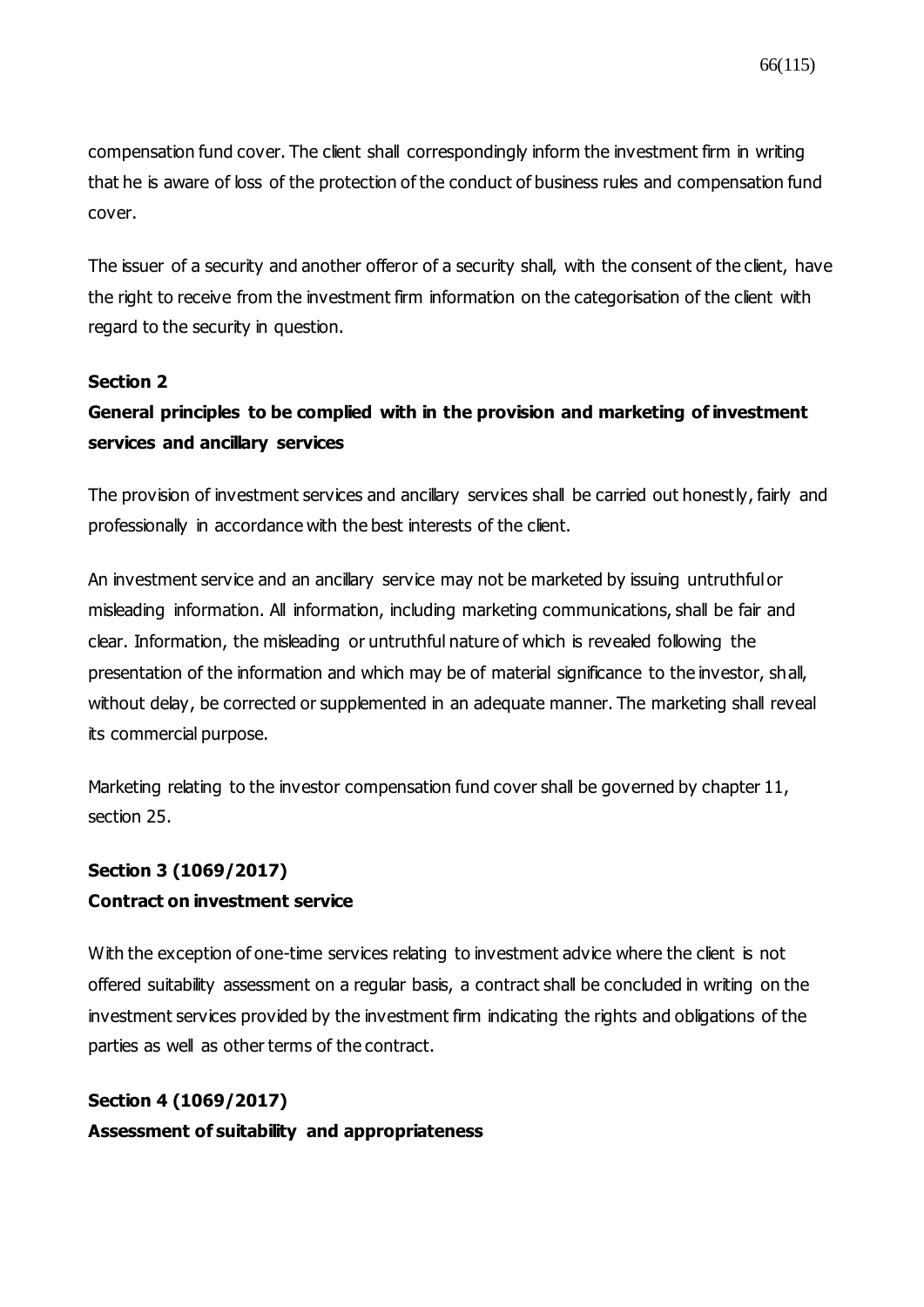compensation fund cover. The client shall correspondingly inform the investment firm in writing that he is aware of loss of the protection of the conduct of business rules and compensation fund cover.

The issuer of a security and another offeror of a security shall, with the consent of the client, have the right to receive from the investment firm information on the categorisation of the client with regard to the security in question.

**Section 2**

**General principles to be complied with in the provision and marketing of investment services and ancillary services**

The provision of investment services and ancillary services shall be carried out honestly, fairly and professionally in accordance with the best interests of the client.

An investment service and an ancillary service may not be marketed by issuing untruthful or misleading information. All information, including marketing communications, shall be fair and clear. Information, the misleading or untruthful nature of which is revealed following the presentation of the information and which may be of material significance to the investor, shall, without delay, be corrected or supplemented in an adequate manner. The marketing shall reveal its commercial purpose.

Marketing relating to the investor compensation fund cover shall be governed by chapter 11, section 25.

**Section 3 (1069/2017)**

**Contract on investment service**

With the exception of one-time services relating to investment advice where the client is not offered suitability assessment on a regular basis, a contract shall be concluded in writing on the investment services provided by the investment firm indicating the rights and obligations of the parties as well as other terms of the contract.

**Section 4 (1069/2017)**

**Assessment of suitability and appropriateness**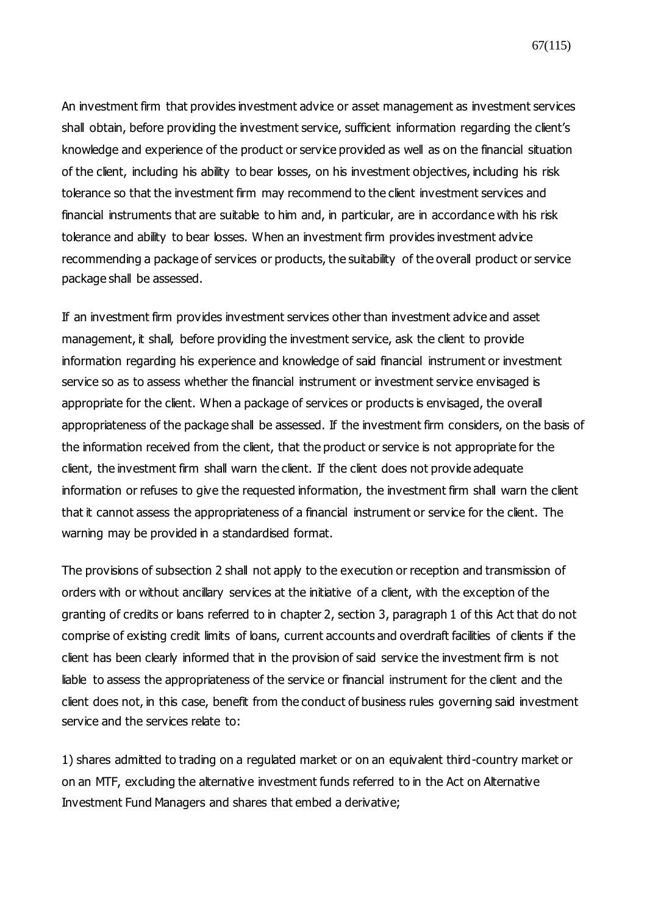An investment firm that provides investment advice or asset management as investment services shall obtain, before providing the investment service, sufficient information regarding the client's knowledge and experience of the product or service provided as well as on the financial situation of the client, including his ability to bear losses, on his investment objectives, including his risk tolerance so that the investment firm may recommend to the client investment services and financial instruments that are suitable to him and, in particular, are in accordance with his risk tolerance and ability to bear losses. When an investment firm provides investment advice recommending a package of services or products, the suitability of the overall product or service package shall be assessed.

If an investment firm provides investment services other than investment advice and asset management, it shall, before providing the investment service, ask the client to provide information regarding his experience and knowledge of said financial instrument or investment service so as to assess whether the financial instrument or investment service envisaged is appropriate for the client. When a package of services or products is envisaged, the overall appropriateness of the package shall be assessed. If the investment firm considers, on the basis of the information received from the client, that the product or service is not appropriate for the client, the investment firm shall warn the client. If the client does not provide adequate information or refuses to give the requested information, the investment firm shall warn the client that it cannot assess the appropriateness of a financial instrument or service for the client. The warning may be provided in a standardised format.

The provisions of subsection 2 shall not apply to the execution or reception and transmission of orders with or without ancillary services at the initiative of a client, with the exception of the granting of credits or loans referred to in chapter 2, section 3, paragraph 1 of this Act that do not comprise of existing credit limits of loans, current accounts and overdraft facilities of clients if the client has been clearly informed that in the provision of said service the investment firm is not liable to assess the appropriateness of the service or financial instrument for the client and the client does not, in this case, benefit from the conduct of business rules governing said investment service and the services relate to:

1) shares admitted to trading on a regulated market or on an equivalent third-country market or on an MTF, excluding the alternative investment funds referred to in the Act on Alternative Investment Fund Managers and shares that embed a derivative;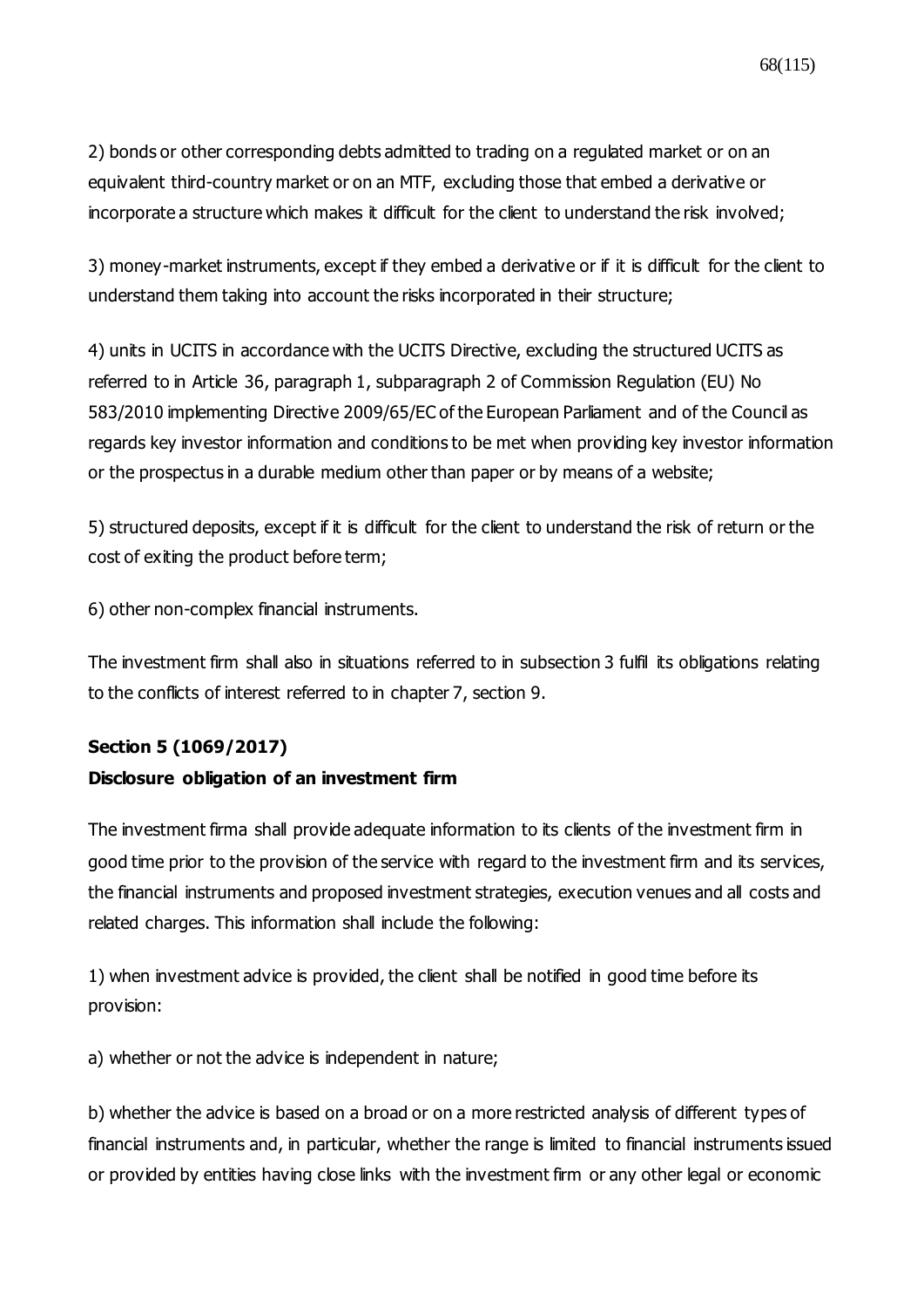2) bonds or other corresponding debts admitted to trading on a regulated market or on an equivalent third-country market or on an MTF, excluding those that embed a derivative or incorporate a structure which makes it difficult for the client to understand the risk involved;

3) money-market instruments, except if they embed a derivative or if it is difficult for the client to understand them taking into account the risks incorporated in their structure;

4) units in UCITS in accordance with the UCITS Directive, excluding the structured UCITS as referred to in Article 36, paragraph 1, subparagraph 2 of Commission Regulation (EU) No 583/2010 implementing Directive 2009/65/EC of the European Parliament and of the Council as regards key investor information and conditions to be met when providing key investor information or the prospectus in a durable medium other than paper or by means of a website;

5) structured deposits, except if it is difficult for the client to understand the risk of return or the cost of exiting the product before term;

6) other non-complex financial instruments.

The investment firm shall also in situations referred to in subsection 3 fulfil its obligations relating to the conflicts of interest referred to in chapter 7, section 9.

**Section 5 (1069/2017)**

**Disclosure obligation of an investment firm**

The investment firma shall provide adequate information to its clients of the investment firm in good time prior to the provision of the service with regard to the investment firm and its services, the financial instruments and proposed investment strategies, execution venues and all costs and related charges. This information shall include the following:

1) when investment advice is provided, the client shall be notified in good time before its provision:

a) whether or not the advice is independent in nature;

b) whether the advice is based on a broad or on a more restricted analysis of different types of financial instruments and, in particular, whether the range is limited to financial instruments issued or provided by entities having close links with the investment firm or any other legal or economic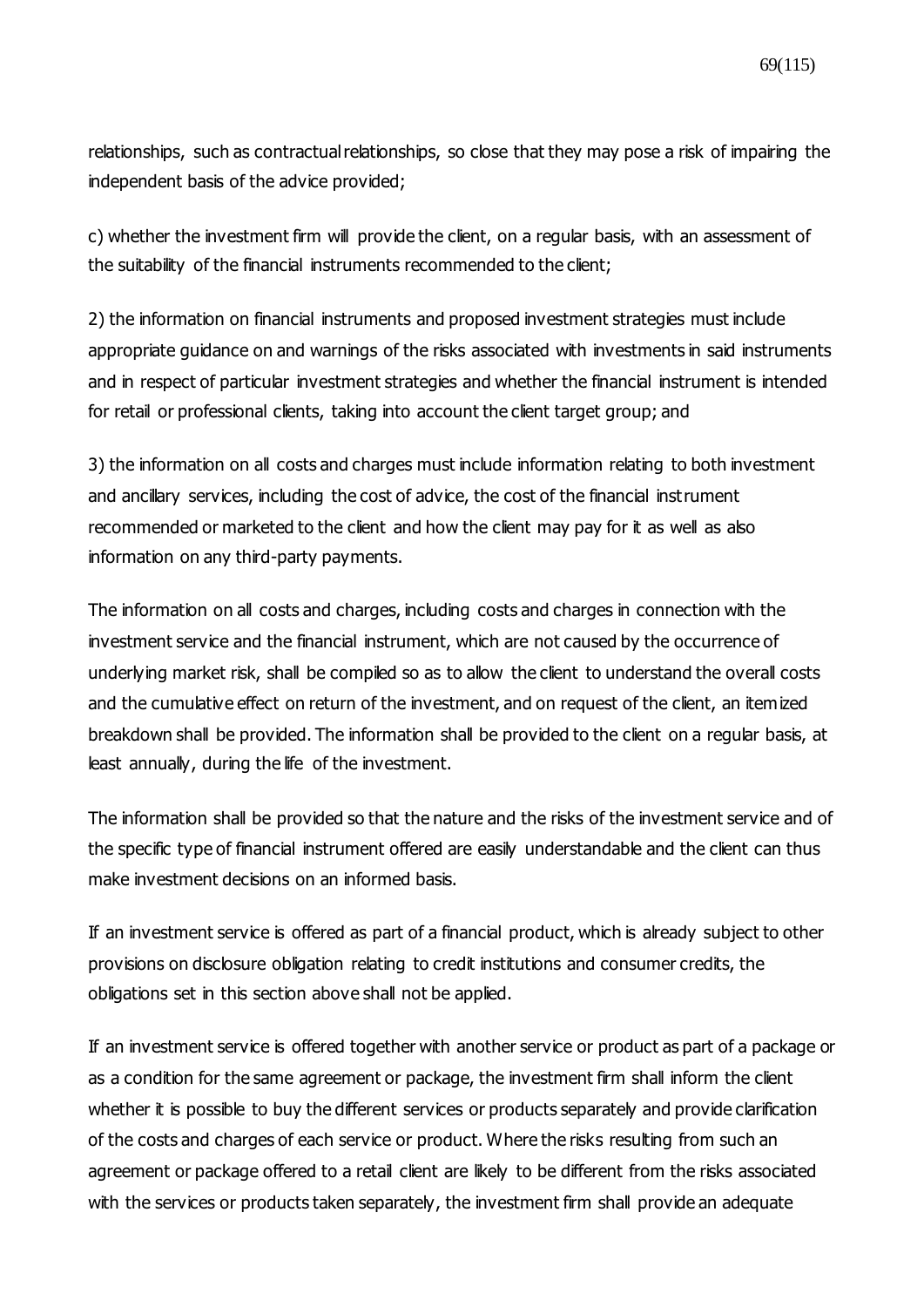relationships, such as contractual relationships, so close that they may pose a risk of impairing the independent basis of the advice provided;

c) whether the investment firm will provide the client, on a regular basis, with an assessment of the suitability of the financial instruments recommended to the client;

2) the information on financial instruments and proposed investment strategies must include appropriate guidance on and warnings of the risks associated with investments in said instruments and in respect of particular investment strategies and whether the financial instrument is intended for retail or professional clients, taking into account the client target group; and

3) the information on all costs and charges must include information relating to both investment and ancillary services, including the cost of advice, the cost of the financial instrument recommended or marketed to the client and how the client may pay for it as well as also information on any third-party payments.

The information on all costs and charges, including costs and charges in connection with the investment service and the financial instrument, which are not caused by the occurrence of underlying market risk, shall be compiled so as to allow the client to understand the overall costs and the cumulative effect on return of the investment, and on request of the client, an itemized breakdown shall be provided. The information shall be provided to the client on a regular basis, at least annually, during the life of the investment.

The information shall be provided so that the nature and the risks of the investment service and of the specific type of financial instrument offered are easily understandable and the client can thus make investment decisions on an informed basis.

If an investment service is offered as part of a financial product, which is already subject to other provisions on disclosure obligation relating to credit institutions and consumer credits, the obligations set in this section above shall not be applied.

If an investment service is offered together with another service or product as part of a package or as a condition for the same agreement or package, the investment firm shall inform the client whether it is possible to buy the different services or products separately and provide clarification of the costs and charges of each service or product. Where the risks resulting from such an agreement or package offered to a retail client are likely to be different from the risks associated with the services or products taken separately, the investment firm shall provide an adequate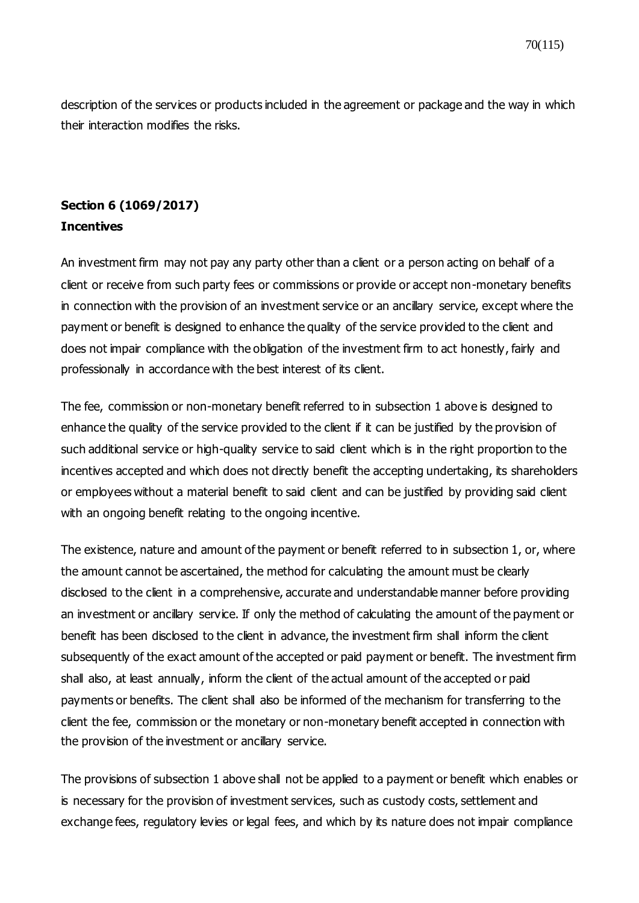description of the services or products included in the agreement or package and the way in which their interaction modifies the risks.

**Section 6 (1069/2017)**
**Incentives**

An investment firm may not pay any party other than a client or a person acting on behalf of a client or receive from such party fees or commissions or provide or accept non-monetary benefits in connection with the provision of an investment service or an ancillary service, except where the payment or benefit is designed to enhance the quality of the service provided to the client and does not impair compliance with the obligation of the investment firm to act honestly, fairly and professionally in accordance with the best interest of its client.

The fee, commission or non-monetary benefit referred to in subsection 1 above is designed to enhance the quality of the service provided to the client if it can be justified by the provision of such additional service or high-quality service to said client which is in the right proportion to the incentives accepted and which does not directly benefit the accepting undertaking, its shareholders or employees without a material benefit to said client and can be justified by providing said client with an ongoing benefit relating to the ongoing incentive.

The existence, nature and amount of the payment or benefit referred to in subsection 1, or, where the amount cannot be ascertained, the method for calculating the amount must be clearly disclosed to the client in a comprehensive, accurate and understandable manner before providing an investment or ancillary service. If only the method of calculating the amount of the payment or benefit has been disclosed to the client in advance, the investment firm shall inform the client subsequently of the exact amount of the accepted or paid payment or benefit. The investment firm shall also, at least annually, inform the client of the actual amount of the accepted or paid payments or benefits. The client shall also be informed of the mechanism for transferring to the client the fee, commission or the monetary or non-monetary benefit accepted in connection with the provision of the investment or ancillary service.

The provisions of subsection 1 above shall not be applied to a payment or benefit which enables or is necessary for the provision of investment services, such as custody costs, settlement and exchange fees, regulatory levies or legal fees, and which by its nature does not impair compliance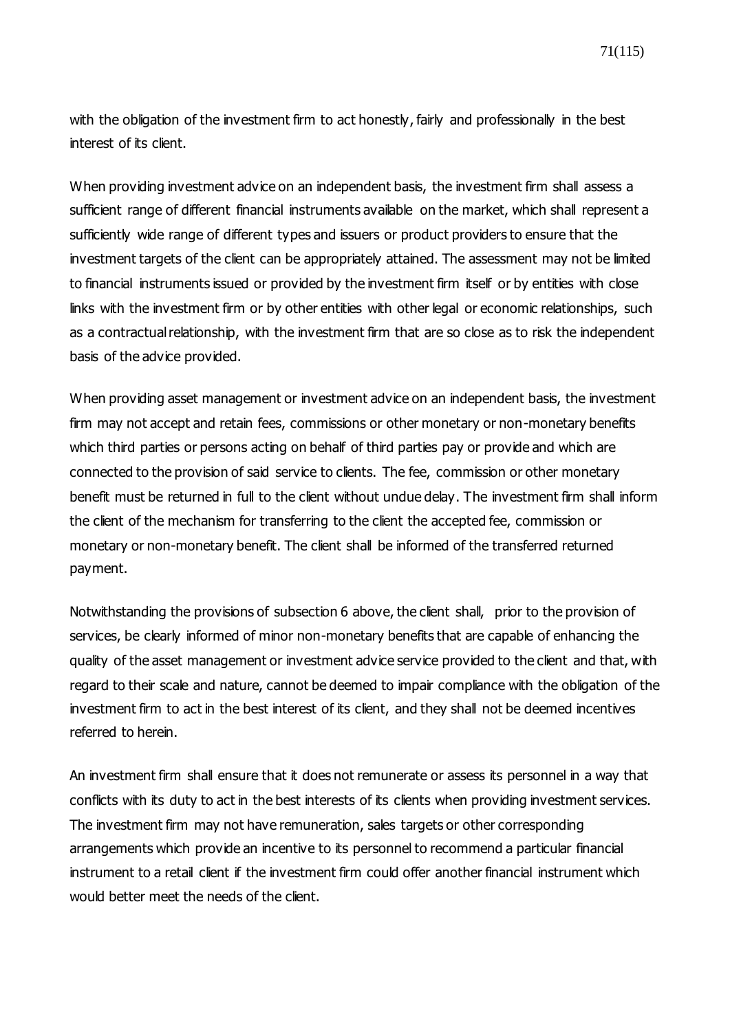with the obligation of the investment firm to act honestly, fairly and professionally in the best interest of its client.

When providing investment advice on an independent basis, the investment firm shall assess a sufficient range of different financial instruments available on the market, which shall represent a sufficiently wide range of different types and issuers or product providers to ensure that the investment targets of the client can be appropriately attained. The assessment may not be limited to financial instruments issued or provided by the investment firm itself or by entities with close links with the investment firm or by other entities with other legal or economic relationships, such as a contractual relationship, with the investment firm that are so close as to risk the independent basis of the advice provided.

When providing asset management or investment advice on an independent basis, the investment firm may not accept and retain fees, commissions or other monetary or non-monetary benefits which third parties or persons acting on behalf of third parties pay or provide and which are connected to the provision of said service to clients. The fee, commission or other monetary benefit must be returned in full to the client without undue delay. The investment firm shall inform the client of the mechanism for transferring to the client the accepted fee, commission or monetary or non-monetary benefit. The client shall be informed of the transferred returned payment.

Notwithstanding the provisions of subsection 6 above, the client shall, prior to the provision of services, be clearly informed of minor non-monetary benefits that are capable of enhancing the quality of the asset management or investment advice service provided to the client and that, with regard to their scale and nature, cannot be deemed to impair compliance with the obligation of the investment firm to act in the best interest of its client, and they shall not be deemed incentives referred to herein.

An investment firm shall ensure that it does not remunerate or assess its personnel in a way that conflicts with its duty to act in the best interests of its clients when providing investment services. The investment firm may not have remuneration, sales targets or other corresponding arrangements which provide an incentive to its personnel to recommend a particular financial instrument to a retail client if the investment firm could offer another financial instrument which would better meet the needs of the client.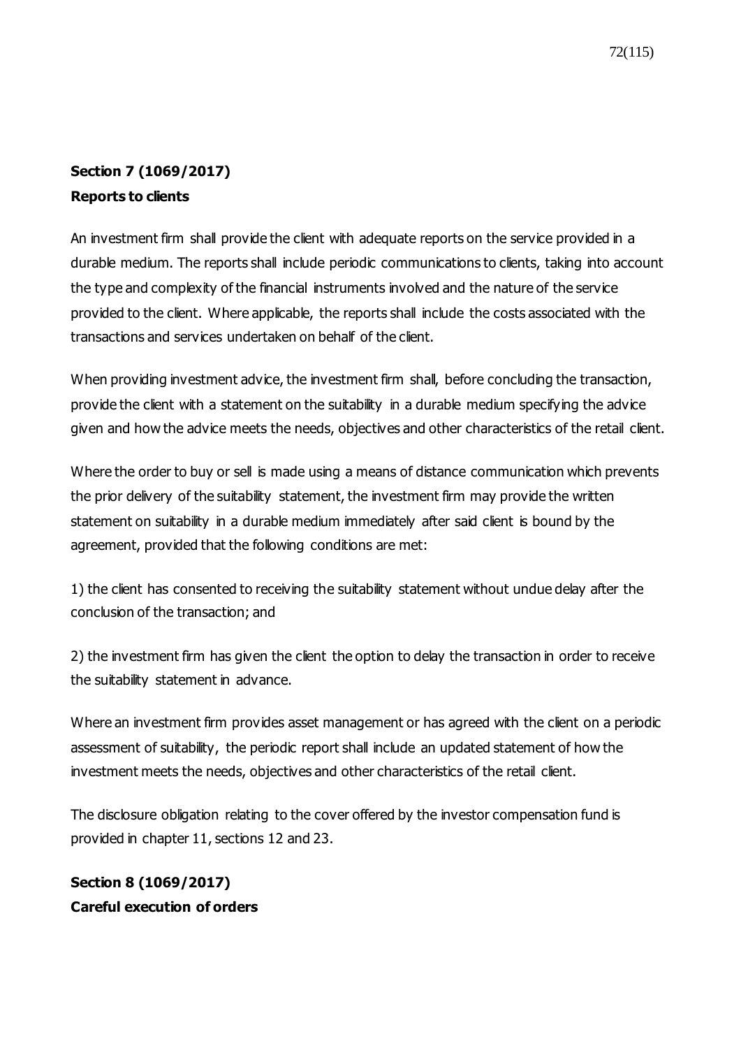**Section 7 (1069/2017)**
**Reports to clients**

An investment firm shall provide the client with adequate reports on the service provided in a durable medium. The reports shall include periodic communications to clients, taking into account the type and complexity of the financial instruments involved and the nature of the service provided to the client. Where applicable, the reports shall include the costs associated with the transactions and services undertaken on behalf of the client.

When providing investment advice, the investment firm shall, before concluding the transaction, provide the client with a statement on the suitability in a durable medium specifying the advice given and how the advice meets the needs, objectives and other characteristics of the retail client.

Where the order to buy or sell is made using a means of distance communication which prevents the prior delivery of the suitability statement, the investment firm may provide the written statement on suitability in a durable medium immediately after said client is bound by the agreement, provided that the following conditions are met:

1) the client has consented to receiving the suitability statement without undue delay after the conclusion of the transaction; and

2) the investment firm has given the client the option to delay the transaction in order to receive the suitability statement in advance.

Where an investment firm provides asset management or has agreed with the client on a periodic assessment of suitability, the periodic report shall include an updated statement of how the investment meets the needs, objectives and other characteristics of the retail client.

The disclosure obligation relating to the cover offered by the investor compensation fund is provided in chapter 11, sections 12 and 23.

**Section 8 (1069/2017)**
**Careful execution of orders**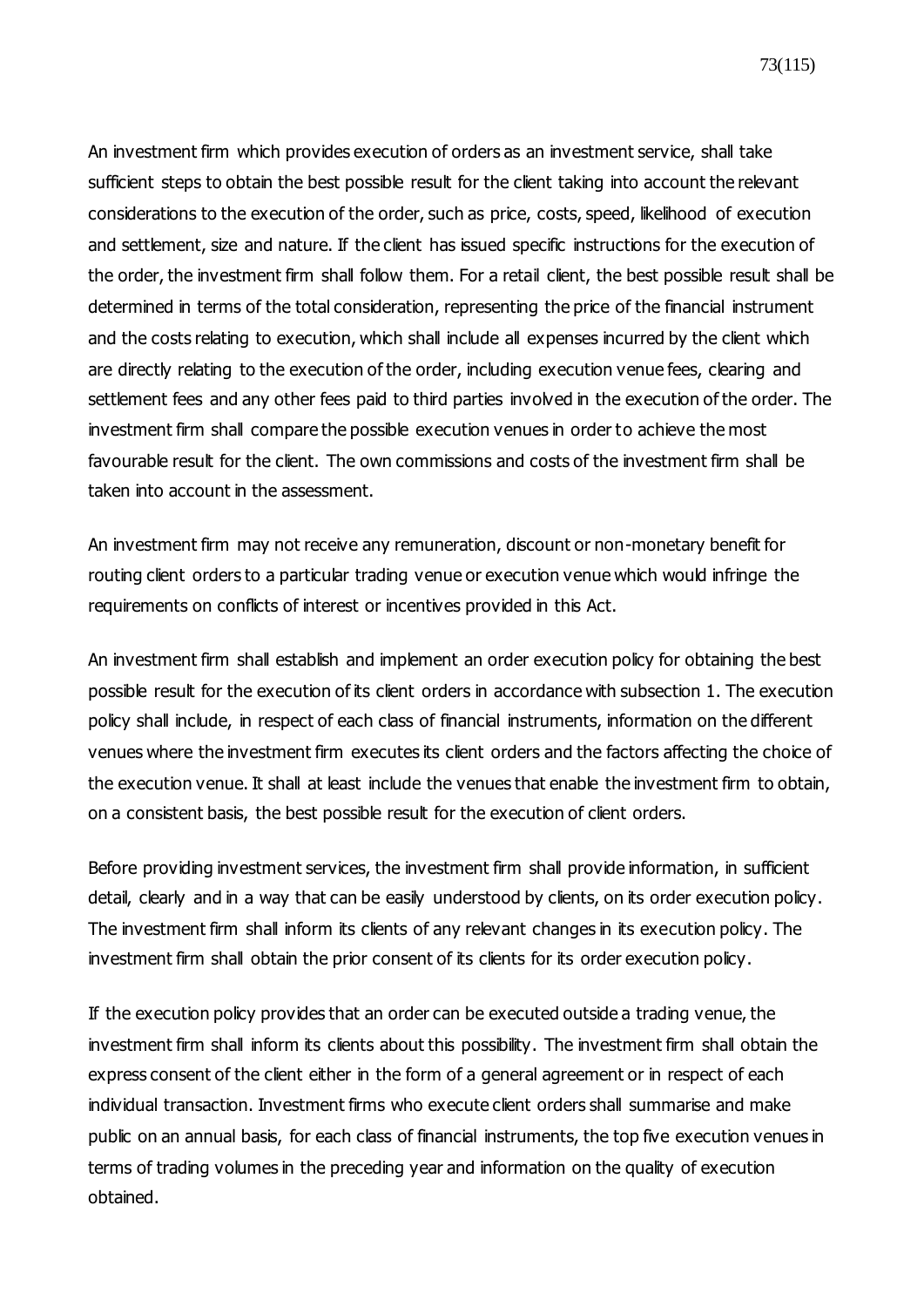An investment firm which provides execution of orders as an investment service, shall take sufficient steps to obtain the best possible result for the client taking into account the relevant considerations to the execution of the order, such as price, costs, speed, likelihood of execution and settlement, size and nature. If the client has issued specific instructions for the execution of the order, the investment firm shall follow them. For a retail client, the best possible result shall be determined in terms of the total consideration, representing the price of the financial instrument and the costs relating to execution, which shall include all expenses incurred by the client which are directly relating to the execution of the order, including execution venue fees, clearing and settlement fees and any other fees paid to third parties involved in the execution of the order. The investment firm shall compare the possible execution venues in order to achieve the most favourable result for the client. The own commissions and costs of the investment firm shall be taken into account in the assessment.

An investment firm may not receive any remuneration, discount or non-monetary benefit for routing client orders to a particular trading venue or execution venue which would infringe the requirements on conflicts of interest or incentives provided in this Act.

An investment firm shall establish and implement an order execution policy for obtaining the best possible result for the execution of its client orders in accordance with subsection 1. The execution policy shall include, in respect of each class of financial instruments, information on the different venues where the investment firm executes its client orders and the factors affecting the choice of the execution venue. It shall at least include the venues that enable the investment firm to obtain, on a consistent basis, the best possible result for the execution of client orders.

Before providing investment services, the investment firm shall provide information, in sufficient detail, clearly and in a way that can be easily understood by clients, on its order execution policy. The investment firm shall inform its clients of any relevant changes in its execution policy. The investment firm shall obtain the prior consent of its clients for its order execution policy.

If the execution policy provides that an order can be executed outside a trading venue, the investment firm shall inform its clients about this possibility. The investment firm shall obtain the express consent of the client either in the form of a general agreement or in respect of each individual transaction. Investment firms who execute client orders shall summarise and make public on an annual basis, for each class of financial instruments, the top five execution venues in terms of trading volumes in the preceding year and information on the quality of execution obtained.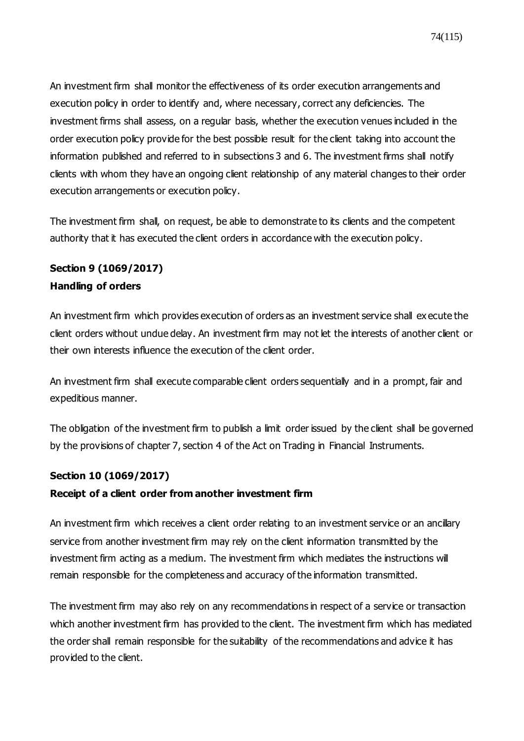An investment firm shall monitor the effectiveness of its order execution arrangements and execution policy in order to identify and, where necessary, correct any deficiencies. The investment firms shall assess, on a regular basis, whether the execution venues included in the order execution policy provide for the best possible result for the client taking into account the information published and referred to in subsections 3 and 6. The investment firms shall notify clients with whom they have an ongoing client relationship of any material changes to their order execution arrangements or execution policy.

The investment firm shall, on request, be able to demonstrate to its clients and the competent authority that it has executed the client orders in accordance with the execution policy.

**Section 9 (1069/2017)**
**Handling of orders**

An investment firm which provides execution of orders as an investment service shall execute the client orders without undue delay. An investment firm may not let the interests of another client or their own interests influence the execution of the client order.

An investment firm shall execute comparable client orders sequentially and in a prompt, fair and expeditious manner.

The obligation of the investment firm to publish a limit order issued by the client shall be governed by the provisions of chapter 7, section 4 of the Act on Trading in Financial Instruments.

**Section 10 (1069/2017)**
**Receipt of a client order from another investment firm**

An investment firm which receives a client order relating to an investment service or an ancillary service from another investment firm may rely on the client information transmitted by the investment firm acting as a medium. The investment firm which mediates the instructions will remain responsible for the completeness and accuracy of the information transmitted.

The investment firm may also rely on any recommendations in respect of a service or transaction which another investment firm has provided to the client. The investment firm which has mediated the order shall remain responsible for the suitability of the recommendations and advice it has provided to the client.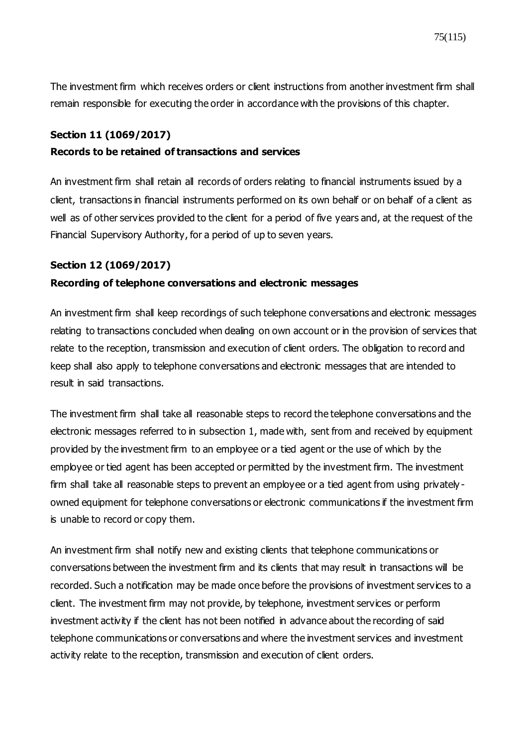The investment firm which receives orders or client instructions from another investment firm shall remain responsible for executing the order in accordance with the provisions of this chapter.

**Section 11 (1069/2017)**

**Records to be retained of transactions and services**

An investment firm shall retain all records of orders relating to financial instruments issued by a client, transactions in financial instruments performed on its own behalf or on behalf of a client as well as of other services provided to the client for a period of five years and, at the request of the Financial Supervisory Authority, for a period of up to seven years.

**Section 12 (1069/2017)**

**Recording of telephone conversations and electronic messages**

An investment firm shall keep recordings of such telephone conversations and electronic messages relating to transactions concluded when dealing on own account or in the provision of services that relate to the reception, transmission and execution of client orders. The obligation to record and keep shall also apply to telephone conversations and electronic messages that are intended to result in said transactions.

The investment firm shall take all reasonable steps to record the telephone conversations and the electronic messages referred to in subsection 1, made with, sent from and received by equipment provided by the investment firm to an employee or a tied agent or the use of which by the employee or tied agent has been accepted or permitted by the investment firm. The investment firm shall take all reasonable steps to prevent an employee or a tied agent from using privately-owned equipment for telephone conversations or electronic communications if the investment firm is unable to record or copy them.

An investment firm shall notify new and existing clients that telephone communications or conversations between the investment firm and its clients that may result in transactions will be recorded. Such a notification may be made once before the provisions of investment services to a client. The investment firm may not provide, by telephone, investment services or perform investment activity if the client has not been notified in advance about the recording of said telephone communications or conversations and where the investment services and investment activity relate to the reception, transmission and execution of client orders.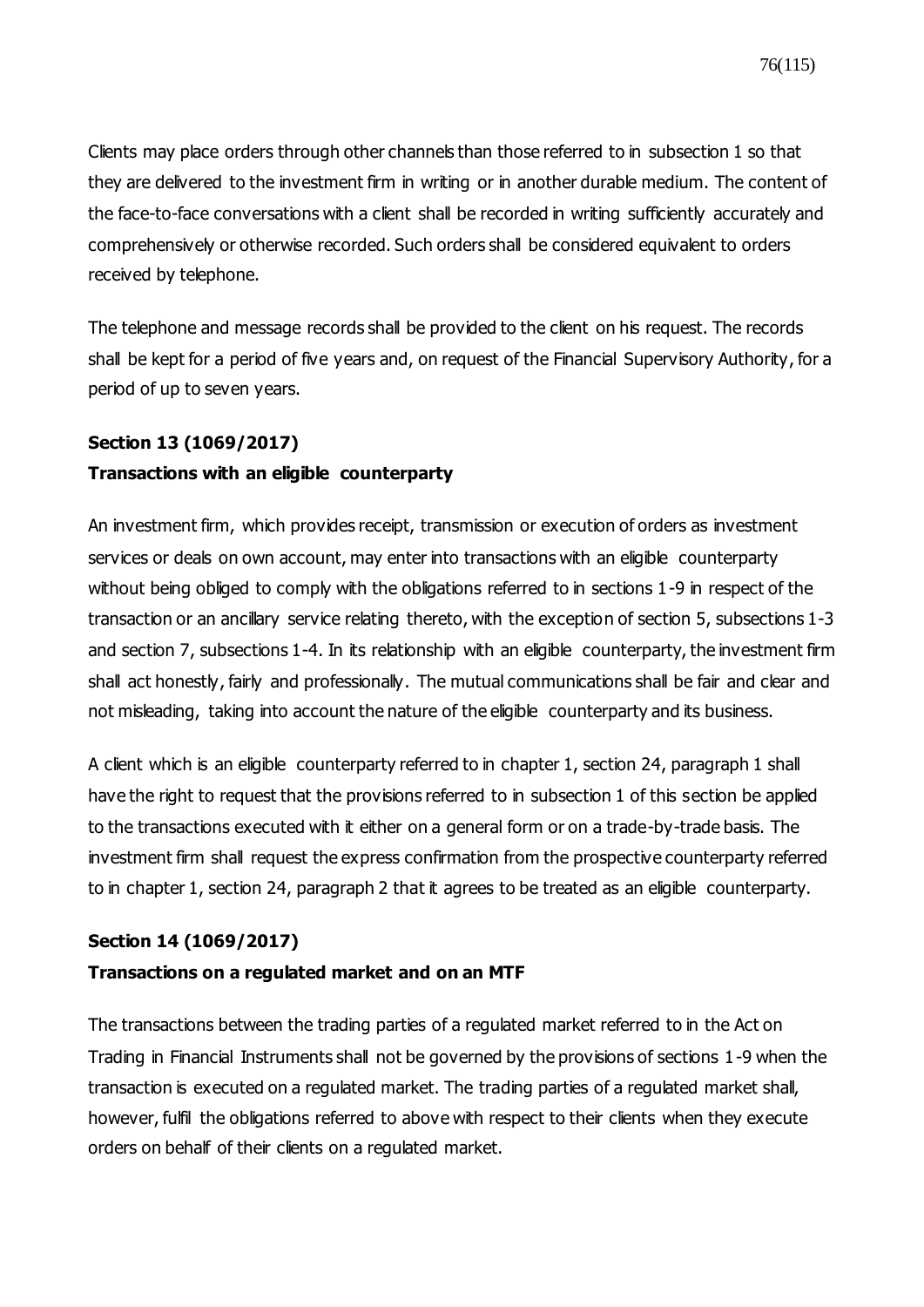Clients may place orders through other channels than those referred to in subsection 1 so that they are delivered to the investment firm in writing or in another durable medium. The content of the face-to-face conversations with a client shall be recorded in writing sufficiently accurately and comprehensively or otherwise recorded. Such orders shall be considered equivalent to orders received by telephone.

The telephone and message records shall be provided to the client on his request. The records shall be kept for a period of five years and, on request of the Financial Supervisory Authority, for a period of up to seven years.

**Section 13 (1069/2017)**
**Transactions with an eligible counterparty**

An investment firm, which provides receipt, transmission or execution of orders as investment services or deals on own account, may enter into transactions with an eligible counterparty without being obliged to comply with the obligations referred to in sections 1-9 in respect of the transaction or an ancillary service relating thereto, with the exception of section 5, subsections 1-3 and section 7, subsections 1-4. In its relationship with an eligible counterparty, the investment firm shall act honestly, fairly and professionally. The mutual communications shall be fair and clear and not misleading, taking into account the nature of the eligible counterparty and its business.

A client which is an eligible counterparty referred to in chapter 1, section 24, paragraph 1 shall have the right to request that the provisions referred to in subsection 1 of this section be applied to the transactions executed with it either on a general form or on a trade-by-trade basis. The investment firm shall request the express confirmation from the prospective counterparty referred to in chapter 1, section 24, paragraph 2 that it agrees to be treated as an eligible counterparty.

**Section 14 (1069/2017)**
**Transactions on a regulated market and on an MTF**

The transactions between the trading parties of a regulated market referred to in the Act on Trading in Financial Instruments shall not be governed by the provisions of sections 1-9 when the transaction is executed on a regulated market. The trading parties of a regulated market shall, however, fulfil the obligations referred to above with respect to their clients when they execute orders on behalf of their clients on a regulated market.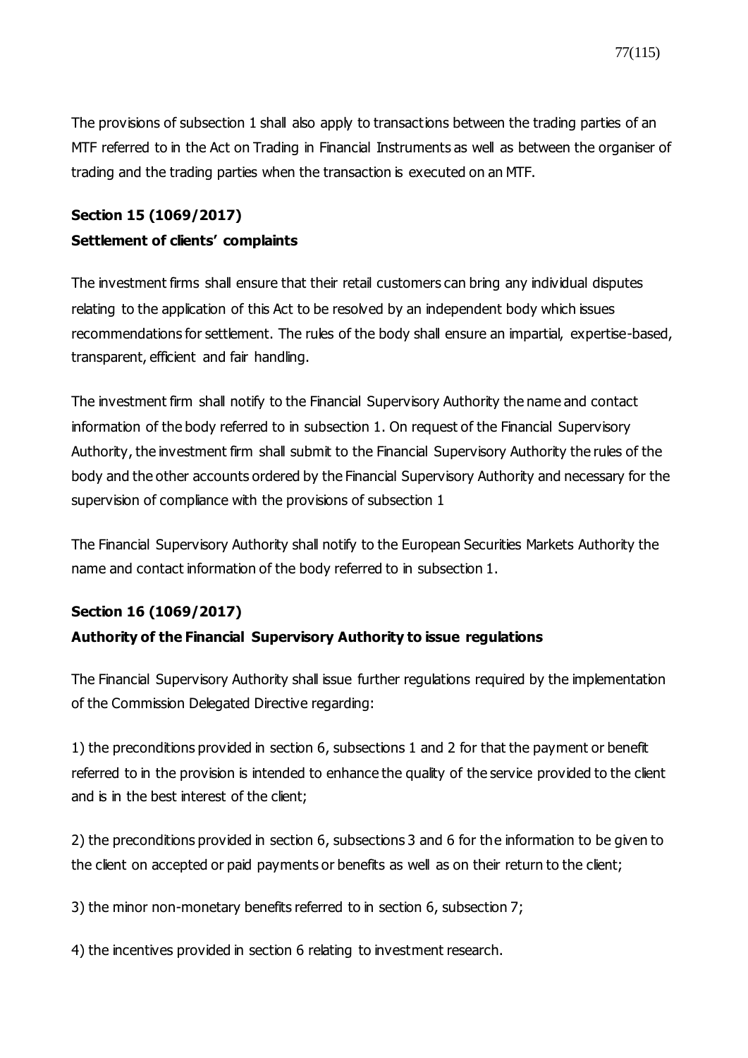The provisions of subsection 1 shall also apply to transactions between the trading parties of an MTF referred to in the Act on Trading in Financial Instruments as well as between the organiser of trading and the trading parties when the transaction is executed on an MTF.

**Section 15 (1069/2017)**
**Settlement of clients' complaints**

The investment firms shall ensure that their retail customers can bring any individual disputes relating to the application of this Act to be resolved by an independent body which issues recommendations for settlement. The rules of the body shall ensure an impartial, expertise-based, transparent, efficient and fair handling.

The investment firm shall notify to the Financial Supervisory Authority the name and contact information of the body referred to in subsection 1. On request of the Financial Supervisory Authority, the investment firm shall submit to the Financial Supervisory Authority the rules of the body and the other accounts ordered by the Financial Supervisory Authority and necessary for the supervision of compliance with the provisions of subsection 1

The Financial Supervisory Authority shall notify to the European Securities Markets Authority the name and contact information of the body referred to in subsection 1.

**Section 16 (1069/2017)**
**Authority of the Financial Supervisory Authority to issue regulations**

The Financial Supervisory Authority shall issue further regulations required by the implementation of the Commission Delegated Directive regarding:

1) the preconditions provided in section 6, subsections 1 and 2 for that the payment or benefit referred to in the provision is intended to enhance the quality of the service provided to the client and is in the best interest of the client;

2) the preconditions provided in section 6, subsections 3 and 6 for the information to be given to the client on accepted or paid payments or benefits as well as on their return to the client;

3) the minor non-monetary benefits referred to in section 6, subsection 7;

4) the incentives provided in section 6 relating to investment research.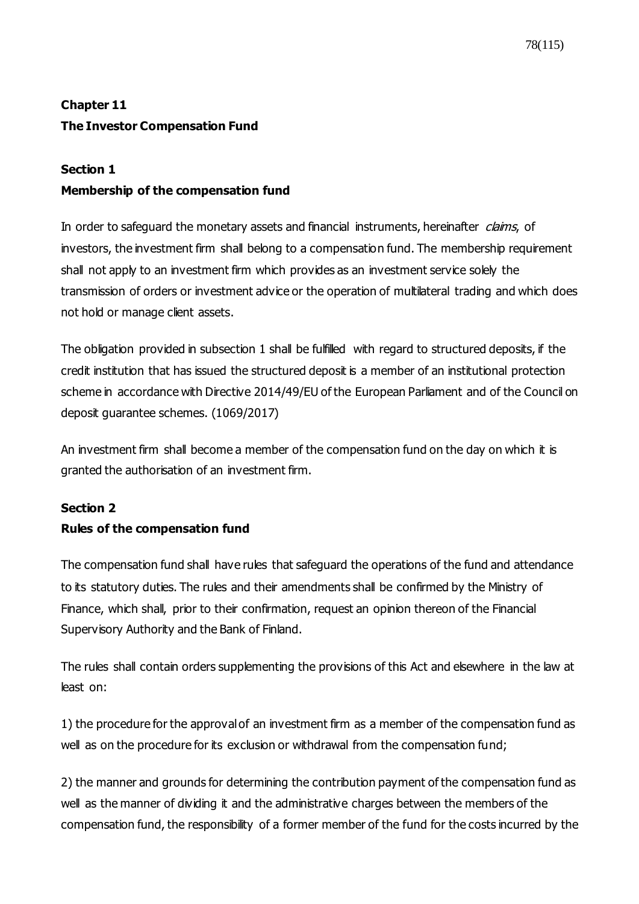## Chapter 11
## The Investor Compensation Fund

### Section 1
### Membership of the compensation fund

In order to safeguard the monetary assets and financial instruments, hereinafter *claims*, of investors, the investment firm shall belong to a compensation fund. The membership requirement shall not apply to an investment firm which provides as an investment service solely the transmission of orders or investment advice or the operation of multilateral trading and which does not hold or manage client assets.

The obligation provided in subsection 1 shall be fulfilled with regard to structured deposits, if the credit institution that has issued the structured deposit is a member of an institutional protection scheme in accordance with Directive 2014/49/EU of the European Parliament and of the Council on deposit guarantee schemes. (1069/2017)

An investment firm shall become a member of the compensation fund on the day on which it is granted the authorisation of an investment firm.

### Section 2
### Rules of the compensation fund

The compensation fund shall have rules that safeguard the operations of the fund and attendance to its statutory duties. The rules and their amendments shall be confirmed by the Ministry of Finance, which shall, prior to their confirmation, request an opinion thereon of the Financial Supervisory Authority and the Bank of Finland.

The rules shall contain orders supplementing the provisions of this Act and elsewhere in the law at least on:

1) the procedure for the approval of an investment firm as a member of the compensation fund as well as on the procedure for its exclusion or withdrawal from the compensation fund;

2) the manner and grounds for determining the contribution payment of the compensation fund as well as the manner of dividing it and the administrative charges between the members of the compensation fund, the responsibility of a former member of the fund for the costs incurred by the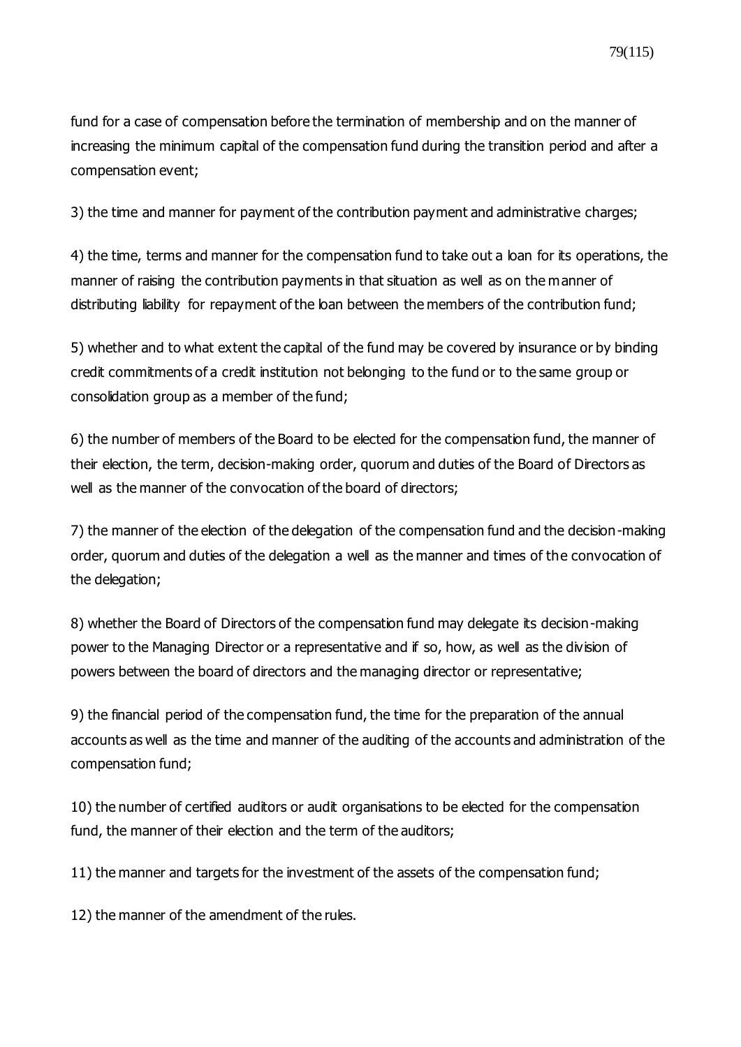fund for a case of compensation before the termination of membership and on the manner of increasing the minimum capital of the compensation fund during the transition period and after a compensation event;

3) the time and manner for payment of the contribution payment and administrative charges;

4) the time, terms and manner for the compensation fund to take out a loan for its operations, the manner of raising the contribution payments in that situation as well as on the manner of distributing liability for repayment of the loan between the members of the contribution fund;

5) whether and to what extent the capital of the fund may be covered by insurance or by binding credit commitments of a credit institution not belonging to the fund or to the same group or consolidation group as a member of the fund;

6) the number of members of the Board to be elected for the compensation fund, the manner of their election, the term, decision-making order, quorum and duties of the Board of Directors as well as the manner of the convocation of the board of directors;

7) the manner of the election of the delegation of the compensation fund and the decision-making order, quorum and duties of the delegation a well as the manner and times of the convocation of the delegation;

8) whether the Board of Directors of the compensation fund may delegate its decision-making power to the Managing Director or a representative and if so, how, as well as the division of powers between the board of directors and the managing director or representative;

9) the financial period of the compensation fund, the time for the preparation of the annual accounts as well as the time and manner of the auditing of the accounts and administration of the compensation fund;

10) the number of certified auditors or audit organisations to be elected for the compensation fund, the manner of their election and the term of the auditors;

11) the manner and targets for the investment of the assets of the compensation fund;

12) the manner of the amendment of the rules.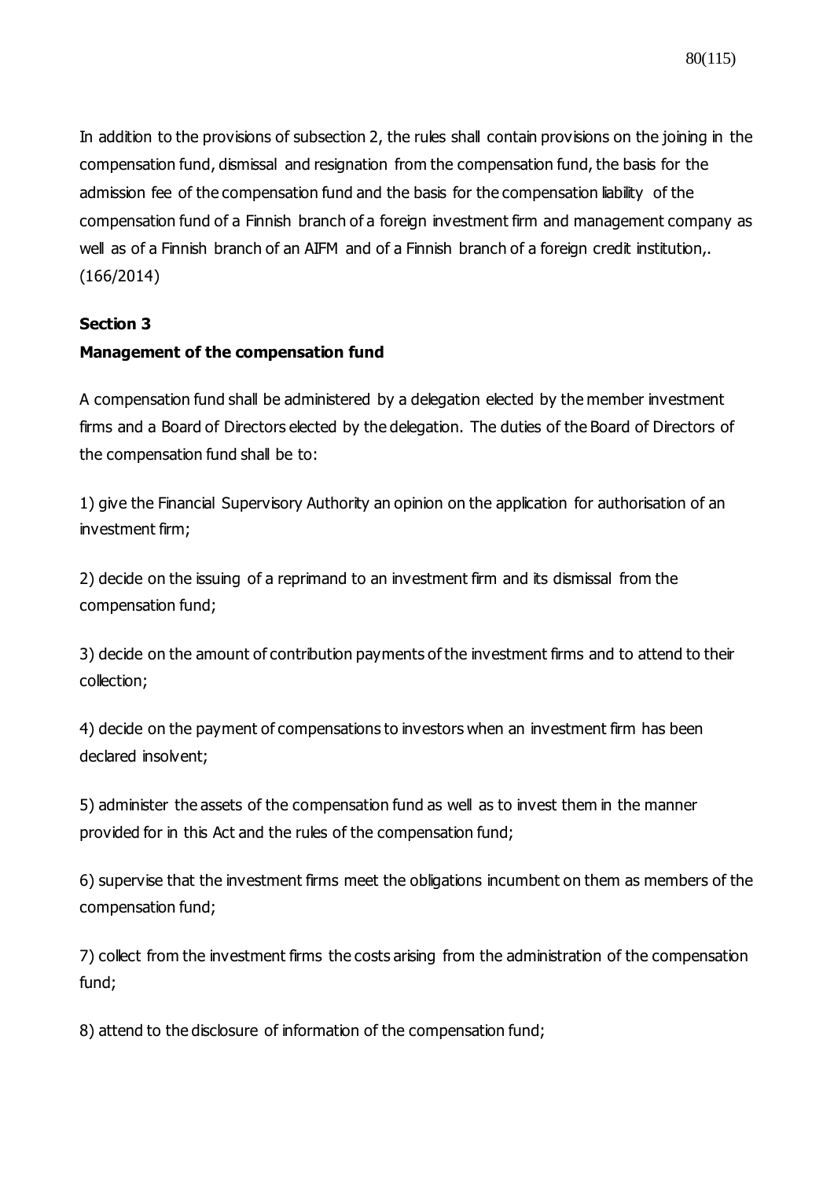In addition to the provisions of subsection 2, the rules shall contain provisions on the joining in the compensation fund, dismissal and resignation from the compensation fund, the basis for the admission fee of the compensation fund and the basis for the compensation liability of the compensation fund of a Finnish branch of a foreign investment firm and management company as well as of a Finnish branch of an AIFM and of a Finnish branch of a foreign credit institution,. (166/2014)

**Section 3**

**Management of the compensation fund**

A compensation fund shall be administered by a delegation elected by the member investment firms and a Board of Directors elected by the delegation. The duties of the Board of Directors of the compensation fund shall be to:

1) give the Financial Supervisory Authority an opinion on the application for authorisation of an investment firm;

2) decide on the issuing of a reprimand to an investment firm and its dismissal from the compensation fund;

3) decide on the amount of contribution payments of the investment firms and to attend to their collection;

4) decide on the payment of compensations to investors when an investment firm has been declared insolvent;

5) administer the assets of the compensation fund as well as to invest them in the manner provided for in this Act and the rules of the compensation fund;

6) supervise that the investment firms meet the obligations incumbent on them as members of the compensation fund;

7) collect from the investment firms the costs arising from the administration of the compensation fund;

8) attend to the disclosure of information of the compensation fund;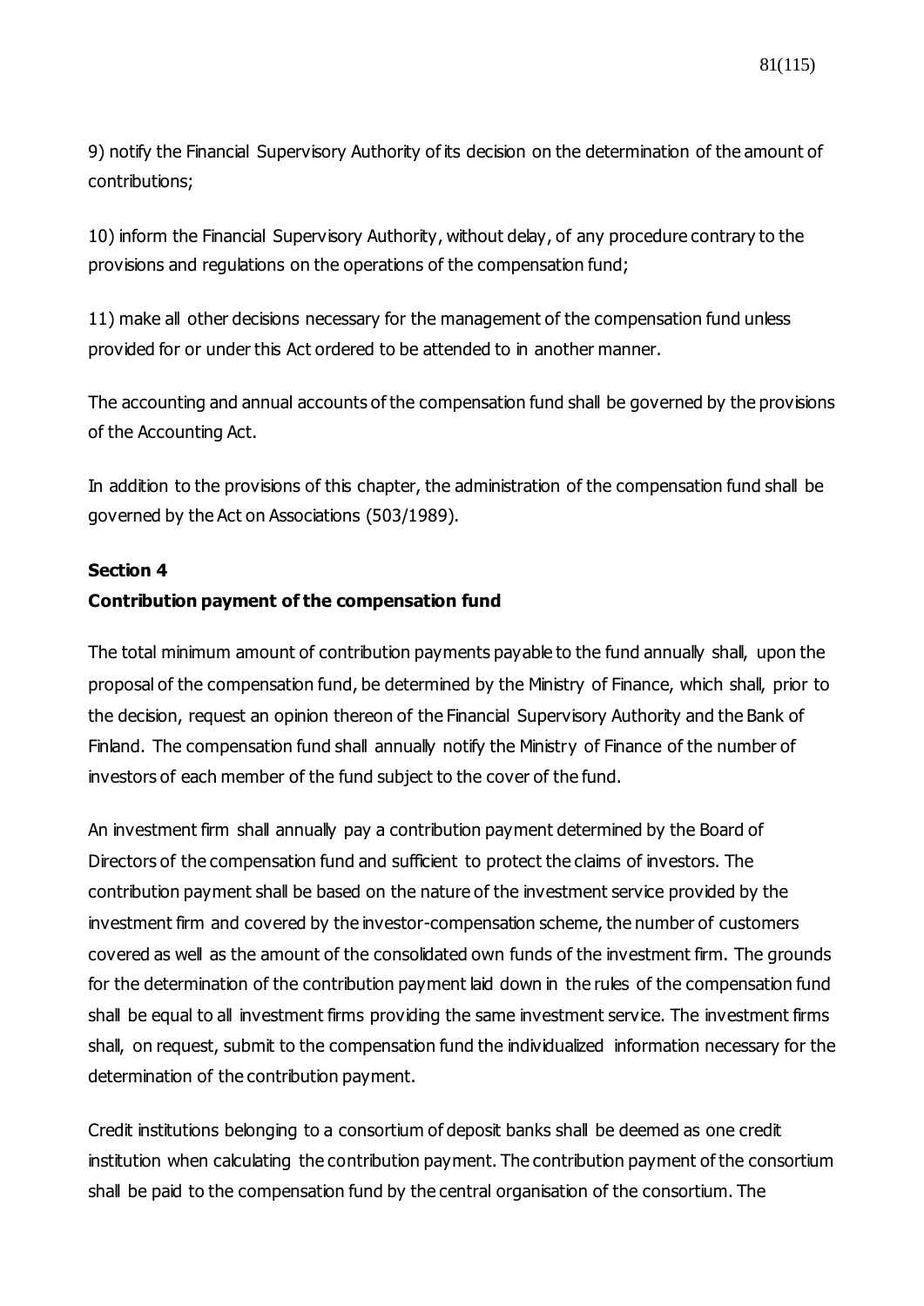9) notify the Financial Supervisory Authority of its decision on the determination of the amount of contributions;

10) inform the Financial Supervisory Authority, without delay, of any procedure contrary to the provisions and regulations on the operations of the compensation fund;

11) make all other decisions necessary for the management of the compensation fund unless provided for or under this Act ordered to be attended to in another manner.

The accounting and annual accounts of the compensation fund shall be governed by the provisions of the Accounting Act.

In addition to the provisions of this chapter, the administration of the compensation fund shall be governed by the Act on Associations (503/1989).

**Section 4**

**Contribution payment of the compensation fund**

The total minimum amount of contribution payments payable to the fund annually shall, upon the proposal of the compensation fund, be determined by the Ministry of Finance, which shall, prior to the decision, request an opinion thereon of the Financial Supervisory Authority and the Bank of Finland. The compensation fund shall annually notify the Ministry of Finance of the number of investors of each member of the fund subject to the cover of the fund.

An investment firm shall annually pay a contribution payment determined by the Board of Directors of the compensation fund and sufficient to protect the claims of investors. The contribution payment shall be based on the nature of the investment service provided by the investment firm and covered by the investor-compensation scheme, the number of customers covered as well as the amount of the consolidated own funds of the investment firm. The grounds for the determination of the contribution payment laid down in the rules of the compensation fund shall be equal to all investment firms providing the same investment service. The investment firms shall, on request, submit to the compensation fund the individualized information necessary for the determination of the contribution payment.

Credit institutions belonging to a consortium of deposit banks shall be deemed as one credit institution when calculating the contribution payment. The contribution payment of the consortium shall be paid to the compensation fund by the central organisation of the consortium. The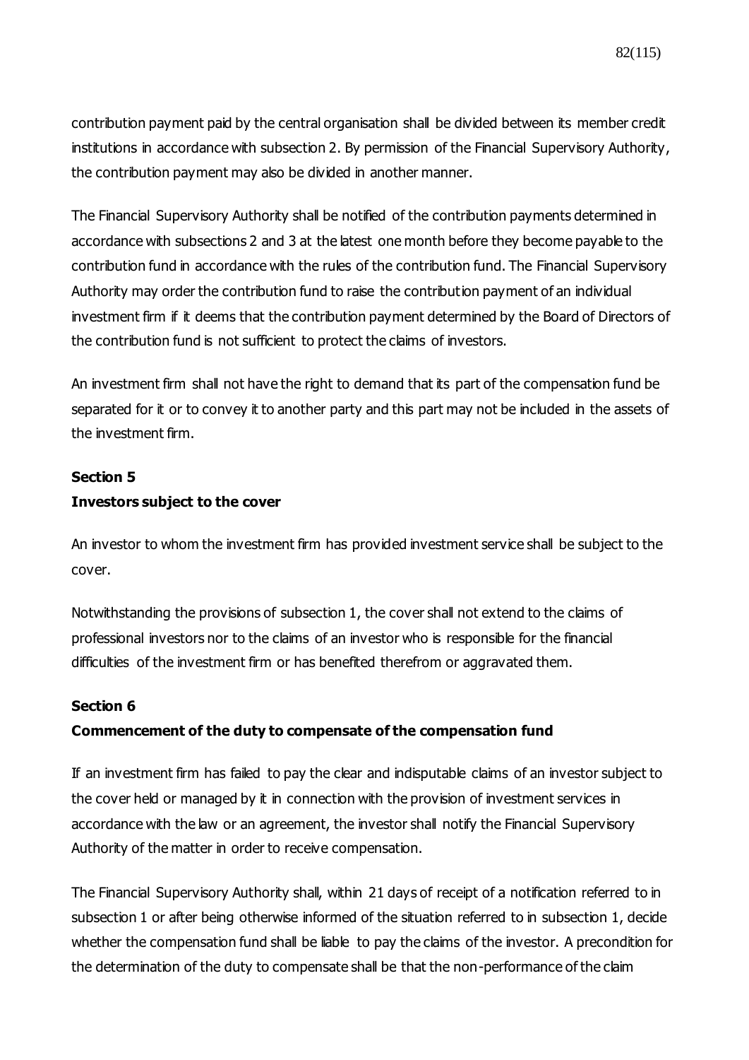contribution payment paid by the central organisation shall be divided between its member credit institutions in accordance with subsection 2. By permission of the Financial Supervisory Authority, the contribution payment may also be divided in another manner.

The Financial Supervisory Authority shall be notified of the contribution payments determined in accordance with subsections 2 and 3 at the latest one month before they become payable to the contribution fund in accordance with the rules of the contribution fund. The Financial Supervisory Authority may order the contribution fund to raise the contribution payment of an individual investment firm if it deems that the contribution payment determined by the Board of Directors of the contribution fund is not sufficient to protect the claims of investors.

An investment firm shall not have the right to demand that its part of the compensation fund be separated for it or to convey it to another party and this part may not be included in the assets of the investment firm.

**Section 5**
**Investors subject to the cover**

An investor to whom the investment firm has provided investment service shall be subject to the cover.

Notwithstanding the provisions of subsection 1, the cover shall not extend to the claims of professional investors nor to the claims of an investor who is responsible for the financial difficulties of the investment firm or has benefited therefrom or aggravated them.

**Section 6**
**Commencement of the duty to compensate of the compensation fund**

If an investment firm has failed to pay the clear and indisputable claims of an investor subject to the cover held or managed by it in connection with the provision of investment services in accordance with the law or an agreement, the investor shall notify the Financial Supervisory Authority of the matter in order to receive compensation.

The Financial Supervisory Authority shall, within 21 days of receipt of a notification referred to in subsection 1 or after being otherwise informed of the situation referred to in subsection 1, decide whether the compensation fund shall be liable to pay the claims of the investor. A precondition for the determination of the duty to compensate shall be that the non-performance of the claim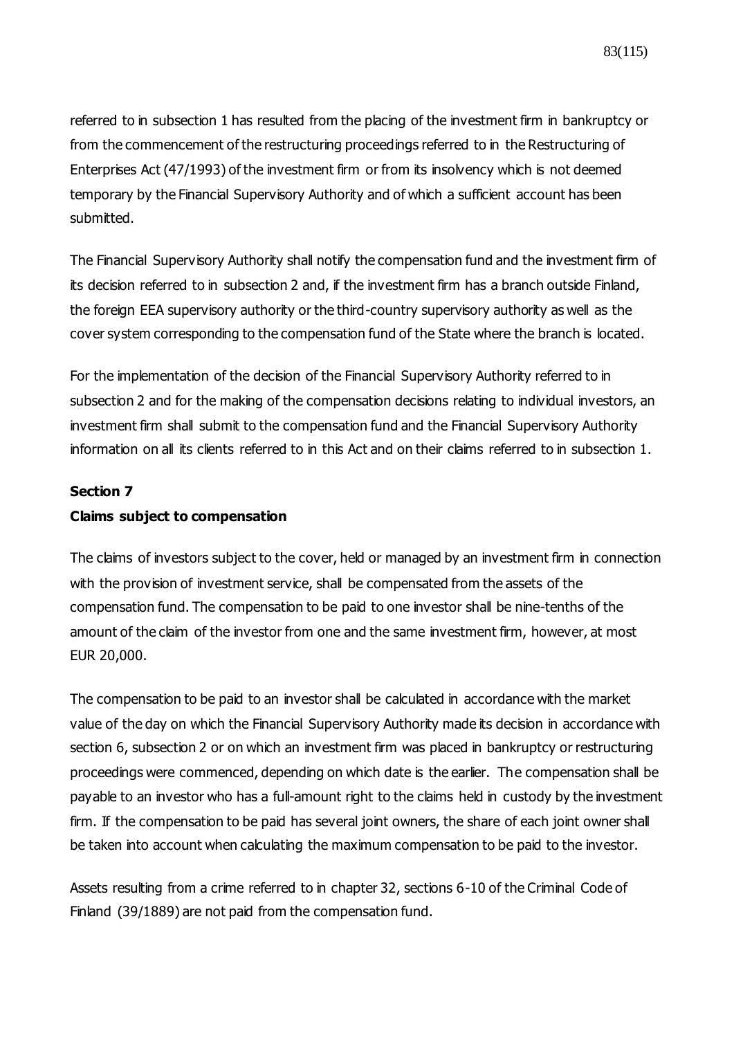referred to in subsection 1 has resulted from the placing of the investment firm in bankruptcy or from the commencement of the restructuring proceedings referred to in the Restructuring of Enterprises Act (47/1993) of the investment firm or from its insolvency which is not deemed temporary by the Financial Supervisory Authority and of which a sufficient account has been submitted.

The Financial Supervisory Authority shall notify the compensation fund and the investment firm of its decision referred to in subsection 2 and, if the investment firm has a branch outside Finland, the foreign EEA supervisory authority or the third-country supervisory authority as well as the cover system corresponding to the compensation fund of the State where the branch is located.

For the implementation of the decision of the Financial Supervisory Authority referred to in subsection 2 and for the making of the compensation decisions relating to individual investors, an investment firm shall submit to the compensation fund and the Financial Supervisory Authority information on all its clients referred to in this Act and on their claims referred to in subsection 1.

**Section 7**

**Claims subject to compensation**

The claims of investors subject to the cover, held or managed by an investment firm in connection with the provision of investment service, shall be compensated from the assets of the compensation fund. The compensation to be paid to one investor shall be nine-tenths of the amount of the claim of the investor from one and the same investment firm, however, at most EUR 20,000.

The compensation to be paid to an investor shall be calculated in accordance with the market value of the day on which the Financial Supervisory Authority made its decision in accordance with section 6, subsection 2 or on which an investment firm was placed in bankruptcy or restructuring proceedings were commenced, depending on which date is the earlier. The compensation shall be payable to an investor who has a full-amount right to the claims held in custody by the investment firm. If the compensation to be paid has several joint owners, the share of each joint owner shall be taken into account when calculating the maximum compensation to be paid to the investor.

Assets resulting from a crime referred to in chapter 32, sections 6-10 of the Criminal Code of Finland (39/1889) are not paid from the compensation fund.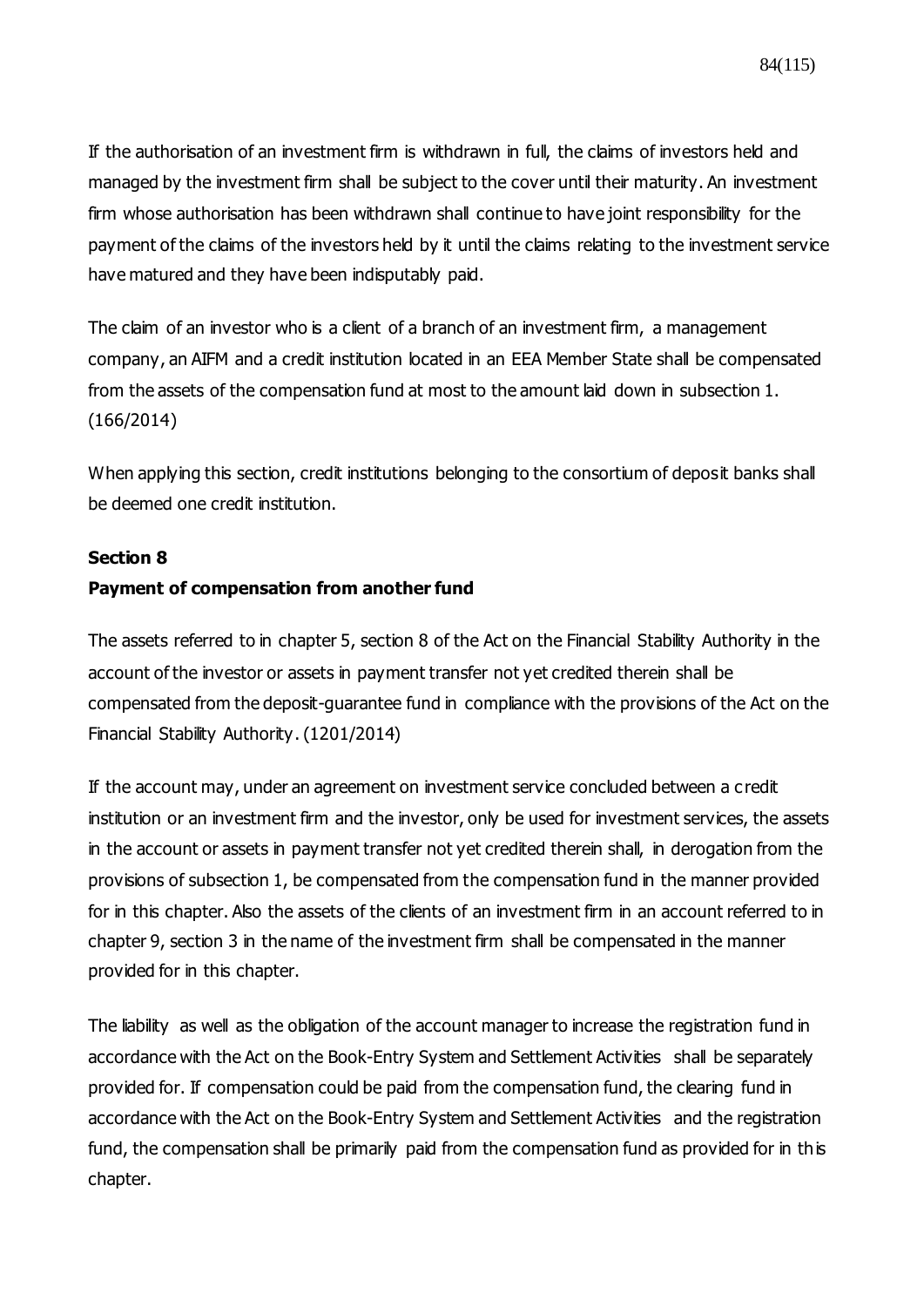If the authorisation of an investment firm is withdrawn in full, the claims of investors held and managed by the investment firm shall be subject to the cover until their maturity. An investment firm whose authorisation has been withdrawn shall continue to have joint responsibility for the payment of the claims of the investors held by it until the claims relating to the investment service have matured and they have been indisputably paid.

The claim of an investor who is a client of a branch of an investment firm, a management company, an AIFM and a credit institution located in an EEA Member State shall be compensated from the assets of the compensation fund at most to the amount laid down in subsection 1. (166/2014)

When applying this section, credit institutions belonging to the consortium of deposit banks shall be deemed one credit institution.

**Section 8**

**Payment of compensation from another fund**

The assets referred to in chapter 5, section 8 of the Act on the Financial Stability Authority in the account of the investor or assets in payment transfer not yet credited therein shall be compensated from the deposit-guarantee fund in compliance with the provisions of the Act on the Financial Stability Authority. (1201/2014)

If the account may, under an agreement on investment service concluded between a credit institution or an investment firm and the investor, only be used for investment services, the assets in the account or assets in payment transfer not yet credited therein shall, in derogation from the provisions of subsection 1, be compensated from the compensation fund in the manner provided for in this chapter. Also the assets of the clients of an investment firm in an account referred to in chapter 9, section 3 in the name of the investment firm shall be compensated in the manner provided for in this chapter.

The liability as well as the obligation of the account manager to increase the registration fund in accordance with the Act on the Book-Entry System and Settlement Activities shall be separately provided for. If compensation could be paid from the compensation fund, the clearing fund in accordance with the Act on the Book-Entry System and Settlement Activities and the registration fund, the compensation shall be primarily paid from the compensation fund as provided for in this chapter.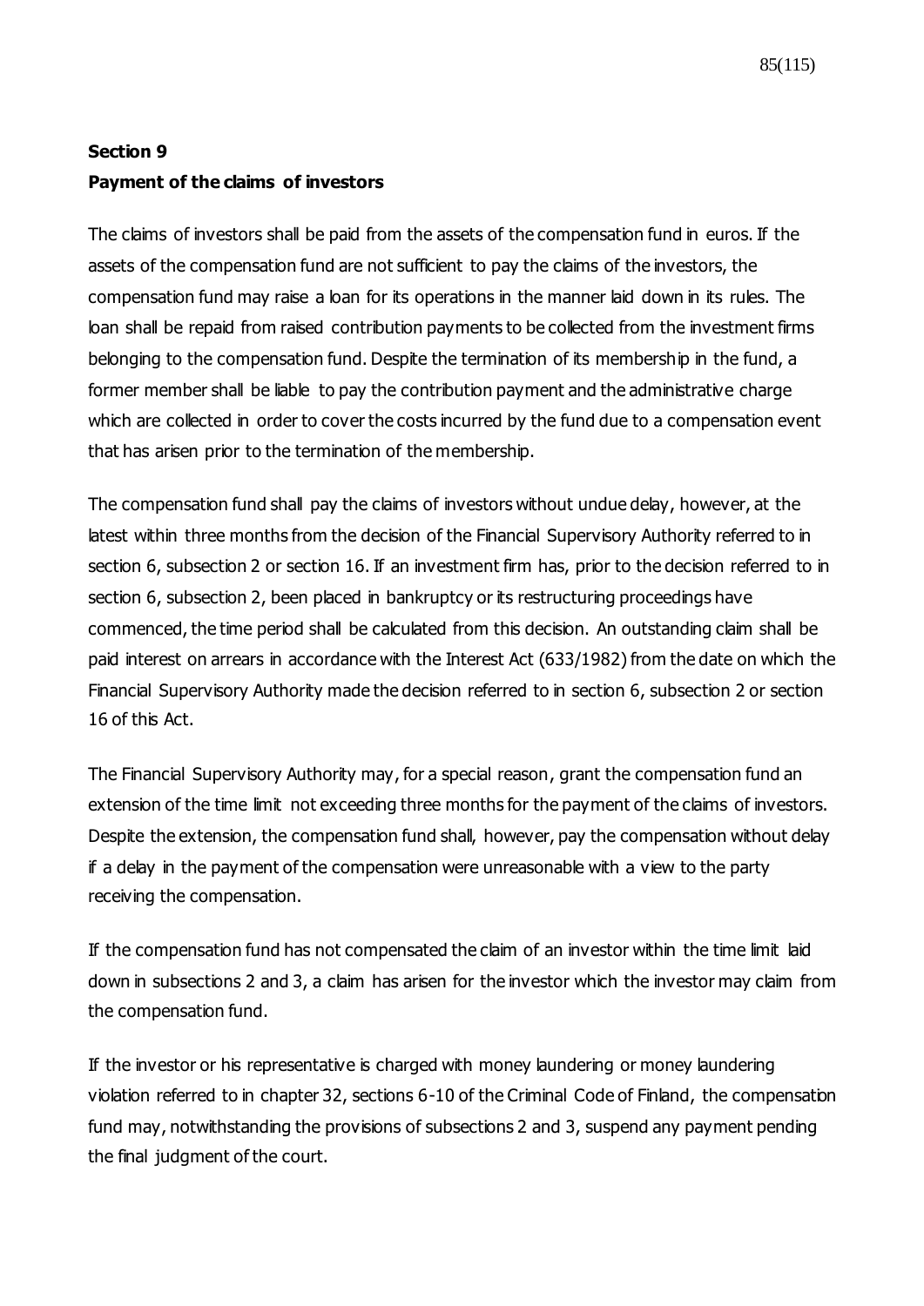**Section 9**

**Payment of the claims of investors**

The claims of investors shall be paid from the assets of the compensation fund in euros. If the assets of the compensation fund are not sufficient to pay the claims of the investors, the compensation fund may raise a loan for its operations in the manner laid down in its rules. The loan shall be repaid from raised contribution payments to be collected from the investment firms belonging to the compensation fund. Despite the termination of its membership in the fund, a former member shall be liable to pay the contribution payment and the administrative charge which are collected in order to cover the costs incurred by the fund due to a compensation event that has arisen prior to the termination of the membership.

The compensation fund shall pay the claims of investors without undue delay, however, at the latest within three months from the decision of the Financial Supervisory Authority referred to in section 6, subsection 2 or section 16. If an investment firm has, prior to the decision referred to in section 6, subsection 2, been placed in bankruptcy or its restructuring proceedings have commenced, the time period shall be calculated from this decision. An outstanding claim shall be paid interest on arrears in accordance with the Interest Act (633/1982) from the date on which the Financial Supervisory Authority made the decision referred to in section 6, subsection 2 or section 16 of this Act.

The Financial Supervisory Authority may, for a special reason, grant the compensation fund an extension of the time limit not exceeding three months for the payment of the claims of investors. Despite the extension, the compensation fund shall, however, pay the compensation without delay if a delay in the payment of the compensation were unreasonable with a view to the party receiving the compensation.

If the compensation fund has not compensated the claim of an investor within the time limit laid down in subsections 2 and 3, a claim has arisen for the investor which the investor may claim from the compensation fund.

If the investor or his representative is charged with money laundering or money laundering violation referred to in chapter 32, sections 6-10 of the Criminal Code of Finland, the compensation fund may, notwithstanding the provisions of subsections 2 and 3, suspend any payment pending the final judgment of the court.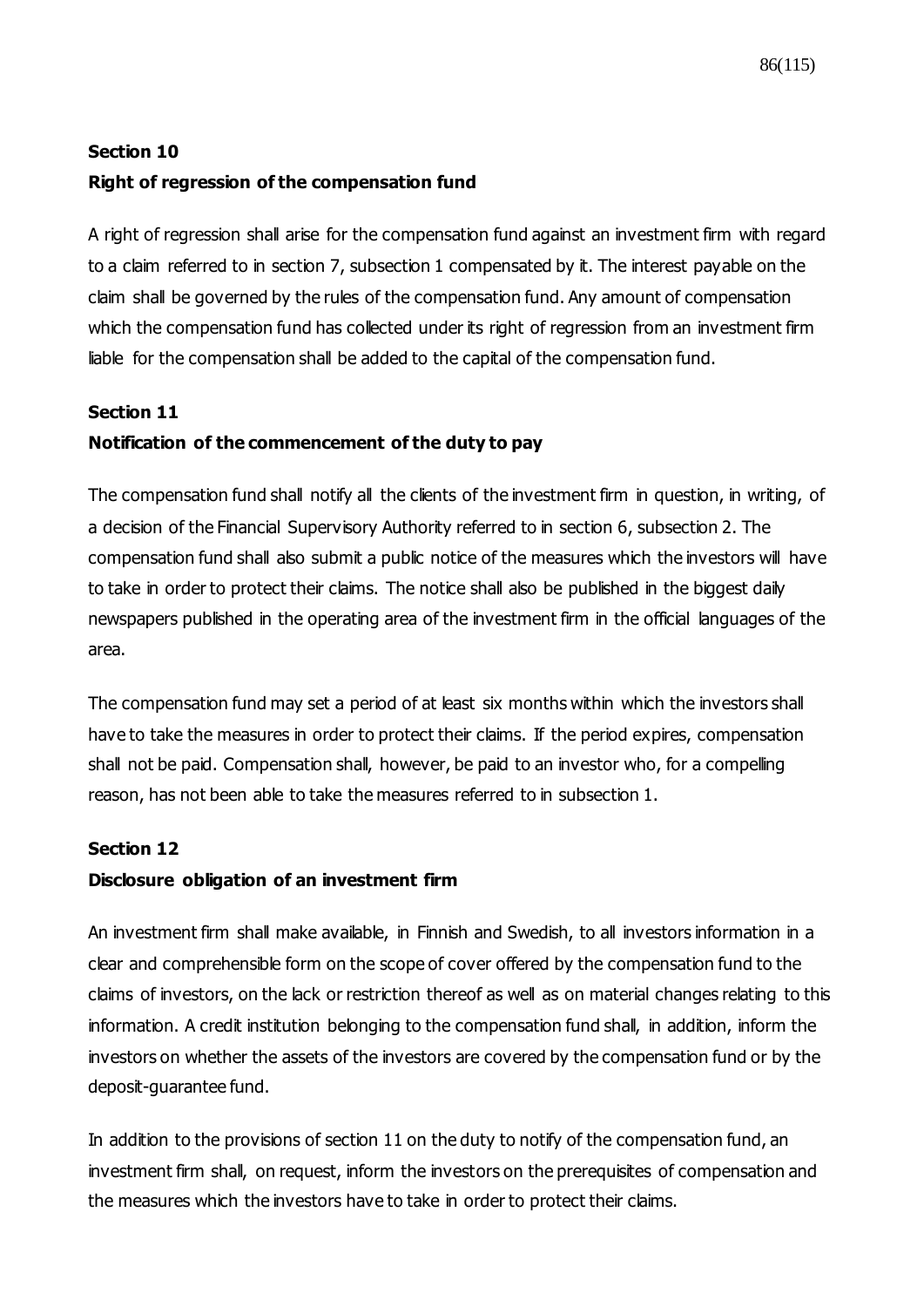**Section 10**

**Right of regression of the compensation fund**

A right of regression shall arise for the compensation fund against an investment firm with regard to a claim referred to in section 7, subsection 1 compensated by it. The interest payable on the claim shall be governed by the rules of the compensation fund. Any amount of compensation which the compensation fund has collected under its right of regression from an investment firm liable for the compensation shall be added to the capital of the compensation fund.

**Section 11**

**Notification of the commencement of the duty to pay**

The compensation fund shall notify all the clients of the investment firm in question, in writing, of a decision of the Financial Supervisory Authority referred to in section 6, subsection 2. The compensation fund shall also submit a public notice of the measures which the investors will have to take in order to protect their claims. The notice shall also be published in the biggest daily newspapers published in the operating area of the investment firm in the official languages of the area.

The compensation fund may set a period of at least six months within which the investors shall have to take the measures in order to protect their claims. If the period expires, compensation shall not be paid. Compensation shall, however, be paid to an investor who, for a compelling reason, has not been able to take the measures referred to in subsection 1.

**Section 12**

**Disclosure obligation of an investment firm**

An investment firm shall make available, in Finnish and Swedish, to all investors information in a clear and comprehensible form on the scope of cover offered by the compensation fund to the claims of investors, on the lack or restriction thereof as well as on material changes relating to this information. A credit institution belonging to the compensation fund shall, in addition, inform the investors on whether the assets of the investors are covered by the compensation fund or by the deposit-guarantee fund.

In addition to the provisions of section 11 on the duty to notify of the compensation fund, an investment firm shall, on request, inform the investors on the prerequisites of compensation and the measures which the investors have to take in order to protect their claims.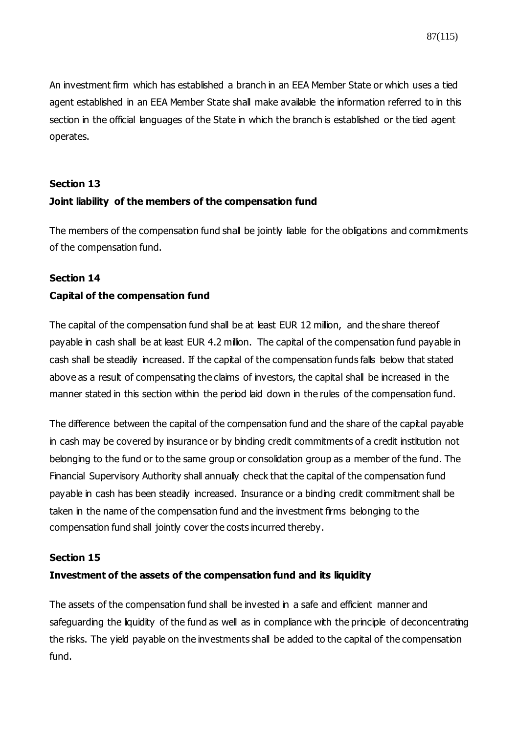An investment firm which has established a branch in an EEA Member State or which uses a tied agent established in an EEA Member State shall make available the information referred to in this section in the official languages of the State in which the branch is established or the tied agent operates.

**Section 13**

**Joint liability of the members of the compensation fund**

The members of the compensation fund shall be jointly liable for the obligations and commitments of the compensation fund.

**Section 14**

**Capital of the compensation fund**

The capital of the compensation fund shall be at least EUR 12 million, and the share thereof payable in cash shall be at least EUR 4.2 million. The capital of the compensation fund payable in cash shall be steadily increased. If the capital of the compensation funds falls below that stated above as a result of compensating the claims of investors, the capital shall be increased in the manner stated in this section within the period laid down in the rules of the compensation fund.

The difference between the capital of the compensation fund and the share of the capital payable in cash may be covered by insurance or by binding credit commitments of a credit institution not belonging to the fund or to the same group or consolidation group as a member of the fund. The Financial Supervisory Authority shall annually check that the capital of the compensation fund payable in cash has been steadily increased. Insurance or a binding credit commitment shall be taken in the name of the compensation fund and the investment firms belonging to the compensation fund shall jointly cover the costs incurred thereby.

**Section 15**

**Investment of the assets of the compensation fund and its liquidity**

The assets of the compensation fund shall be invested in a safe and efficient manner and safeguarding the liquidity of the fund as well as in compliance with the principle of deconcentrating the risks. The yield payable on the investments shall be added to the capital of the compensation fund.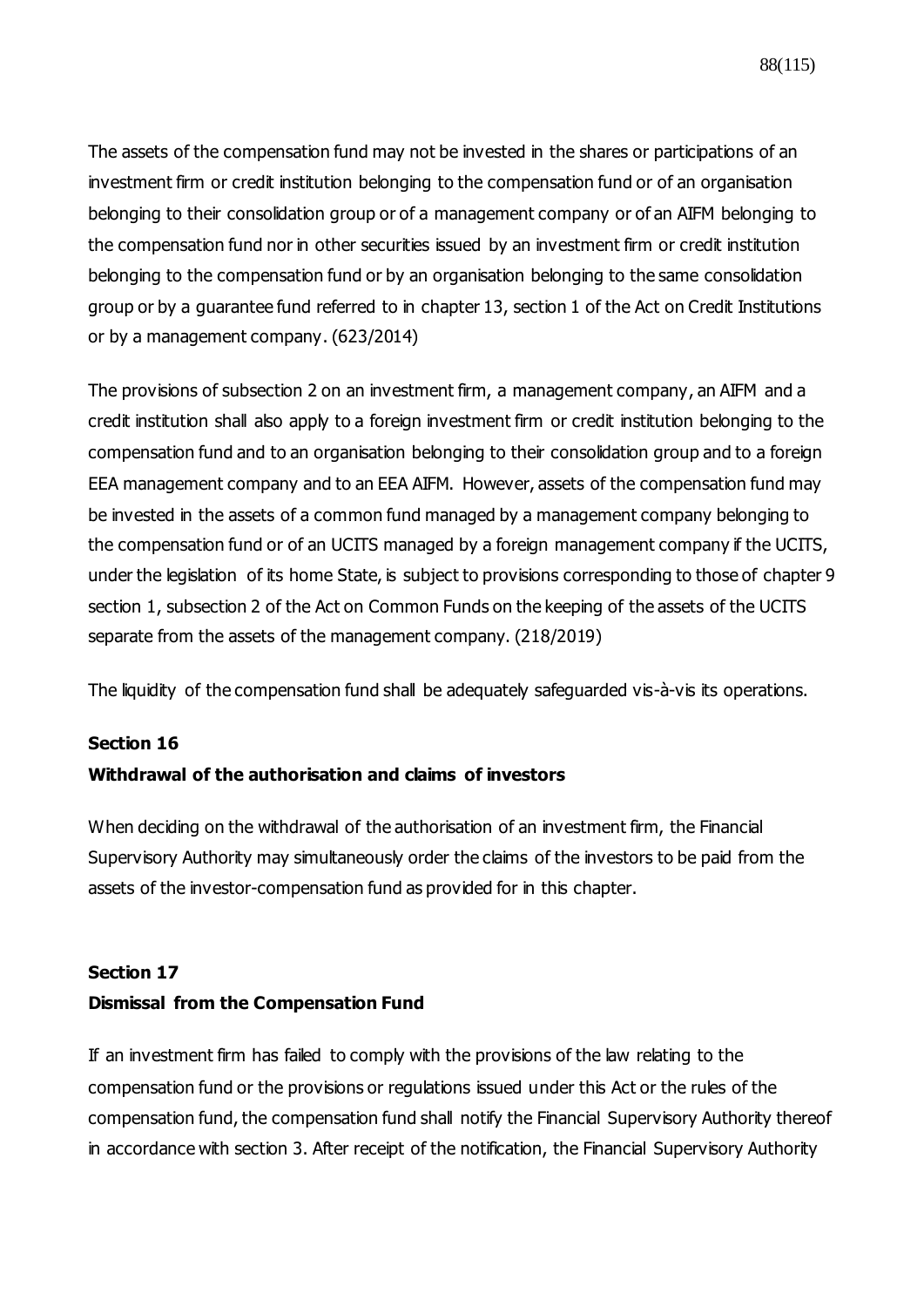The assets of the compensation fund may not be invested in the shares or participations of an investment firm or credit institution belonging to the compensation fund or of an organisation belonging to their consolidation group or of a management company or of an AIFM belonging to the compensation fund nor in other securities issued by an investment firm or credit institution belonging to the compensation fund or by an organisation belonging to the same consolidation group or by a guarantee fund referred to in chapter 13, section 1 of the Act on Credit Institutions or by a management company. (623/2014)

The provisions of subsection 2 on an investment firm, a management company, an AIFM and a credit institution shall also apply to a foreign investment firm or credit institution belonging to the compensation fund and to an organisation belonging to their consolidation group and to a foreign EEA management company and to an EEA AIFM. However, assets of the compensation fund may be invested in the assets of a common fund managed by a management company belonging to the compensation fund or of an UCITS managed by a foreign management company if the UCITS, under the legislation of its home State, is subject to provisions corresponding to those of chapter 9 section 1, subsection 2 of the Act on Common Funds on the keeping of the assets of the UCITS separate from the assets of the management company. (218/2019)

The liquidity of the compensation fund shall be adequately safeguarded vis-à-vis its operations.

**Section 16**

**Withdrawal of the authorisation and claims of investors**

When deciding on the withdrawal of the authorisation of an investment firm, the Financial Supervisory Authority may simultaneously order the claims of the investors to be paid from the assets of the investor-compensation fund as provided for in this chapter.

**Section 17**

**Dismissal from the Compensation Fund**

If an investment firm has failed to comply with the provisions of the law relating to the compensation fund or the provisions or regulations issued under this Act or the rules of the compensation fund, the compensation fund shall notify the Financial Supervisory Authority thereof in accordance with section 3. After receipt of the notification, the Financial Supervisory Authority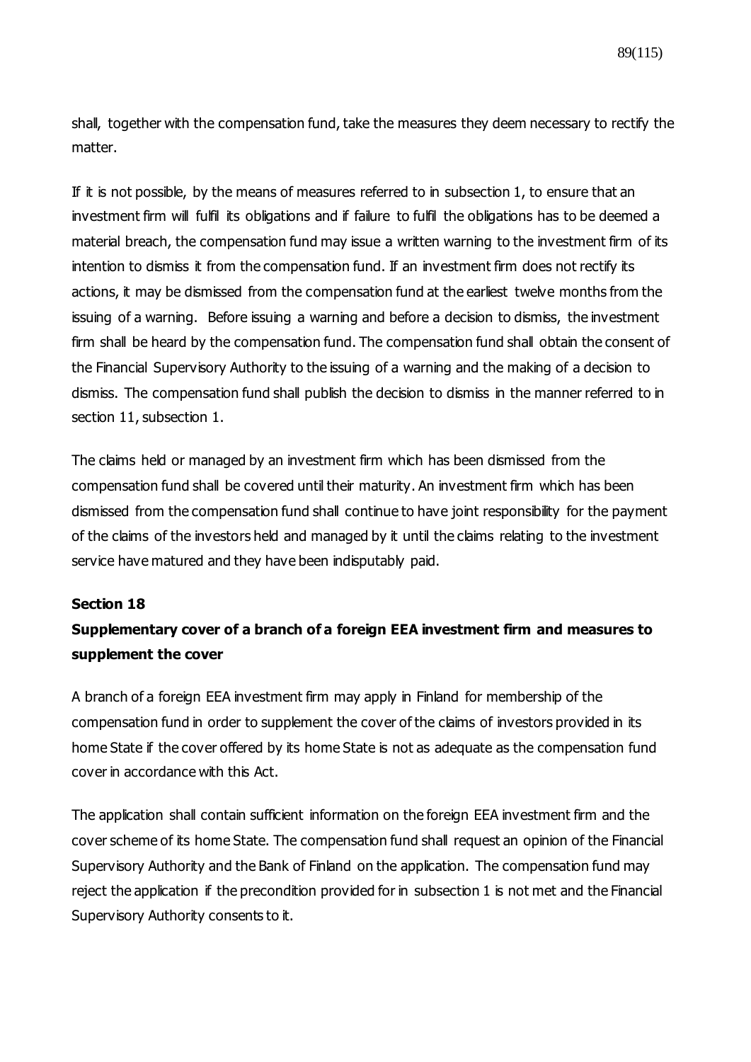shall, together with the compensation fund, take the measures they deem necessary to rectify the matter.

If it is not possible, by the means of measures referred to in subsection 1, to ensure that an investment firm will fulfil its obligations and if failure to fulfil the obligations has to be deemed a material breach, the compensation fund may issue a written warning to the investment firm of its intention to dismiss it from the compensation fund. If an investment firm does not rectify its actions, it may be dismissed from the compensation fund at the earliest twelve months from the issuing of a warning. Before issuing a warning and before a decision to dismiss, the investment firm shall be heard by the compensation fund. The compensation fund shall obtain the consent of the Financial Supervisory Authority to the issuing of a warning and the making of a decision to dismiss. The compensation fund shall publish the decision to dismiss in the manner referred to in section 11, subsection 1.

The claims held or managed by an investment firm which has been dismissed from the compensation fund shall be covered until their maturity. An investment firm which has been dismissed from the compensation fund shall continue to have joint responsibility for the payment of the claims of the investors held and managed by it until the claims relating to the investment service have matured and they have been indisputably paid.

**Section 18**

**Supplementary cover of a branch of a foreign EEA investment firm and measures to supplement the cover**

A branch of a foreign EEA investment firm may apply in Finland for membership of the compensation fund in order to supplement the cover of the claims of investors provided in its home State if the cover offered by its home State is not as adequate as the compensation fund cover in accordance with this Act.

The application shall contain sufficient information on the foreign EEA investment firm and the cover scheme of its home State. The compensation fund shall request an opinion of the Financial Supervisory Authority and the Bank of Finland on the application. The compensation fund may reject the application if the precondition provided for in subsection 1 is not met and the Financial Supervisory Authority consents to it.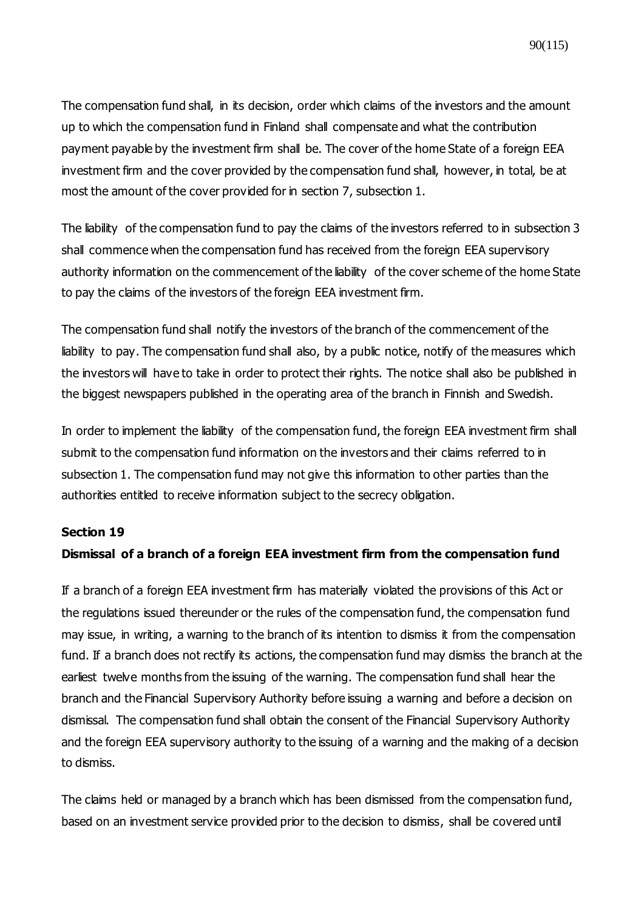The compensation fund shall, in its decision, order which claims of the investors and the amount up to which the compensation fund in Finland shall compensate and what the contribution payment payable by the investment firm shall be. The cover of the home State of a foreign EEA investment firm and the cover provided by the compensation fund shall, however, in total, be at most the amount of the cover provided for in section 7, subsection 1.

The liability of the compensation fund to pay the claims of the investors referred to in subsection 3 shall commence when the compensation fund has received from the foreign EEA supervisory authority information on the commencement of the liability of the cover scheme of the home State to pay the claims of the investors of the foreign EEA investment firm.

The compensation fund shall notify the investors of the branch of the commencement of the liability to pay. The compensation fund shall also, by a public notice, notify of the measures which the investors will have to take in order to protect their rights. The notice shall also be published in the biggest newspapers published in the operating area of the branch in Finnish and Swedish.

In order to implement the liability of the compensation fund, the foreign EEA investment firm shall submit to the compensation fund information on the investors and their claims referred to in subsection 1. The compensation fund may not give this information to other parties than the authorities entitled to receive information subject to the secrecy obligation.

**Section 19**

**Dismissal of a branch of a foreign EEA investment firm from the compensation fund**

If a branch of a foreign EEA investment firm has materially violated the provisions of this Act or the regulations issued thereunder or the rules of the compensation fund, the compensation fund may issue, in writing, a warning to the branch of its intention to dismiss it from the compensation fund. If a branch does not rectify its actions, the compensation fund may dismiss the branch at the earliest twelve months from the issuing of the warning. The compensation fund shall hear the branch and the Financial Supervisory Authority before issuing a warning and before a decision on dismissal. The compensation fund shall obtain the consent of the Financial Supervisory Authority and the foreign EEA supervisory authority to the issuing of a warning and the making of a decision to dismiss.

The claims held or managed by a branch which has been dismissed from the compensation fund, based on an investment service provided prior to the decision to dismiss, shall be covered until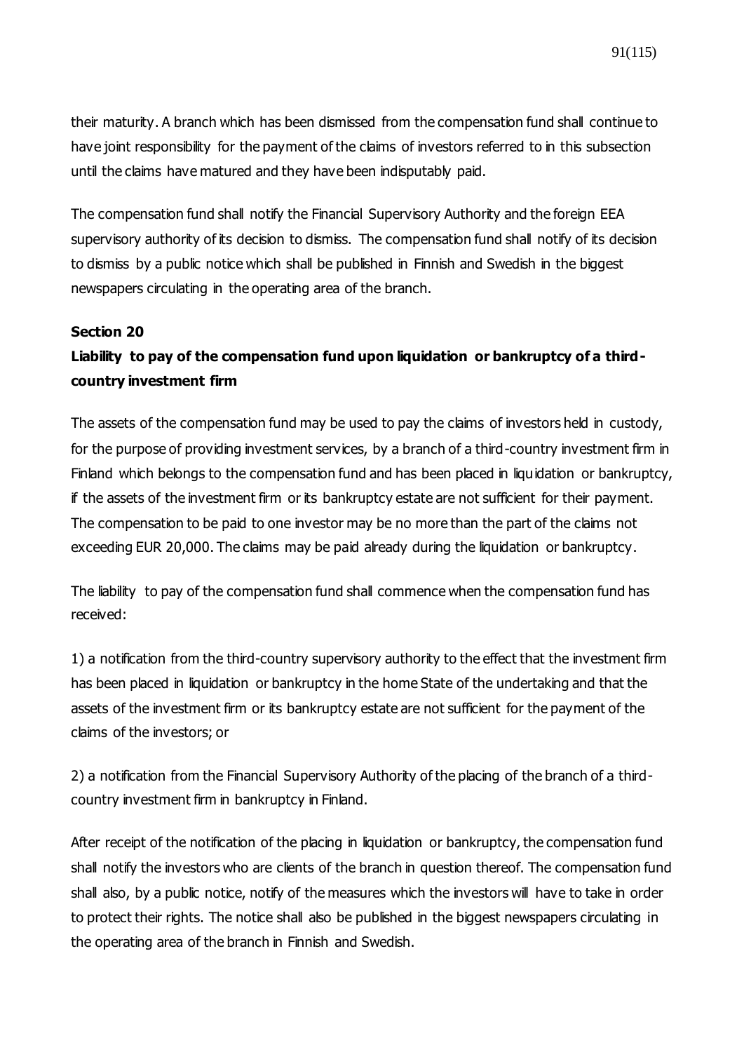their maturity. A branch which has been dismissed from the compensation fund shall continue to have joint responsibility for the payment of the claims of investors referred to in this subsection until the claims have matured and they have been indisputably paid.

The compensation fund shall notify the Financial Supervisory Authority and the foreign EEA supervisory authority of its decision to dismiss. The compensation fund shall notify of its decision to dismiss by a public notice which shall be published in Finnish and Swedish in the biggest newspapers circulating in the operating area of the branch.

**Section 20**

**Liability to pay of the compensation fund upon liquidation or bankruptcy of a third-country investment firm**

The assets of the compensation fund may be used to pay the claims of investors held in custody, for the purpose of providing investment services, by a branch of a third-country investment firm in Finland which belongs to the compensation fund and has been placed in liquidation or bankruptcy, if the assets of the investment firm or its bankruptcy estate are not sufficient for their payment. The compensation to be paid to one investor may be no more than the part of the claims not exceeding EUR 20,000. The claims may be paid already during the liquidation or bankruptcy.

The liability to pay of the compensation fund shall commence when the compensation fund has received:

1) a notification from the third-country supervisory authority to the effect that the investment firm has been placed in liquidation or bankruptcy in the home State of the undertaking and that the assets of the investment firm or its bankruptcy estate are not sufficient for the payment of the claims of the investors; or

2) a notification from the Financial Supervisory Authority of the placing of the branch of a third-country investment firm in bankruptcy in Finland.

After receipt of the notification of the placing in liquidation or bankruptcy, the compensation fund shall notify the investors who are clients of the branch in question thereof. The compensation fund shall also, by a public notice, notify of the measures which the investors will have to take in order to protect their rights. The notice shall also be published in the biggest newspapers circulating in the operating area of the branch in Finnish and Swedish.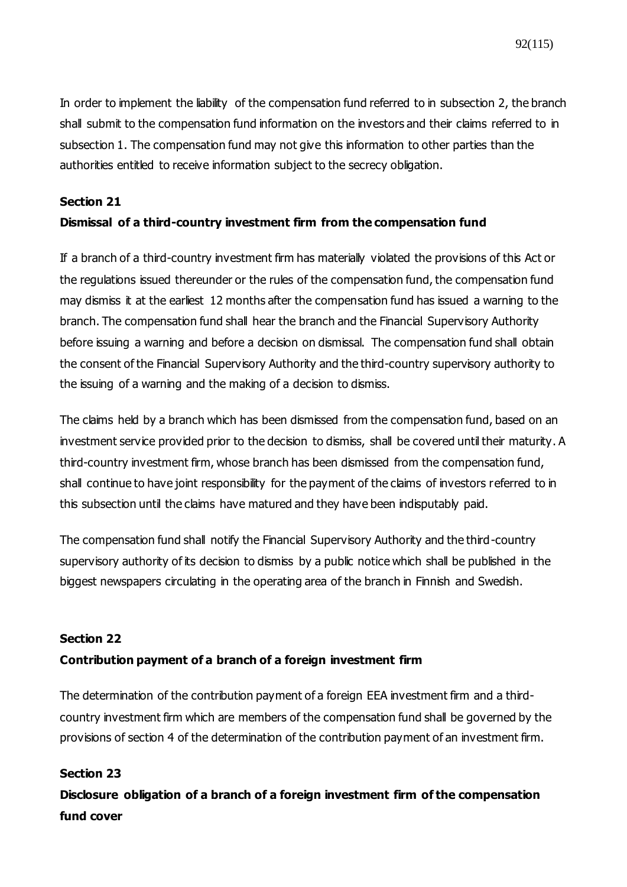In order to implement the liability of the compensation fund referred to in subsection 2, the branch shall submit to the compensation fund information on the investors and their claims referred to in subsection 1. The compensation fund may not give this information to other parties than the authorities entitled to receive information subject to the secrecy obligation.

**Section 21**

**Dismissal of a third-country investment firm from the compensation fund**

If a branch of a third-country investment firm has materially violated the provisions of this Act or the regulations issued thereunder or the rules of the compensation fund, the compensation fund may dismiss it at the earliest 12 months after the compensation fund has issued a warning to the branch. The compensation fund shall hear the branch and the Financial Supervisory Authority before issuing a warning and before a decision on dismissal. The compensation fund shall obtain the consent of the Financial Supervisory Authority and the third-country supervisory authority to the issuing of a warning and the making of a decision to dismiss.

The claims held by a branch which has been dismissed from the compensation fund, based on an investment service provided prior to the decision to dismiss, shall be covered until their maturity. A third-country investment firm, whose branch has been dismissed from the compensation fund, shall continue to have joint responsibility for the payment of the claims of investors referred to in this subsection until the claims have matured and they have been indisputably paid.

The compensation fund shall notify the Financial Supervisory Authority and the third-country supervisory authority of its decision to dismiss by a public notice which shall be published in the biggest newspapers circulating in the operating area of the branch in Finnish and Swedish.

**Section 22**

**Contribution payment of a branch of a foreign investment firm**

The determination of the contribution payment of a foreign EEA investment firm and a third-country investment firm which are members of the compensation fund shall be governed by the provisions of section 4 of the determination of the contribution payment of an investment firm.

**Section 23**

**Disclosure obligation of a branch of a foreign investment firm of the compensation fund cover**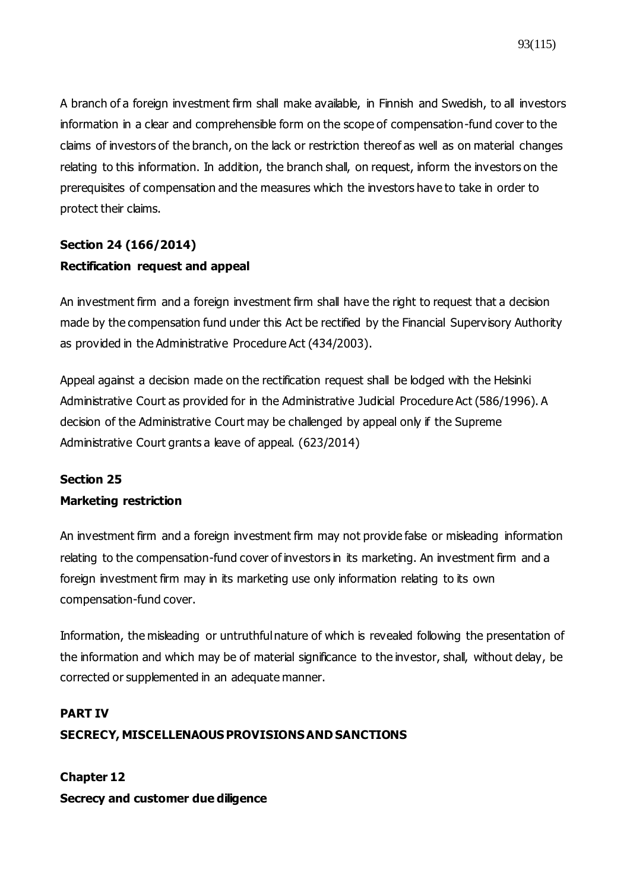A branch of a foreign investment firm shall make available, in Finnish and Swedish, to all investors information in a clear and comprehensible form on the scope of compensation-fund cover to the claims of investors of the branch, on the lack or restriction thereof as well as on material changes relating to this information. In addition, the branch shall, on request, inform the investors on the prerequisites of compensation and the measures which the investors have to take in order to protect their claims.

**Section 24 (166/2014)**
**Rectification request and appeal**

An investment firm and a foreign investment firm shall have the right to request that a decision made by the compensation fund under this Act be rectified by the Financial Supervisory Authority as provided in the Administrative Procedure Act (434/2003).

Appeal against a decision made on the rectification request shall be lodged with the Helsinki Administrative Court as provided for in the Administrative Judicial Procedure Act (586/1996). A decision of the Administrative Court may be challenged by appeal only if the Supreme Administrative Court grants a leave of appeal. (623/2014)

**Section 25**
**Marketing restriction**

An investment firm and a foreign investment firm may not provide false or misleading information relating to the compensation-fund cover of investors in its marketing. An investment firm and a foreign investment firm may in its marketing use only information relating to its own compensation-fund cover.

Information, the misleading or untruthful nature of which is revealed following the presentation of the information and which may be of material significance to the investor, shall, without delay, be corrected or supplemented in an adequate manner.

## PART IV
## SECRECY, MISCELLENAOUS PROVISIONS AND SANCTIONS

### Chapter 12
### Secrecy and customer due diligence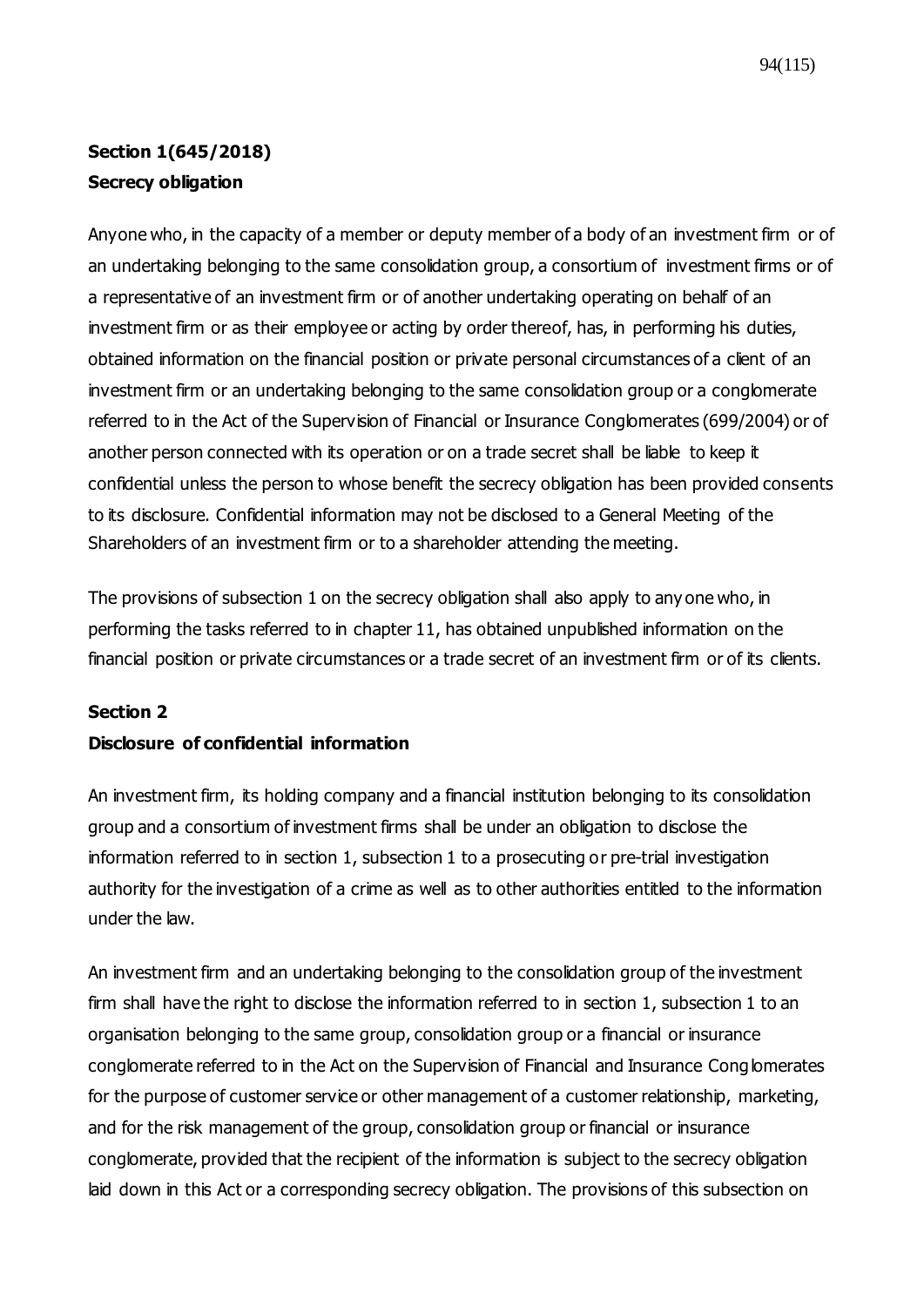**Section 1(645/2018)**
**Secrecy obligation**

Anyone who, in the capacity of a member or deputy member of a body of an investment firm or of an undertaking belonging to the same consolidation group, a consortium of investment firms or of a representative of an investment firm or of another undertaking operating on behalf of an investment firm or as their employee or acting by order thereof, has, in performing his duties, obtained information on the financial position or private personal circumstances of a client of an investment firm or an undertaking belonging to the same consolidation group or a conglomerate referred to in the Act of the Supervision of Financial or Insurance Conglomerates (699/2004) or of another person connected with its operation or on a trade secret shall be liable to keep it confidential unless the person to whose benefit the secrecy obligation has been provided consents to its disclosure. Confidential information may not be disclosed to a General Meeting of the Shareholders of an investment firm or to a shareholder attending the meeting.

The provisions of subsection 1 on the secrecy obligation shall also apply to anyone who, in performing the tasks referred to in chapter 11, has obtained unpublished information on the financial position or private circumstances or a trade secret of an investment firm or of its clients.

**Section 2**
**Disclosure of confidential information**

An investment firm, its holding company and a financial institution belonging to its consolidation group and a consortium of investment firms shall be under an obligation to disclose the information referred to in section 1, subsection 1 to a prosecuting or pre-trial investigation authority for the investigation of a crime as well as to other authorities entitled to the information under the law.

An investment firm and an undertaking belonging to the consolidation group of the investment firm shall have the right to disclose the information referred to in section 1, subsection 1 to an organisation belonging to the same group, consolidation group or a financial or insurance conglomerate referred to in the Act on the Supervision of Financial and Insurance Conglomerates for the purpose of customer service or other management of a customer relationship, marketing, and for the risk management of the group, consolidation group or financial or insurance conglomerate, provided that the recipient of the information is subject to the secrecy obligation laid down in this Act or a corresponding secrecy obligation. The provisions of this subsection on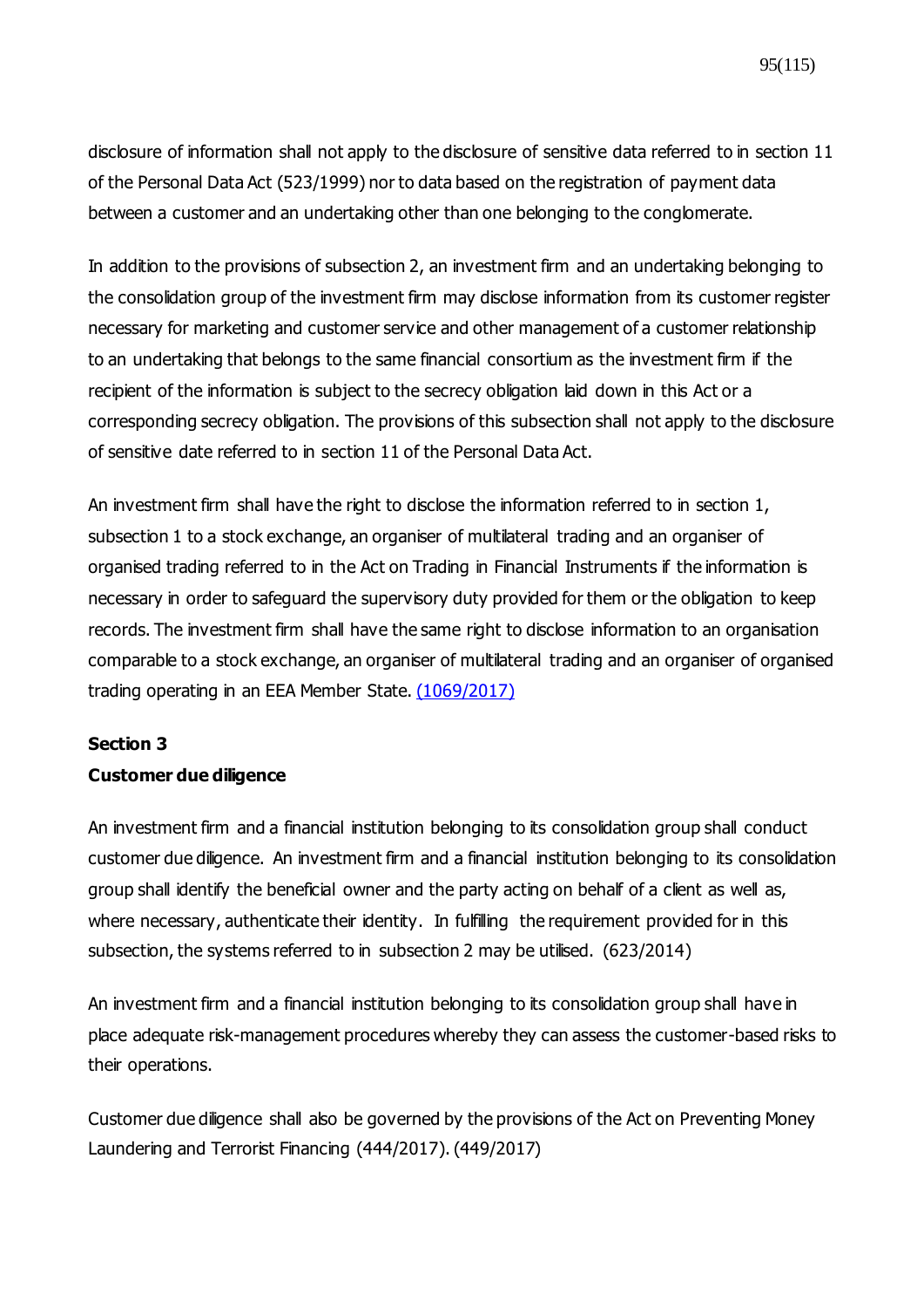disclosure of information shall not apply to the disclosure of sensitive data referred to in section 11 of the Personal Data Act (523/1999) nor to data based on the registration of payment data between a customer and an undertaking other than one belonging to the conglomerate.

In addition to the provisions of subsection 2, an investment firm and an undertaking belonging to the consolidation group of the investment firm may disclose information from its customer register necessary for marketing and customer service and other management of a customer relationship to an undertaking that belongs to the same financial consortium as the investment firm if the recipient of the information is subject to the secrecy obligation laid down in this Act or a corresponding secrecy obligation. The provisions of this subsection shall not apply to the disclosure of sensitive date referred to in section 11 of the Personal Data Act.

An investment firm shall have the right to disclose the information referred to in section 1, subsection 1 to a stock exchange, an organiser of multilateral trading and an organiser of organised trading referred to in the Act on Trading in Financial Instruments if the information is necessary in order to safeguard the supervisory duty provided for them or the obligation to keep records. The investment firm shall have the same right to disclose information to an organisation comparable to a stock exchange, an organiser of multilateral trading and an organiser of organised trading operating in an EEA Member State. (1069/2017)

**Section 3**
**Customer due diligence**

An investment firm and a financial institution belonging to its consolidation group shall conduct customer due diligence. An investment firm and a financial institution belonging to its consolidation group shall identify the beneficial owner and the party acting on behalf of a client as well as, where necessary, authenticate their identity. In fulfilling the requirement provided for in this subsection, the systems referred to in subsection 2 may be utilised. (623/2014)

An investment firm and a financial institution belonging to its consolidation group shall have in place adequate risk-management procedures whereby they can assess the customer-based risks to their operations.

Customer due diligence shall also be governed by the provisions of the Act on Preventing Money Laundering and Terrorist Financing (444/2017). (449/2017)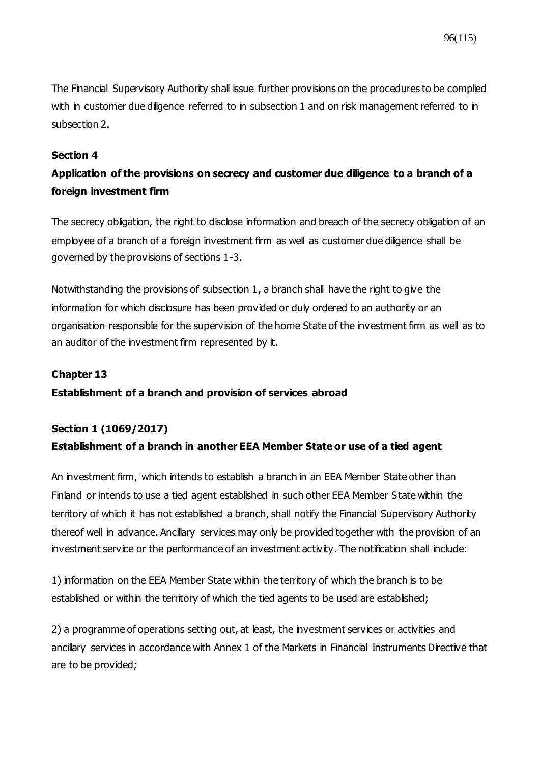The Financial Supervisory Authority shall issue further provisions on the procedures to be complied with in customer due diligence referred to in subsection 1 and on risk management referred to in subsection 2.

**Section 4**

**Application of the provisions on secrecy and customer due diligence to a branch of a foreign investment firm**

The secrecy obligation, the right to disclose information and breach of the secrecy obligation of an employee of a branch of a foreign investment firm as well as customer due diligence shall be governed by the provisions of sections 1-3.

Notwithstanding the provisions of subsection 1, a branch shall have the right to give the information for which disclosure has been provided or duly ordered to an authority or an organisation responsible for the supervision of the home State of the investment firm as well as to an auditor of the investment firm represented by it.

**Chapter 13**

**Establishment of a branch and provision of services abroad**

**Section 1 (1069/2017)**

**Establishment of a branch in another EEA Member State or use of a tied agent**

An investment firm, which intends to establish a branch in an EEA Member State other than Finland or intends to use a tied agent established in such other EEA Member State within the territory of which it has not established a branch, shall notify the Financial Supervisory Authority thereof well in advance. Ancillary services may only be provided together with the provision of an investment service or the performance of an investment activity. The notification shall include:

1) information on the EEA Member State within the territory of which the branch is to be established or within the territory of which the tied agents to be used are established;

2) a programme of operations setting out, at least, the investment services or activities and ancillary services in accordance with Annex 1 of the Markets in Financial Instruments Directive that are to be provided;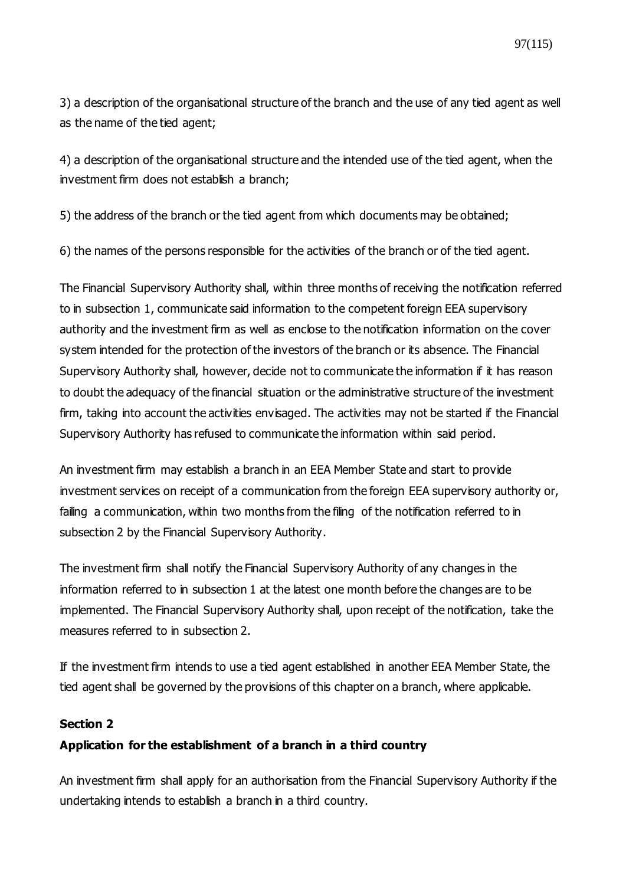3) a description of the organisational structure of the branch and the use of any tied agent as well as the name of the tied agent;

4) a description of the organisational structure and the intended use of the tied agent, when the investment firm does not establish a branch;

5) the address of the branch or the tied agent from which documents may be obtained;

6) the names of the persons responsible for the activities of the branch or of the tied agent.

The Financial Supervisory Authority shall, within three months of receiving the notification referred to in subsection 1, communicate said information to the competent foreign EEA supervisory authority and the investment firm as well as enclose to the notification information on the cover system intended for the protection of the investors of the branch or its absence. The Financial Supervisory Authority shall, however, decide not to communicate the information if it has reason to doubt the adequacy of the financial situation or the administrative structure of the investment firm, taking into account the activities envisaged. The activities may not be started if the Financial Supervisory Authority has refused to communicate the information within said period.

An investment firm may establish a branch in an EEA Member State and start to provide investment services on receipt of a communication from the foreign EEA supervisory authority or, failing a communication, within two months from the filing of the notification referred to in subsection 2 by the Financial Supervisory Authority.

The investment firm shall notify the Financial Supervisory Authority of any changes in the information referred to in subsection 1 at the latest one month before the changes are to be implemented. The Financial Supervisory Authority shall, upon receipt of the notification, take the measures referred to in subsection 2.

If the investment firm intends to use a tied agent established in another EEA Member State, the tied agent shall be governed by the provisions of this chapter on a branch, where applicable.

**Section 2**

**Application for the establishment of a branch in a third country**

An investment firm shall apply for an authorisation from the Financial Supervisory Authority if the undertaking intends to establish a branch in a third country.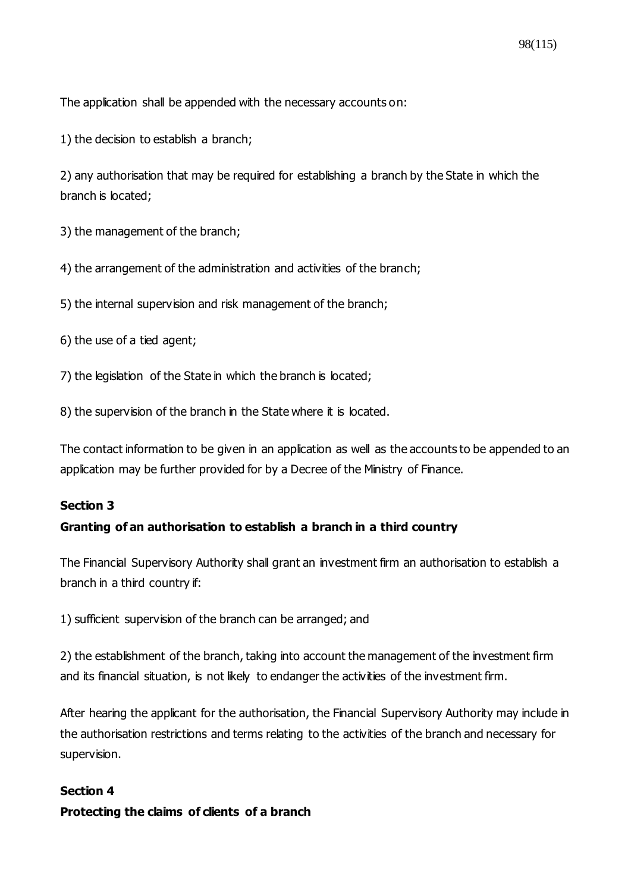The application shall be appended with the necessary accounts on:

1) the decision to establish a branch;

2) any authorisation that may be required for establishing a branch by the State in which the branch is located;

3) the management of the branch;

4) the arrangement of the administration and activities of the branch;

5) the internal supervision and risk management of the branch;

6) the use of a tied agent;

7) the legislation of the State in which the branch is located;

8) the supervision of the branch in the State where it is located.

The contact information to be given in an application as well as the accounts to be appended to an application may be further provided for by a Decree of the Ministry of Finance.

**Section 3**

**Granting of an authorisation to establish a branch in a third country**

The Financial Supervisory Authority shall grant an investment firm an authorisation to establish a branch in a third country if:

1) sufficient supervision of the branch can be arranged; and

2) the establishment of the branch, taking into account the management of the investment firm and its financial situation, is not likely to endanger the activities of the investment firm.

After hearing the applicant for the authorisation, the Financial Supervisory Authority may include in the authorisation restrictions and terms relating to the activities of the branch and necessary for supervision.

**Section 4**

**Protecting the claims of clients of a branch**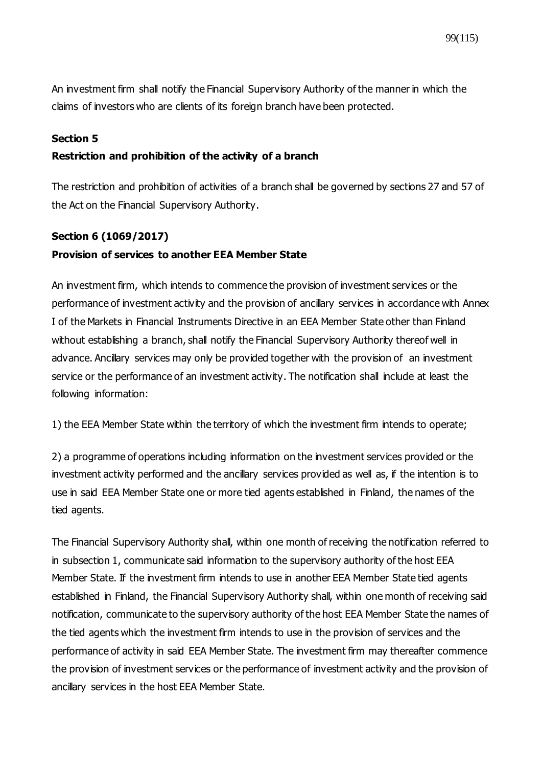An investment firm shall notify the Financial Supervisory Authority of the manner in which the claims of investors who are clients of its foreign branch have been protected.

**Section 5**

**Restriction and prohibition of the activity of a branch**

The restriction and prohibition of activities of a branch shall be governed by sections 27 and 57 of the Act on the Financial Supervisory Authority.

**Section 6 (1069/2017)**

**Provision of services to another EEA Member State**

An investment firm, which intends to commence the provision of investment services or the performance of investment activity and the provision of ancillary services in accordance with Annex I of the Markets in Financial Instruments Directive in an EEA Member State other than Finland without establishing a branch, shall notify the Financial Supervisory Authority thereof well in advance. Ancillary services may only be provided together with the provision of an investment service or the performance of an investment activity. The notification shall include at least the following information:

1) the EEA Member State within the territory of which the investment firm intends to operate;

2) a programme of operations including information on the investment services provided or the investment activity performed and the ancillary services provided as well as, if the intention is to use in said EEA Member State one or more tied agents established in Finland, the names of the tied agents.

The Financial Supervisory Authority shall, within one month of receiving the notification referred to in subsection 1, communicate said information to the supervisory authority of the host EEA Member State. If the investment firm intends to use in another EEA Member State tied agents established in Finland, the Financial Supervisory Authority shall, within one month of receiving said notification, communicate to the supervisory authority of the host EEA Member State the names of the tied agents which the investment firm intends to use in the provision of services and the performance of activity in said EEA Member State. The investment firm may thereafter commence the provision of investment services or the performance of investment activity and the provision of ancillary services in the host EEA Member State.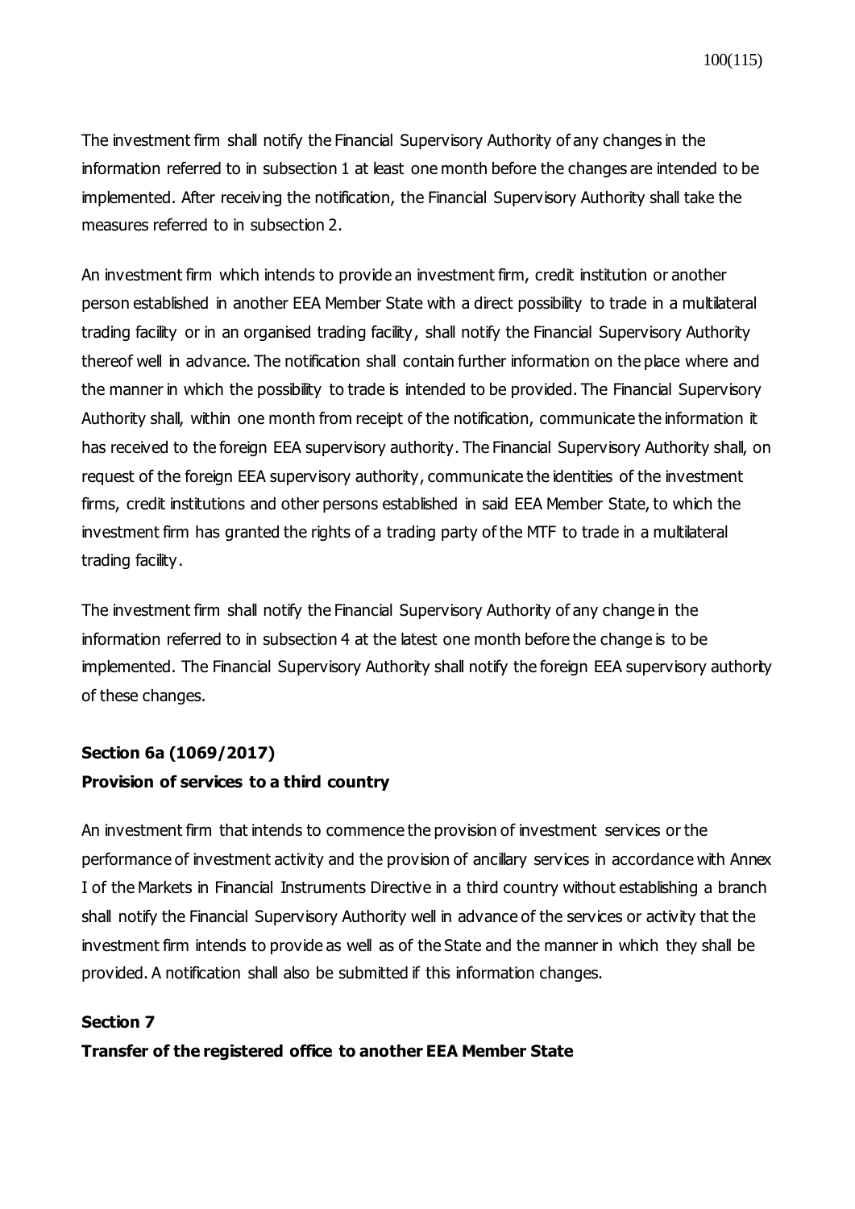The investment firm shall notify the Financial Supervisory Authority of any changes in the information referred to in subsection 1 at least one month before the changes are intended to be implemented. After receiving the notification, the Financial Supervisory Authority shall take the measures referred to in subsection 2.

An investment firm which intends to provide an investment firm, credit institution or another person established in another EEA Member State with a direct possibility to trade in a multilateral trading facility or in an organised trading facility, shall notify the Financial Supervisory Authority thereof well in advance. The notification shall contain further information on the place where and the manner in which the possibility to trade is intended to be provided. The Financial Supervisory Authority shall, within one month from receipt of the notification, communicate the information it has received to the foreign EEA supervisory authority. The Financial Supervisory Authority shall, on request of the foreign EEA supervisory authority, communicate the identities of the investment firms, credit institutions and other persons established in said EEA Member State, to which the investment firm has granted the rights of a trading party of the MTF to trade in a multilateral trading facility.

The investment firm shall notify the Financial Supervisory Authority of any change in the information referred to in subsection 4 at the latest one month before the change is to be implemented. The Financial Supervisory Authority shall notify the foreign EEA supervisory authority of these changes.

**Section 6a (1069/2017)**

**Provision of services to a third country**

An investment firm that intends to commence the provision of investment services or the performance of investment activity and the provision of ancillary services in accordance with Annex I of the Markets in Financial Instruments Directive in a third country without establishing a branch shall notify the Financial Supervisory Authority well in advance of the services or activity that the investment firm intends to provide as well as of the State and the manner in which they shall be provided. A notification shall also be submitted if this information changes.

**Section 7**

**Transfer of the registered office to another EEA Member State**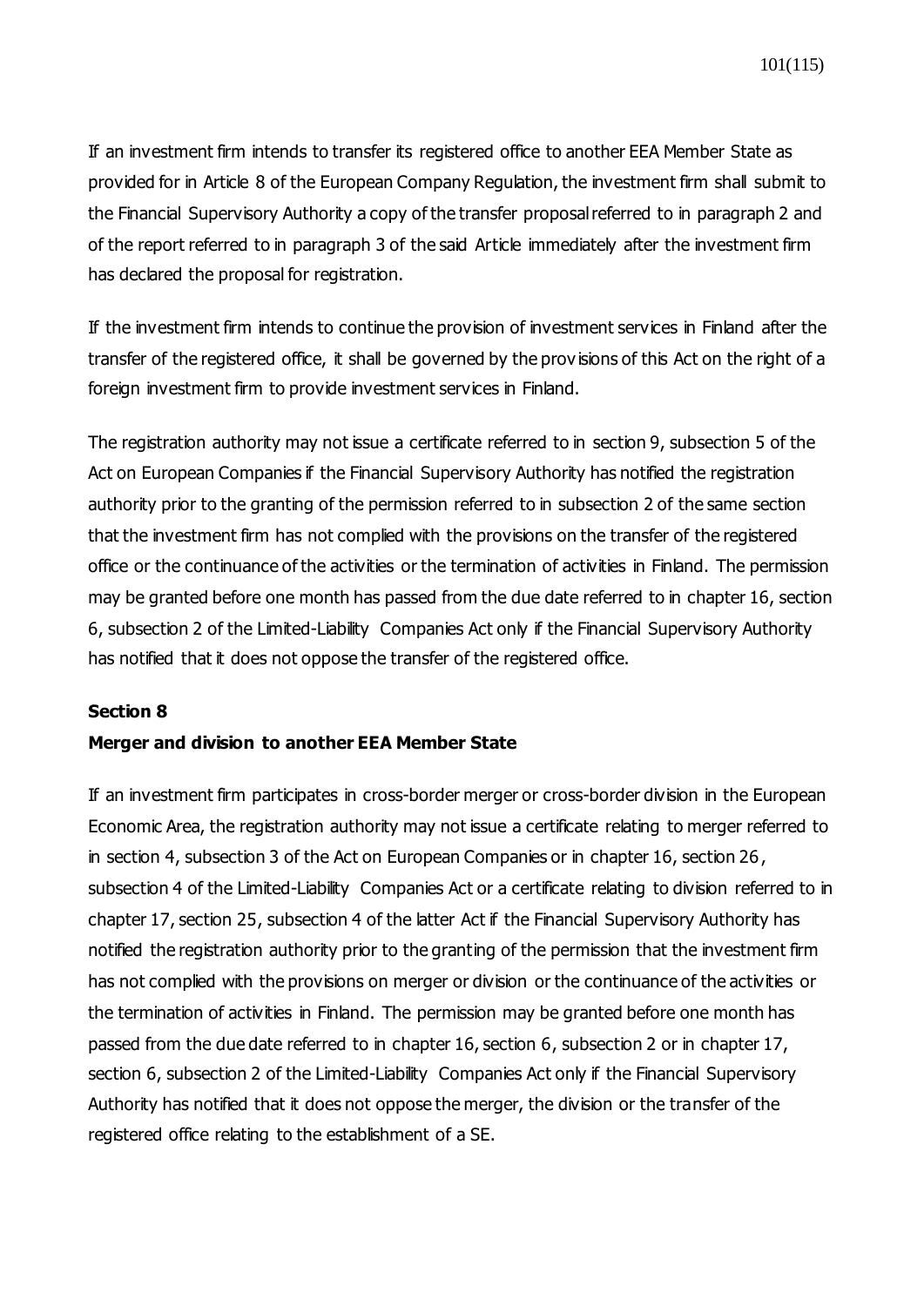If an investment firm intends to transfer its registered office to another EEA Member State as provided for in Article 8 of the European Company Regulation, the investment firm shall submit to the Financial Supervisory Authority a copy of the transfer proposal referred to in paragraph 2 and of the report referred to in paragraph 3 of the said Article immediately after the investment firm has declared the proposal for registration.

If the investment firm intends to continue the provision of investment services in Finland after the transfer of the registered office, it shall be governed by the provisions of this Act on the right of a foreign investment firm to provide investment services in Finland.

The registration authority may not issue a certificate referred to in section 9, subsection 5 of the Act on European Companies if the Financial Supervisory Authority has notified the registration authority prior to the granting of the permission referred to in subsection 2 of the same section that the investment firm has not complied with the provisions on the transfer of the registered office or the continuance of the activities or the termination of activities in Finland. The permission may be granted before one month has passed from the due date referred to in chapter 16, section 6, subsection 2 of the Limited-Liability Companies Act only if the Financial Supervisory Authority has notified that it does not oppose the transfer of the registered office.

**Section 8**

**Merger and division to another EEA Member State**

If an investment firm participates in cross-border merger or cross-border division in the European Economic Area, the registration authority may not issue a certificate relating to merger referred to in section 4, subsection 3 of the Act on European Companies or in chapter 16, section 26, subsection 4 of the Limited-Liability Companies Act or a certificate relating to division referred to in chapter 17, section 25, subsection 4 of the latter Act if the Financial Supervisory Authority has notified the registration authority prior to the granting of the permission that the investment firm has not complied with the provisions on merger or division or the continuance of the activities or the termination of activities in Finland. The permission may be granted before one month has passed from the due date referred to in chapter 16, section 6, subsection 2 or in chapter 17, section 6, subsection 2 of the Limited-Liability Companies Act only if the Financial Supervisory Authority has notified that it does not oppose the merger, the division or the transfer of the registered office relating to the establishment of a SE.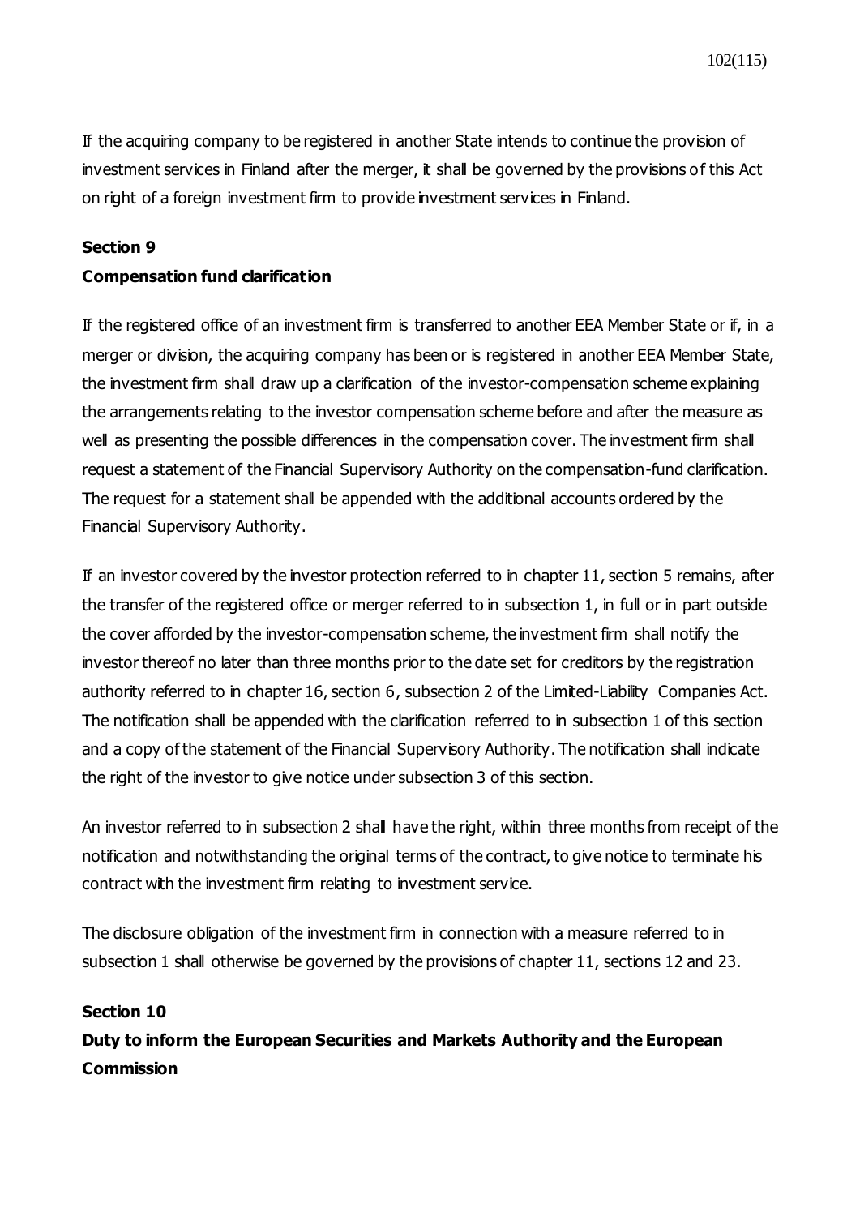If the acquiring company to be registered in another State intends to continue the provision of investment services in Finland after the merger, it shall be governed by the provisions of this Act on right of a foreign investment firm to provide investment services in Finland.

**Section 9**

**Compensation fund clarification**

If the registered office of an investment firm is transferred to another EEA Member State or if, in a merger or division, the acquiring company has been or is registered in another EEA Member State, the investment firm shall draw up a clarification of the investor-compensation scheme explaining the arrangements relating to the investor compensation scheme before and after the measure as well as presenting the possible differences in the compensation cover. The investment firm shall request a statement of the Financial Supervisory Authority on the compensation-fund clarification. The request for a statement shall be appended with the additional accounts ordered by the Financial Supervisory Authority.

If an investor covered by the investor protection referred to in chapter 11, section 5 remains, after the transfer of the registered office or merger referred to in subsection 1, in full or in part outside the cover afforded by the investor-compensation scheme, the investment firm shall notify the investor thereof no later than three months prior to the date set for creditors by the registration authority referred to in chapter 16, section 6, subsection 2 of the Limited-Liability Companies Act. The notification shall be appended with the clarification referred to in subsection 1 of this section and a copy of the statement of the Financial Supervisory Authority. The notification shall indicate the right of the investor to give notice under subsection 3 of this section.

An investor referred to in subsection 2 shall have the right, within three months from receipt of the notification and notwithstanding the original terms of the contract, to give notice to terminate his contract with the investment firm relating to investment service.

The disclosure obligation of the investment firm in connection with a measure referred to in subsection 1 shall otherwise be governed by the provisions of chapter 11, sections 12 and 23.

**Section 10**

**Duty to inform the European Securities and Markets Authority and the European Commission**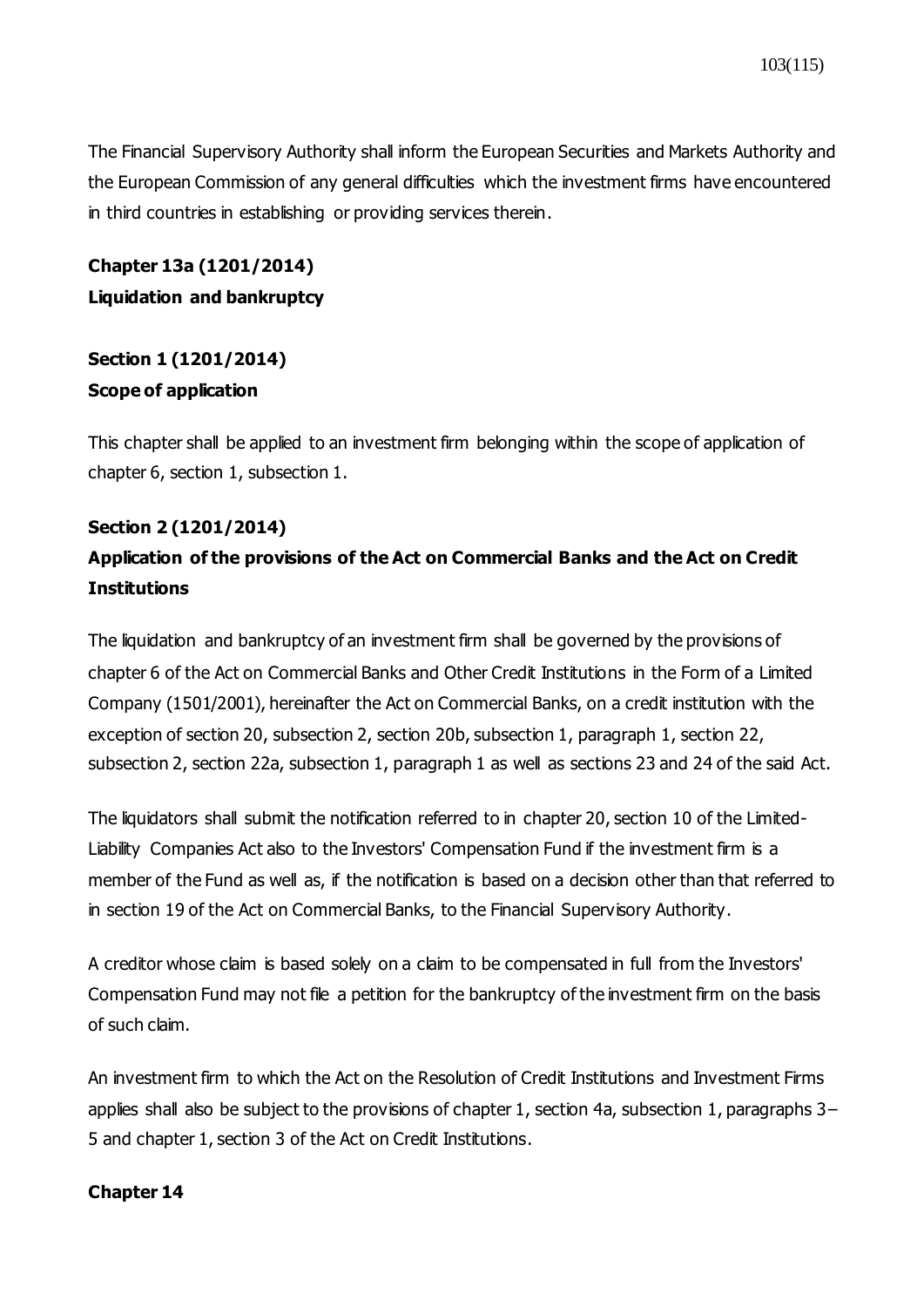The Financial Supervisory Authority shall inform the European Securities and Markets Authority and the European Commission of any general difficulties which the investment firms have encountered in third countries in establishing or providing services therein.

## Chapter 13a (1201/2014)
## Liquidation and bankruptcy

### Section 1 (1201/2014)
### Scope of application

This chapter shall be applied to an investment firm belonging within the scope of application of chapter 6, section 1, subsection 1.

### Section 2 (1201/2014)
### Application of the provisions of the Act on Commercial Banks and the Act on Credit Institutions

The liquidation and bankruptcy of an investment firm shall be governed by the provisions of chapter 6 of the Act on Commercial Banks and Other Credit Institutions in the Form of a Limited Company (1501/2001), hereinafter the Act on Commercial Banks, on a credit institution with the exception of section 20, subsection 2, section 20b, subsection 1, paragraph 1, section 22, subsection 2, section 22a, subsection 1, paragraph 1 as well as sections 23 and 24 of the said Act.

The liquidators shall submit the notification referred to in chapter 20, section 10 of the Limited-Liability Companies Act also to the Investors' Compensation Fund if the investment firm is a member of the Fund as well as, if the notification is based on a decision other than that referred to in section 19 of the Act on Commercial Banks, to the Financial Supervisory Authority.

A creditor whose claim is based solely on a claim to be compensated in full from the Investors' Compensation Fund may not file a petition for the bankruptcy of the investment firm on the basis of such claim.

An investment firm to which the Act on the Resolution of Credit Institutions and Investment Firms applies shall also be subject to the provisions of chapter 1, section 4a, subsection 1, paragraphs 3–5 and chapter 1, section 3 of the Act on Credit Institutions.

## Chapter 14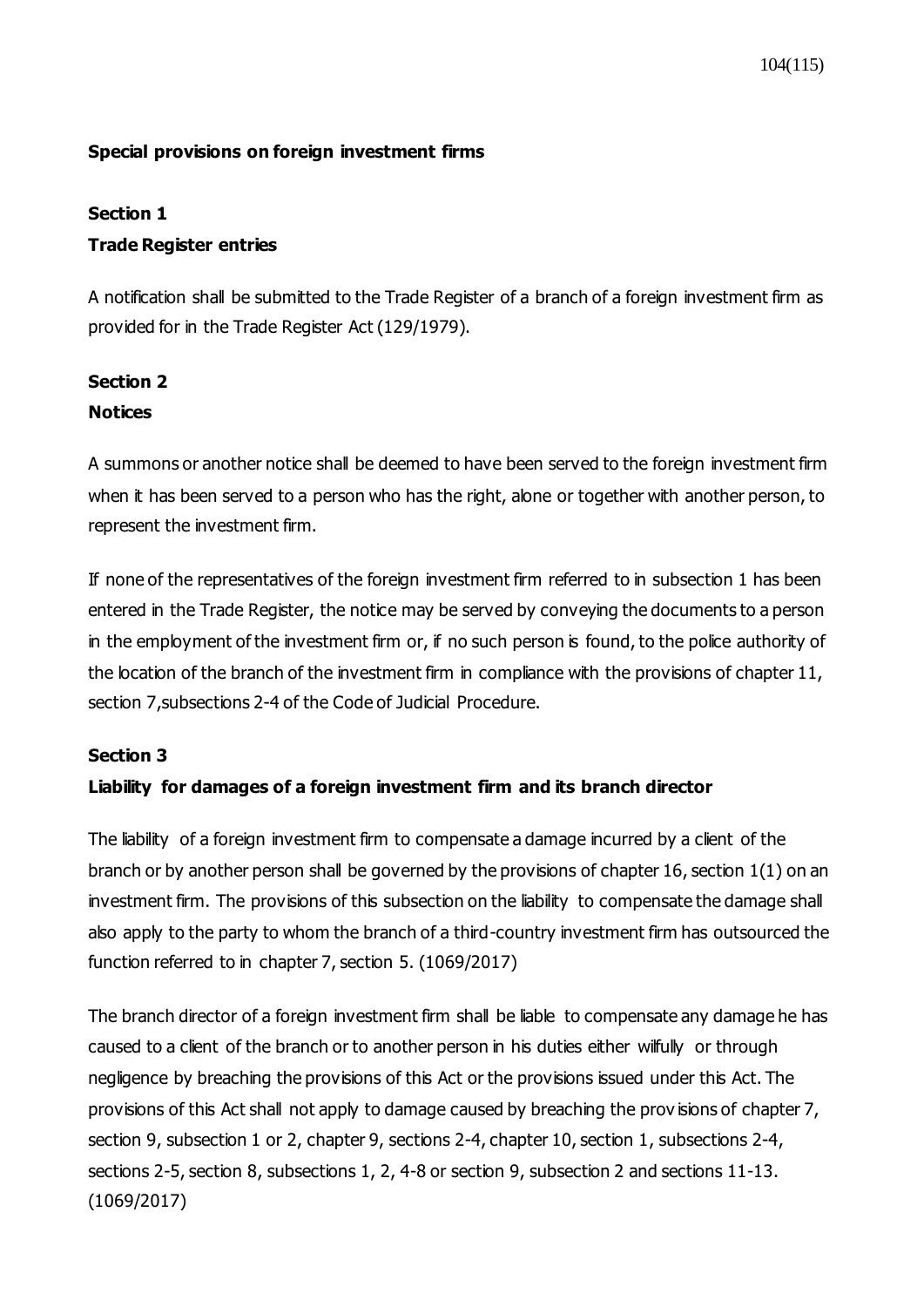## Special provisions on foreign investment firms

### Section 1

### Trade Register entries

A notification shall be submitted to the Trade Register of a branch of a foreign investment firm as provided for in the Trade Register Act (129/1979).

### Section 2

### Notices

A summons or another notice shall be deemed to have been served to the foreign investment firm when it has been served to a person who has the right, alone or together with another person, to represent the investment firm.

If none of the representatives of the foreign investment firm referred to in subsection 1 has been entered in the Trade Register, the notice may be served by conveying the documents to a person in the employment of the investment firm or, if no such person is found, to the police authority of the location of the branch of the investment firm in compliance with the provisions of chapter 11, section 7,subsections 2-4 of the Code of Judicial Procedure.

### Section 3

### Liability for damages of a foreign investment firm and its branch director

The liability of a foreign investment firm to compensate a damage incurred by a client of the branch or by another person shall be governed by the provisions of chapter 16, section 1(1) on an investment firm. The provisions of this subsection on the liability to compensate the damage shall also apply to the party to whom the branch of a third-country investment firm has outsourced the function referred to in chapter 7, section 5. (1069/2017)

The branch director of a foreign investment firm shall be liable to compensate any damage he has caused to a client of the branch or to another person in his duties either wilfully or through negligence by breaching the provisions of this Act or the provisions issued under this Act. The provisions of this Act shall not apply to damage caused by breaching the provisions of chapter 7, section 9, subsection 1 or 2, chapter 9, sections 2-4, chapter 10, section 1, subsections 2-4, sections 2-5, section 8, subsections 1, 2, 4-8 or section 9, subsection 2 and sections 11-13. (1069/2017)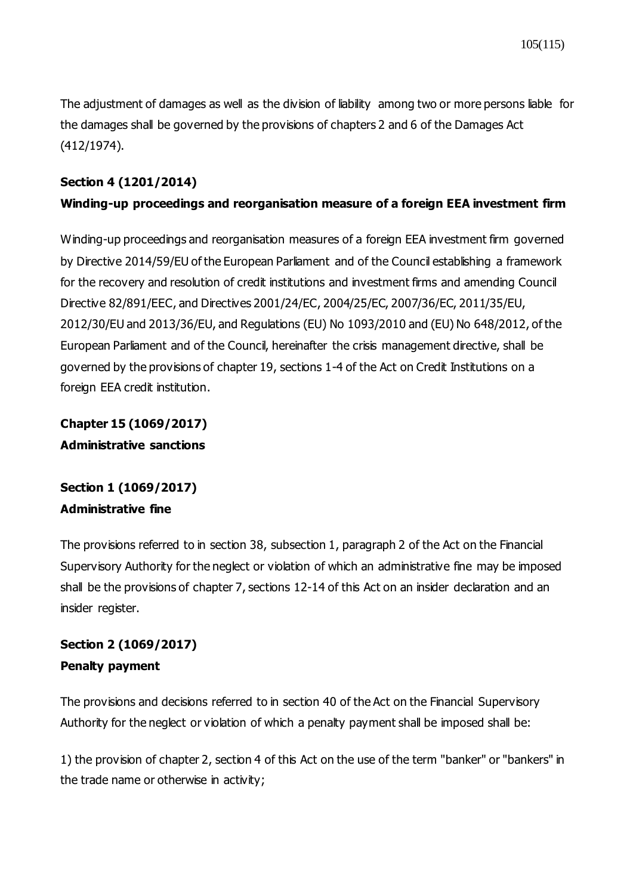The adjustment of damages as well as the division of liability among two or more persons liable for the damages shall be governed by the provisions of chapters 2 and 6 of the Damages Act (412/1974).

**Section 4 (1201/2014)**

**Winding-up proceedings and reorganisation measure of a foreign EEA investment firm**

Winding-up proceedings and reorganisation measures of a foreign EEA investment firm governed by Directive 2014/59/EU of the European Parliament and of the Council establishing a framework for the recovery and resolution of credit institutions and investment firms and amending Council Directive 82/891/EEC, and Directives 2001/24/EC, 2004/25/EC, 2007/36/EC, 2011/35/EU, 2012/30/EU and 2013/36/EU, and Regulations (EU) No 1093/2010 and (EU) No 648/2012, of the European Parliament and of the Council, hereinafter the crisis management directive, shall be governed by the provisions of chapter 19, sections 1-4 of the Act on Credit Institutions on a foreign EEA credit institution.

## Chapter 15 (1069/2017)

## Administrative sanctions

**Section 1 (1069/2017)**

**Administrative fine**

The provisions referred to in section 38, subsection 1, paragraph 2 of the Act on the Financial Supervisory Authority for the neglect or violation of which an administrative fine may be imposed shall be the provisions of chapter 7, sections 12-14 of this Act on an insider declaration and an insider register.

**Section 2 (1069/2017)**

**Penalty payment**

The provisions and decisions referred to in section 40 of the Act on the Financial Supervisory Authority for the neglect or violation of which a penalty payment shall be imposed shall be:

1) the provision of chapter 2, section 4 of this Act on the use of the term "banker" or "bankers" in the trade name or otherwise in activity;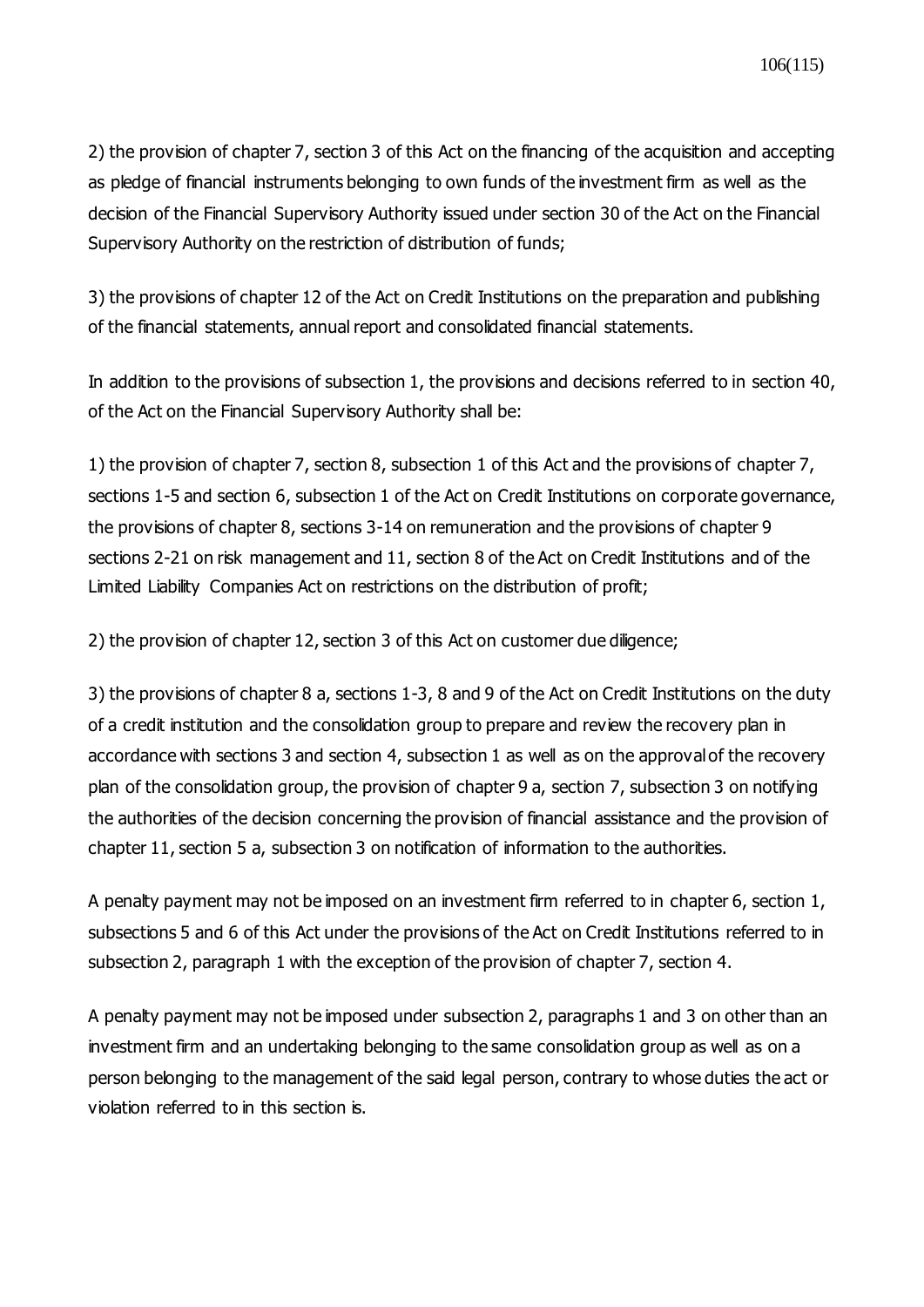2) the provision of chapter 7, section 3 of this Act on the financing of the acquisition and accepting as pledge of financial instruments belonging to own funds of the investment firm as well as the decision of the Financial Supervisory Authority issued under section 30 of the Act on the Financial Supervisory Authority on the restriction of distribution of funds;

3) the provisions of chapter 12 of the Act on Credit Institutions on the preparation and publishing of the financial statements, annual report and consolidated financial statements.

In addition to the provisions of subsection 1, the provisions and decisions referred to in section 40, of the Act on the Financial Supervisory Authority shall be:

1) the provision of chapter 7, section 8, subsection 1 of this Act and the provisions of chapter 7, sections 1-5 and section 6, subsection 1 of the Act on Credit Institutions on corporate governance, the provisions of chapter 8, sections 3-14 on remuneration and the provisions of chapter 9 sections 2-21 on risk management and 11, section 8 of the Act on Credit Institutions and of the Limited Liability Companies Act on restrictions on the distribution of profit;

2) the provision of chapter 12, section 3 of this Act on customer due diligence;

3) the provisions of chapter 8 a, sections 1-3, 8 and 9 of the Act on Credit Institutions on the duty of a credit institution and the consolidation group to prepare and review the recovery plan in accordance with sections 3 and section 4, subsection 1 as well as on the approval of the recovery plan of the consolidation group, the provision of chapter 9 a, section 7, subsection 3 on notifying the authorities of the decision concerning the provision of financial assistance and the provision of chapter 11, section 5 a, subsection 3 on notification of information to the authorities.

A penalty payment may not be imposed on an investment firm referred to in chapter 6, section 1, subsections 5 and 6 of this Act under the provisions of the Act on Credit Institutions referred to in subsection 2, paragraph 1 with the exception of the provision of chapter 7, section 4.

A penalty payment may not be imposed under subsection 2, paragraphs 1 and 3 on other than an investment firm and an undertaking belonging to the same consolidation group as well as on a person belonging to the management of the said legal person, contrary to whose duties the act or violation referred to in this section is.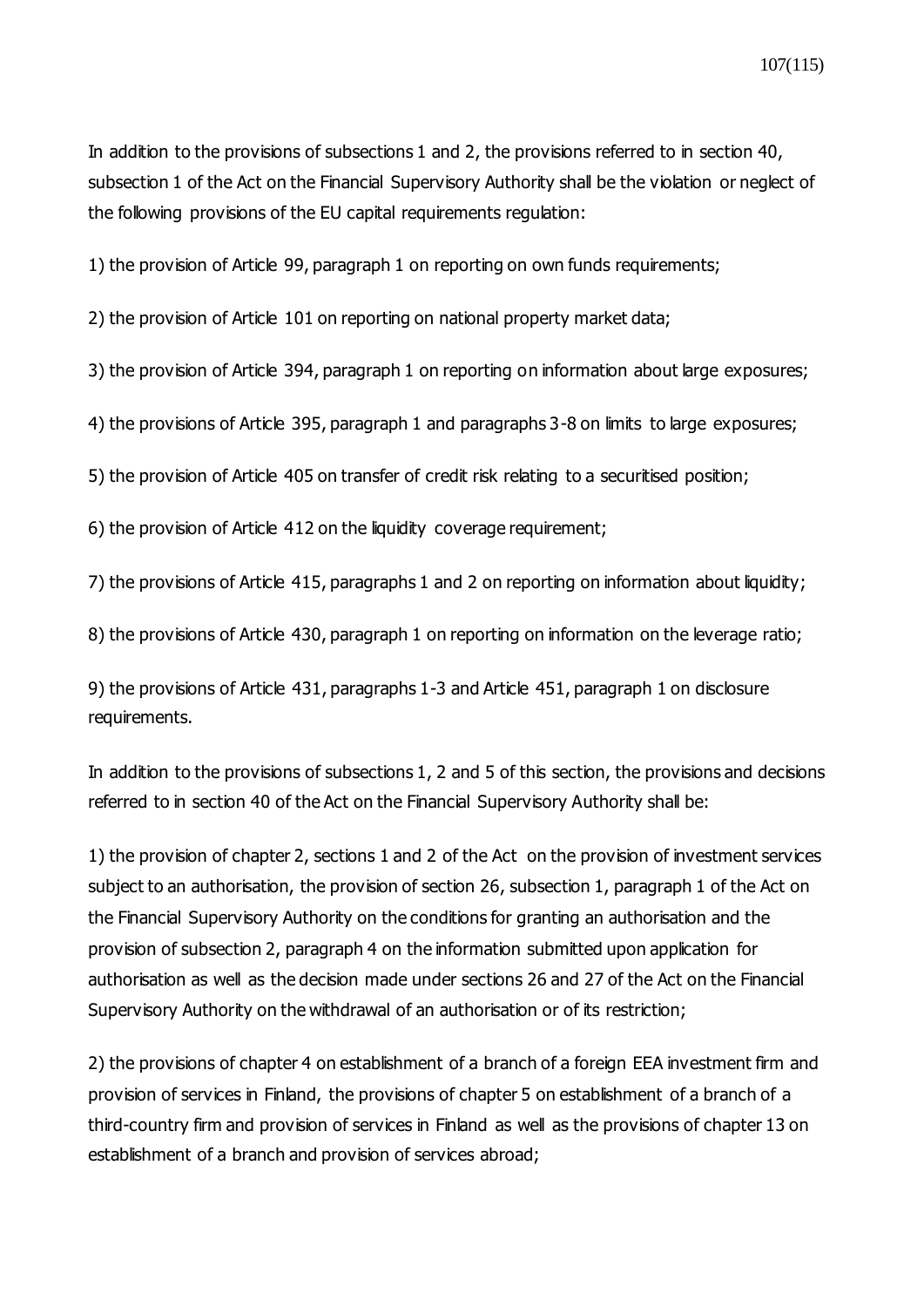In addition to the provisions of subsections 1 and 2, the provisions referred to in section 40, subsection 1 of the Act on the Financial Supervisory Authority shall be the violation or neglect of the following provisions of the EU capital requirements regulation:

1) the provision of Article 99, paragraph 1 on reporting on own funds requirements;

2) the provision of Article 101 on reporting on national property market data;

3) the provision of Article 394, paragraph 1 on reporting on information about large exposures;

4) the provisions of Article 395, paragraph 1 and paragraphs 3-8 on limits to large exposures;

5) the provision of Article 405 on transfer of credit risk relating to a securitised position;

6) the provision of Article 412 on the liquidity coverage requirement;

7) the provisions of Article 415, paragraphs 1 and 2 on reporting on information about liquidity;

8) the provisions of Article 430, paragraph 1 on reporting on information on the leverage ratio;

9) the provisions of Article 431, paragraphs 1-3 and Article 451, paragraph 1 on disclosure requirements.

In addition to the provisions of subsections 1, 2 and 5 of this section, the provisions and decisions referred to in section 40 of the Act on the Financial Supervisory Authority shall be:

1) the provision of chapter 2, sections 1 and 2 of the Act on the provision of investment services subject to an authorisation, the provision of section 26, subsection 1, paragraph 1 of the Act on the Financial Supervisory Authority on the conditions for granting an authorisation and the provision of subsection 2, paragraph 4 on the information submitted upon application for authorisation as well as the decision made under sections 26 and 27 of the Act on the Financial Supervisory Authority on the withdrawal of an authorisation or of its restriction;

2) the provisions of chapter 4 on establishment of a branch of a foreign EEA investment firm and provision of services in Finland, the provisions of chapter 5 on establishment of a branch of a third-country firm and provision of services in Finland as well as the provisions of chapter 13 on establishment of a branch and provision of services abroad;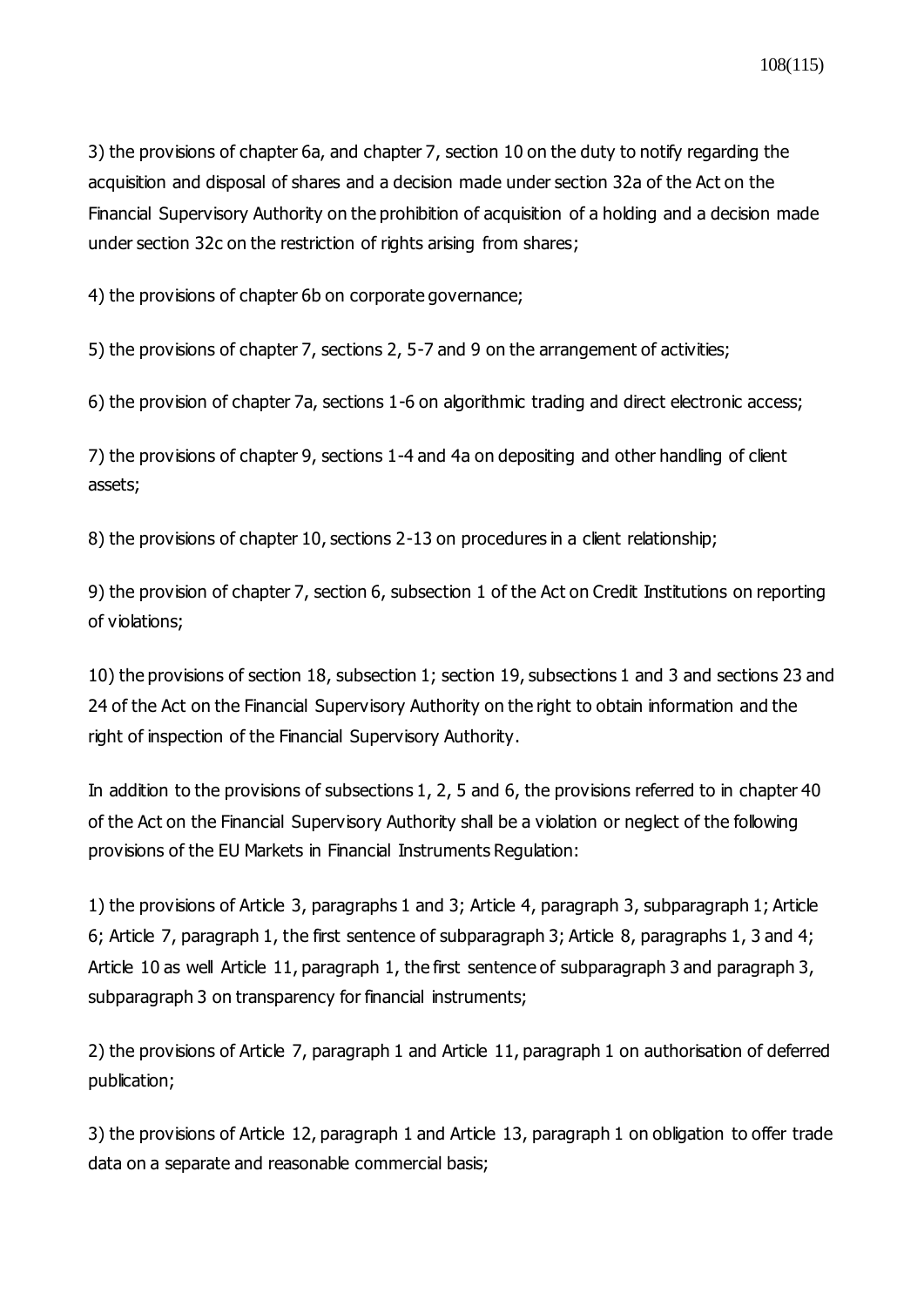3) the provisions of chapter 6a, and chapter 7, section 10 on the duty to notify regarding the acquisition and disposal of shares and a decision made under section 32a of the Act on the Financial Supervisory Authority on the prohibition of acquisition of a holding and a decision made under section 32c on the restriction of rights arising from shares;

4) the provisions of chapter 6b on corporate governance;

5) the provisions of chapter 7, sections 2, 5-7 and 9 on the arrangement of activities;

6) the provision of chapter 7a, sections 1-6 on algorithmic trading and direct electronic access;

7) the provisions of chapter 9, sections 1-4 and 4a on depositing and other handling of client assets;

8) the provisions of chapter 10, sections 2-13 on procedures in a client relationship;

9) the provision of chapter 7, section 6, subsection 1 of the Act on Credit Institutions on reporting of violations;

10) the provisions of section 18, subsection 1; section 19, subsections 1 and 3 and sections 23 and 24 of the Act on the Financial Supervisory Authority on the right to obtain information and the right of inspection of the Financial Supervisory Authority.

In addition to the provisions of subsections 1, 2, 5 and 6, the provisions referred to in chapter 40 of the Act on the Financial Supervisory Authority shall be a violation or neglect of the following provisions of the EU Markets in Financial Instruments Regulation:

1) the provisions of Article 3, paragraphs 1 and 3; Article 4, paragraph 3, subparagraph 1; Article 6; Article 7, paragraph 1, the first sentence of subparagraph 3; Article 8, paragraphs 1, 3 and 4; Article 10 as well Article 11, paragraph 1, the first sentence of subparagraph 3 and paragraph 3, subparagraph 3 on transparency for financial instruments;

2) the provisions of Article 7, paragraph 1 and Article 11, paragraph 1 on authorisation of deferred publication;

3) the provisions of Article 12, paragraph 1 and Article 13, paragraph 1 on obligation to offer trade data on a separate and reasonable commercial basis;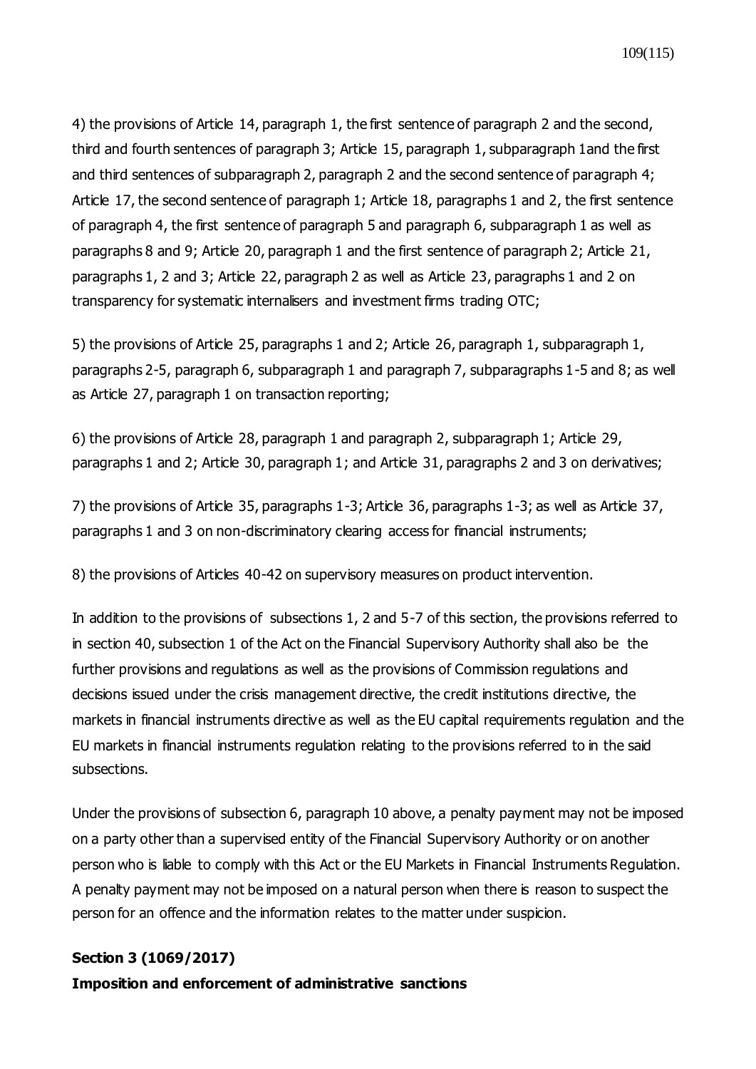4) the provisions of Article 14, paragraph 1, the first sentence of paragraph 2 and the second, third and fourth sentences of paragraph 3; Article 15, paragraph 1, subparagraph 1and the first and third sentences of subparagraph 2, paragraph 2 and the second sentence of paragraph 4; Article 17, the second sentence of paragraph 1; Article 18, paragraphs 1 and 2, the first sentence of paragraph 4, the first sentence of paragraph 5 and paragraph 6, subparagraph 1 as well as paragraphs 8 and 9; Article 20, paragraph 1 and the first sentence of paragraph 2; Article 21, paragraphs 1, 2 and 3; Article 22, paragraph 2 as well as Article 23, paragraphs 1 and 2 on transparency for systematic internalisers and investment firms trading OTC;

5) the provisions of Article 25, paragraphs 1 and 2; Article 26, paragraph 1, subparagraph 1, paragraphs 2-5, paragraph 6, subparagraph 1 and paragraph 7, subparagraphs 1-5 and 8; as well as Article 27, paragraph 1 on transaction reporting;

6) the provisions of Article 28, paragraph 1 and paragraph 2, subparagraph 1; Article 29, paragraphs 1 and 2; Article 30, paragraph 1; and Article 31, paragraphs 2 and 3 on derivatives;

7) the provisions of Article 35, paragraphs 1-3; Article 36, paragraphs 1-3; as well as Article 37, paragraphs 1 and 3 on non-discriminatory clearing access for financial instruments;

8) the provisions of Articles 40-42 on supervisory measures on product intervention.

In addition to the provisions of subsections 1, 2 and 5-7 of this section, the provisions referred to in section 40, subsection 1 of the Act on the Financial Supervisory Authority shall also be the further provisions and regulations as well as the provisions of Commission regulations and decisions issued under the crisis management directive, the credit institutions directive, the markets in financial instruments directive as well as the EU capital requirements regulation and the EU markets in financial instruments regulation relating to the provisions referred to in the said subsections.

Under the provisions of subsection 6, paragraph 10 above, a penalty payment may not be imposed on a party other than a supervised entity of the Financial Supervisory Authority or on another person who is liable to comply with this Act or the EU Markets in Financial Instruments Regulation. A penalty payment may not be imposed on a natural person when there is reason to suspect the person for an offence and the information relates to the matter under suspicion.

**Section 3 (1069/2017)**

**Imposition and enforcement of administrative sanctions**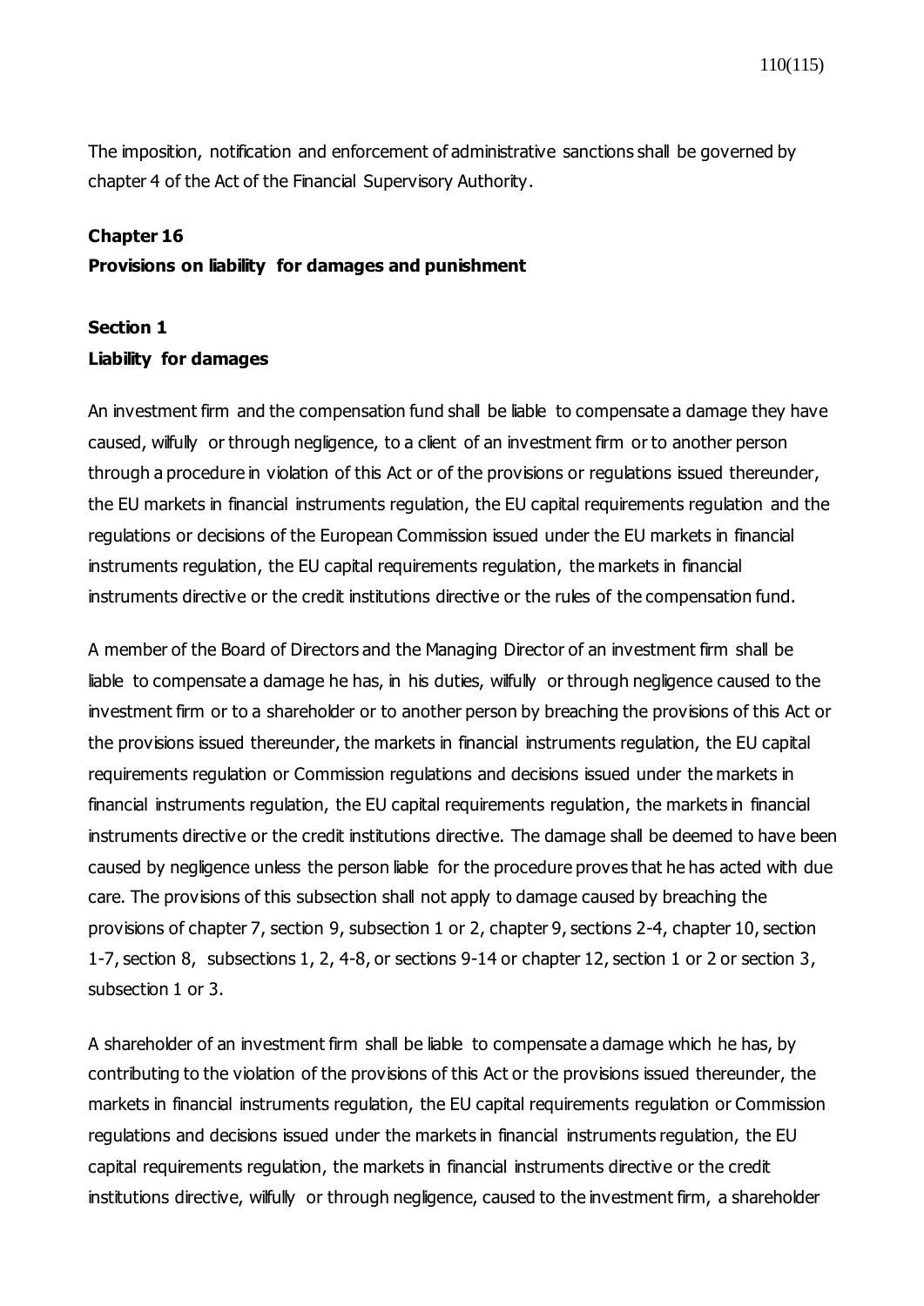The imposition, notification and enforcement of administrative sanctions shall be governed by chapter 4 of the Act of the Financial Supervisory Authority.

## Chapter 16
## Provisions on liability for damages and punishment

### Section 1
### Liability for damages

An investment firm and the compensation fund shall be liable to compensate a damage they have caused, wilfully or through negligence, to a client of an investment firm or to another person through a procedure in violation of this Act or of the provisions or regulations issued thereunder, the EU markets in financial instruments regulation, the EU capital requirements regulation and the regulations or decisions of the European Commission issued under the EU markets in financial instruments regulation, the EU capital requirements regulation, the markets in financial instruments directive or the credit institutions directive or the rules of the compensation fund.

A member of the Board of Directors and the Managing Director of an investment firm shall be liable to compensate a damage he has, in his duties, wilfully or through negligence caused to the investment firm or to a shareholder or to another person by breaching the provisions of this Act or the provisions issued thereunder, the markets in financial instruments regulation, the EU capital requirements regulation or Commission regulations and decisions issued under the markets in financial instruments regulation, the EU capital requirements regulation, the markets in financial instruments directive or the credit institutions directive. The damage shall be deemed to have been caused by negligence unless the person liable for the procedure proves that he has acted with due care. The provisions of this subsection shall not apply to damage caused by breaching the provisions of chapter 7, section 9, subsection 1 or 2, chapter 9, sections 2-4, chapter 10, section 1-7, section 8, subsections 1, 2, 4-8, or sections 9-14 or chapter 12, section 1 or 2 or section 3, subsection 1 or 3.

A shareholder of an investment firm shall be liable to compensate a damage which he has, by contributing to the violation of the provisions of this Act or the provisions issued thereunder, the markets in financial instruments regulation, the EU capital requirements regulation or Commission regulations and decisions issued under the markets in financial instruments regulation, the EU capital requirements regulation, the markets in financial instruments directive or the credit institutions directive, wilfully or through negligence, caused to the investment firm, a shareholder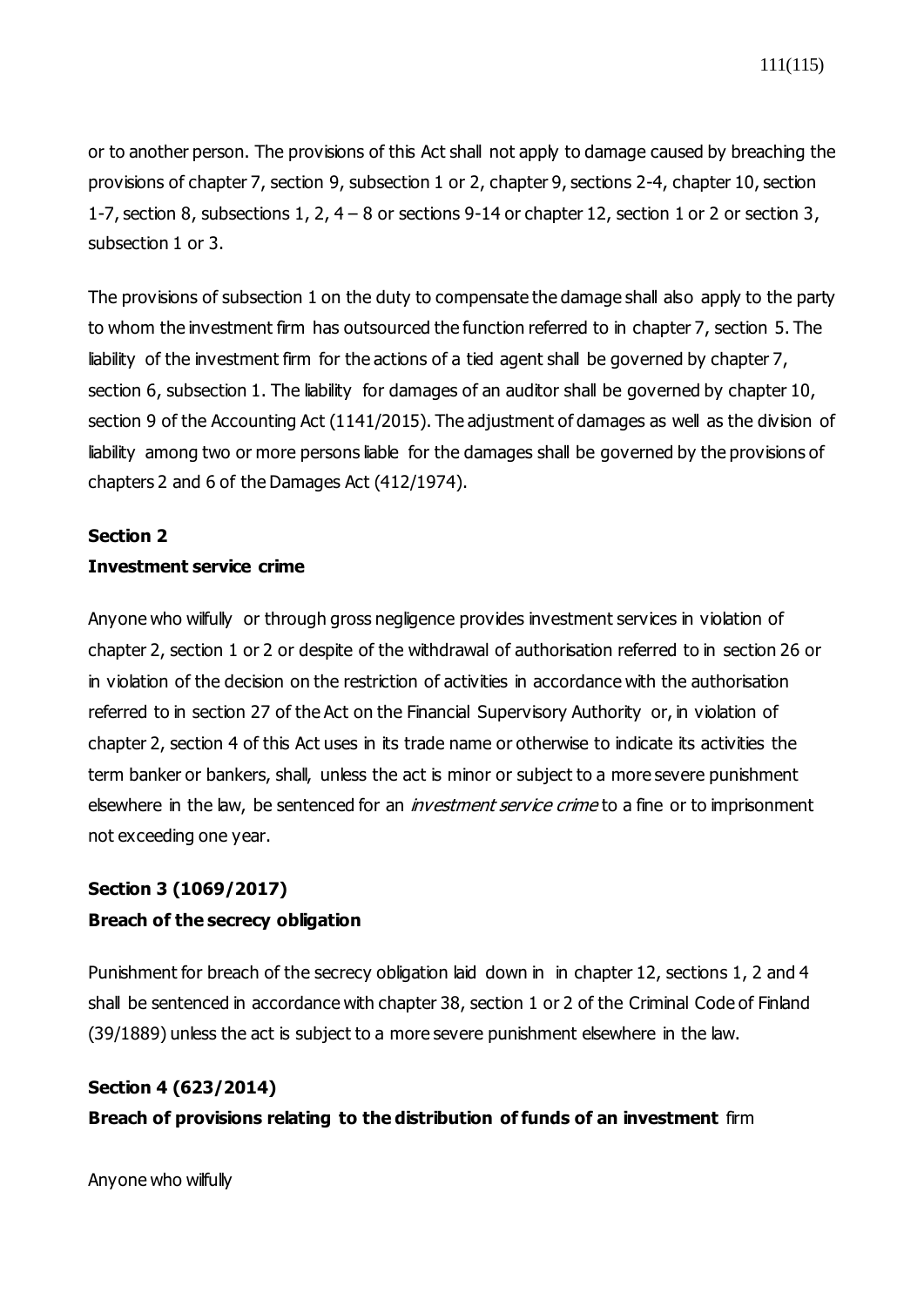or to another person. The provisions of this Act shall not apply to damage caused by breaching the provisions of chapter 7, section 9, subsection 1 or 2, chapter 9, sections 2-4, chapter 10, section 1-7, section 8, subsections 1, 2, 4 – 8 or sections 9-14 or chapter 12, section 1 or 2 or section 3, subsection 1 or 3.

The provisions of subsection 1 on the duty to compensate the damage shall also apply to the party to whom the investment firm has outsourced the function referred to in chapter 7, section 5. The liability of the investment firm for the actions of a tied agent shall be governed by chapter 7, section 6, subsection 1. The liability for damages of an auditor shall be governed by chapter 10, section 9 of the Accounting Act (1141/2015). The adjustment of damages as well as the division of liability among two or more persons liable for the damages shall be governed by the provisions of chapters 2 and 6 of the Damages Act (412/1974).

**Section 2**
**Investment service crime**

Anyone who wilfully or through gross negligence provides investment services in violation of chapter 2, section 1 or 2 or despite of the withdrawal of authorisation referred to in section 26 or in violation of the decision on the restriction of activities in accordance with the authorisation referred to in section 27 of the Act on the Financial Supervisory Authority or, in violation of chapter 2, section 4 of this Act uses in its trade name or otherwise to indicate its activities the term banker or bankers, shall, unless the act is minor or subject to a more severe punishment elsewhere in the law, be sentenced for an *investment service crime* to a fine or to imprisonment not exceeding one year.

**Section 3 (1069/2017)**
**Breach of the secrecy obligation**

Punishment for breach of the secrecy obligation laid down in in chapter 12, sections 1, 2 and 4 shall be sentenced in accordance with chapter 38, section 1 or 2 of the Criminal Code of Finland (39/1889) unless the act is subject to a more severe punishment elsewhere in the law.

**Section 4 (623/2014)**
**Breach of provisions relating to the distribution of funds of an investment** firm

Anyone who wilfully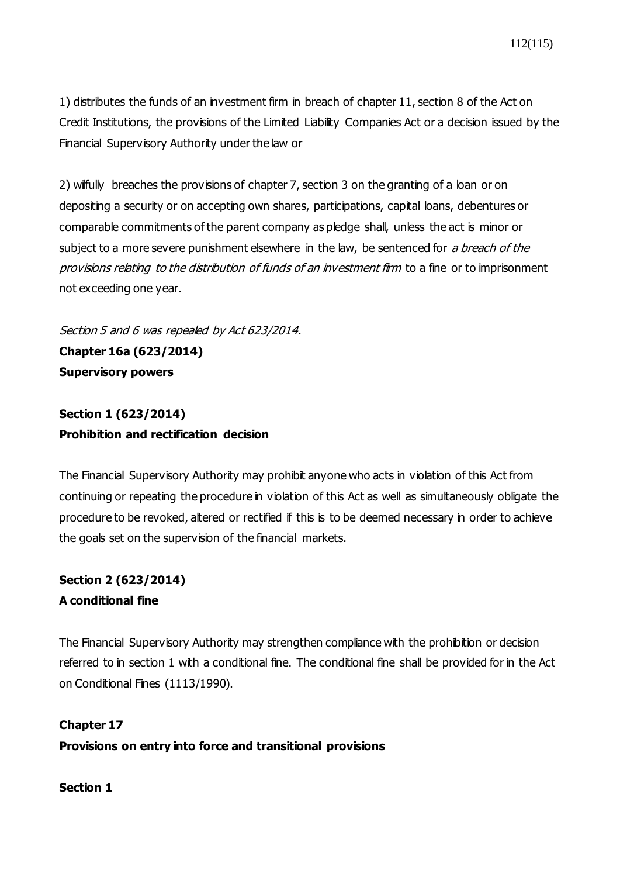1) distributes the funds of an investment firm in breach of chapter 11, section 8 of the Act on Credit Institutions, the provisions of the Limited Liability Companies Act or a decision issued by the Financial Supervisory Authority under the law or

2) wilfully breaches the provisions of chapter 7, section 3 on the granting of a loan or on depositing a security or on accepting own shares, participations, capital loans, debentures or comparable commitments of the parent company as pledge shall, unless the act is minor or subject to a more severe punishment elsewhere in the law, be sentenced for *a breach of the provisions relating to the distribution of funds of an investment firm* to a fine or to imprisonment not exceeding one year.

*Section 5 and 6 was repealed by Act 623/2014.*

**Chapter 16a (623/2014)**
**Supervisory powers**

**Section 1 (623/2014)**
**Prohibition and rectification decision**

The Financial Supervisory Authority may prohibit anyone who acts in violation of this Act from continuing or repeating the procedure in violation of this Act as well as simultaneously obligate the procedure to be revoked, altered or rectified if this is to be deemed necessary in order to achieve the goals set on the supervision of the financial markets.

**Section 2 (623/2014)**
**A conditional fine**

The Financial Supervisory Authority may strengthen compliance with the prohibition or decision referred to in section 1 with a conditional fine. The conditional fine shall be provided for in the Act on Conditional Fines (1113/1990).

**Chapter 17**
**Provisions on entry into force and transitional provisions**

**Section 1**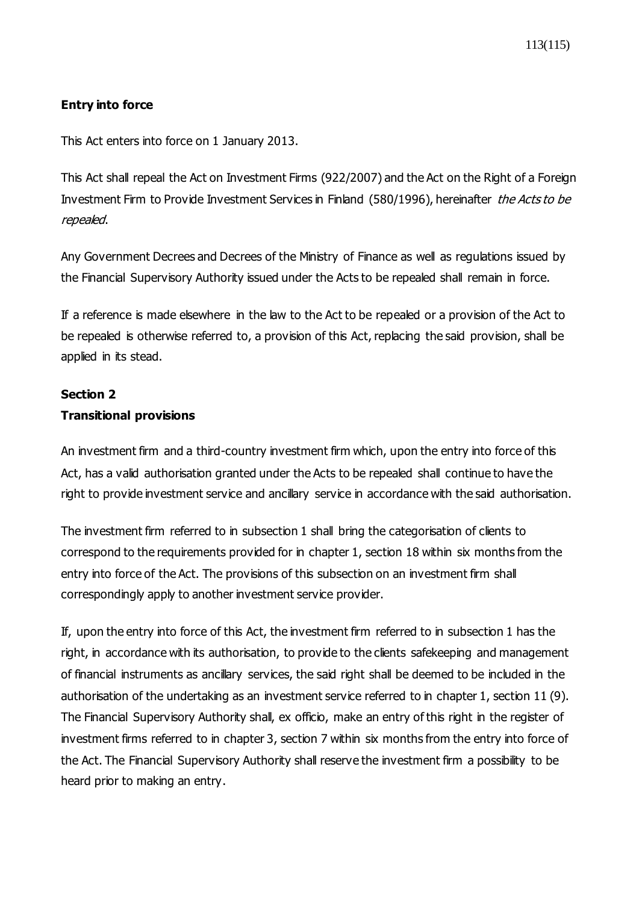**Entry into force**

This Act enters into force on 1 January 2013.

This Act shall repeal the Act on Investment Firms (922/2007) and the Act on the Right of a Foreign Investment Firm to Provide Investment Services in Finland (580/1996), hereinafter *the Acts to be repealed*.

Any Government Decrees and Decrees of the Ministry of Finance as well as regulations issued by the Financial Supervisory Authority issued under the Acts to be repealed shall remain in force.

If a reference is made elsewhere in the law to the Act to be repealed or a provision of the Act to be repealed is otherwise referred to, a provision of this Act, replacing the said provision, shall be applied in its stead.

**Section 2**
**Transitional provisions**

An investment firm and a third-country investment firm which, upon the entry into force of this Act, has a valid authorisation granted under the Acts to be repealed shall continue to have the right to provide investment service and ancillary service in accordance with the said authorisation.

The investment firm referred to in subsection 1 shall bring the categorisation of clients to correspond to the requirements provided for in chapter 1, section 18 within six months from the entry into force of the Act. The provisions of this subsection on an investment firm shall correspondingly apply to another investment service provider.

If, upon the entry into force of this Act, the investment firm referred to in subsection 1 has the right, in accordance with its authorisation, to provide to the clients safekeeping and management of financial instruments as ancillary services, the said right shall be deemed to be included in the authorisation of the undertaking as an investment service referred to in chapter 1, section 11 (9). The Financial Supervisory Authority shall, ex officio, make an entry of this right in the register of investment firms referred to in chapter 3, section 7 within six months from the entry into force of the Act. The Financial Supervisory Authority shall reserve the investment firm a possibility to be heard prior to making an entry.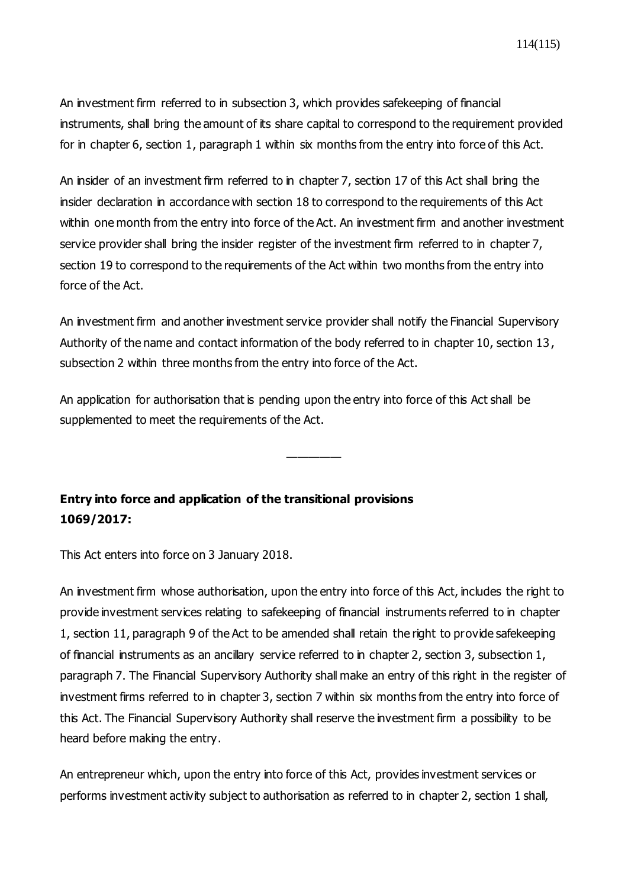An investment firm referred to in subsection 3, which provides safekeeping of financial instruments, shall bring the amount of its share capital to correspond to the requirement provided for in chapter 6, section 1, paragraph 1 within six months from the entry into force of this Act.

An insider of an investment firm referred to in chapter 7, section 17 of this Act shall bring the insider declaration in accordance with section 18 to correspond to the requirements of this Act within one month from the entry into force of the Act. An investment firm and another investment service provider shall bring the insider register of the investment firm referred to in chapter 7, section 19 to correspond to the requirements of the Act within two months from the entry into force of the Act.

An investment firm and another investment service provider shall notify the Financial Supervisory Authority of the name and contact information of the body referred to in chapter 10, section 13, subsection 2 within three months from the entry into force of the Act.

An application for authorisation that is pending upon the entry into force of this Act shall be supplemented to meet the requirements of the Act.

\_\_\_\_\_\_\_\_

**Entry into force and application of the transitional provisions 1069/2017:**

This Act enters into force on 3 January 2018.

An investment firm whose authorisation, upon the entry into force of this Act, includes the right to provide investment services relating to safekeeping of financial instruments referred to in chapter 1, section 11, paragraph 9 of the Act to be amended shall retain the right to provide safekeeping of financial instruments as an ancillary service referred to in chapter 2, section 3, subsection 1, paragraph 7. The Financial Supervisory Authority shall make an entry of this right in the register of investment firms referred to in chapter 3, section 7 within six months from the entry into force of this Act. The Financial Supervisory Authority shall reserve the investment firm a possibility to be heard before making the entry.

An entrepreneur which, upon the entry into force of this Act, provides investment services or performs investment activity subject to authorisation as referred to in chapter 2, section 1 shall,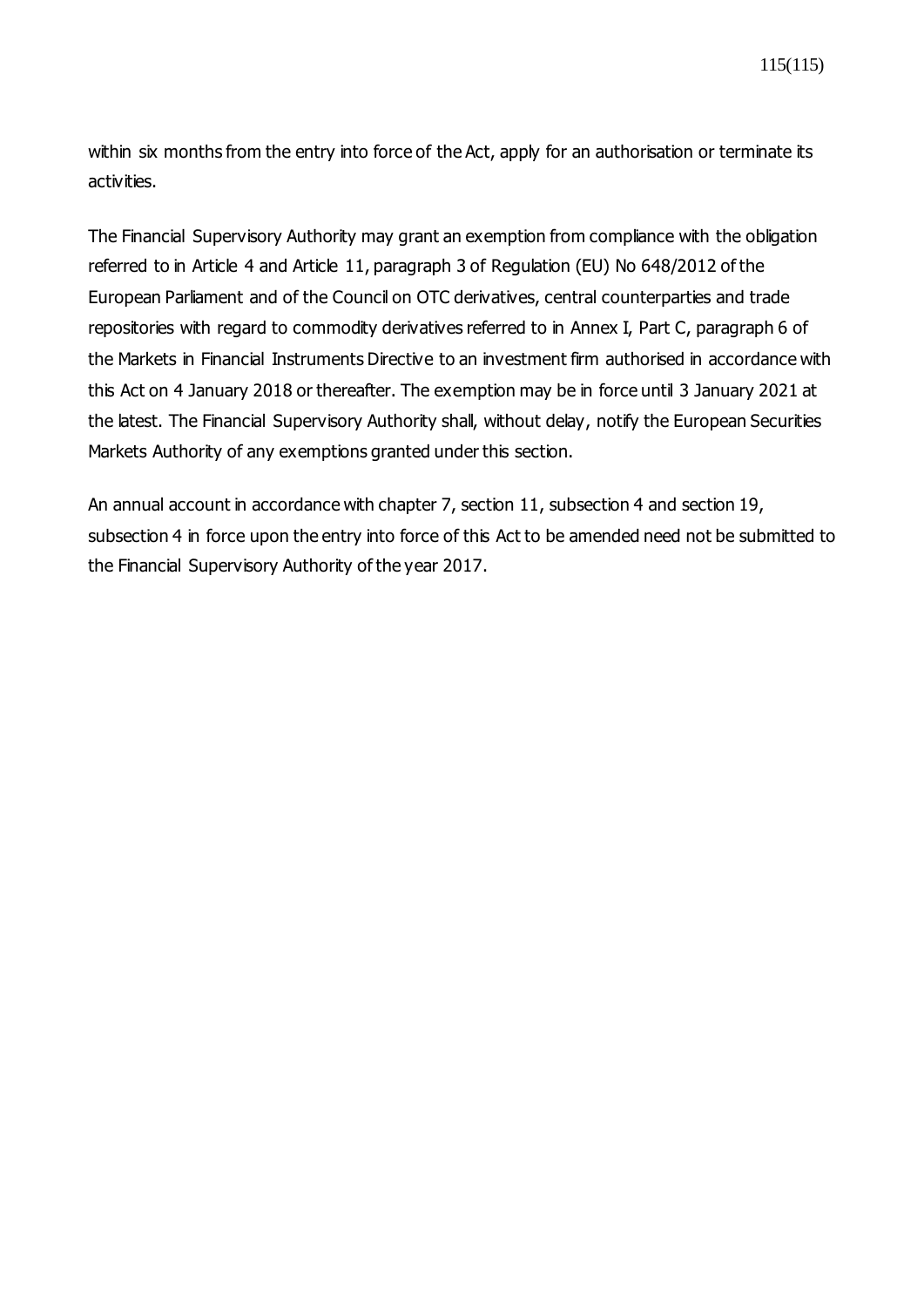within six months from the entry into force of the Act, apply for an authorisation or terminate its activities.

The Financial Supervisory Authority may grant an exemption from compliance with the obligation referred to in Article 4 and Article 11, paragraph 3 of Regulation (EU) No 648/2012 of the European Parliament and of the Council on OTC derivatives, central counterparties and trade repositories with regard to commodity derivatives referred to in Annex I, Part C, paragraph 6 of the Markets in Financial Instruments Directive to an investment firm authorised in accordance with this Act on 4 January 2018 or thereafter. The exemption may be in force until 3 January 2021 at the latest. The Financial Supervisory Authority shall, without delay, notify the European Securities Markets Authority of any exemptions granted under this section.

An annual account in accordance with chapter 7, section 11, subsection 4 and section 19, subsection 4 in force upon the entry into force of this Act to be amended need not be submitted to the Financial Supervisory Authority of the year 2017.